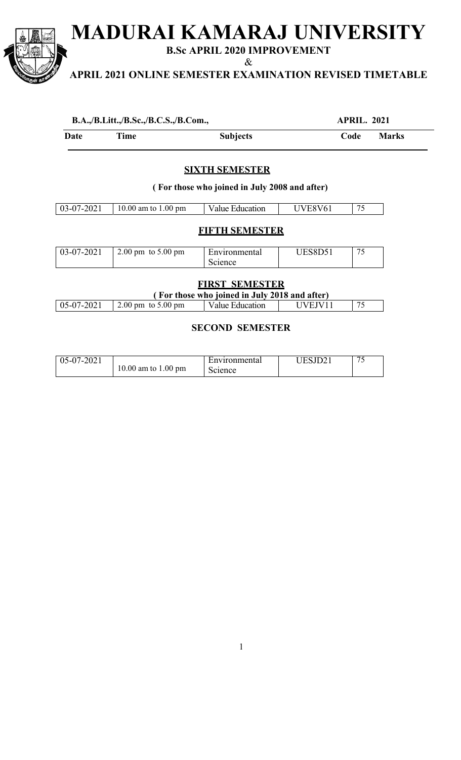# MADURAI KAMARAJ UNIVERSITY

**B.Sc APRIL 2020 IMPROVEMENT**

&

**APRIL 2021 ONLINE SEMESTER EXAMINATION REVISED TIMETABLE**

**B.A.,/B.Litt.,/B.Sc.,/B.C.S.,/B.Com.,** **APRIL. 2021**

| Date | Time | Subjects | Code | Marks |
|---|---|---|---|---|

## SIXTH SEMESTER

**( For those who joined in July 2008 and after)**

| Date | Time | Subjects | Code | Marks |
|---|---|---|---|---|
| 03-07-2021 | 10.00 am to 1.00 pm | Value Education | UVE8V61 | 75 |

## FIFTH SEMESTER

| Date | Time | Subjects | Code | Marks |
|---|---|---|---|---|
| 03-07-2021 | 2.00 pm to 5.00 pm | Environmental Science | UES8D51 | 75 |

## FIRST SEMESTER

**( For those who joined in July 2018 and after)**

| Date | Time | Subjects | Code | Marks |
|---|---|---|---|---|
| 05-07-2021 | 2.00 pm to 5.00 pm | Value Education | UVEJV11 | 75 |

## SECOND SEMESTER

| Date | Time | Subjects | Code | Marks |
|---|---|---|---|---|
| 05-07-2021 | 10.00 am to 1.00 pm | Environmental Science | UESJD21 | 75 |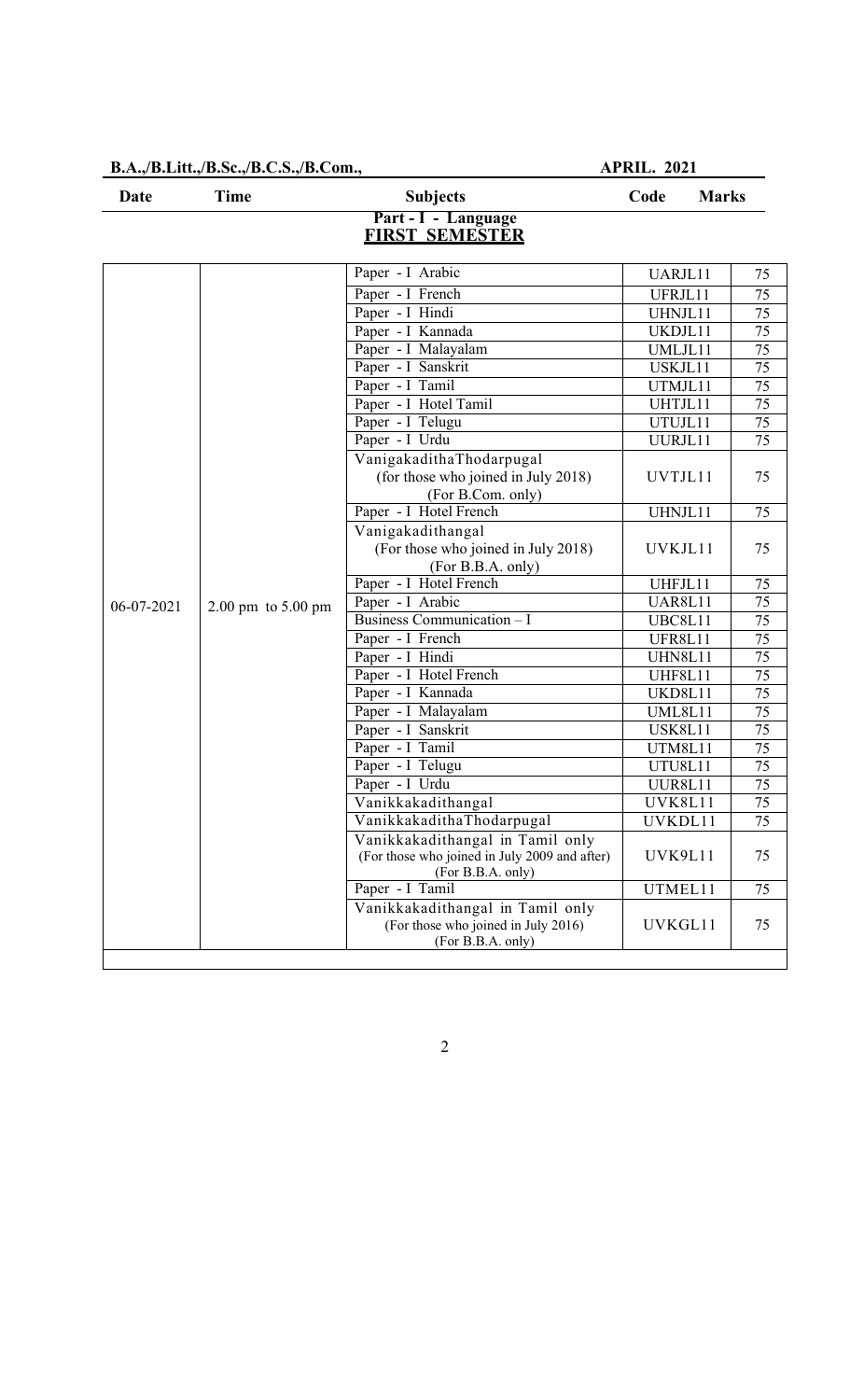**B.A.,/B.Litt.,/B.Sc.,/B.C.S.,/B.Com., APRIL. 2021**

| Date | Time | Subjects | Code | Marks |
|---|---|---|---|---|
| | | **Part - I - Language** | | |
| | | **FIRST SEMESTER** | | |
| 06-07-2021 | 2.00 pm to 5.00 pm | Paper - I Arabic | UARJL11 | 75 |
| | | Paper - I French | UFRJL11 | 75 |
| | | Paper - I Hindi | UHNJL11 | 75 |
| | | Paper - I Kannada | UKDJL11 | 75 |
| | | Paper - I Malayalam | UMLJL11 | 75 |
| | | Paper - I Sanskrit | USKJL11 | 75 |
| | | Paper - I Tamil | UTMJL11 | 75 |
| | | Paper - I Hotel Tamil | UHTJL11 | 75 |
| | | Paper - I Telugu | UTUJL11 | 75 |
| | | Paper - I Urdu | UURJL11 | 75 |
| | | VanigakadithaThodarpugal (for those who joined in July 2018) (For B.Com. only) | UVTJL11 | 75 |
| | | Paper - I Hotel French | UHNJL11 | 75 |
| | | Vanigakadithangal (For those who joined in July 2018) (For B.B.A. only) | UVKJL11 | 75 |
| | | Paper - I Hotel French | UHFJL11 | 75 |
| | | Paper - I Arabic | UAR8L11 | 75 |
| | | Business Communication – I | UBC8L11 | 75 |
| | | Paper - I French | UFR8L11 | 75 |
| | | Paper - I Hindi | UHN8L11 | 75 |
| | | Paper - I Hotel French | UHF8L11 | 75 |
| | | Paper - I Kannada | UKD8L11 | 75 |
| | | Paper - I Malayalam | UML8L11 | 75 |
| | | Paper - I Sanskrit | USK8L11 | 75 |
| | | Paper - I Tamil | UTM8L11 | 75 |
| | | Paper - I Telugu | UTU8L11 | 75 |
| | | Paper - I Urdu | UUR8L11 | 75 |
| | | Vanikkakadithangal | UVK8L11 | 75 |
| | | VanikkakadithaThodarpugal | UVKDL11 | 75 |
| | | Vanikkakadithangal in Tamil only (For those who joined in July 2009 and after) (For B.B.A. only) | UVK9L11 | 75 |
| | | Paper - I Tamil | UTMEL11 | 75 |
| | | Vanikkakadithangal in Tamil only (For those who joined in July 2016) (For B.B.A. only) | UVKGL11 | 75 |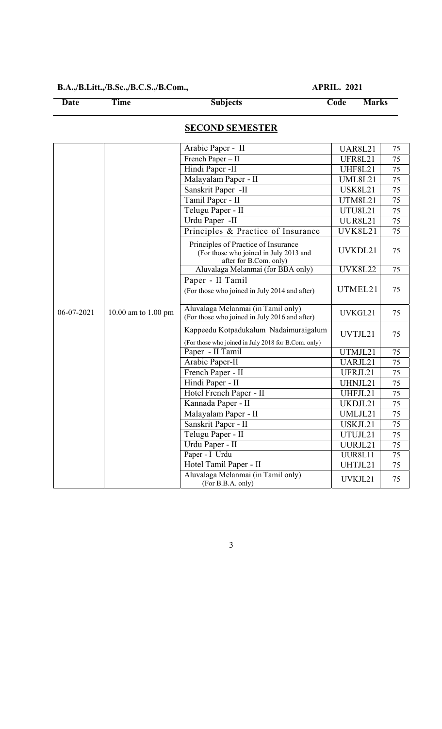**B.A.,/B.Litt.,/B.Sc.,/B.C.S.,/B.Com.,** **APRIL. 2021**

## SECOND SEMESTER

| Date | Time | Subjects | Code | Marks |
|---|---|---|---|---|
| 06-07-2021 | 10.00 am to 1.00 pm | Arabic Paper - II | UAR8L21 | 75 |
| | | French Paper – II | UFR8L21 | 75 |
| | | Hindi Paper -II | UHF8L21 | 75 |
| | | Malayalam Paper - II | UML8L21 | 75 |
| | | Sanskrit Paper -II | USK8L21 | 75 |
| | | Tamil Paper - II | UTM8L21 | 75 |
| | | Telugu Paper - II | UTU8L21 | 75 |
| | | Urdu Paper -II | UUR8L21 | 75 |
| | | Principles & Practice of Insurance | UVK8L21 | 75 |
| | | Principles of Practice of Insurance (For those who joined in July 2013 and after for B.Com. only) | UVKDL21 | 75 |
| | | Aluvalaga Melanmai (for BBA only) | UVK8L22 | 75 |
| | | Paper - II Tamil (For those who joined in July 2014 and after) | UTMEL21 | 75 |
| | | Aluvalaga Melanmai (in Tamil only) (For those who joined in July 2016 and after) | UVKGL21 | 75 |
| | | Kappeedu Kotpadukalum Nadaimuraigalum (For those who joined in July 2018 for B.Com. only) | UVTJL21 | 75 |
| | | Paper - II Tamil | UTMJL21 | 75 |
| | | Arabic Paper-II | UARJL21 | 75 |
| | | French Paper - II | UFRJL21 | 75 |
| | | Hindi Paper - II | UHNJL21 | 75 |
| | | Hotel French Paper - II | UHFJL21 | 75 |
| | | Kannada Paper - II | UKDJL21 | 75 |
| | | Malayalam Paper - II | UMLJL21 | 75 |
| | | Sanskrit Paper - II | USKJL21 | 75 |
| | | Telugu Paper - II | UTUJL21 | 75 |
| | | Urdu Paper - II | UURJL21 | 75 |
| | | Paper - I Urdu | UUR8L11 | 75 |
| | | Hotel Tamil Paper - II | UHTJL21 | 75 |
| | | Aluvalaga Melanmai (in Tamil only) (For B.B.A. only) | UVKJL21 | 75 |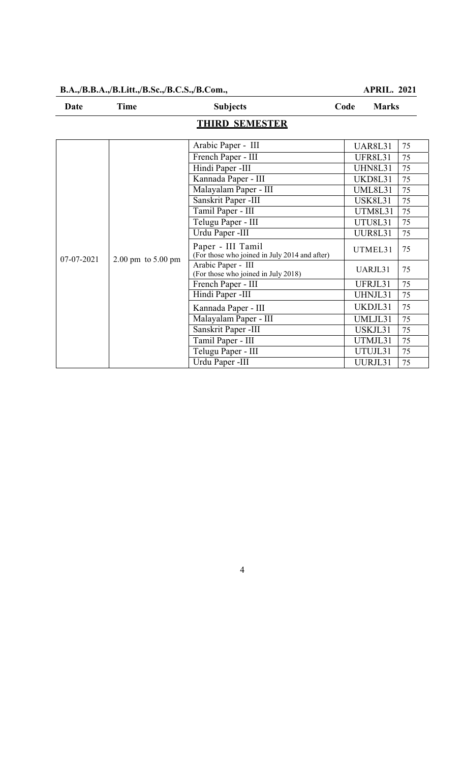**B.A.,/B.B.A.,/B.Litt.,/B.Sc.,/B.C.S.,/B.Com.,** **APRIL. 2021**

## THIRD SEMESTER

| Date | Time | Subjects | Code | Marks |
|---|---|---|---|---|
| 07-07-2021 | 2.00 pm to 5.00 pm | Arabic Paper - III | UAR8L31 | 75 |
| | | French Paper - III | UFR8L31 | 75 |
| | | Hindi Paper -III | UHN8L31 | 75 |
| | | Kannada Paper - III | UKD8L31 | 75 |
| | | Malayalam Paper - III | UML8L31 | 75 |
| | | Sanskrit Paper -III | USK8L31 | 75 |
| | | Tamil Paper - III | UTM8L31 | 75 |
| | | Telugu Paper - III | UTU8L31 | 75 |
| | | Urdu Paper -III | UUR8L31 | 75 |
| | | Paper - III Tamil (For those who joined in July 2014 and after) | UTMEL31 | 75 |
| | | Arabic Paper - III (For those who joined in July 2018) | UARJL31 | 75 |
| | | French Paper - III | UFRJL31 | 75 |
| | | Hindi Paper -III | UHNJL31 | 75 |
| | | Kannada Paper - III | UKDJL31 | 75 |
| | | Malayalam Paper - III | UMLJL31 | 75 |
| | | Sanskrit Paper -III | USKJL31 | 75 |
| | | Tamil Paper - III | UTMJL31 | 75 |
| | | Telugu Paper - III | UTUJL31 | 75 |
| | | Urdu Paper -III | UURJL31 | 75 |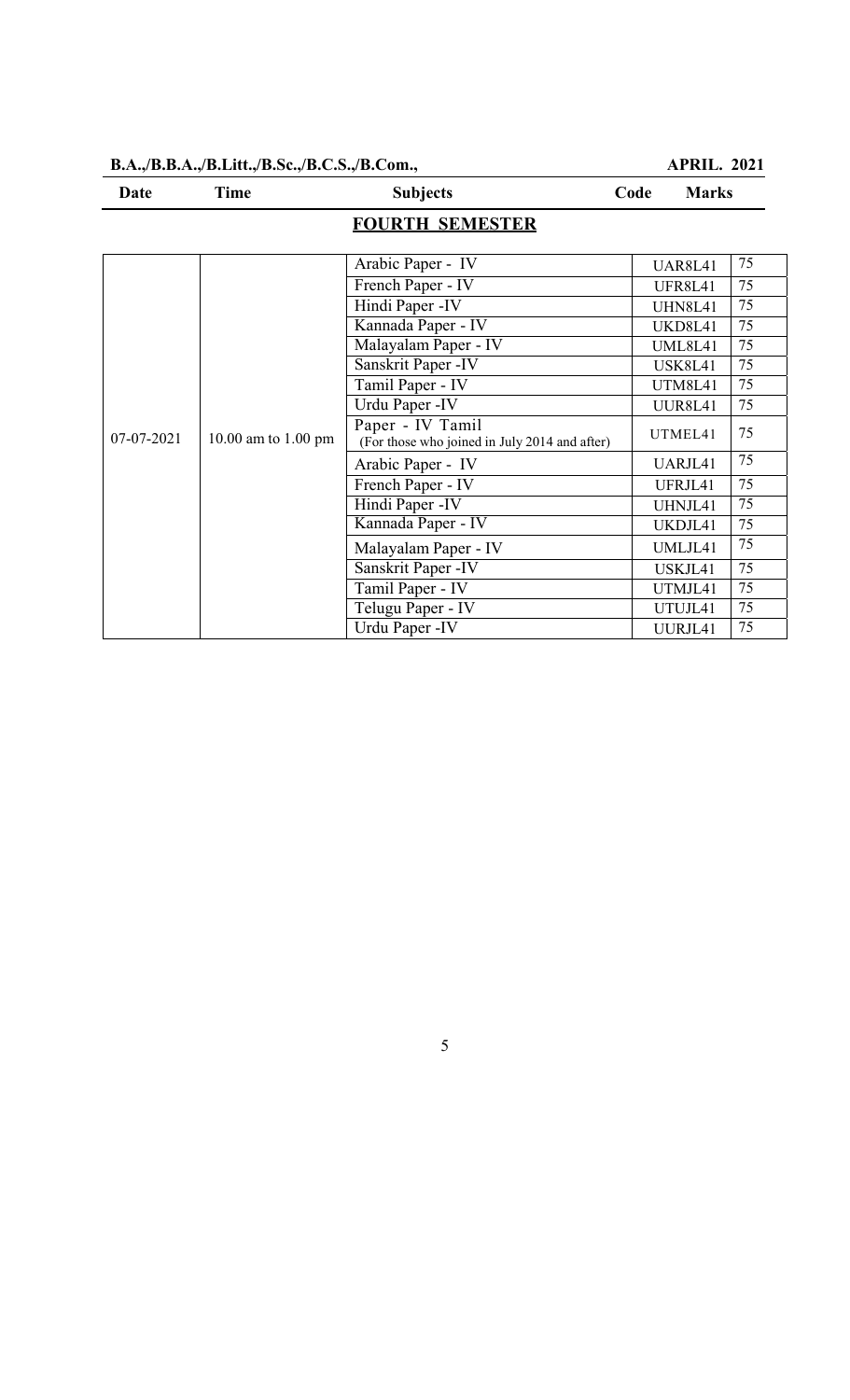**B.A.,/B.B.A.,/B.Litt.,/B.Sc.,/B.C.S.,/B.Com.,** **APRIL. 2021**

## FOURTH SEMESTER

| Date | Time | Subjects | Code | Marks |
|---|---|---|---|---|
| 07-07-2021 | 10.00 am to 1.00 pm | Arabic Paper - IV | UAR8L41 | 75 |
| | | French Paper - IV | UFR8L41 | 75 |
| | | Hindi Paper -IV | UHN8L41 | 75 |
| | | Kannada Paper - IV | UKD8L41 | 75 |
| | | Malayalam Paper - IV | UML8L41 | 75 |
| | | Sanskrit Paper -IV | USK8L41 | 75 |
| | | Tamil Paper - IV | UTM8L41 | 75 |
| | | Urdu Paper -IV | UUR8L41 | 75 |
| | | Paper - IV Tamil (For those who joined in July 2014 and after) | UTMEL41 | 75 |
| | | Arabic Paper - IV | UARJL41 | 75 |
| | | French Paper - IV | UFRJL41 | 75 |
| | | Hindi Paper -IV | UHNJL41 | 75 |
| | | Kannada Paper - IV | UKDJL41 | 75 |
| | | Malayalam Paper - IV | UMLJL41 | 75 |
| | | Sanskrit Paper -IV | USKJL41 | 75 |
| | | Tamil Paper - IV | UTMJL41 | 75 |
| | | Telugu Paper - IV | UTUJL41 | 75 |
| | | Urdu Paper -IV | UURJL41 | 75 |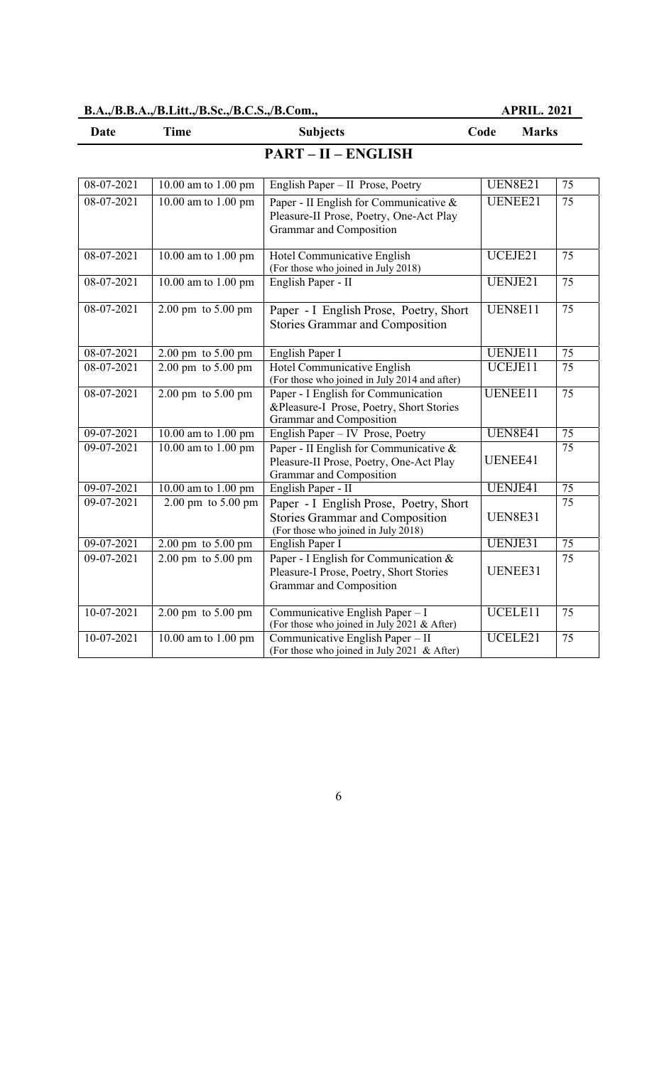**B.A.,/B.B.A.,/B.Litt.,/B.Sc.,/B.C.S.,/B.Com., APRIL. 2021**

## PART – II – ENGLISH

| Date | Time | Subjects | Code | Marks |
|---|---|---|---|---|
| 08-07-2021 | 10.00 am to 1.00 pm | English Paper – II Prose, Poetry | UEN8E21 | 75 |
| 08-07-2021 | 10.00 am to 1.00 pm | Paper - II English for Communicative & Pleasure-II Prose, Poetry, One-Act Play Grammar and Composition | UENEE21 | 75 |
| 08-07-2021 | 10.00 am to 1.00 pm | Hotel Communicative English (For those who joined in July 2018) | UCEJE21 | 75 |
| 08-07-2021 | 10.00 am to 1.00 pm | English Paper - II | UENJE21 | 75 |
| 08-07-2021 | 2.00 pm to 5.00 pm | Paper - I English Prose, Poetry, Short Stories Grammar and Composition | UEN8E11 | 75 |
| 08-07-2021 | 2.00 pm to 5.00 pm | English Paper I | UENJE11 | 75 |
| 08-07-2021 | 2.00 pm to 5.00 pm | Hotel Communicative English (For those who joined in July 2014 and after) | UCEJE11 | 75 |
| 08-07-2021 | 2.00 pm to 5.00 pm | Paper - I English for Communication &Pleasure-I Prose, Poetry, Short Stories Grammar and Composition | UENEE11 | 75 |
| 09-07-2021 | 10.00 am to 1.00 pm | English Paper – IV Prose, Poetry | UEN8E41 | 75 |
| 09-07-2021 | 10.00 am to 1.00 pm | Paper - II English for Communicative & Pleasure-II Prose, Poetry, One-Act Play Grammar and Composition | UENEE41 | 75 |
| 09-07-2021 | 10.00 am to 1.00 pm | English Paper - II | UENJE41 | 75 |
| 09-07-2021 | 2.00 pm to 5.00 pm | Paper - I English Prose, Poetry, Short Stories Grammar and Composition (For those who joined in July 2018) | UEN8E31 | 75 |
| 09-07-2021 | 2.00 pm to 5.00 pm | English Paper I | UENJE31 | 75 |
| 09-07-2021 | 2.00 pm to 5.00 pm | Paper - I English for Communication & Pleasure-I Prose, Poetry, Short Stories Grammar and Composition | UENEE31 | 75 |
| 10-07-2021 | 2.00 pm to 5.00 pm | Communicative English Paper – I (For those who joined in July 2021 & After) | UCELE11 | 75 |
| 10-07-2021 | 10.00 am to 1.00 pm | Communicative English Paper – II (For those who joined in July 2021 & After) | UCELE21 | 75 |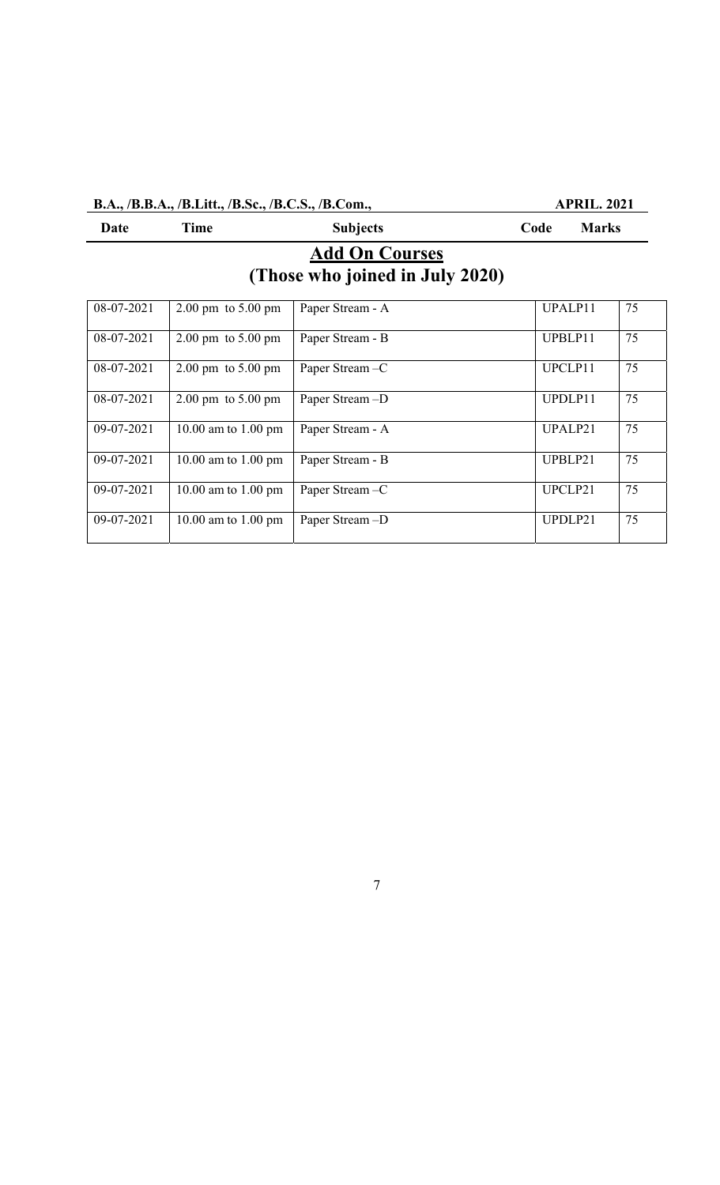**B.A., /B.B.A., /B.Litt., /B.Sc., /B.C.S., /B.Com., APRIL. 2021**

## Add On Courses
## (Those who joined in July 2020)

| Date | Time | Subjects | Code | Marks |
|---|---|---|---|---|
| 08-07-2021 | 2.00 pm to 5.00 pm | Paper Stream - A | UPALP11 | 75 |
| 08-07-2021 | 2.00 pm to 5.00 pm | Paper Stream - B | UPBLP11 | 75 |
| 08-07-2021 | 2.00 pm to 5.00 pm | Paper Stream –C | UPCLP11 | 75 |
| 08-07-2021 | 2.00 pm to 5.00 pm | Paper Stream –D | UPDLP11 | 75 |
| 09-07-2021 | 10.00 am to 1.00 pm | Paper Stream - A | UPALP21 | 75 |
| 09-07-2021 | 10.00 am to 1.00 pm | Paper Stream - B | UPBLP21 | 75 |
| 09-07-2021 | 10.00 am to 1.00 pm | Paper Stream –C | UPCLP21 | 75 |
| 09-07-2021 | 10.00 am to 1.00 pm | Paper Stream –D | UPDLP21 | 75 |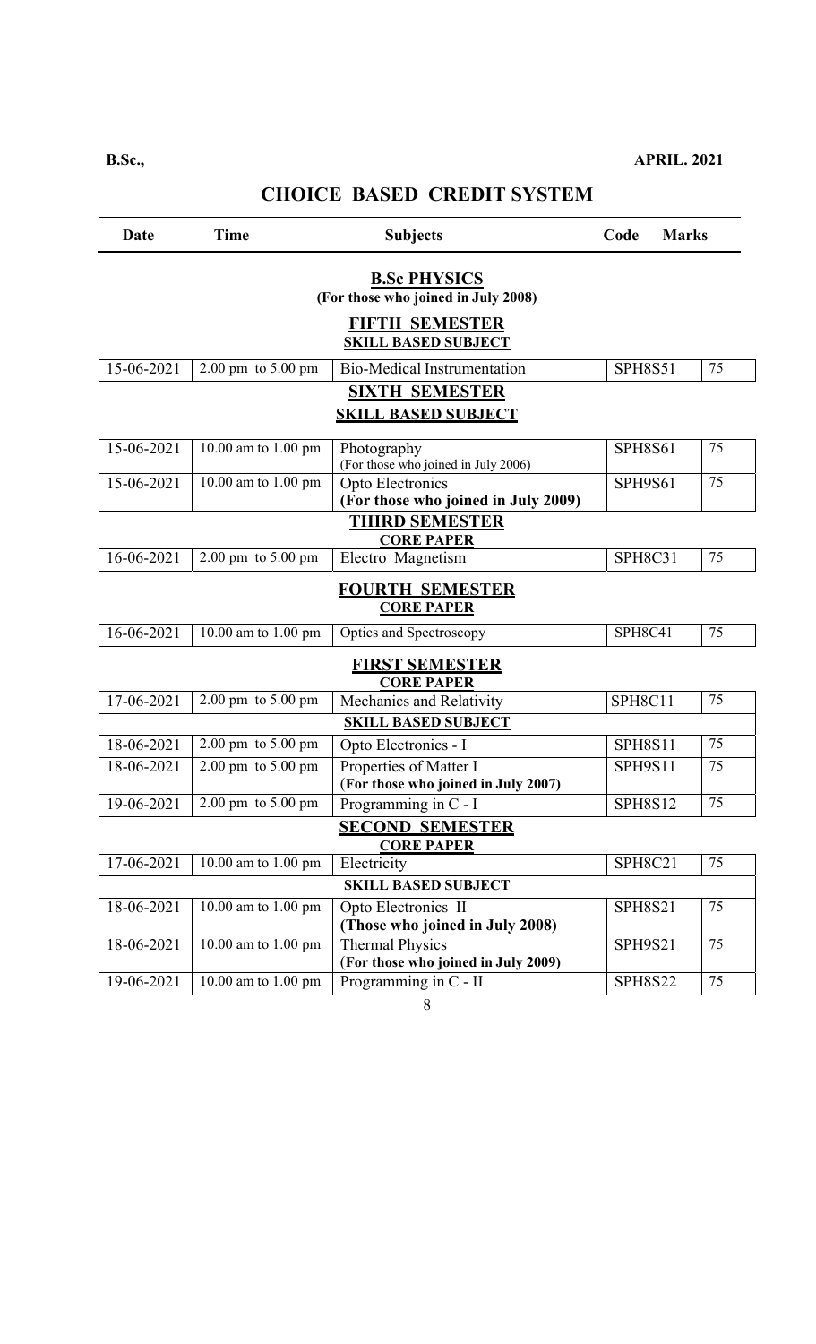**B.Sc.,** **APRIL. 2021**

# CHOICE BASED CREDIT SYSTEM

| Date | Time | Subjects | Code | Marks |
|---|---|---|---|---|
| | | **B.Sc PHYSICS** (For those who joined in July 2008) | | |
| | | **FIFTH SEMESTER** | | |
| | | **SKILL BASED SUBJECT** | | |
| 15-06-2021 | 2.00 pm to 5.00 pm | Bio-Medical Instrumentation | SPH8S51 | 75 |
| | | **SIXTH SEMESTER** | | |
| | | **SKILL BASED SUBJECT** | | |
| 15-06-2021 | 10.00 am to 1.00 pm | Photography (For those who joined in July 2006) | SPH8S61 | 75 |
| 15-06-2021 | 10.00 am to 1.00 pm | Opto Electronics **(For those who joined in July 2009)** | SPH9S61 | 75 |
| | | **THIRD SEMESTER** | | |
| | | **CORE PAPER** | | |
| 16-06-2021 | 2.00 pm to 5.00 pm | Electro Magnetism | SPH8C31 | 75 |
| | | **FOURTH SEMESTER** | | |
| | | **CORE PAPER** | | |
| 16-06-2021 | 10.00 am to 1.00 pm | Optics and Spectroscopy | SPH8C41 | 75 |
| | | **FIRST SEMESTER** | | |
| | | **CORE PAPER** | | |
| 17-06-2021 | 2.00 pm to 5.00 pm | Mechanics and Relativity | SPH8C11 | 75 |
| | | **SKILL BASED SUBJECT** | | |
| 18-06-2021 | 2.00 pm to 5.00 pm | Opto Electronics - I | SPH8S11 | 75 |
| 18-06-2021 | 2.00 pm to 5.00 pm | Properties of Matter I **(For those who joined in July 2007)** | SPH9S11 | 75 |
| 19-06-2021 | 2.00 pm to 5.00 pm | Programming in C - I | SPH8S12 | 75 |
| | | **SECOND SEMESTER** | | |
| | | **CORE PAPER** | | |
| 17-06-2021 | 10.00 am to 1.00 pm | Electricity | SPH8C21 | 75 |
| | | **SKILL BASED SUBJECT** | | |
| 18-06-2021 | 10.00 am to 1.00 pm | Opto Electronics II **(Those who joined in July 2008)** | SPH8S21 | 75 |
| 18-06-2021 | 10.00 am to 1.00 pm | Thermal Physics **(For those who joined in July 2009)** | SPH9S21 | 75 |
| 19-06-2021 | 10.00 am to 1.00 pm | Programming in C - II | SPH8S22 | 75 |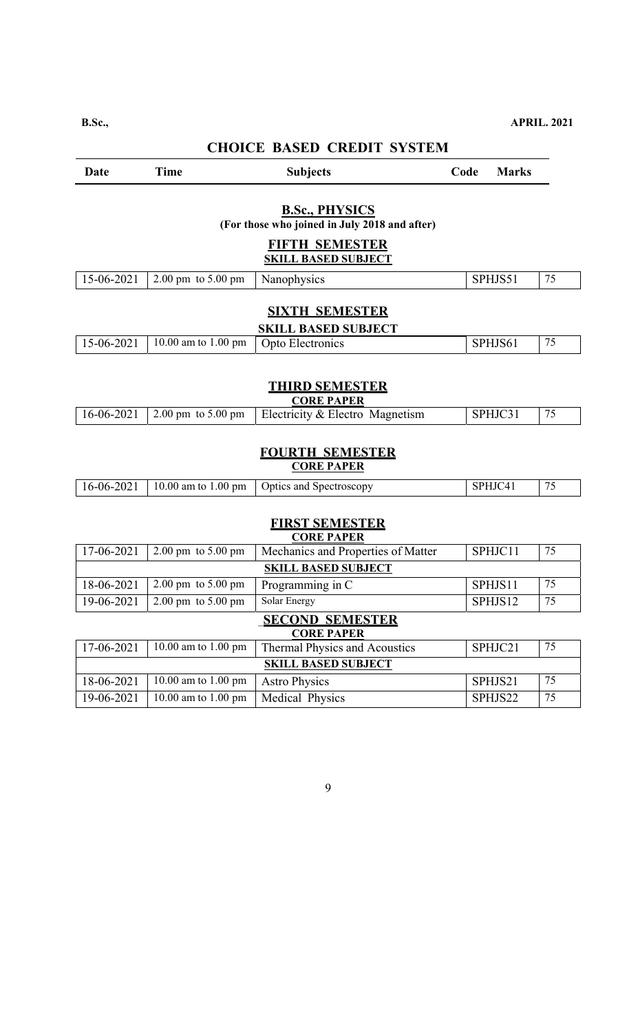**B.Sc.,** **APRIL. 2021**

## CHOICE BASED CREDIT SYSTEM

| Date | Time | Subjects | Code | Marks |
|---|---|---|---|---|

### B.Sc., PHYSICS

**(For those who joined in July 2018 and after)**

#### FIFTH SEMESTER

**SKILL BASED SUBJECT**

| Date | Time | Subjects | Code | Marks |
|---|---|---|---|---|
| 15-06-2021 | 2.00 pm to 5.00 pm | Nanophysics | SPHJS51 | 75 |

#### SIXTH SEMESTER

**SKILL BASED SUBJECT**

| Date | Time | Subjects | Code | Marks |
|---|---|---|---|---|
| 15-06-2021 | 10.00 am to 1.00 pm | Opto Electronics | SPHJS61 | 75 |

#### THIRD SEMESTER

**CORE PAPER**

| Date | Time | Subjects | Code | Marks |
|---|---|---|---|---|
| 16-06-2021 | 2.00 pm to 5.00 pm | Electricity & Electro Magnetism | SPHJC31 | 75 |

#### FOURTH SEMESTER

**CORE PAPER**

| Date | Time | Subjects | Code | Marks |
|---|---|---|---|---|
| 16-06-2021 | 10.00 am to 1.00 pm | Optics and Spectroscopy | SPHJC41 | 75 |

#### FIRST SEMESTER

**CORE PAPER**

| Date | Time | Subjects | Code | Marks |
|---|---|---|---|---|
| 17-06-2021 | 2.00 pm to 5.00 pm | Mechanics and Properties of Matter | SPHJC11 | 75 |
| **SKILL BASED SUBJECT** | | | | |
| 18-06-2021 | 2.00 pm to 5.00 pm | Programming in C | SPHJS11 | 75 |
| 19-06-2021 | 2.00 pm to 5.00 pm | Solar Energy | SPHJS12 | 75 |

#### SECOND SEMESTER

**CORE PAPER**

| Date | Time | Subjects | Code | Marks |
|---|---|---|---|---|
| 17-06-2021 | 10.00 am to 1.00 pm | Thermal Physics and Acoustics | SPHJC21 | 75 |
| **SKILL BASED SUBJECT** | | | | |
| 18-06-2021 | 10.00 am to 1.00 pm | Astro Physics | SPHJS21 | 75 |
| 19-06-2021 | 10.00 am to 1.00 pm | Medical Physics | SPHJS22 | 75 |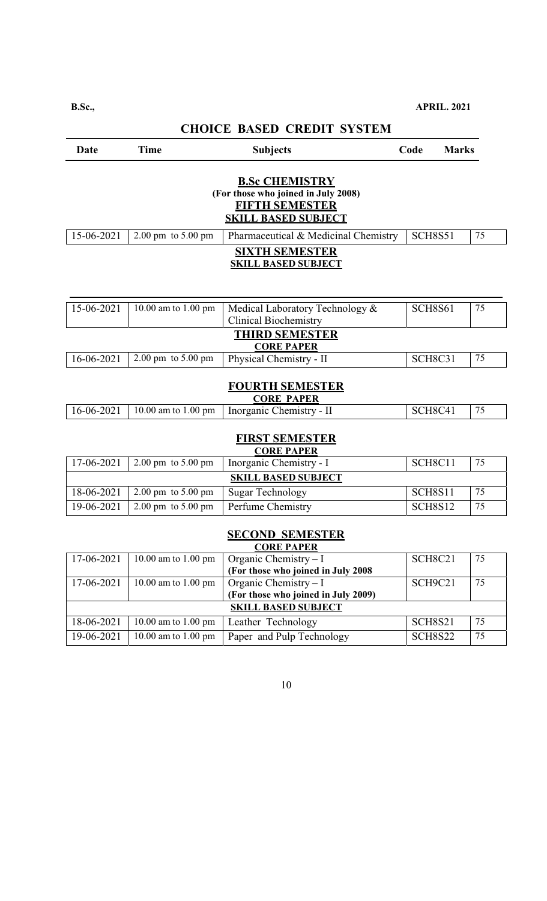**B.Sc.,** **APRIL. 2021**

## CHOICE BASED CREDIT SYSTEM

| Date | Time | Subjects | Code | Marks |
|---|---|---|---|---|

### B.Sc CHEMISTRY
**(For those who joined in July 2008)**

#### FIFTH SEMESTER
**SKILL BASED SUBJECT**

| Date | Time | Subjects | Code | Marks |
|---|---|---|---|---|
| 15-06-2021 | 2.00 pm to 5.00 pm | Pharmaceutical & Medicinal Chemistry | SCH8S51 | 75 |

#### SIXTH SEMESTER
**SKILL BASED SUBJECT**

| Date | Time | Subjects | Code | Marks |
|---|---|---|---|---|
| 15-06-2021 | 10.00 am to 1.00 pm | Medical Laboratory Technology & Clinical Biochemistry | SCH8S61 | 75 |

#### THIRD SEMESTER
**CORE PAPER**

| Date | Time | Subjects | Code | Marks |
|---|---|---|---|---|
| 16-06-2021 | 2.00 pm to 5.00 pm | Physical Chemistry - II | SCH8C31 | 75 |

#### FOURTH SEMESTER
**CORE PAPER**

| Date | Time | Subjects | Code | Marks |
|---|---|---|---|---|
| 16-06-2021 | 10.00 am to 1.00 pm | Inorganic Chemistry - II | SCH8C41 | 75 |

#### FIRST SEMESTER
**CORE PAPER**

| Date | Time | Subjects | Code | Marks |
|---|---|---|---|---|
| 17-06-2021 | 2.00 pm to 5.00 pm | Inorganic Chemistry - I | SCH8C11 | 75 |
| **SKILL BASED SUBJECT** | | | | |
| 18-06-2021 | 2.00 pm to 5.00 pm | Sugar Technology | SCH8S11 | 75 |
| 19-06-2021 | 2.00 pm to 5.00 pm | Perfume Chemistry | SCH8S12 | 75 |

#### SECOND SEMESTER
**CORE PAPER**

| Date | Time | Subjects | Code | Marks |
|---|---|---|---|---|
| 17-06-2021 | 10.00 am to 1.00 pm | Organic Chemistry – I **(For those who joined in July 2008** | SCH8C21 | 75 |
| 17-06-2021 | 10.00 am to 1.00 pm | Organic Chemistry – I **(For those who joined in July 2009)** | SCH9C21 | 75 |
| **SKILL BASED SUBJECT** | | | | |
| 18-06-2021 | 10.00 am to 1.00 pm | Leather Technology | SCH8S21 | 75 |
| 19-06-2021 | 10.00 am to 1.00 pm | Paper and Pulp Technology | SCH8S22 | 75 |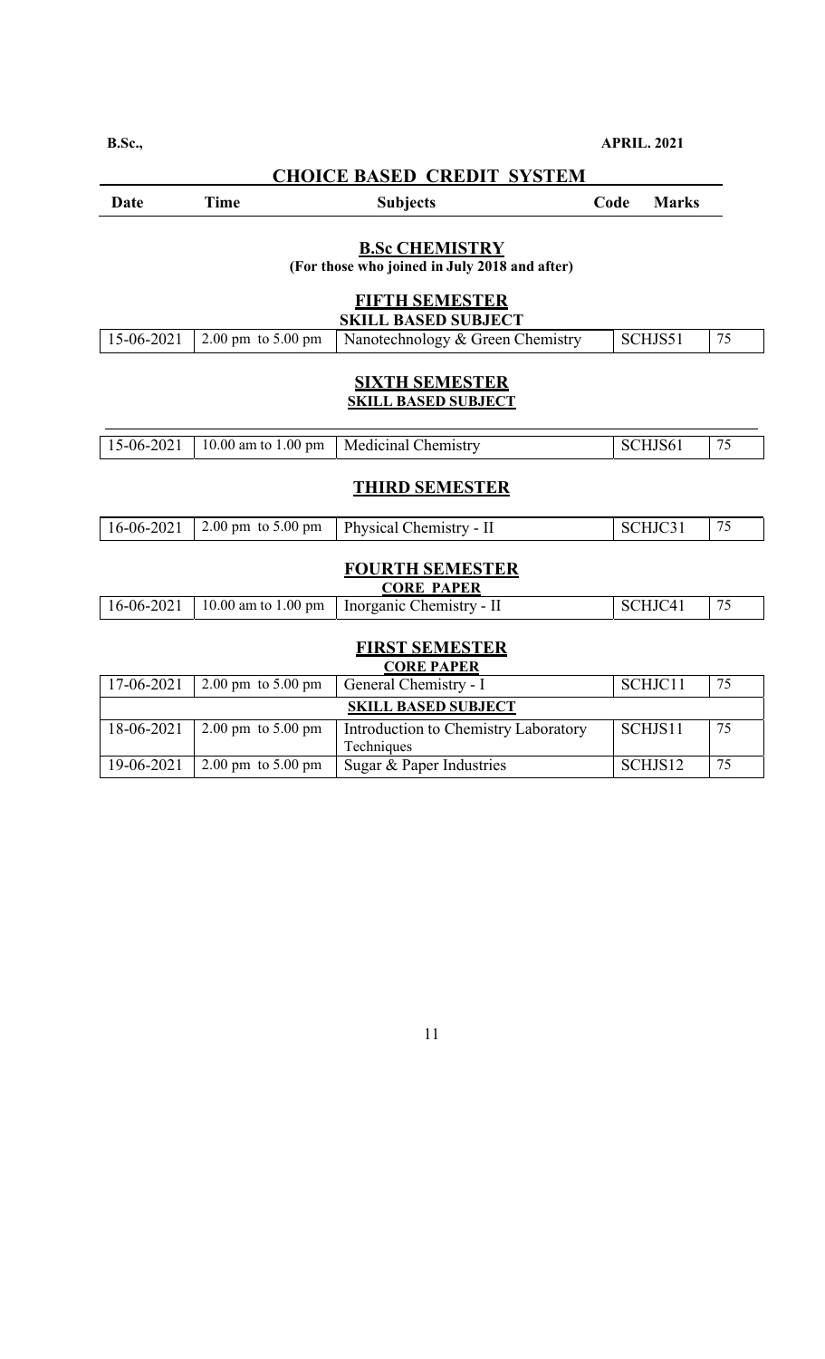**B.Sc.,** **APRIL. 2021**

## CHOICE BASED CREDIT SYSTEM

| Date | Time | Subjects | Code | Marks |
|---|---|---|---|---|

### B.Sc CHEMISTRY

**(For those who joined in July 2018 and after)**

#### FIFTH SEMESTER

**SKILL BASED SUBJECT**

| Date | Time | Subjects | Code | Marks |
|---|---|---|---|---|
| 15-06-2021 | 2.00 pm to 5.00 pm | Nanotechnology & Green Chemistry | SCHJS51 | 75 |

#### SIXTH SEMESTER

**SKILL BASED SUBJECT**

| Date | Time | Subjects | Code | Marks |
|---|---|---|---|---|
| 15-06-2021 | 10.00 am to 1.00 pm | Medicinal Chemistry | SCHJS61 | 75 |

#### THIRD SEMESTER

| Date | Time | Subjects | Code | Marks |
|---|---|---|---|---|
| 16-06-2021 | 2.00 pm to 5.00 pm | Physical Chemistry - II | SCHJC31 | 75 |

#### FOURTH SEMESTER

**CORE PAPER**

| Date | Time | Subjects | Code | Marks |
|---|---|---|---|---|
| 16-06-2021 | 10.00 am to 1.00 pm | Inorganic Chemistry - II | SCHJC41 | 75 |

#### FIRST SEMESTER

**CORE PAPER**

| Date | Time | Subjects | Code | Marks |
|---|---|---|---|---|
| 17-06-2021 | 2.00 pm to 5.00 pm | General Chemistry - I | SCHJC11 | 75 |
| **SKILL BASED SUBJECT** | | | | |
| 18-06-2021 | 2.00 pm to 5.00 pm | Introduction to Chemistry Laboratory Techniques | SCHJS11 | 75 |
| 19-06-2021 | 2.00 pm to 5.00 pm | Sugar & Paper Industries | SCHJS12 | 75 |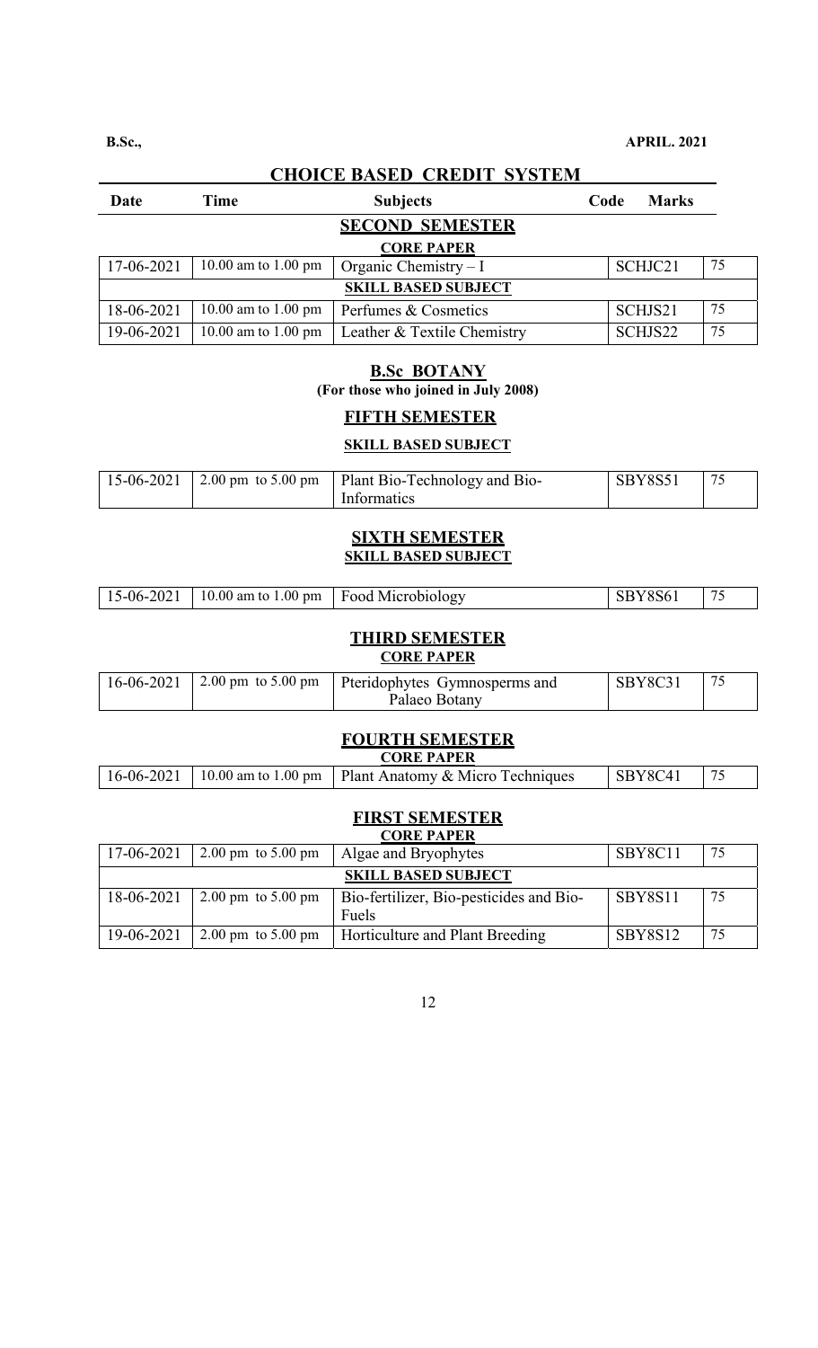**B.Sc.,** **APRIL. 2021**

## CHOICE BASED CREDIT SYSTEM

| Date | Time | Subjects | Code | Marks |
|---|---|---|---|---|
| | | **SECOND SEMESTER** | | |
| | | **CORE PAPER** | | |
| 17-06-2021 | 10.00 am to 1.00 pm | Organic Chemistry – I | SCHJC21 | 75 |
| | | **SKILL BASED SUBJECT** | | |
| 18-06-2021 | 10.00 am to 1.00 pm | Perfumes & Cosmetics | SCHJS21 | 75 |
| 19-06-2021 | 10.00 am to 1.00 pm | Leather & Textile Chemistry | SCHJS22 | 75 |

### B.Sc BOTANY

**(For those who joined in July 2008)**

### FIFTH SEMESTER

**SKILL BASED SUBJECT**

| | | | | |
|---|---|---|---|---|
| 15-06-2021 | 2.00 pm to 5.00 pm | Plant Bio-Technology and Bio-Informatics | SBY8S51 | 75 |

### SIXTH SEMESTER

**SKILL BASED SUBJECT**

| | | | | |
|---|---|---|---|---|
| 15-06-2021 | 10.00 am to 1.00 pm | Food Microbiology | SBY8S61 | 75 |

### THIRD SEMESTER

**CORE PAPER**

| | | | | |
|---|---|---|---|---|
| 16-06-2021 | 2.00 pm to 5.00 pm | Pteridophytes Gymnosperms and Palaeo Botany | SBY8C31 | 75 |

### FOURTH SEMESTER

**CORE PAPER**

| | | | | |
|---|---|---|---|---|
| 16-06-2021 | 10.00 am to 1.00 pm | Plant Anatomy & Micro Techniques | SBY8C41 | 75 |

### FIRST SEMESTER

**CORE PAPER**

| | | | | |
|---|---|---|---|---|
| 17-06-2021 | 2.00 pm to 5.00 pm | Algae and Bryophytes | SBY8C11 | 75 |
| | | **SKILL BASED SUBJECT** | | |
| 18-06-2021 | 2.00 pm to 5.00 pm | Bio-fertilizer, Bio-pesticides and Bio-Fuels | SBY8S11 | 75 |
| 19-06-2021 | 2.00 pm to 5.00 pm | Horticulture and Plant Breeding | SBY8S12 | 75 |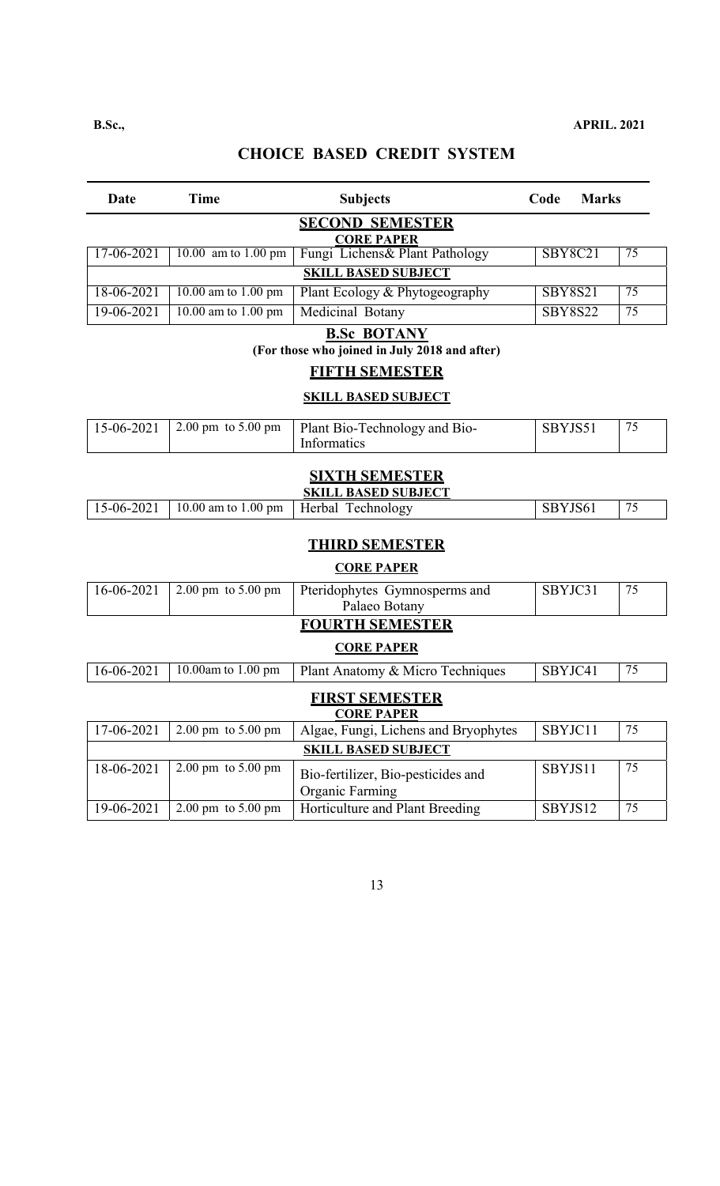**B.Sc.,** **APRIL. 2021**

## CHOICE BASED CREDIT SYSTEM

| Date | Time | Subjects | Code | Marks |
|---|---|---|---|---|
| | | **SECOND SEMESTER** | | |
| | | **CORE PAPER** | | |
| 17-06-2021 | 10.00 am to 1.00 pm | Fungi Lichens& Plant Pathology | SBY8C21 | 75 |
| | | **SKILL BASED SUBJECT** | | |
| 18-06-2021 | 10.00 am to 1.00 pm | Plant Ecology & Phytogeography | SBY8S21 | 75 |
| 19-06-2021 | 10.00 am to 1.00 pm | Medicinal Botany | SBY8S22 | 75 |

### B.Sc BOTANY

**(For those who joined in July 2018 and after)**

| Date | Time | Subjects | Code | Marks |
|---|---|---|---|---|
| | | **FIFTH SEMESTER** | | |
| | | **SKILL BASED SUBJECT** | | |
| 15-06-2021 | 2.00 pm to 5.00 pm | Plant Bio-Technology and Bio-Informatics | SBYJS51 | 75 |
| | | **SIXTH SEMESTER** | | |
| | | **SKILL BASED SUBJECT** | | |
| 15-06-2021 | 10.00 am to 1.00 pm | Herbal Technology | SBYJS61 | 75 |
| | | **THIRD SEMESTER** | | |
| | | **CORE PAPER** | | |
| 16-06-2021 | 2.00 pm to 5.00 pm | Pteridophytes Gymnosperms and Palaeo Botany | SBYJC31 | 75 |
| | | **FOURTH SEMESTER** | | |
| | | **CORE PAPER** | | |
| 16-06-2021 | 10.00am to 1.00 pm | Plant Anatomy & Micro Techniques | SBYJC41 | 75 |
| | | **FIRST SEMESTER** | | |
| | | **CORE PAPER** | | |
| 17-06-2021 | 2.00 pm to 5.00 pm | Algae, Fungi, Lichens and Bryophytes | SBYJC11 | 75 |
| | | **SKILL BASED SUBJECT** | | |
| 18-06-2021 | 2.00 pm to 5.00 pm | Bio-fertilizer, Bio-pesticides and Organic Farming | SBYJS11 | 75 |
| 19-06-2021 | 2.00 pm to 5.00 pm | Horticulture and Plant Breeding | SBYJS12 | 75 |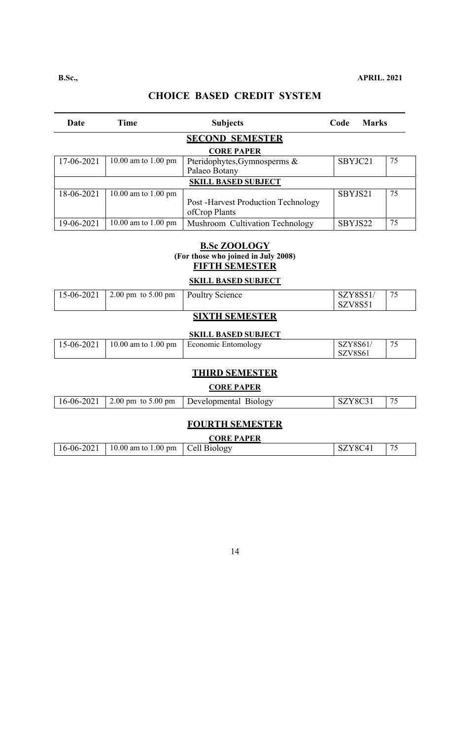**B.Sc.,** **APRIL. 2021**

## CHOICE BASED CREDIT SYSTEM

| Date | Time | Subjects | Code | Marks |
|---|---|---|---|---|
| | | **SECOND SEMESTER** | | |
| | | **CORE PAPER** | | |
| 17-06-2021 | 10.00 am to 1.00 pm | Pteridophytes,Gymnosperms & Palaeo Botany | SBYJC21 | 75 |
| | | **SKILL BASED SUBJECT** | | |
| 18-06-2021 | 10.00 am to 1.00 pm | Post -Harvest Production Technology ofCrop Plants | SBYJS21 | 75 |
| 19-06-2021 | 10.00 am to 1.00 pm | Mushroom Cultivation Technology | SBYJS22 | 75 |

### B.Sc ZOOLOGY

**(For those who joined in July 2008)**

### FIFTH SEMESTER

**SKILL BASED SUBJECT**

| Date | Time | Subjects | Code | Marks |
|---|---|---|---|---|
| 15-06-2021 | 2.00 pm to 5.00 pm | Poultry Science | SZY8S51/ SZV8S51 | 75 |

### SIXTH SEMESTER

**SKILL BASED SUBJECT**

| Date | Time | Subjects | Code | Marks |
|---|---|---|---|---|
| 15-06-2021 | 10.00 am to 1.00 pm | Economic Entomology | SZY8S61/ SZV8S61 | 75 |

### THIRD SEMESTER

**CORE PAPER**

| Date | Time | Subjects | Code | Marks |
|---|---|---|---|---|
| 16-06-2021 | 2.00 pm to 5.00 pm | Developmental Biology | SZY8C31 | 75 |

### FOURTH SEMESTER

**CORE PAPER**

| Date | Time | Subjects | Code | Marks |
|---|---|---|---|---|
| 16-06-2021 | 10.00 am to 1.00 pm | Cell Biology | SZY8C41 | 75 |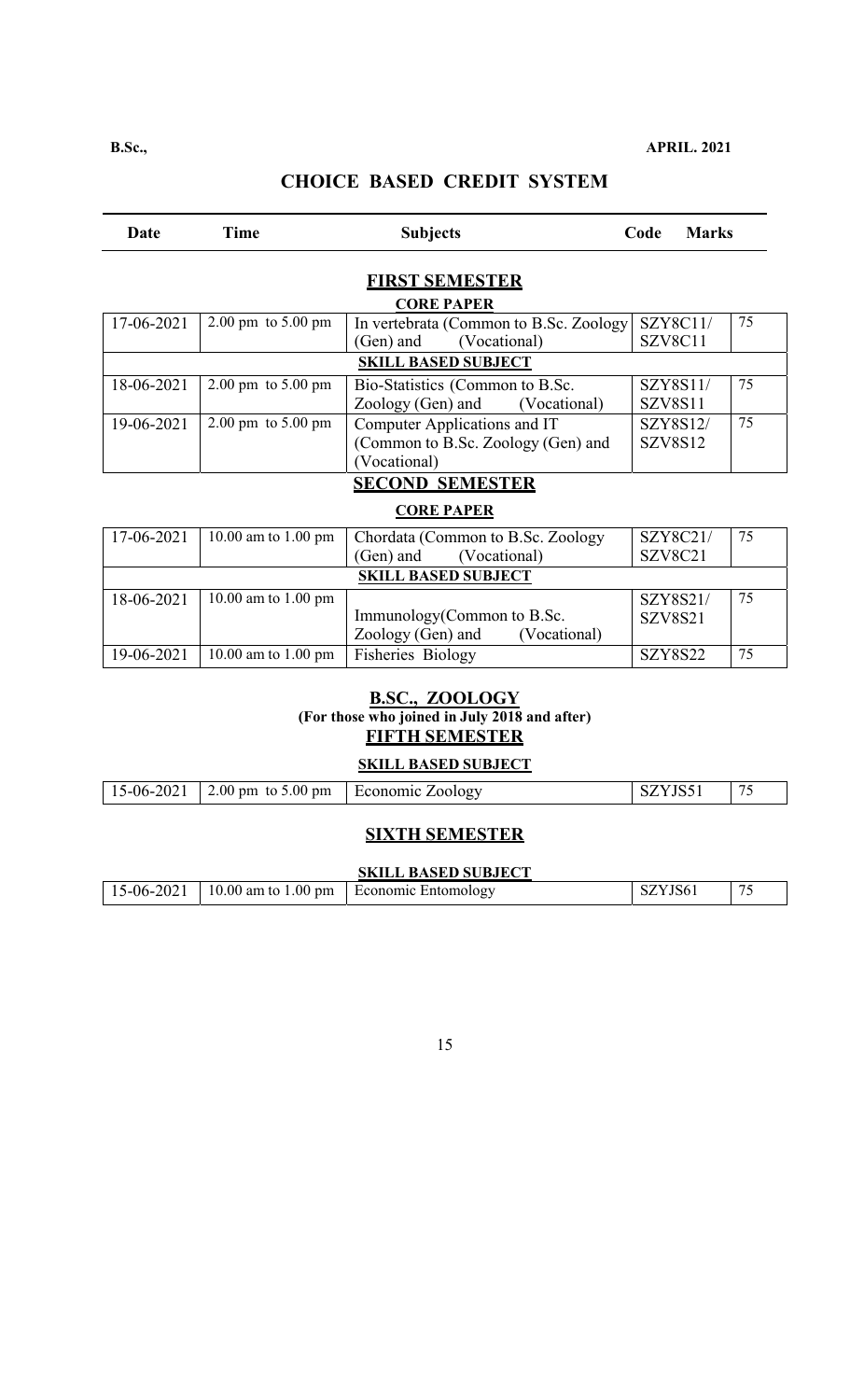**B.Sc.,** **APRIL. 2021**

## CHOICE BASED CREDIT SYSTEM

| Date | Time | Subjects | Code | Marks |
|---|---|---|---|---|
| | | **FIRST SEMESTER** | | |
| | | **CORE PAPER** | | |
| 17-06-2021 | 2.00 pm to 5.00 pm | In vertebrata (Common to B.Sc. Zoology (Gen) and (Vocational) | SZY8C11/ SZV8C11 | 75 |
| | | **SKILL BASED SUBJECT** | | |
| 18-06-2021 | 2.00 pm to 5.00 pm | Bio-Statistics (Common to B.Sc. Zoology (Gen) and (Vocational) | SZY8S11/ SZV8S11 | 75 |
| 19-06-2021 | 2.00 pm to 5.00 pm | Computer Applications and IT (Common to B.Sc. Zoology (Gen) and (Vocational) | SZY8S12/ SZV8S12 | 75 |
| | | **SECOND SEMESTER** | | |
| | | **CORE PAPER** | | |
| 17-06-2021 | 10.00 am to 1.00 pm | Chordata (Common to B.Sc. Zoology (Gen) and (Vocational) | SZY8C21/ SZV8C21 | 75 |
| | | **SKILL BASED SUBJECT** | | |
| 18-06-2021 | 10.00 am to 1.00 pm | Immunology(Common to B.Sc. Zoology (Gen) and (Vocational) | SZY8S21/ SZV8S21 | 75 |
| 19-06-2021 | 10.00 am to 1.00 pm | Fisheries Biology | SZY8S22 | 75 |

### B.SC., ZOOLOGY

**(For those who joined in July 2018 and after)**

### FIFTH SEMESTER

**SKILL BASED SUBJECT**

| Date | Time | Subjects | Code | Marks |
|---|---|---|---|---|
| 15-06-2021 | 2.00 pm to 5.00 pm | Economic Zoology | SZYJS51 | 75 |

### SIXTH SEMESTER

**SKILL BASED SUBJECT**

| Date | Time | Subjects | Code | Marks |
|---|---|---|---|---|
| 15-06-2021 | 10.00 am to 1.00 pm | Economic Entomology | SZYJS61 | 75 |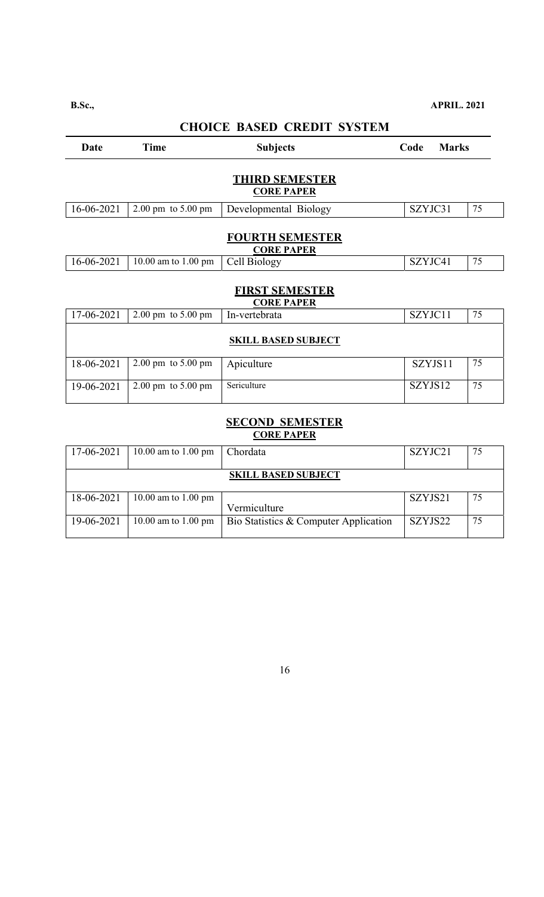**B.Sc.,** **APRIL. 2021**

## CHOICE BASED CREDIT SYSTEM

| Date | Time | Subjects | Code | Marks |
|---|---|---|---|---|
| | | **THIRD SEMESTER** | | |
| | | **CORE PAPER** | | |
| 16-06-2021 | 2.00 pm to 5.00 pm | Developmental Biology | SZYJC31 | 75 |
| | | **FOURTH SEMESTER** | | |
| | | **CORE PAPER** | | |
| 16-06-2021 | 10.00 am to 1.00 pm | Cell Biology | SZYJC41 | 75 |
| | | **FIRST SEMESTER** | | |
| | | **CORE PAPER** | | |
| 17-06-2021 | 2.00 pm to 5.00 pm | In-vertebrata | SZYJC11 | 75 |
| | | **SKILL BASED SUBJECT** | | |
| 18-06-2021 | 2.00 pm to 5.00 pm | Apiculture | SZYJS11 | 75 |
| 19-06-2021 | 2.00 pm to 5.00 pm | Sericulture | SZYJS12 | 75 |
| | | **SECOND SEMESTER** | | |
| | | **CORE PAPER** | | |
| 17-06-2021 | 10.00 am to 1.00 pm | Chordata | SZYJC21 | 75 |
| | | **SKILL BASED SUBJECT** | | |
| 18-06-2021 | 10.00 am to 1.00 pm | Vermiculture | SZYJS21 | 75 |
| 19-06-2021 | 10.00 am to 1.00 pm | Bio Statistics & Computer Application | SZYJS22 | 75 |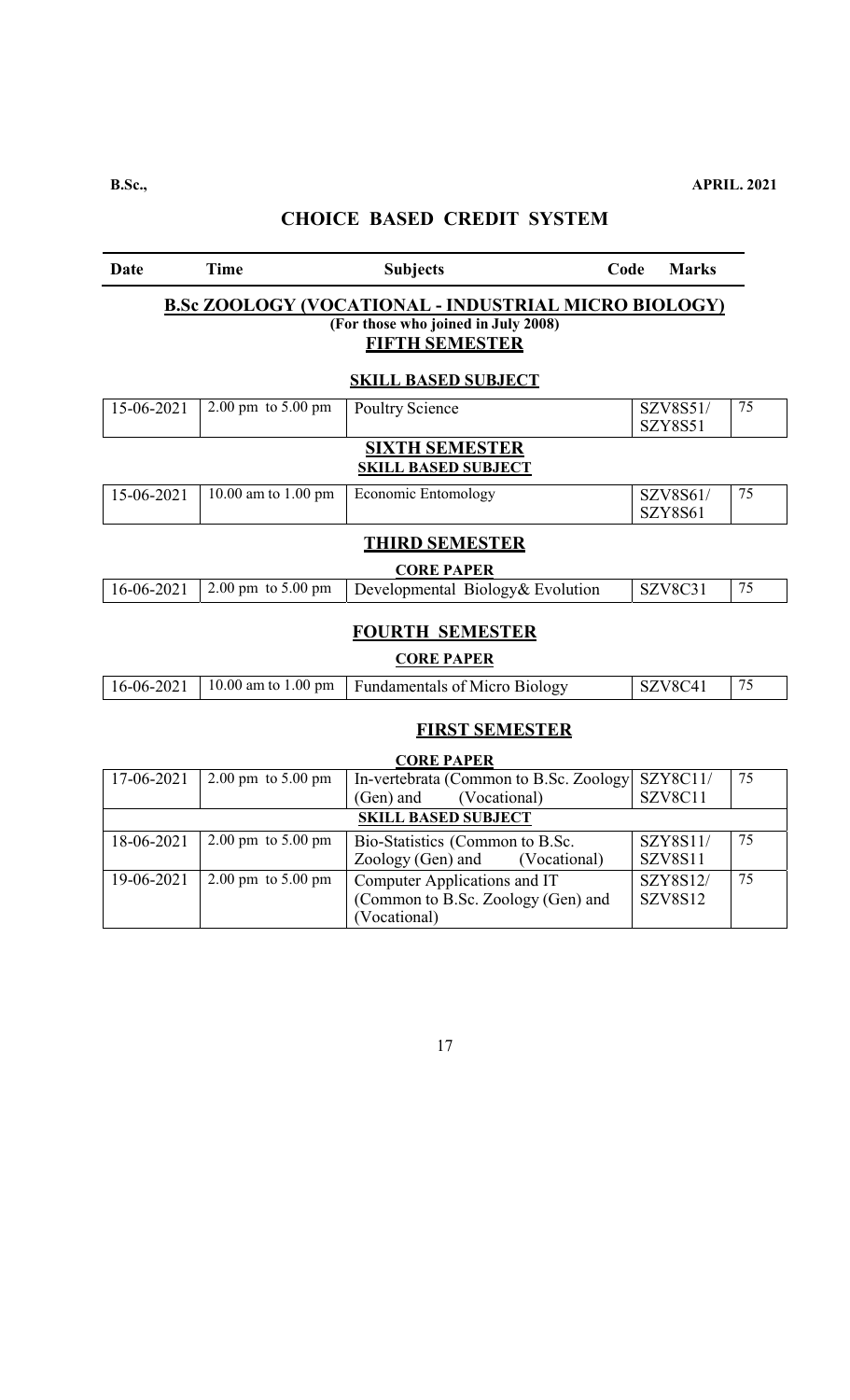**B.Sc.,** **APRIL. 2021**

## CHOICE BASED CREDIT SYSTEM

| Date | Time | Subjects | Code | Marks |
|---|---|---|---|---|

### B.Sc ZOOLOGY (VOCATIONAL - INDUSTRIAL MICRO BIOLOGY)

**(For those who joined in July 2008)**

**FIFTH SEMESTER**

**SKILL BASED SUBJECT**

| Date | Time | Subjects | Code | Marks |
|---|---|---|---|---|
| 15-06-2021 | 2.00 pm to 5.00 pm | Poultry Science | SZV8S51/ SZY8S51 | 75 |

**SIXTH SEMESTER**

**SKILL BASED SUBJECT**

| Date | Time | Subjects | Code | Marks |
|---|---|---|---|---|
| 15-06-2021 | 10.00 am to 1.00 pm | Economic Entomology | SZV8S61/ SZY8S61 | 75 |

**THIRD SEMESTER**

**CORE PAPER**

| Date | Time | Subjects | Code | Marks |
|---|---|---|---|---|
| 16-06-2021 | 2.00 pm to 5.00 pm | Developmental Biology& Evolution | SZV8C31 | 75 |

**FOURTH SEMESTER**

**CORE PAPER**

| Date | Time | Subjects | Code | Marks |
|---|---|---|---|---|
| 16-06-2021 | 10.00 am to 1.00 pm | Fundamentals of Micro Biology | SZV8C41 | 75 |

**FIRST SEMESTER**

**CORE PAPER**

| Date | Time | Subjects | Code | Marks |
|---|---|---|---|---|
| 17-06-2021 | 2.00 pm to 5.00 pm | In-vertebrata (Common to B.Sc. Zoology (Gen) and (Vocational) | SZY8C11/ SZV8C11 | 75 |
| **SKILL BASED SUBJECT** | | | | |
| 18-06-2021 | 2.00 pm to 5.00 pm | Bio-Statistics (Common to B.Sc. Zoology (Gen) and (Vocational) | SZY8S11/ SZV8S11 | 75 |
| 19-06-2021 | 2.00 pm to 5.00 pm | Computer Applications and IT (Common to B.Sc. Zoology (Gen) and (Vocational) | SZY8S12/ SZV8S12 | 75 |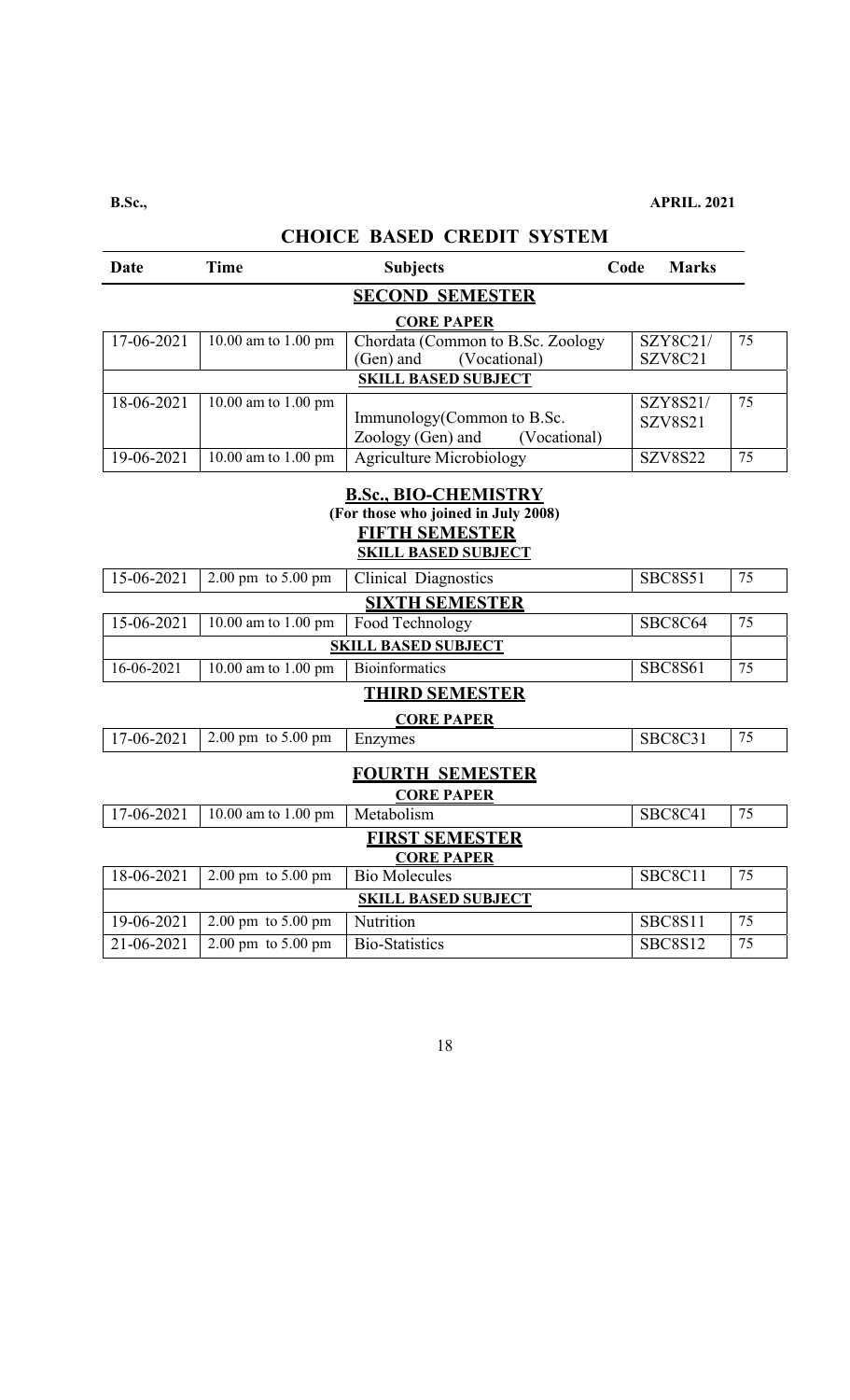**B.Sc.,** **APRIL. 2021**

## CHOICE BASED CREDIT SYSTEM

| Date | Time | Subjects | Code | Marks |
|---|---|---|---|---|
| | | **SECOND SEMESTER** | | |
| | | **CORE PAPER** | | |
| 17-06-2021 | 10.00 am to 1.00 pm | Chordata (Common to B.Sc. Zoology (Gen) and (Vocational) | SZY8C21/ SZV8C21 | 75 |
| | | **SKILL BASED SUBJECT** | | |
| 18-06-2021 | 10.00 am to 1.00 pm | Immunology(Common to B.Sc. Zoology (Gen) and (Vocational) | SZY8S21/ SZV8S21 | 75 |
| 19-06-2021 | 10.00 am to 1.00 pm | Agriculture Microbiology | SZV8S22 | 75 |

### B.Sc., BIO-CHEMISTRY

**(For those who joined in July 2008)**

| Date | Time | Subjects | Code | Marks |
|---|---|---|---|---|
| | | **FIFTH SEMESTER** | | |
| | | **SKILL BASED SUBJECT** | | |
| 15-06-2021 | 2.00 pm to 5.00 pm | Clinical Diagnostics | SBC8S51 | 75 |
| | | **SIXTH SEMESTER** | | |
| 15-06-2021 | 10.00 am to 1.00 pm | Food Technology | SBC8C64 | 75 |
| | | **SKILL BASED SUBJECT** | | |
| 16-06-2021 | 10.00 am to 1.00 pm | Bioinformatics | SBC8S61 | 75 |
| | | **THIRD SEMESTER** | | |
| | | **CORE PAPER** | | |
| 17-06-2021 | 2.00 pm to 5.00 pm | Enzymes | SBC8C31 | 75 |
| | | **FOURTH SEMESTER** | | |
| | | **CORE PAPER** | | |
| 17-06-2021 | 10.00 am to 1.00 pm | Metabolism | SBC8C41 | 75 |
| | | **FIRST SEMESTER** | | |
| | | **CORE PAPER** | | |
| 18-06-2021 | 2.00 pm to 5.00 pm | Bio Molecules | SBC8C11 | 75 |
| | | **SKILL BASED SUBJECT** | | |
| 19-06-2021 | 2.00 pm to 5.00 pm | Nutrition | SBC8S11 | 75 |
| 21-06-2021 | 2.00 pm to 5.00 pm | Bio-Statistics | SBC8S12 | 75 |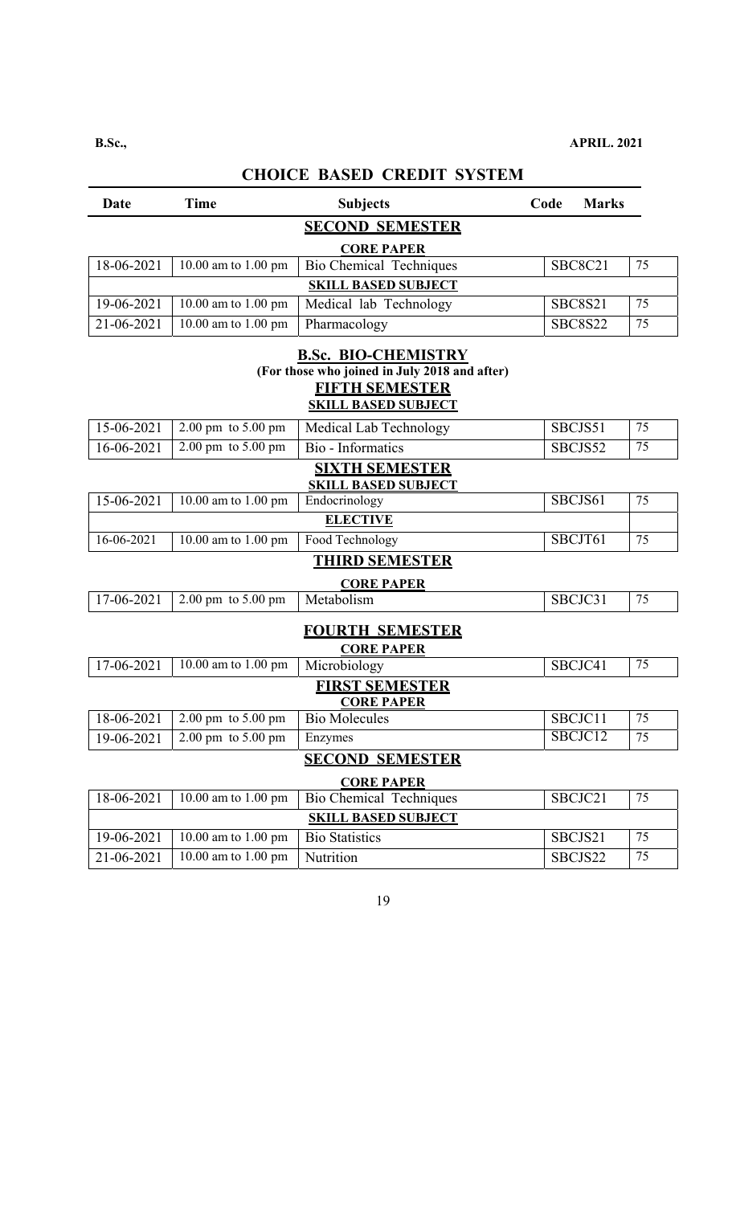**B.Sc., APRIL. 2021**

## CHOICE BASED CREDIT SYSTEM

| Date | Time | Subjects | Code | Marks |
|---|---|---|---|---|
| | | **SECOND SEMESTER** | | |
| | | **CORE PAPER** | | |
| 18-06-2021 | 10.00 am to 1.00 pm | Bio Chemical Techniques | SBC8C21 | 75 |
| | | **SKILL BASED SUBJECT** | | |
| 19-06-2021 | 10.00 am to 1.00 pm | Medical lab Technology | SBC8S21 | 75 |
| 21-06-2021 | 10.00 am to 1.00 pm | Pharmacology | SBC8S22 | 75 |

### B.Sc. BIO-CHEMISTRY

**(For those who joined in July 2018 and after)**

| Date | Time | Subjects | Code | Marks |
|---|---|---|---|---|
| | | **FIFTH SEMESTER** | | |
| | | **SKILL BASED SUBJECT** | | |
| 15-06-2021 | 2.00 pm to 5.00 pm | Medical Lab Technology | SBCJS51 | 75 |
| 16-06-2021 | 2.00 pm to 5.00 pm | Bio - Informatics | SBCJS52 | 75 |
| | | **SIXTH SEMESTER** | | |
| | | **SKILL BASED SUBJECT** | | |
| 15-06-2021 | 10.00 am to 1.00 pm | Endocrinology | SBCJS61 | 75 |
| | | **ELECTIVE** | | |
| 16-06-2021 | 10.00 am to 1.00 pm | Food Technology | SBCJT61 | 75 |
| | | **THIRD SEMESTER** | | |
| | | **CORE PAPER** | | |
| 17-06-2021 | 2.00 pm to 5.00 pm | Metabolism | SBCJC31 | 75 |
| | | **FOURTH SEMESTER** | | |
| | | **CORE PAPER** | | |
| 17-06-2021 | 10.00 am to 1.00 pm | Microbiology | SBCJC41 | 75 |
| | | **FIRST SEMESTER** | | |
| | | **CORE PAPER** | | |
| 18-06-2021 | 2.00 pm to 5.00 pm | Bio Molecules | SBCJC11 | 75 |
| 19-06-2021 | 2.00 pm to 5.00 pm | Enzymes | SBCJC12 | 75 |
| | | **SECOND SEMESTER** | | |
| | | **CORE PAPER** | | |
| 18-06-2021 | 10.00 am to 1.00 pm | Bio Chemical Techniques | SBCJC21 | 75 |
| | | **SKILL BASED SUBJECT** | | |
| 19-06-2021 | 10.00 am to 1.00 pm | Bio Statistics | SBCJS21 | 75 |
| 21-06-2021 | 10.00 am to 1.00 pm | Nutrition | SBCJS22 | 75 |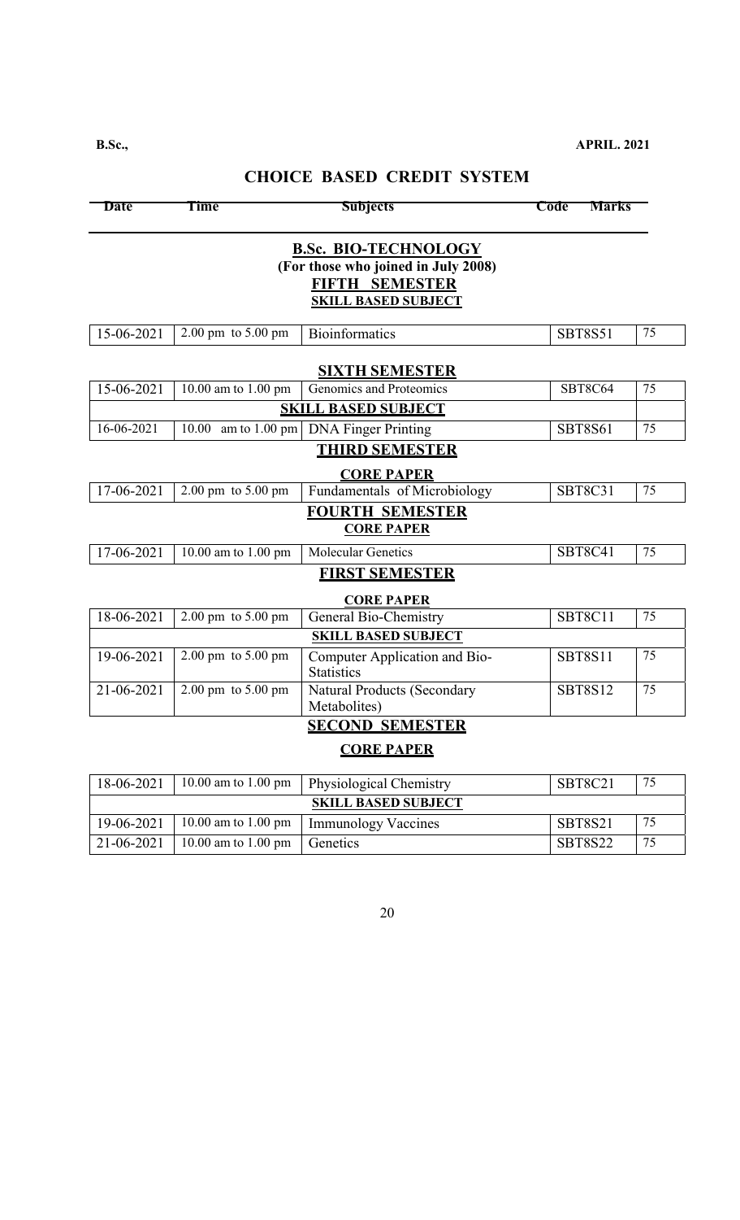**B.Sc.,** **APRIL. 2021**

## CHOICE BASED CREDIT SYSTEM

| Date | Time | Subjects | Code | Marks |
|---|---|---|---|---|

### B.Sc. BIO-TECHNOLOGY
**(For those who joined in July 2008)**

**FIFTH SEMESTER**

**SKILL BASED SUBJECT**

| Date | Time | Subjects | Code | Marks |
|---|---|---|---|---|
| 15-06-2021 | 2.00 pm to 5.00 pm | Bioinformatics | SBT8S51 | 75 |

**SIXTH SEMESTER**

| Date | Time | Subjects | Code | Marks |
|---|---|---|---|---|
| 15-06-2021 | 10.00 am to 1.00 pm | Genomics and Proteomics | SBT8C64 | 75 |
| | | **SKILL BASED SUBJECT** | | |
| 16-06-2021 | 10.00 am to 1.00 pm | DNA Finger Printing | SBT8S61 | 75 |

**THIRD SEMESTER**

**CORE PAPER**

| Date | Time | Subjects | Code | Marks |
|---|---|---|---|---|
| 17-06-2021 | 2.00 pm to 5.00 pm | Fundamentals of Microbiology | SBT8C31 | 75 |

**FOURTH SEMESTER**

**CORE PAPER**

| Date | Time | Subjects | Code | Marks |
|---|---|---|---|---|
| 17-06-2021 | 10.00 am to 1.00 pm | Molecular Genetics | SBT8C41 | 75 |

**FIRST SEMESTER**

**CORE PAPER**

| Date | Time | Subjects | Code | Marks |
|---|---|---|---|---|
| 18-06-2021 | 2.00 pm to 5.00 pm | General Bio-Chemistry | SBT8C11 | 75 |
| | | **SKILL BASED SUBJECT** | | |
| 19-06-2021 | 2.00 pm to 5.00 pm | Computer Application and Bio-Statistics | SBT8S11 | 75 |
| 21-06-2021 | 2.00 pm to 5.00 pm | Natural Products (Secondary Metabolites) | SBT8S12 | 75 |

**SECOND SEMESTER**

**CORE PAPER**

| Date | Time | Subjects | Code | Marks |
|---|---|---|---|---|
| 18-06-2021 | 10.00 am to 1.00 pm | Physiological Chemistry | SBT8C21 | 75 |
| | | **SKILL BASED SUBJECT** | | |
| 19-06-2021 | 10.00 am to 1.00 pm | Immunology Vaccines | SBT8S21 | 75 |
| 21-06-2021 | 10.00 am to 1.00 pm | Genetics | SBT8S22 | 75 |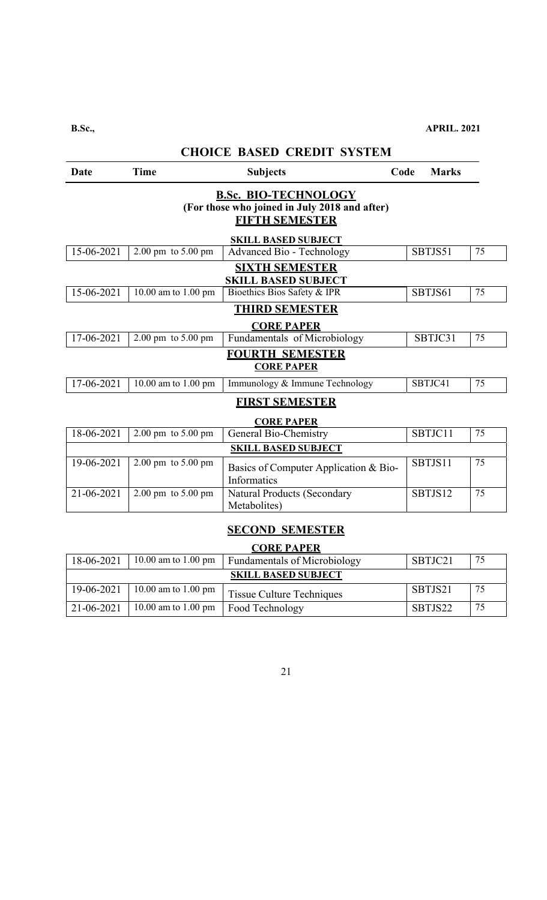**B.Sc.,** **APRIL. 2021**

## CHOICE BASED CREDIT SYSTEM

| Date | Time | Subjects | Code | Marks |
|---|---|---|---|---|
| | | **B.Sc. BIO-TECHNOLOGY** | | |
| | | **(For those who joined in July 2018 and after)** | | |
| | | **FIFTH SEMESTER** | | |
| | | **SKILL BASED SUBJECT** | | |
| 15-06-2021 | 2.00 pm to 5.00 pm | Advanced Bio - Technology | SBTJS51 | 75 |
| | | **SIXTH SEMESTER** | | |
| | | **SKILL BASED SUBJECT** | | |
| 15-06-2021 | 10.00 am to 1.00 pm | Bioethics Bios Safety & IPR | SBTJS61 | 75 |
| | | **THIRD SEMESTER** | | |
| | | **CORE PAPER** | | |
| 17-06-2021 | 2.00 pm to 5.00 pm | Fundamentals of Microbiology | SBTJC31 | 75 |
| | | **FOURTH SEMESTER** | | |
| | | **CORE PAPER** | | |
| 17-06-2021 | 10.00 am to 1.00 pm | Immunology & Immune Technology | SBTJC41 | 75 |
| | | **FIRST SEMESTER** | | |
| | | **CORE PAPER** | | |
| 18-06-2021 | 2.00 pm to 5.00 pm | General Bio-Chemistry | SBTJC11 | 75 |
| | | **SKILL BASED SUBJECT** | | |
| 19-06-2021 | 2.00 pm to 5.00 pm | Basics of Computer Application & Bio-Informatics | SBTJS11 | 75 |
| 21-06-2021 | 2.00 pm to 5.00 pm | Natural Products (Secondary Metabolites) | SBTJS12 | 75 |
| | | **SECOND SEMESTER** | | |
| | | **CORE PAPER** | | |
| 18-06-2021 | 10.00 am to 1.00 pm | Fundamentals of Microbiology | SBTJC21 | 75 |
| | | **SKILL BASED SUBJECT** | | |
| 19-06-2021 | 10.00 am to 1.00 pm | Tissue Culture Techniques | SBTJS21 | 75 |
| 21-06-2021 | 10.00 am to 1.00 pm | Food Technology | SBTJS22 | 75 |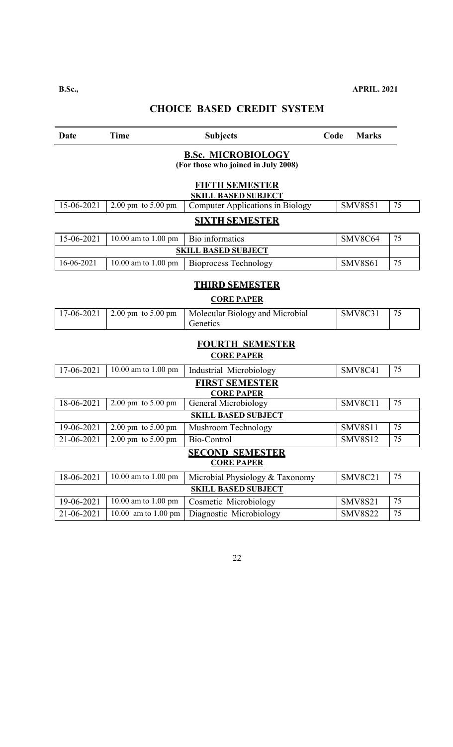**B.Sc.,** **APRIL. 2021**

## CHOICE BASED CREDIT SYSTEM

| Date | Time | Subjects | Code | Marks |
|---|---|---|---|---|
| | | **B.Sc. MICROBIOLOGY** (For those who joined in July 2008) | | |
| | | **FIFTH SEMESTER** | | |
| | | **SKILL BASED SUBJECT** | | |
| 15-06-2021 | 2.00 pm to 5.00 pm | Computer Applications in Biology | SMV8S51 | 75 |
| | | **SIXTH SEMESTER** | | |
| 15-06-2021 | 10.00 am to 1.00 pm | Bio informatics | SMV8C64 | 75 |
| | | **SKILL BASED SUBJECT** | | |
| 16-06-2021 | 10.00 am to 1.00 pm | Bioprocess Technology | SMV8S61 | 75 |
| | | **THIRD SEMESTER** | | |
| | | **CORE PAPER** | | |
| 17-06-2021 | 2.00 pm to 5.00 pm | Molecular Biology and Microbial Genetics | SMV8C31 | 75 |
| | | **FOURTH SEMESTER** | | |
| | | **CORE PAPER** | | |
| 17-06-2021 | 10.00 am to 1.00 pm | Industrial Microbiology | SMV8C41 | 75 |
| | | **FIRST SEMESTER** | | |
| | | **CORE PAPER** | | |
| 18-06-2021 | 2.00 pm to 5.00 pm | General Microbiology | SMV8C11 | 75 |
| | | **SKILL BASED SUBJECT** | | |
| 19-06-2021 | 2.00 pm to 5.00 pm | Mushroom Technology | SMV8S11 | 75 |
| 21-06-2021 | 2.00 pm to 5.00 pm | Bio-Control | SMV8S12 | 75 |
| | | **SECOND SEMESTER** | | |
| | | **CORE PAPER** | | |
| 18-06-2021 | 10.00 am to 1.00 pm | Microbial Physiology & Taxonomy | SMV8C21 | 75 |
| | | **SKILL BASED SUBJECT** | | |
| 19-06-2021 | 10.00 am to 1.00 pm | Cosmetic Microbiology | SMV8S21 | 75 |
| 21-06-2021 | 10.00 am to 1.00 pm | Diagnostic Microbiology | SMV8S22 | 75 |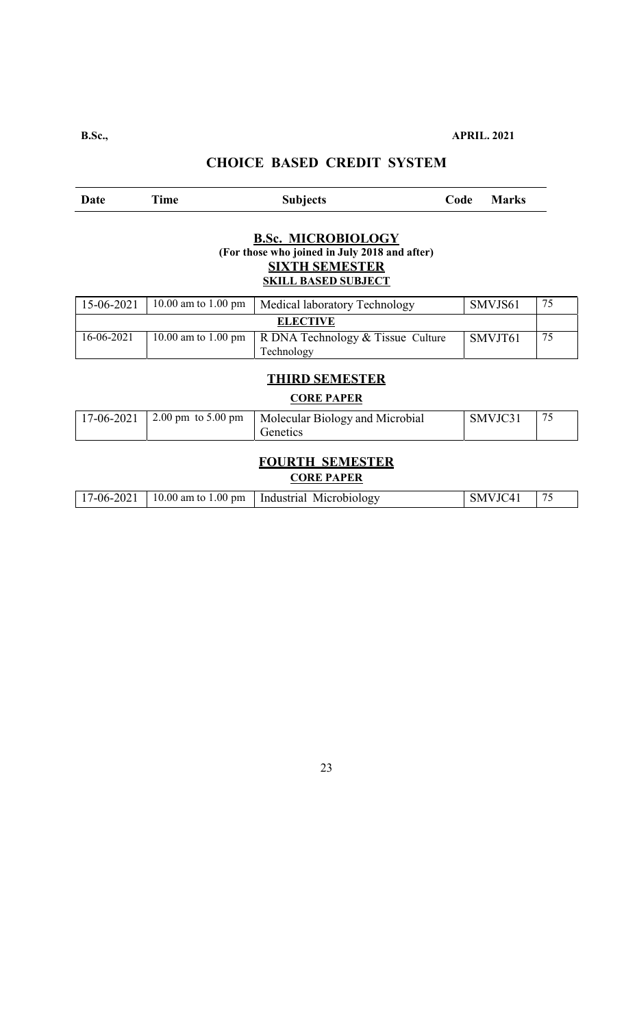**B.Sc.,** **APRIL. 2021**

## CHOICE BASED CREDIT SYSTEM

| Date | Time | Subjects | Code | Marks |
|---|---|---|---|---|

### B.Sc. MICROBIOLOGY

**(For those who joined in July 2018 and after)**

**SIXTH SEMESTER**

**SKILL BASED SUBJECT**

| Date | Time | Subjects | Code | Marks |
|---|---|---|---|---|
| 15-06-2021 | 10.00 am to 1.00 pm | Medical laboratory Technology | SMVJS61 | 75 |
| | | **ELECTIVE** | | |
| 16-06-2021 | 10.00 am to 1.00 pm | R DNA Technology & Tissue Culture Technology | SMVJT61 | 75 |

**THIRD SEMESTER**

**CORE PAPER**

| Date | Time | Subjects | Code | Marks |
|---|---|---|---|---|
| 17-06-2021 | 2.00 pm to 5.00 pm | Molecular Biology and Microbial Genetics | SMVJC31 | 75 |

**FOURTH SEMESTER**

**CORE PAPER**

| Date | Time | Subjects | Code | Marks |
|---|---|---|---|---|
| 17-06-2021 | 10.00 am to 1.00 pm | Industrial Microbiology | SMVJC41 | 75 |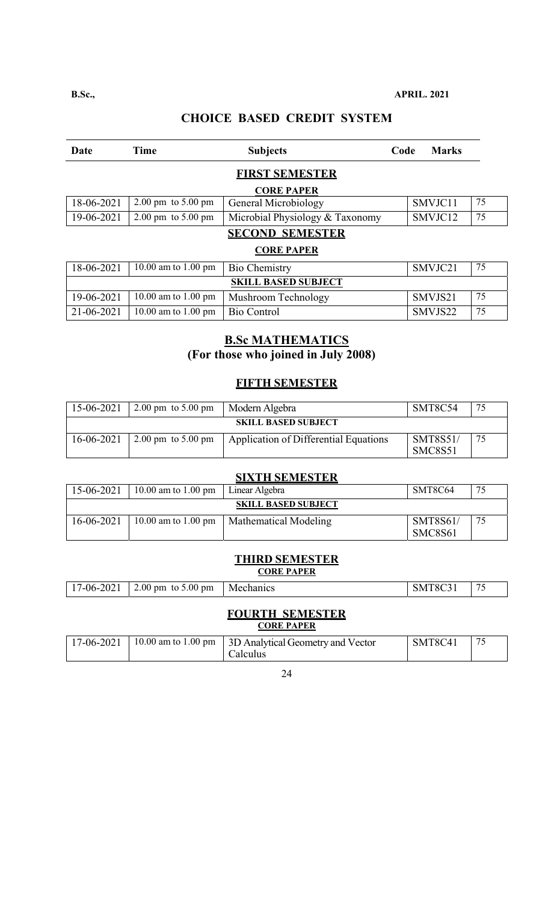**B.Sc.,** **APRIL. 2021**

## CHOICE BASED CREDIT SYSTEM

| Date | Time | Subjects | Code | Marks |
|---|---|---|---|---|
| | | **FIRST SEMESTER** | | |
| | | **CORE PAPER** | | |
| 18-06-2021 | 2.00 pm to 5.00 pm | General Microbiology | SMVJC11 | 75 |
| 19-06-2021 | 2.00 pm to 5.00 pm | Microbial Physiology & Taxonomy | SMVJC12 | 75 |
| | | **SECOND SEMESTER** | | |
| | | **CORE PAPER** | | |
| 18-06-2021 | 10.00 am to 1.00 pm | Bio Chemistry | SMVJC21 | 75 |
| | | **SKILL BASED SUBJECT** | | |
| 19-06-2021 | 10.00 am to 1.00 pm | Mushroom Technology | SMVJS21 | 75 |
| 21-06-2021 | 10.00 am to 1.00 pm | Bio Control | SMVJS22 | 75 |

## B.Sc MATHEMATICS
### (For those who joined in July 2008)

### FIFTH SEMESTER

| Date | Time | Subjects | Code | Marks |
|---|---|---|---|---|
| 15-06-2021 | 2.00 pm to 5.00 pm | Modern Algebra | SMT8C54 | 75 |
| | | **SKILL BASED SUBJECT** | | |
| 16-06-2021 | 2.00 pm to 5.00 pm | Application of Differential Equations | SMT8S51/ SMC8S51 | 75 |

### SIXTH SEMESTER

| Date | Time | Subjects | Code | Marks |
|---|---|---|---|---|
| 15-06-2021 | 10.00 am to 1.00 pm | Linear Algebra | SMT8C64 | 75 |
| | | **SKILL BASED SUBJECT** | | |
| 16-06-2021 | 10.00 am to 1.00 pm | Mathematical Modeling | SMT8S61/ SMC8S61 | 75 |

### THIRD SEMESTER
**CORE PAPER**

| Date | Time | Subjects | Code | Marks |
|---|---|---|---|---|
| 17-06-2021 | 2.00 pm to 5.00 pm | Mechanics | SMT8C31 | 75 |

### FOURTH SEMESTER
**CORE PAPER**

| Date | Time | Subjects | Code | Marks |
|---|---|---|---|---|
| 17-06-2021 | 10.00 am to 1.00 pm | 3D Analytical Geometry and Vector Calculus | SMT8C41 | 75 |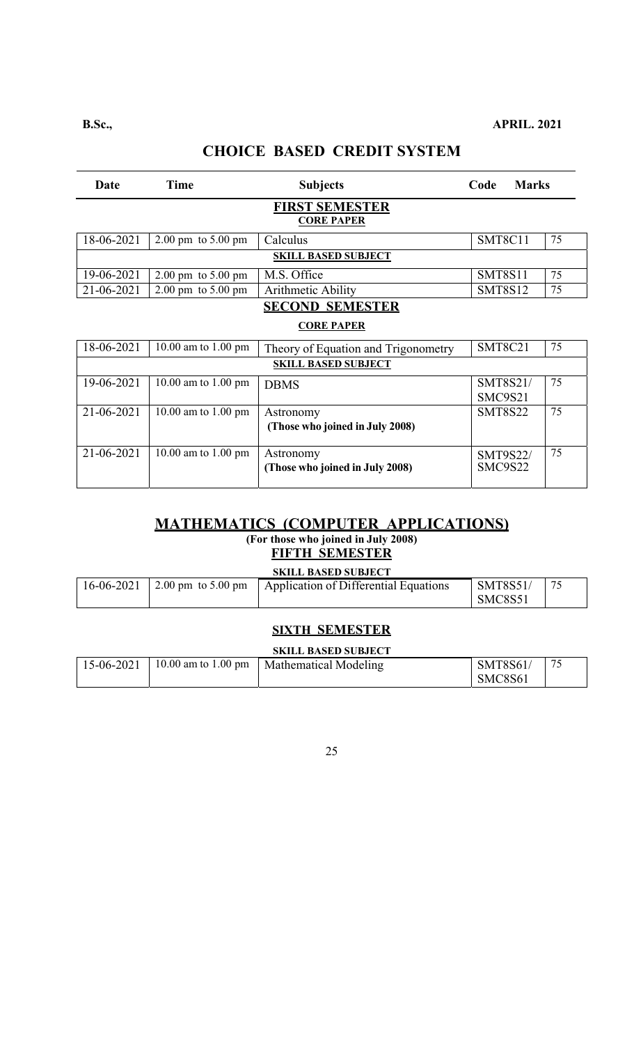**B.Sc.,** **APRIL. 2021**

## CHOICE BASED CREDIT SYSTEM

| Date | Time | Subjects | Code | Marks |
|---|---|---|---|---|
| | | **FIRST SEMESTER** | | |
| | | **CORE PAPER** | | |
| 18-06-2021 | 2.00 pm to 5.00 pm | Calculus | SMT8C11 | 75 |
| | | **SKILL BASED SUBJECT** | | |
| 19-06-2021 | 2.00 pm to 5.00 pm | M.S. Office | SMT8S11 | 75 |
| 21-06-2021 | 2.00 pm to 5.00 pm | Arithmetic Ability | SMT8S12 | 75 |
| | | **SECOND SEMESTER** | | |
| | | **CORE PAPER** | | |
| 18-06-2021 | 10.00 am to 1.00 pm | Theory of Equation and Trigonometry | SMT8C21 | 75 |
| | | **SKILL BASED SUBJECT** | | |
| 19-06-2021 | 10.00 am to 1.00 pm | DBMS | SMT8S21/ SMC9S21 | 75 |
| 21-06-2021 | 10.00 am to 1.00 pm | Astronomy **(Those who joined in July 2008)** | SMT8S22 | 75 |
| 21-06-2021 | 10.00 am to 1.00 pm | Astronomy **(Those who joined in July 2008)** | SMT9S22/ SMC9S22 | 75 |

## MATHEMATICS (COMPUTER APPLICATIONS)

**(For those who joined in July 2008)**

### FIFTH SEMESTER

| | | **SKILL BASED SUBJECT** | | |
|---|---|---|---|---|
| 16-06-2021 | 2.00 pm to 5.00 pm | Application of Differential Equations | SMT8S51/ SMC8S51 | 75 |

### SIXTH SEMESTER

| | | **SKILL BASED SUBJECT** | | |
|---|---|---|---|---|
| 15-06-2021 | 10.00 am to 1.00 pm | Mathematical Modeling | SMT8S61/ SMC8S61 | 75 |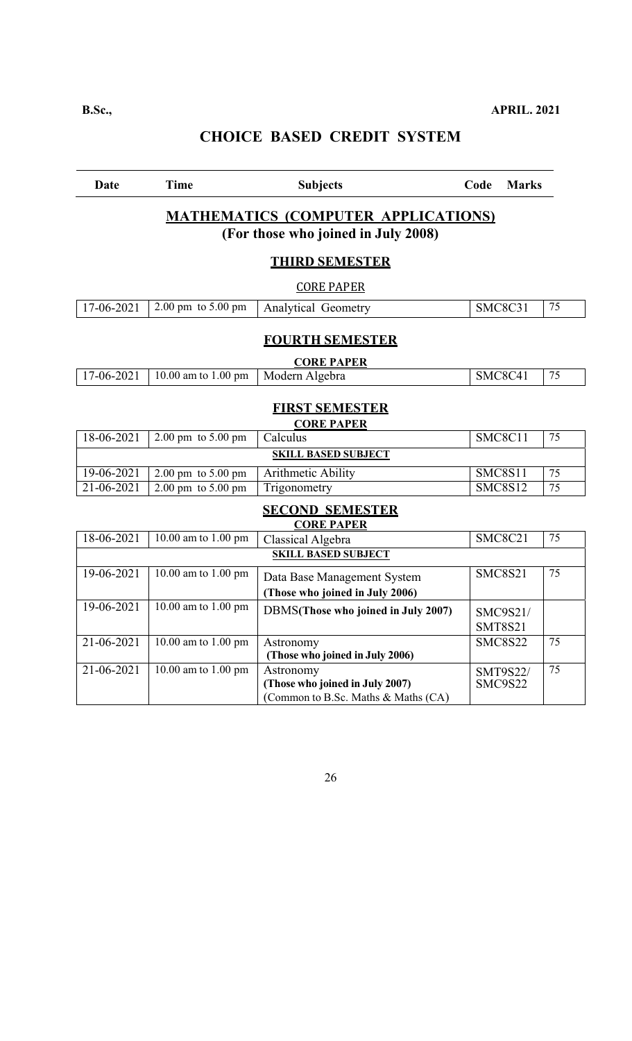**B.Sc.,** **APRIL. 2021**

# CHOICE BASED CREDIT SYSTEM

| Date | Time | Subjects | Code | Marks |
|---|---|---|---|---|

## MATHEMATICS (COMPUTER APPLICATIONS)
### (For those who joined in July 2008)

### THIRD SEMESTER

CORE PAPER

| Date | Time | Subjects | Code | Marks |
|---|---|---|---|---|
| 17-06-2021 | 2.00 pm to 5.00 pm | Analytical Geometry | SMC8C31 | 75 |

### FOURTH SEMESTER

**CORE PAPER**

| Date | Time | Subjects | Code | Marks |
|---|---|---|---|---|
| 17-06-2021 | 10.00 am to 1.00 pm | Modern Algebra | SMC8C41 | 75 |

### FIRST SEMESTER

**CORE PAPER**

| Date | Time | Subjects | Code | Marks |
|---|---|---|---|---|
| 18-06-2021 | 2.00 pm to 5.00 pm | Calculus | SMC8C11 | 75 |
| **SKILL BASED SUBJECT** | | | | |
| 19-06-2021 | 2.00 pm to 5.00 pm | Arithmetic Ability | SMC8S11 | 75 |
| 21-06-2021 | 2.00 pm to 5.00 pm | Trigonometry | SMC8S12 | 75 |

### SECOND SEMESTER

**CORE PAPER**

| Date | Time | Subjects | Code | Marks |
|---|---|---|---|---|
| 18-06-2021 | 10.00 am to 1.00 pm | Classical Algebra | SMC8C21 | 75 |
| **SKILL BASED SUBJECT** | | | | |
| 19-06-2021 | 10.00 am to 1.00 pm | Data Base Management System **(Those who joined in July 2006)** | SMC8S21 | 75 |
| 19-06-2021 | 10.00 am to 1.00 pm | DBMS**(Those who joined in July 2007)** | SMC9S21/ SMT8S21 | |
| 21-06-2021 | 10.00 am to 1.00 pm | Astronomy **(Those who joined in July 2006)** | SMC8S22 | 75 |
| 21-06-2021 | 10.00 am to 1.00 pm | Astronomy **(Those who joined in July 2007)** (Common to B.Sc. Maths & Maths (CA) | SMT9S22/ SMC9S22 | 75 |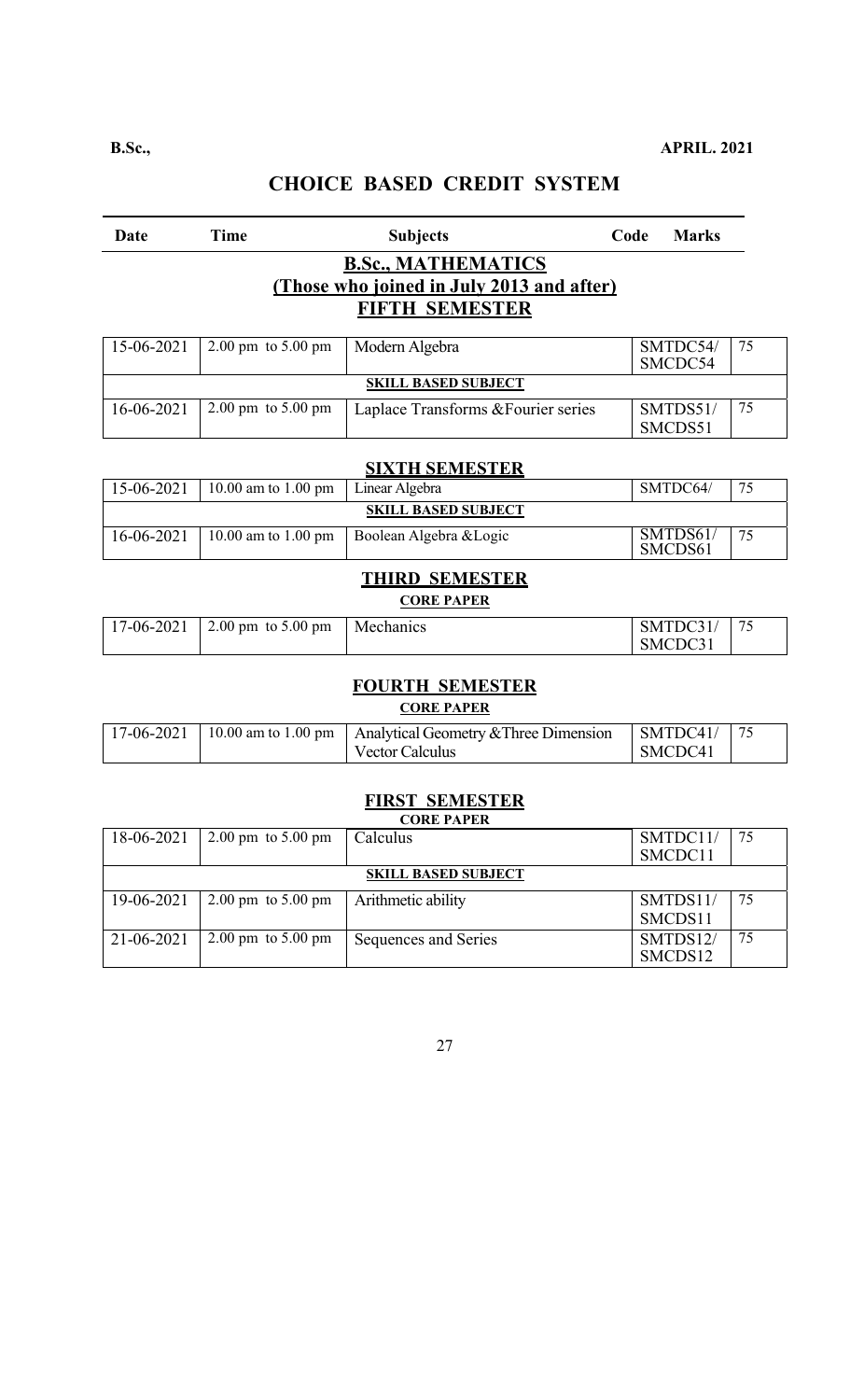**B.Sc.,** **APRIL. 2021**

# CHOICE BASED CREDIT SYSTEM

| Date | Time | Subjects | Code | Marks |
|---|---|---|---|---|

## B.Sc., MATHEMATICS
## (Those who joined in July 2013 and after)
## FIFTH SEMESTER

| Date | Time | Subjects | Code | Marks |
|---|---|---|---|---|
| 15-06-2021 | 2.00 pm to 5.00 pm | Modern Algebra | SMTDC54/ SMCDC54 | 75 |
| **SKILL BASED SUBJECT** | | | | |
| 16-06-2021 | 2.00 pm to 5.00 pm | Laplace Transforms &Fourier series | SMTDS51/ SMCDS51 | 75 |

## SIXTH SEMESTER

| Date | Time | Subjects | Code | Marks |
|---|---|---|---|---|
| 15-06-2021 | 10.00 am to 1.00 pm | Linear Algebra | SMTDC64/ | 75 |
| **SKILL BASED SUBJECT** | | | | |
| 16-06-2021 | 10.00 am to 1.00 pm | Boolean Algebra &Logic | SMTDS61/ SMCDS61 | 75 |

## THIRD SEMESTER
**CORE PAPER**

| Date | Time | Subjects | Code | Marks |
|---|---|---|---|---|
| 17-06-2021 | 2.00 pm to 5.00 pm | Mechanics | SMTDC31/ SMCDC31 | 75 |

## FOURTH SEMESTER
**CORE PAPER**

| Date | Time | Subjects | Code | Marks |
|---|---|---|---|---|
| 17-06-2021 | 10.00 am to 1.00 pm | Analytical Geometry &Three Dimension Vector Calculus | SMTDC41/ SMCDC41 | 75 |

## FIRST SEMESTER
**CORE PAPER**

| Date | Time | Subjects | Code | Marks |
|---|---|---|---|---|
| 18-06-2021 | 2.00 pm to 5.00 pm | Calculus | SMTDC11/ SMCDC11 | 75 |
| **SKILL BASED SUBJECT** | | | | |
| 19-06-2021 | 2.00 pm to 5.00 pm | Arithmetic ability | SMTDS11/ SMCDS11 | 75 |
| 21-06-2021 | 2.00 pm to 5.00 pm | Sequences and Series | SMTDS12/ SMCDS12 | 75 |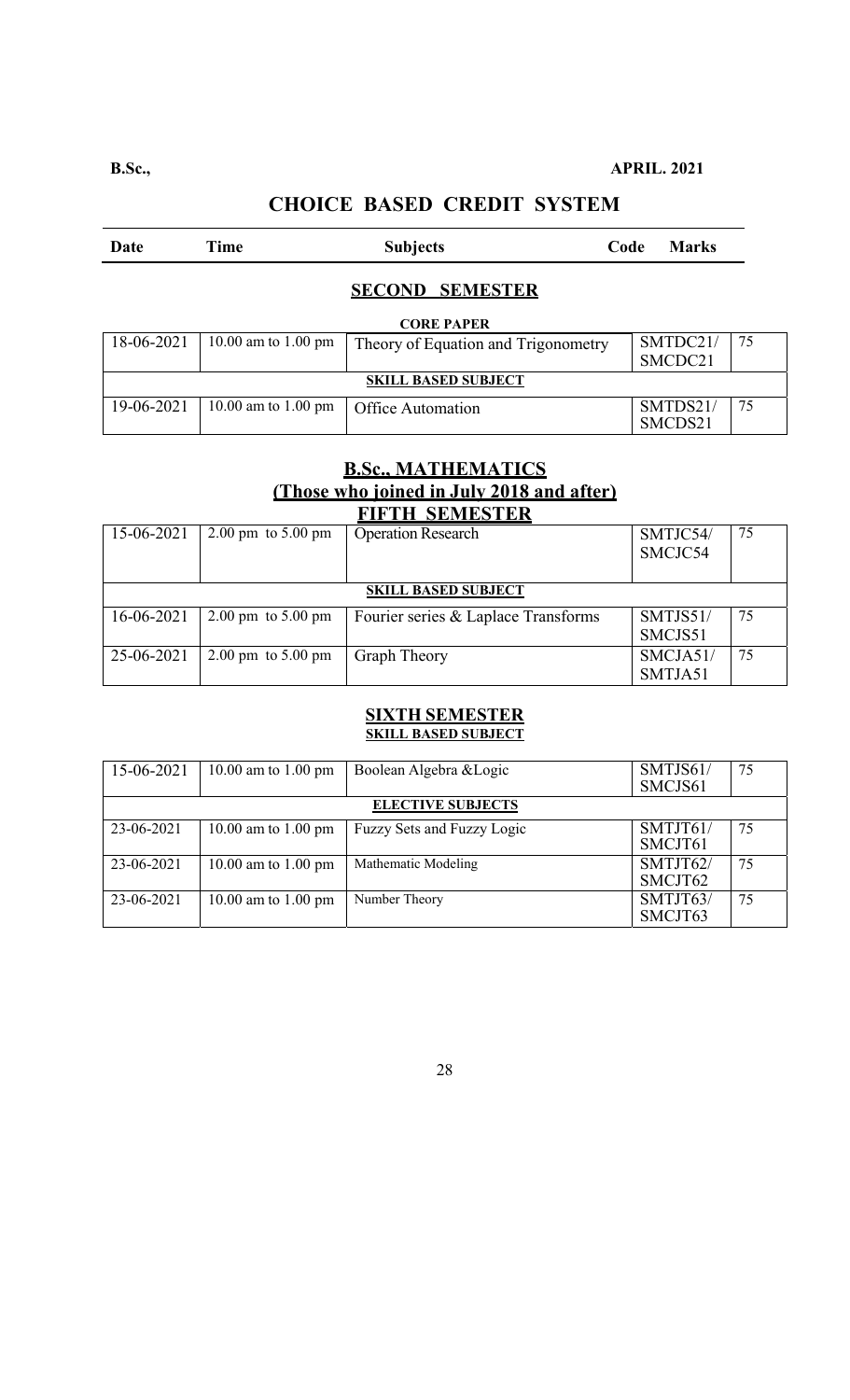**B.Sc.,** **APRIL. 2021**

## CHOICE BASED CREDIT SYSTEM

| Date | Time | Subjects | Code | Marks |
|---|---|---|---|---|

### SECOND SEMESTER

| | | **CORE PAPER** | | |
|---|---|---|---|---|
| 18-06-2021 | 10.00 am to 1.00 pm | Theory of Equation and Trigonometry | SMTDC21/ SMCDC21 | 75 |
| | | **SKILL BASED SUBJECT** | | |
| 19-06-2021 | 10.00 am to 1.00 pm | Office Automation | SMTDS21/ SMCDS21 | 75 |

### B.Sc., MATHEMATICS
### (Those who joined in July 2018 and after)
### FIFTH SEMESTER

| Date | Time | Subjects | Code | Marks |
|---|---|---|---|---|
| 15-06-2021 | 2.00 pm to 5.00 pm | Operation Research | SMTJC54/ SMCJC54 | 75 |
| | | **SKILL BASED SUBJECT** | | |
| 16-06-2021 | 2.00 pm to 5.00 pm | Fourier series & Laplace Transforms | SMTJS51/ SMCJS51 | 75 |
| 25-06-2021 | 2.00 pm to 5.00 pm | Graph Theory | SMCJA51/ SMTJA51 | 75 |

### SIXTH SEMESTER
**SKILL BASED SUBJECT**

| Date | Time | Subjects | Code | Marks |
|---|---|---|---|---|
| 15-06-2021 | 10.00 am to 1.00 pm | Boolean Algebra &Logic | SMTJS61/ SMCJS61 | 75 |
| | | **ELECTIVE SUBJECTS** | | |
| 23-06-2021 | 10.00 am to 1.00 pm | Fuzzy Sets and Fuzzy Logic | SMTJT61/ SMCJT61 | 75 |
| 23-06-2021 | 10.00 am to 1.00 pm | Mathematic Modeling | SMTJT62/ SMCJT62 | 75 |
| 23-06-2021 | 10.00 am to 1.00 pm | Number Theory | SMTJT63/ SMCJT63 | 75 |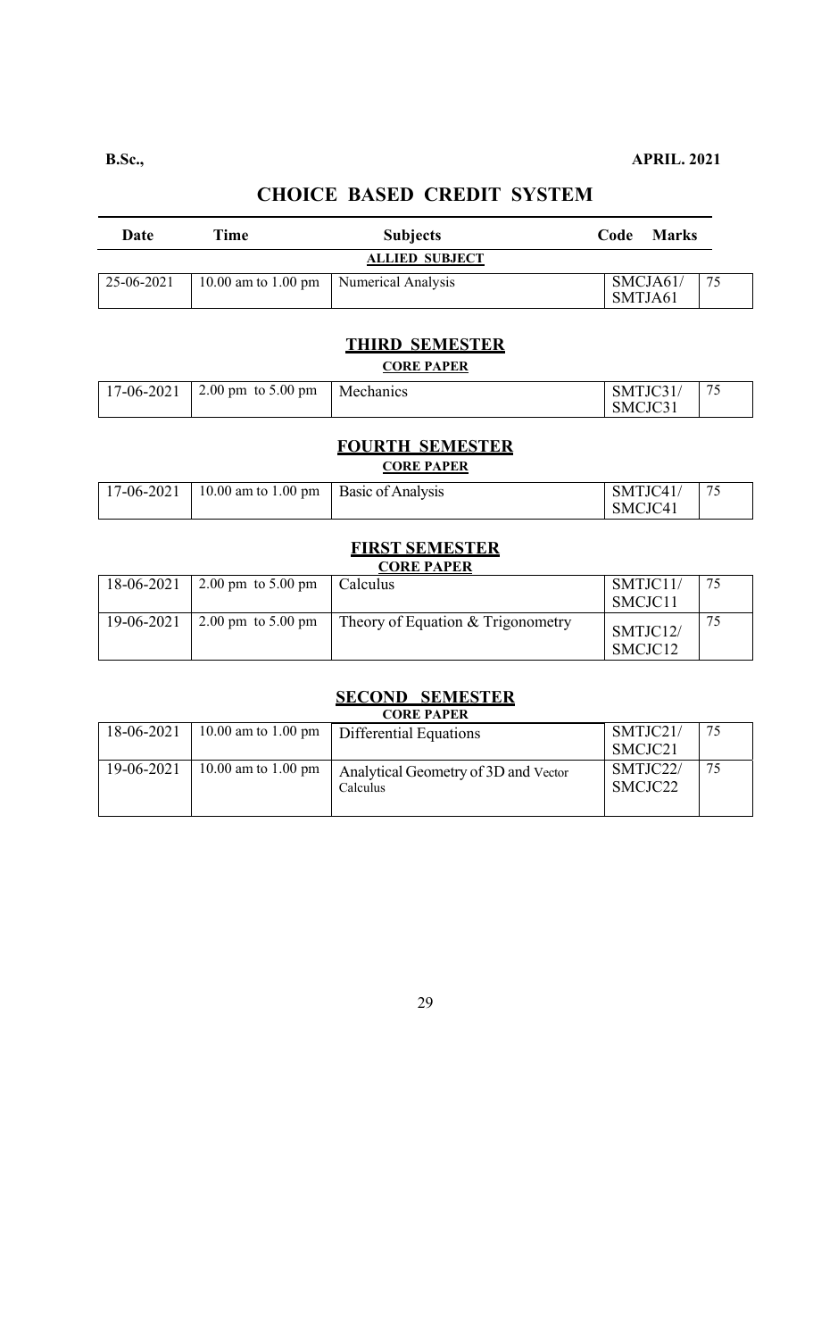**B.Sc.,** **APRIL. 2021**

## CHOICE BASED CREDIT SYSTEM

| Date | Time | Subjects | Code | Marks |
|---|---|---|---|---|
| | | **ALLIED SUBJECT** | | |
| 25-06-2021 | 10.00 am to 1.00 pm | Numerical Analysis | SMCJA61/ SMTJA61 | 75 |

### THIRD SEMESTER

**CORE PAPER**

| Date | Time | Subjects | Code | Marks |
|---|---|---|---|---|
| 17-06-2021 | 2.00 pm to 5.00 pm | Mechanics | SMTJC31/ SMCJC31 | 75 |

### FOURTH SEMESTER

**CORE PAPER**

| Date | Time | Subjects | Code | Marks |
|---|---|---|---|---|
| 17-06-2021 | 10.00 am to 1.00 pm | Basic of Analysis | SMTJC41/ SMCJC41 | 75 |

### FIRST SEMESTER

**CORE PAPER**

| Date | Time | Subjects | Code | Marks |
|---|---|---|---|---|
| 18-06-2021 | 2.00 pm to 5.00 pm | Calculus | SMTJC11/ SMCJC11 | 75 |
| 19-06-2021 | 2.00 pm to 5.00 pm | Theory of Equation & Trigonometry | SMTJC12/ SMCJC12 | 75 |

### SECOND SEMESTER

**CORE PAPER**

| Date | Time | Subjects | Code | Marks |
|---|---|---|---|---|
| 18-06-2021 | 10.00 am to 1.00 pm | Differential Equations | SMTJC21/ SMCJC21 | 75 |
| 19-06-2021 | 10.00 am to 1.00 pm | Analytical Geometry of 3D and Vector Calculus | SMTJC22/ SMCJC22 | 75 |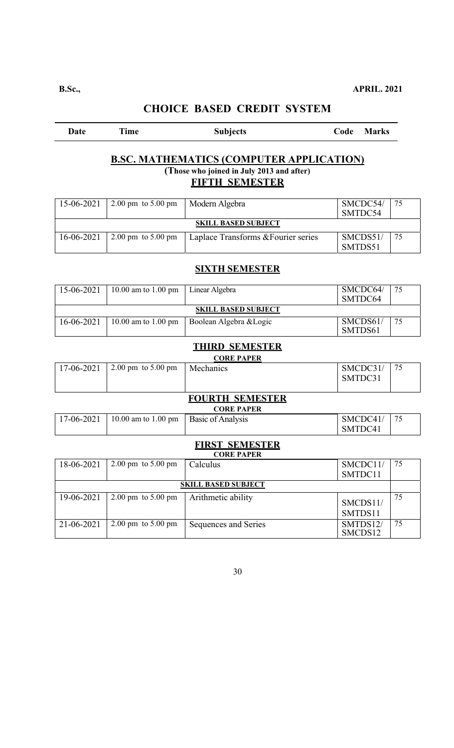**B.Sc.,** **APRIL. 2021**

## CHOICE BASED CREDIT SYSTEM

| Date | Time | Subjects | Code | Marks |
|---|---|---|---|---|

### B.SC. MATHEMATICS (COMPUTER APPLICATION)

**(Those who joined in July 2013 and after)**

### FIFTH SEMESTER

| Date | Time | Subjects | Code | Marks |
|---|---|---|---|---|
| 15-06-2021 | 2.00 pm to 5.00 pm | Modern Algebra | SMCDC54/ SMTDC54 | 75 |
| | | **SKILL BASED SUBJECT** | | |
| 16-06-2021 | 2.00 pm to 5.00 pm | Laplace Transforms &Fourier series | SMCDS51/ SMTDS51 | 75 |

### SIXTH SEMESTER

| Date | Time | Subjects | Code | Marks |
|---|---|---|---|---|
| 15-06-2021 | 10.00 am to 1.00 pm | Linear Algebra | SMCDC64/ SMTDC64 | 75 |
| | | **SKILL BASED SUBJECT** | | |
| 16-06-2021 | 10.00 am to 1.00 pm | Boolean Algebra &Logic | SMCDS61/ SMTDS61 | 75 |

### THIRD SEMESTER

**CORE PAPER**

| Date | Time | Subjects | Code | Marks |
|---|---|---|---|---|
| 17-06-2021 | 2.00 pm to 5.00 pm | Mechanics | SMCDC31/ SMTDC31 | 75 |

### FOURTH SEMESTER

**CORE PAPER**

| Date | Time | Subjects | Code | Marks |
|---|---|---|---|---|
| 17-06-2021 | 10.00 am to 1.00 pm | Basic of Analysis | SMCDC41/ SMTDC41 | 75 |

### FIRST SEMESTER

**CORE PAPER**

| Date | Time | Subjects | Code | Marks |
|---|---|---|---|---|
| 18-06-2021 | 2.00 pm to 5.00 pm | Calculus | SMCDC11/ SMTDC11 | 75 |
| | | **SKILL BASED SUBJECT** | | |
| 19-06-2021 | 2.00 pm to 5.00 pm | Arithmetic ability | SMCDS11/ SMTDS11 | 75 |
| 21-06-2021 | 2.00 pm to 5.00 pm | Sequences and Series | SMTDS12/ SMCDS12 | 75 |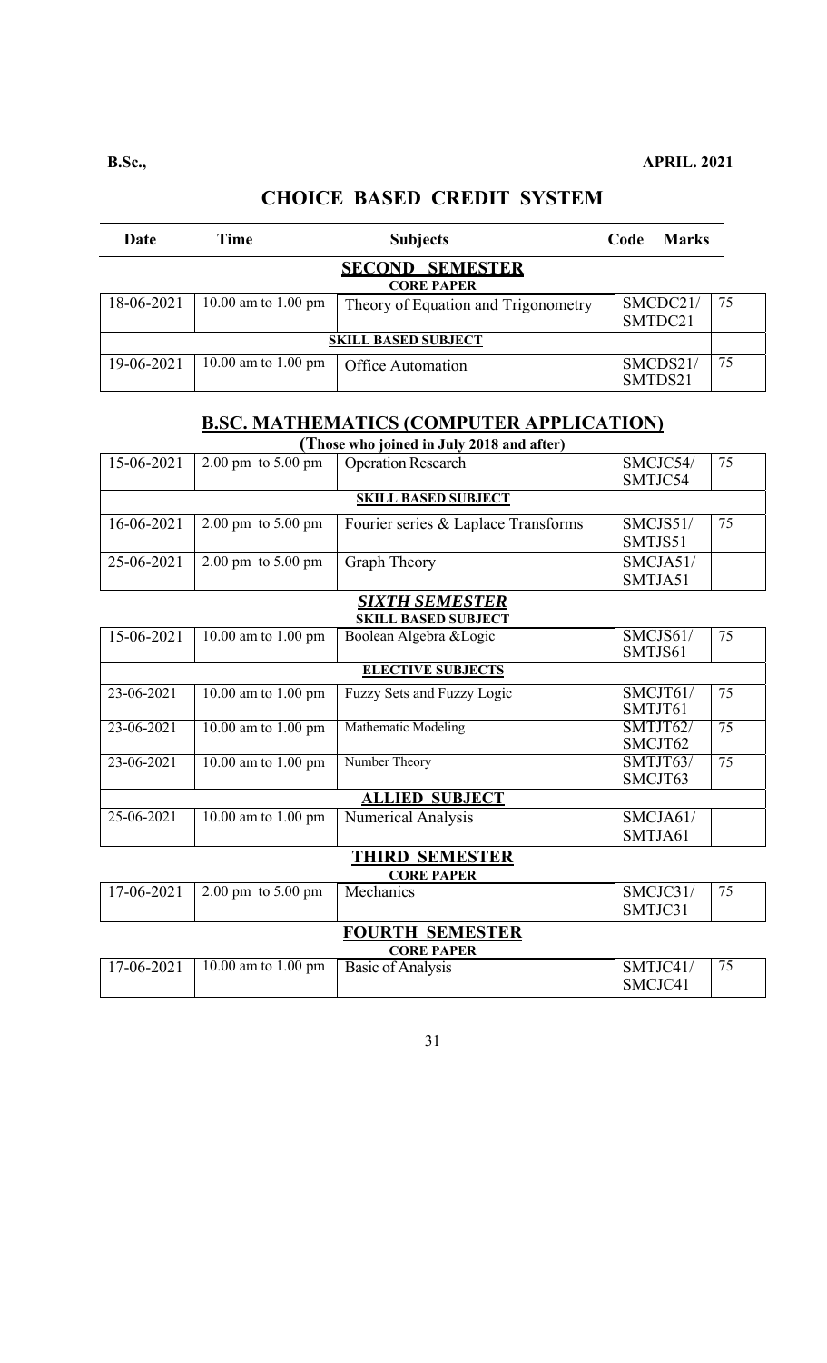**B.Sc.,** **APRIL. 2021**

## CHOICE BASED CREDIT SYSTEM

| Date | Time | Subjects | Code | Marks |
|---|---|---|---|---|
| | | **SECOND SEMESTER** | | |
| | | **CORE PAPER** | | |
| 18-06-2021 | 10.00 am to 1.00 pm | Theory of Equation and Trigonometry | SMCDC21/ SMTDC21 | 75 |
| | | **SKILL BASED SUBJECT** | | |
| 19-06-2021 | 10.00 am to 1.00 pm | Office Automation | SMCDS21/ SMTDS21 | 75 |

## B.SC. MATHEMATICS (COMPUTER APPLICATION)

**(Those who joined in July 2018 and after)**

| Date | Time | Subjects | Code | Marks |
|---|---|---|---|---|
| 15-06-2021 | 2.00 pm to 5.00 pm | Operation Research | SMCJC54/ SMTJC54 | 75 |
| | | **SKILL BASED SUBJECT** | | |
| 16-06-2021 | 2.00 pm to 5.00 pm | Fourier series & Laplace Transforms | SMCJS51/ SMTJS51 | 75 |
| 25-06-2021 | 2.00 pm to 5.00 pm | Graph Theory | SMCJA51/ SMTJA51 | |
| | | ***SIXTH SEMESTER*** | | |
| | | **SKILL BASED SUBJECT** | | |
| 15-06-2021 | 10.00 am to 1.00 pm | Boolean Algebra &Logic | SMCJS61/ SMTJS61 | 75 |
| | | **ELECTIVE SUBJECTS** | | |
| 23-06-2021 | 10.00 am to 1.00 pm | Fuzzy Sets and Fuzzy Logic | SMCJT61/ SMTJT61 | 75 |
| 23-06-2021 | 10.00 am to 1.00 pm | Mathematic Modeling | SMTJT62/ SMCJT62 | 75 |
| 23-06-2021 | 10.00 am to 1.00 pm | Number Theory | SMTJT63/ SMCJT63 | 75 |
| | | **ALLIED SUBJECT** | | |
| 25-06-2021 | 10.00 am to 1.00 pm | Numerical Analysis | SMCJA61/ SMTJA61 | |
| | | **THIRD SEMESTER** | | |
| | | **CORE PAPER** | | |
| 17-06-2021 | 2.00 pm to 5.00 pm | Mechanics | SMCJC31/ SMTJC31 | 75 |
| | | **FOURTH SEMESTER** | | |
| | | **CORE PAPER** | | |
| 17-06-2021 | 10.00 am to 1.00 pm | Basic of Analysis | SMTJC41/ SMCJC41 | 75 |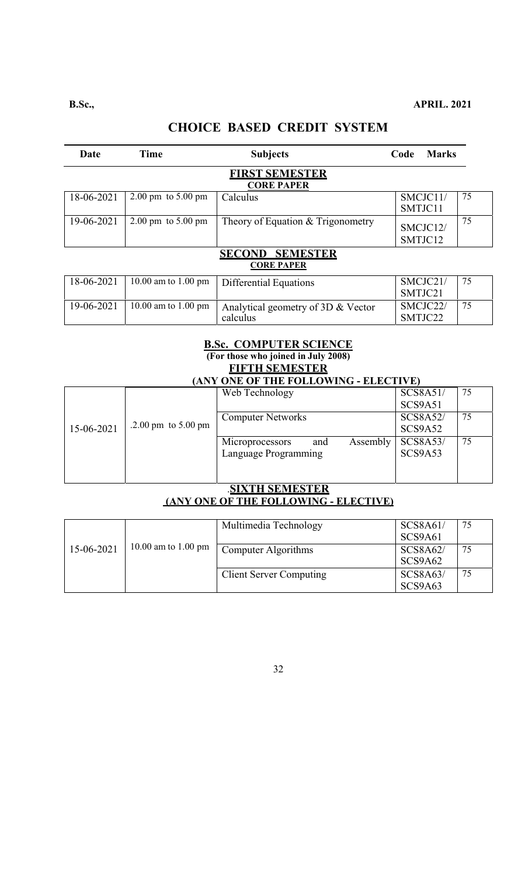**B.Sc.,** **APRIL. 2021**

# CHOICE BASED CREDIT SYSTEM

| Date | Time | Subjects | Code | Marks |
|---|---|---|---|---|
| | | **FIRST SEMESTER** | | |
| | | **CORE PAPER** | | |
| 18-06-2021 | 2.00 pm to 5.00 pm | Calculus | SMCJC11/ SMTJC11 | 75 |
| 19-06-2021 | 2.00 pm to 5.00 pm | Theory of Equation & Trigonometry | SMCJC12/ SMTJC12 | 75 |
| | | **SECOND SEMESTER** | | |
| | | **CORE PAPER** | | |
| 18-06-2021 | 10.00 am to 1.00 pm | Differential Equations | SMCJC21/ SMTJC21 | 75 |
| 19-06-2021 | 10.00 am to 1.00 pm | Analytical geometry of 3D & Vector calculus | SMCJC22/ SMTJC22 | 75 |

## B.Sc. COMPUTER SCIENCE

**(For those who joined in July 2008)**

### FIFTH SEMESTER

**(ANY ONE OF THE FOLLOWING - ELECTIVE)**

| Date | Time | Subjects | Code | Marks |
|---|---|---|---|---|
| 15-06-2021 | .2.00 pm to 5.00 pm | Web Technology | SCS8A51/ SCS9A51 | 75 |
| | | Computer Networks | SCS8A52/ SCS9A52 | 75 |
| | | Microprocessors and Assembly Language Programming | SCS8A53/ SCS9A53 | 75 |

### .SIXTH SEMESTER

**(ANY ONE OF THE FOLLOWING - ELECTIVE)**

| Date | Time | Subjects | Code | Marks |
|---|---|---|---|---|
| 15-06-2021 | 10.00 am to 1.00 pm | Multimedia Technology | SCS8A61/ SCS9A61 | 75 |
| | | Computer Algorithms | SCS8A62/ SCS9A62 | 75 |
| | | Client Server Computing | SCS8A63/ SCS9A63 | 75 |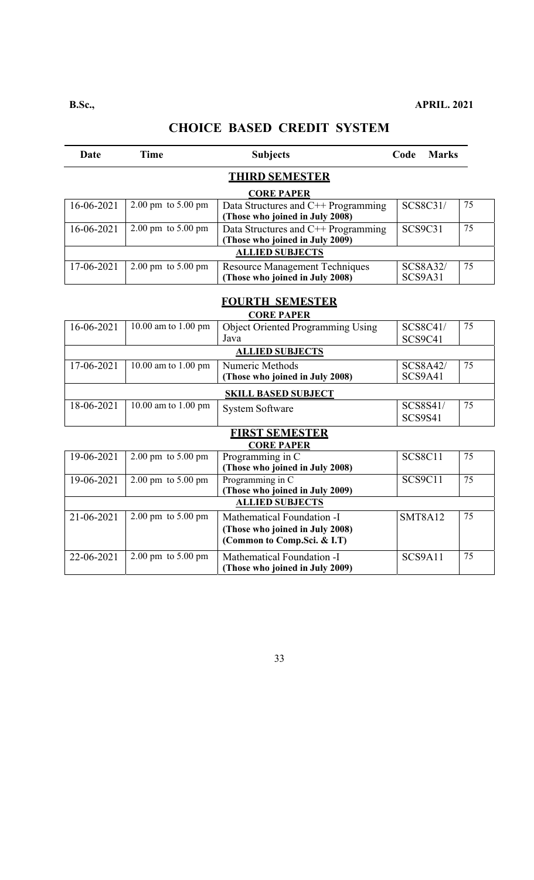**B.Sc.,** **APRIL. 2021**

# CHOICE BASED CREDIT SYSTEM

| Date | Time | Subjects | Code | Marks |
|---|---|---|---|---|
| | | **THIRD SEMESTER** | | |
| | | **CORE PAPER** | | |
| 16-06-2021 | 2.00 pm to 5.00 pm | Data Structures and C++ Programming **(Those who joined in July 2008)** | SCS8C31/ | 75 |
| 16-06-2021 | 2.00 pm to 5.00 pm | Data Structures and C++ Programming **(Those who joined in July 2009)** | SCS9C31 | 75 |
| | | **ALLIED SUBJECTS** | | |
| 17-06-2021 | 2.00 pm to 5.00 pm | Resource Management Techniques **(Those who joined in July 2008)** | SCS8A32/ SCS9A31 | 75 |
| | | **FOURTH SEMESTER** | | |
| | | **CORE PAPER** | | |
| 16-06-2021 | 10.00 am to 1.00 pm | Object Oriented Programming Using Java | SCS8C41/ SCS9C41 | 75 |
| | | **ALLIED SUBJECTS** | | |
| 17-06-2021 | 10.00 am to 1.00 pm | Numeric Methods **(Those who joined in July 2008)** | SCS8A42/ SCS9A41 | 75 |
| | | **SKILL BASED SUBJECT** | | |
| 18-06-2021 | 10.00 am to 1.00 pm | System Software | SCS8S41/ SCS9S41 | 75 |
| | | **FIRST SEMESTER** | | |
| | | **CORE PAPER** | | |
| 19-06-2021 | 2.00 pm to 5.00 pm | Programming in C **(Those who joined in July 2008)** | SCS8C11 | 75 |
| 19-06-2021 | 2.00 pm to 5.00 pm | Programming in C **(Those who joined in July 2009)** | SCS9C11 | 75 |
| | | **ALLIED SUBJECTS** | | |
| 21-06-2021 | 2.00 pm to 5.00 pm | Mathematical Foundation -I **(Those who joined in July 2008)** **(Common to Comp.Sci. & I.T)** | SMT8A12 | 75 |
| 22-06-2021 | 2.00 pm to 5.00 pm | Mathematical Foundation -I **(Those who joined in July 2009)** | SCS9A11 | 75 |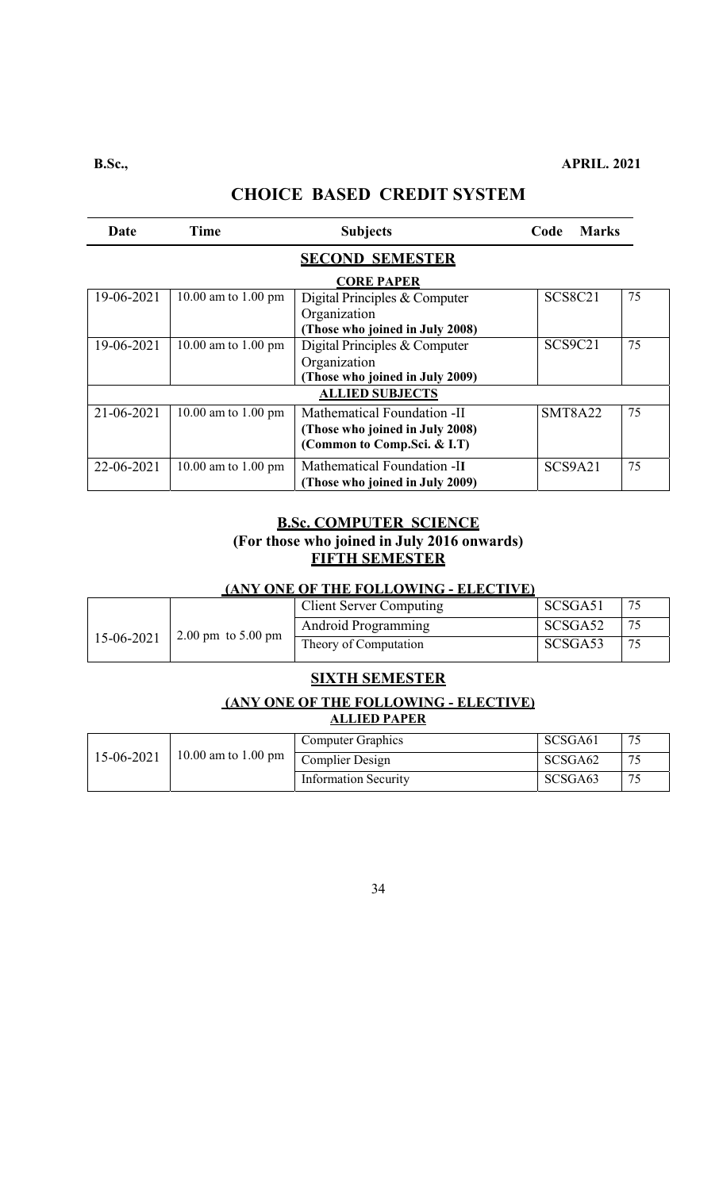**B.Sc.,** **APRIL. 2021**

## CHOICE BASED CREDIT SYSTEM

| Date | Time | Subjects | Code | Marks |
|---|---|---|---|---|
| | | **SECOND SEMESTER** | | |
| | | **CORE PAPER** | | |
| 19-06-2021 | 10.00 am to 1.00 pm | Digital Principles & Computer Organization **(Those who joined in July 2008)** | SCS8C21 | 75 |
| 19-06-2021 | 10.00 am to 1.00 pm | Digital Principles & Computer Organization **(Those who joined in July 2009)** | SCS9C21 | 75 |
| | | **ALLIED SUBJECTS** | | |
| 21-06-2021 | 10.00 am to 1.00 pm | Mathematical Foundation -II **(Those who joined in July 2008) (Common to Comp.Sci. & I.T)** | SMT8A22 | 75 |
| 22-06-2021 | 10.00 am to 1.00 pm | Mathematical Foundation -II **(Those who joined in July 2009)** | SCS9A21 | 75 |

### B.Sc. COMPUTER SCIENCE
**(For those who joined in July 2016 onwards)**

### FIFTH SEMESTER

**(ANY ONE OF THE FOLLOWING - ELECTIVE)**

| Date | Time | Subjects | Code | Marks |
|---|---|---|---|---|
| 15-06-2021 | 2.00 pm to 5.00 pm | Client Server Computing | SCSGA51 | 75 |
| | | Android Programming | SCSGA52 | 75 |
| | | Theory of Computation | SCSGA53 | 75 |

### SIXTH SEMESTER

**(ANY ONE OF THE FOLLOWING - ELECTIVE)**

**ALLIED PAPER**

| Date | Time | Subjects | Code | Marks |
|---|---|---|---|---|
| 15-06-2021 | 10.00 am to 1.00 pm | Computer Graphics | SCSGA61 | 75 |
| | | Complier Design | SCSGA62 | 75 |
| | | Information Security | SCSGA63 | 75 |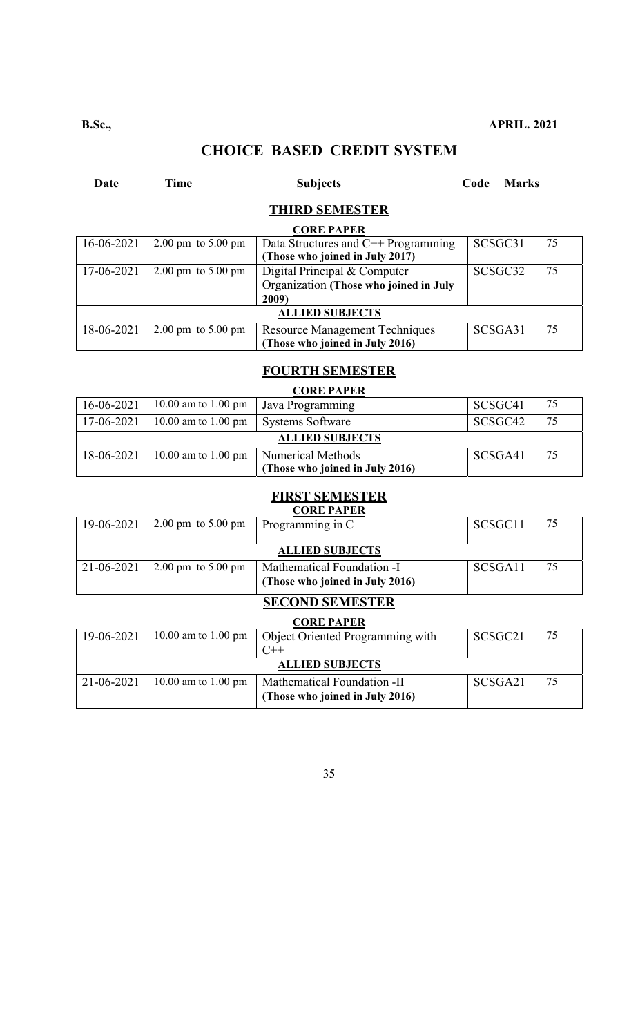**B.Sc.,** **APRIL. 2021**

# CHOICE BASED CREDIT SYSTEM

| Date | Time | Subjects | Code | Marks |
|---|---|---|---|---|
| | | **THIRD SEMESTER** | | |
| | | **CORE PAPER** | | |
| 16-06-2021 | 2.00 pm to 5.00 pm | Data Structures and C++ Programming **(Those who joined in July 2017)** | SCSGC31 | 75 |
| 17-06-2021 | 2.00 pm to 5.00 pm | Digital Principal & Computer Organization **(Those who joined in July 2009)** | SCSGC32 | 75 |
| | | **ALLIED SUBJECTS** | | |
| 18-06-2021 | 2.00 pm to 5.00 pm | Resource Management Techniques **(Those who joined in July 2016)** | SCSGA31 | 75 |
| | | **FOURTH SEMESTER** | | |
| | | **CORE PAPER** | | |
| 16-06-2021 | 10.00 am to 1.00 pm | Java Programming | SCSGC41 | 75 |
| 17-06-2021 | 10.00 am to 1.00 pm | Systems Software | SCSGC42 | 75 |
| | | **ALLIED SUBJECTS** | | |
| 18-06-2021 | 10.00 am to 1.00 pm | Numerical Methods **(Those who joined in July 2016)** | SCSGA41 | 75 |
| | | **FIRST SEMESTER** | | |
| | | **CORE PAPER** | | |
| 19-06-2021 | 2.00 pm to 5.00 pm | Programming in C | SCSGC11 | 75 |
| | | **ALLIED SUBJECTS** | | |
| 21-06-2021 | 2.00 pm to 5.00 pm | Mathematical Foundation -I **(Those who joined in July 2016)** | SCSGA11 | 75 |
| | | **SECOND SEMESTER** | | |
| | | **CORE PAPER** | | |
| 19-06-2021 | 10.00 am to 1.00 pm | Object Oriented Programming with C++ | SCSGC21 | 75 |
| | | **ALLIED SUBJECTS** | | |
| 21-06-2021 | 10.00 am to 1.00 pm | Mathematical Foundation -II **(Those who joined in July 2016)** | SCSGA21 | 75 |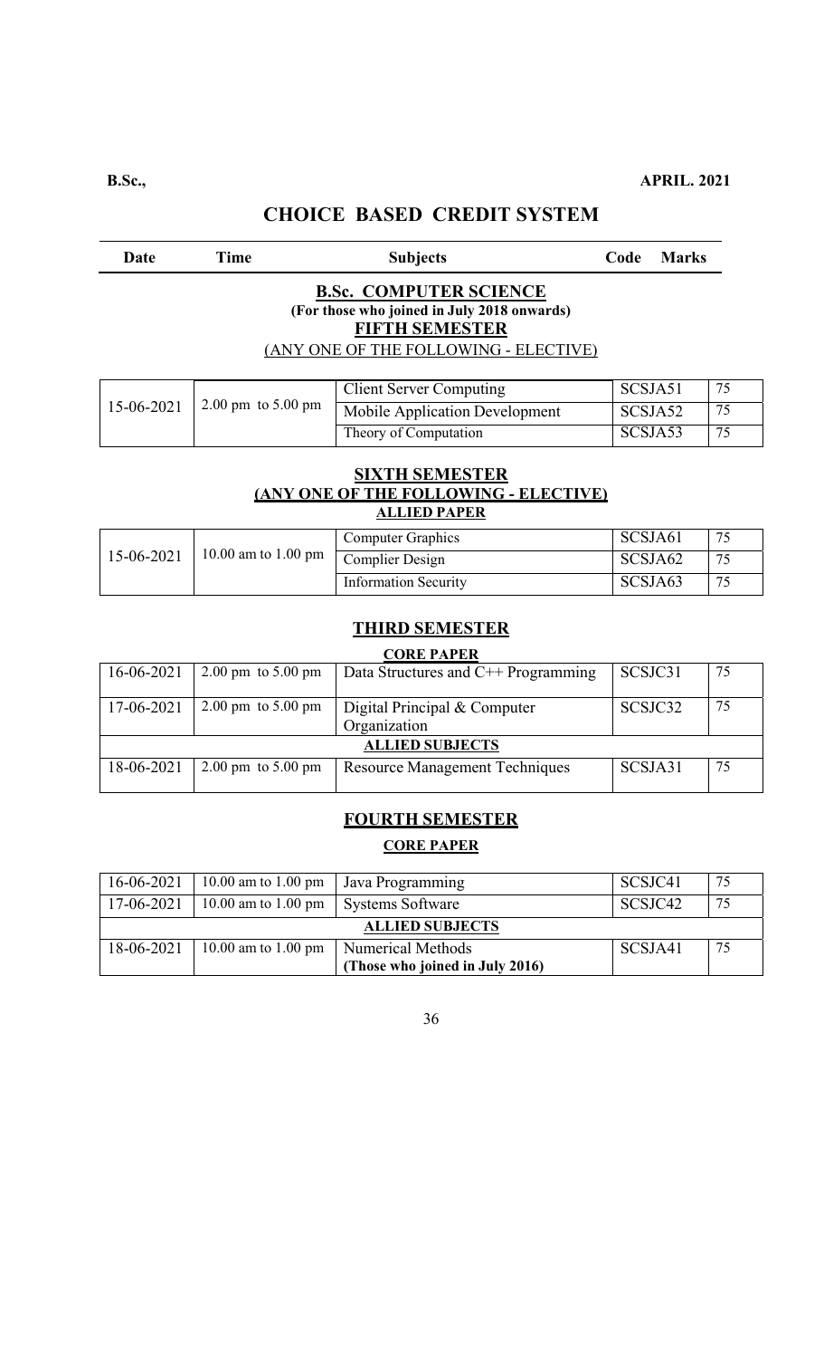**B.Sc.,** **APRIL. 2021**

## CHOICE BASED CREDIT SYSTEM

| Date | Time | Subjects | Code | Marks |
|---|---|---|---|---|

### B.Sc. COMPUTER SCIENCE

**(For those who joined in July 2018 onwards)**

**FIFTH SEMESTER**

(ANY ONE OF THE FOLLOWING - ELECTIVE)

| Date | Time | Subjects | Code | Marks |
|---|---|---|---|---|
| 15-06-2021 | 2.00 pm to 5.00 pm | Client Server Computing | SCSJA51 | 75 |
| | | Mobile Application Development | SCSJA52 | 75 |
| | | Theory of Computation | SCSJA53 | 75 |

**SIXTH SEMESTER**

**(ANY ONE OF THE FOLLOWING - ELECTIVE)**

**ALLIED PAPER**

| Date | Time | Subjects | Code | Marks |
|---|---|---|---|---|
| 15-06-2021 | 10.00 am to 1.00 pm | Computer Graphics | SCSJA61 | 75 |
| | | Complier Design | SCSJA62 | 75 |
| | | Information Security | SCSJA63 | 75 |

**THIRD SEMESTER**

**CORE PAPER**

| Date | Time | Subjects | Code | Marks |
|---|---|---|---|---|
| 16-06-2021 | 2.00 pm to 5.00 pm | Data Structures and C++ Programming | SCSJC31 | 75 |
| 17-06-2021 | 2.00 pm to 5.00 pm | Digital Principal & Computer Organization | SCSJC32 | 75 |
| | | **ALLIED SUBJECTS** | | |
| 18-06-2021 | 2.00 pm to 5.00 pm | Resource Management Techniques | SCSJA31 | 75 |

**FOURTH SEMESTER**

**CORE PAPER**

| Date | Time | Subjects | Code | Marks |
|---|---|---|---|---|
| 16-06-2021 | 10.00 am to 1.00 pm | Java Programming | SCSJC41 | 75 |
| 17-06-2021 | 10.00 am to 1.00 pm | Systems Software | SCSJC42 | 75 |
| | | **ALLIED SUBJECTS** | | |
| 18-06-2021 | 10.00 am to 1.00 pm | Numerical Methods **(Those who joined in July 2016)** | SCSJA41 | 75 |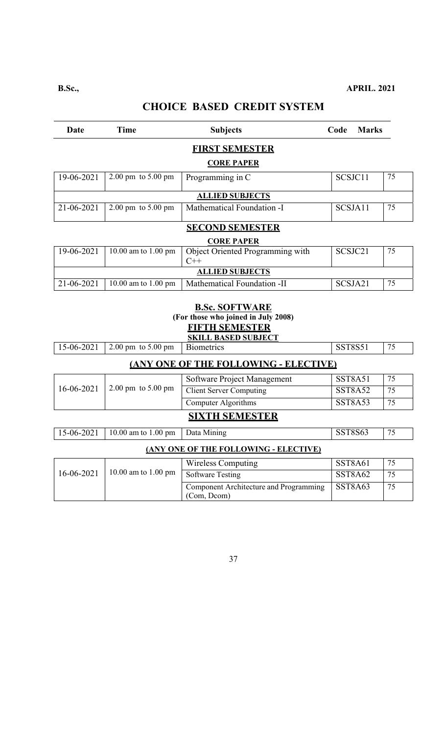**B.Sc.,** **APRIL. 2021**

# CHOICE BASED CREDIT SYSTEM

| Date | Time | Subjects | Code | Marks |
|---|---|---|---|---|

## FIRST SEMESTER

### CORE PAPER

| Date | Time | Subjects | Code | Marks |
|---|---|---|---|---|
| 19-06-2021 | 2.00 pm to 5.00 pm | Programming in C | SCSJC11 | 75 |
| **ALLIED SUBJECTS** | | | | |
| 21-06-2021 | 2.00 pm to 5.00 pm | Mathematical Foundation -I | SCSJA11 | 75 |

## SECOND SEMESTER

### CORE PAPER

| Date | Time | Subjects | Code | Marks |
|---|---|---|---|---|
| 19-06-2021 | 10.00 am to 1.00 pm | Object Oriented Programming with C++ | SCSJC21 | 75 |
| **ALLIED SUBJECTS** | | | | |
| 21-06-2021 | 10.00 am to 1.00 pm | Mathematical Foundation -II | SCSJA21 | 75 |

## B.Sc. SOFTWARE

**(For those who joined in July 2008)**

## FIFTH SEMESTER

### SKILL BASED SUBJECT

| Date | Time | Subjects | Code | Marks |
|---|---|---|---|---|
| 15-06-2021 | 2.00 pm to 5.00 pm | Biometrics | SST8S51 | 75 |

### (ANY ONE OF THE FOLLOWING - ELECTIVE)

| Date | Time | Subjects | Code | Marks |
|---|---|---|---|---|
| 16-06-2021 | 2.00 pm to 5.00 pm | Software Project Management | SST8A51 | 75 |
| | | Client Server Computing | SST8A52 | 75 |
| | | Computer Algorithms | SST8A53 | 75 |

## SIXTH SEMESTER

| Date | Time | Subjects | Code | Marks |
|---|---|---|---|---|
| 15-06-2021 | 10.00 am to 1.00 pm | Data Mining | SST8S63 | 75 |

### (ANY ONE OF THE FOLLOWING - ELECTIVE)

| Date | Time | Subjects | Code | Marks |
|---|---|---|---|---|
| 16-06-2021 | 10.00 am to 1.00 pm | Wireless Computing | SST8A61 | 75 |
| | | Software Testing | SST8A62 | 75 |
| | | Component Architecture and Programming (Com, Dcom) | SST8A63 | 75 |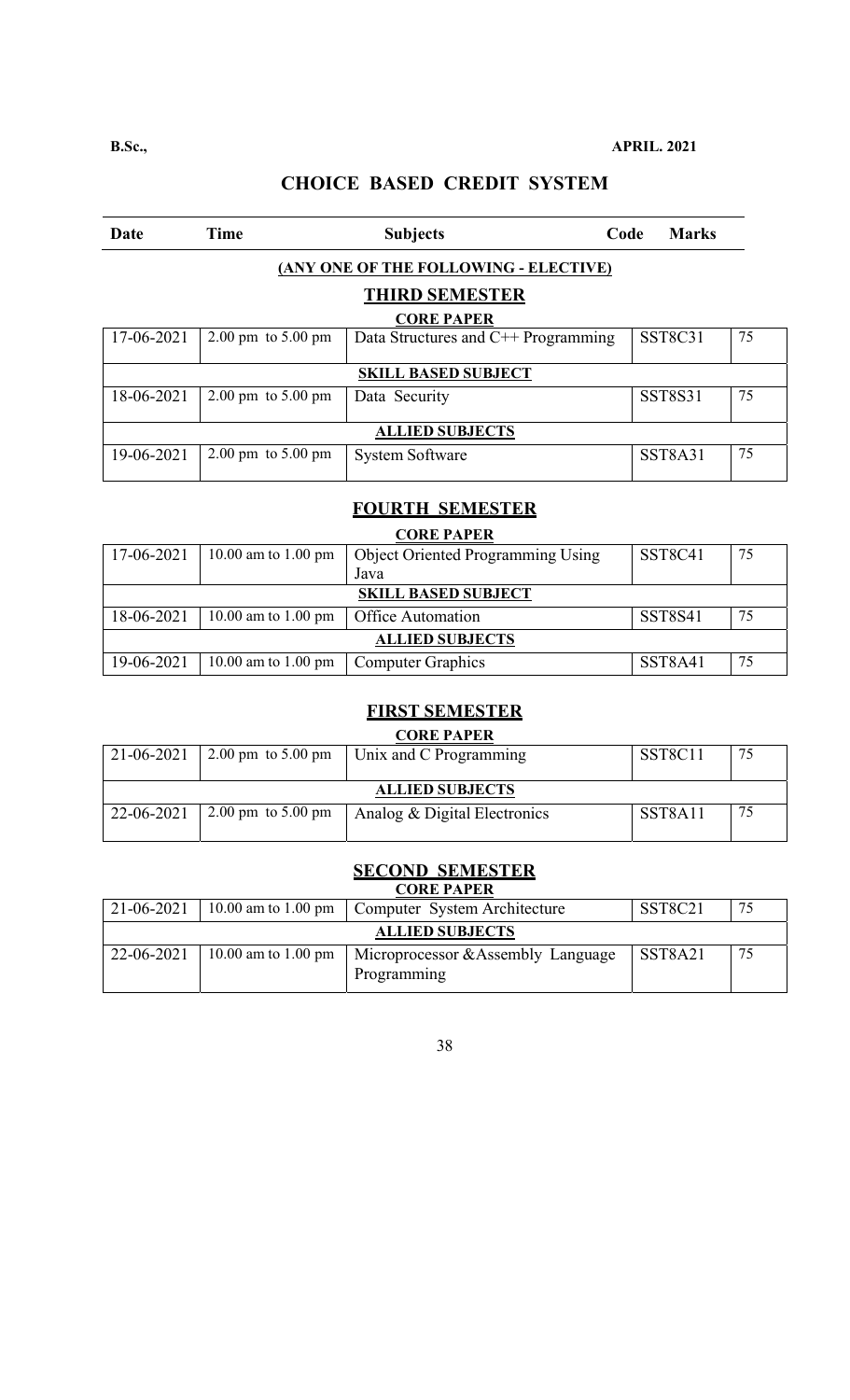**B.Sc.,** **APRIL. 2021**

## CHOICE BASED CREDIT SYSTEM

| Date | Time | Subjects | Code | Marks |
|---|---|---|---|---|

**(ANY ONE OF THE FOLLOWING - ELECTIVE)**

### THIRD SEMESTER

**CORE PAPER**

| Date | Time | Subjects | Code | Marks |
|---|---|---|---|---|
| 17-06-2021 | 2.00 pm to 5.00 pm | Data Structures and C++ Programming | SST8C31 | 75 |
| **SKILL BASED SUBJECT** | | | | |
| 18-06-2021 | 2.00 pm to 5.00 pm | Data Security | SST8S31 | 75 |
| **ALLIED SUBJECTS** | | | | |
| 19-06-2021 | 2.00 pm to 5.00 pm | System Software | SST8A31 | 75 |

### FOURTH SEMESTER

**CORE PAPER**

| Date | Time | Subjects | Code | Marks |
|---|---|---|---|---|
| 17-06-2021 | 10.00 am to 1.00 pm | Object Oriented Programming Using Java | SST8C41 | 75 |
| **SKILL BASED SUBJECT** | | | | |
| 18-06-2021 | 10.00 am to 1.00 pm | Office Automation | SST8S41 | 75 |
| **ALLIED SUBJECTS** | | | | |
| 19-06-2021 | 10.00 am to 1.00 pm | Computer Graphics | SST8A41 | 75 |

### FIRST SEMESTER

**CORE PAPER**

| Date | Time | Subjects | Code | Marks |
|---|---|---|---|---|
| 21-06-2021 | 2.00 pm to 5.00 pm | Unix and C Programming | SST8C11 | 75 |
| **ALLIED SUBJECTS** | | | | |
| 22-06-2021 | 2.00 pm to 5.00 pm | Analog & Digital Electronics | SST8A11 | 75 |

### SECOND SEMESTER

**CORE PAPER**

| Date | Time | Subjects | Code | Marks |
|---|---|---|---|---|
| 21-06-2021 | 10.00 am to 1.00 pm | Computer System Architecture | SST8C21 | 75 |
| **ALLIED SUBJECTS** | | | | |
| 22-06-2021 | 10.00 am to 1.00 pm | Microprocessor &Assembly Language Programming | SST8A21 | 75 |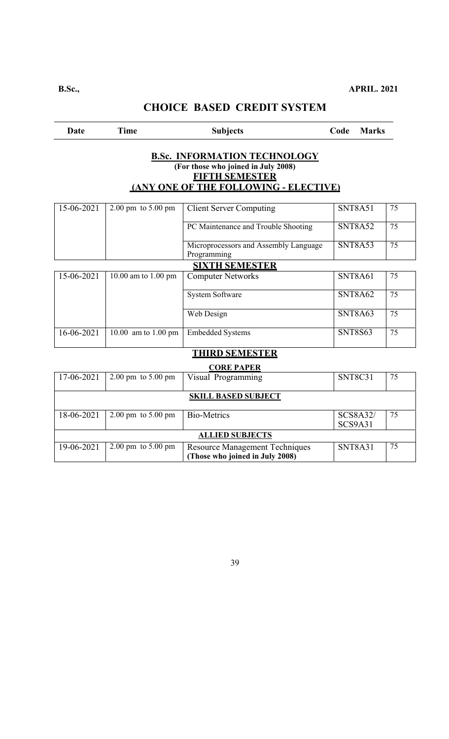**B.Sc.,** **APRIL. 2021**

## CHOICE BASED CREDIT SYSTEM

| Date | Time | Subjects | Code | Marks |
|---|---|---|---|---|

### B.Sc. INFORMATION TECHNOLOGY

**(For those who joined in July 2008)**

**FIFTH SEMESTER**

**(ANY ONE OF THE FOLLOWING - ELECTIVE)**

| Date | Time | Subjects | Code | Marks |
|---|---|---|---|---|
| 15-06-2021 | 2.00 pm to 5.00 pm | Client Server Computing | SNT8A51 | 75 |
| | | PC Maintenance and Trouble Shooting | SNT8A52 | 75 |
| | | Microprocessors and Assembly Language Programming | SNT8A53 | 75 |
| | | **SIXTH SEMESTER** | | |
| 15-06-2021 | 10.00 am to 1.00 pm | Computer Networks | SNT8A61 | 75 |
| | | System Software | SNT8A62 | 75 |
| | | Web Design | SNT8A63 | 75 |
| 16-06-2021 | 10.00 am to 1.00 pm | Embedded Systems | SNT8S63 | 75 |

### THIRD SEMESTER

**CORE PAPER**

| Date | Time | Subjects | Code | Marks |
|---|---|---|---|---|
| 17-06-2021 | 2.00 pm to 5.00 pm | Visual Programming | SNT8C31 | 75 |
| | | **SKILL BASED SUBJECT** | | |
| 18-06-2021 | 2.00 pm to 5.00 pm | Bio-Metrics | SCS8A32/ SCS9A31 | 75 |
| | | **ALLIED SUBJECTS** | | |
| 19-06-2021 | 2.00 pm to 5.00 pm | Resource Management Techniques **(Those who joined in July 2008)** | SNT8A31 | 75 |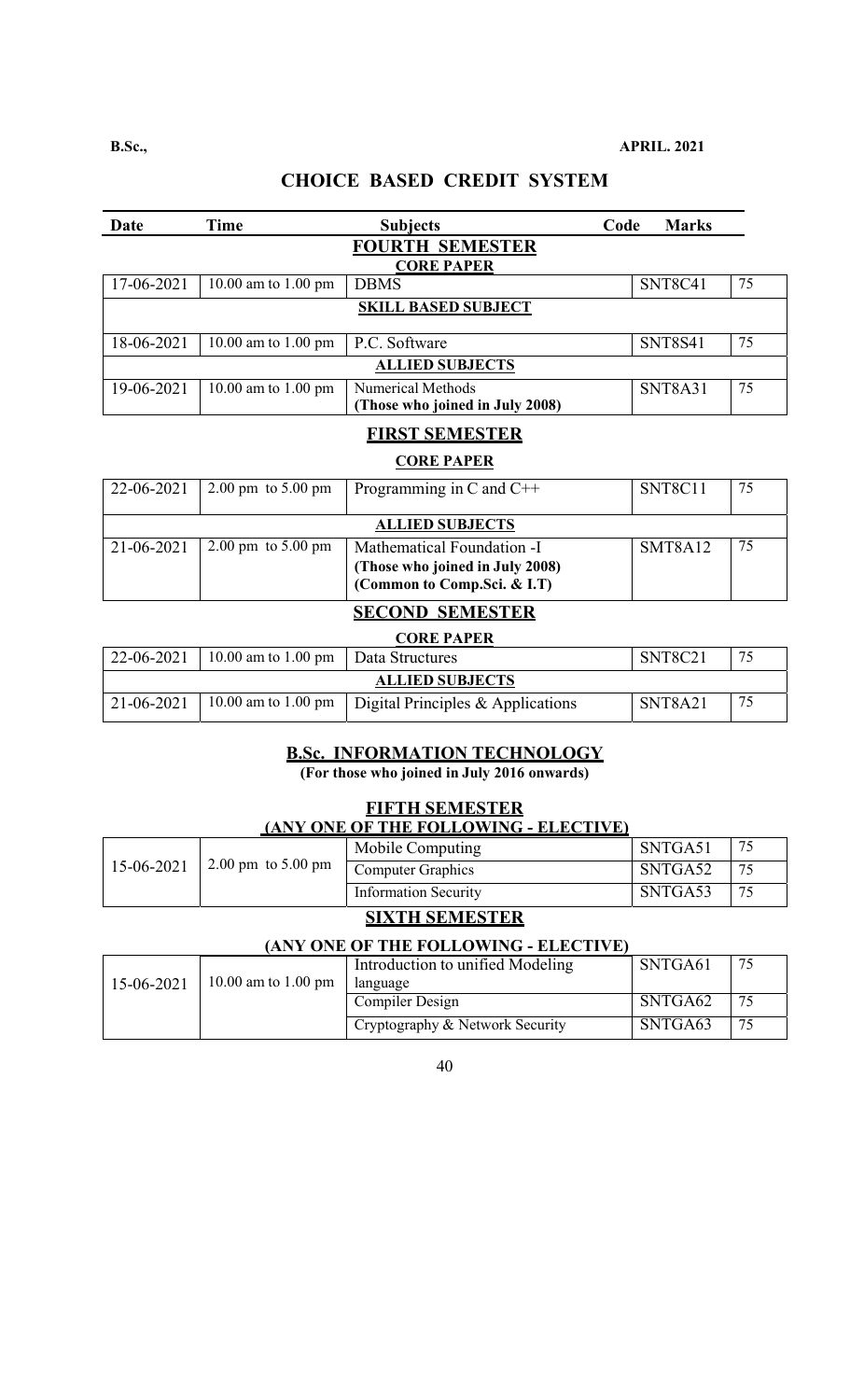**B.Sc.,** **APRIL. 2021**

## CHOICE BASED CREDIT SYSTEM

| Date | Time | Subjects | Code | Marks |
|---|---|---|---|---|
| | | **FOURTH SEMESTER** | | |
| | | **CORE PAPER** | | |
| 17-06-2021 | 10.00 am to 1.00 pm | DBMS | SNT8C41 | 75 |
| | | **SKILL BASED SUBJECT** | | |
| 18-06-2021 | 10.00 am to 1.00 pm | P.C. Software | SNT8S41 | 75 |
| | | **ALLIED SUBJECTS** | | |
| 19-06-2021 | 10.00 am to 1.00 pm | Numerical Methods **(Those who joined in July 2008)** | SNT8A31 | 75 |
| | | **FIRST SEMESTER** | | |
| | | **CORE PAPER** | | |
| 22-06-2021 | 2.00 pm to 5.00 pm | Programming in C and C++ | SNT8C11 | 75 |
| | | **ALLIED SUBJECTS** | | |
| 21-06-2021 | 2.00 pm to 5.00 pm | Mathematical Foundation -I **(Those who joined in July 2008) (Common to Comp.Sci. & I.T)** | SMT8A12 | 75 |
| | | **SECOND SEMESTER** | | |
| | | **CORE PAPER** | | |
| 22-06-2021 | 10.00 am to 1.00 pm | Data Structures | SNT8C21 | 75 |
| | | **ALLIED SUBJECTS** | | |
| 21-06-2021 | 10.00 am to 1.00 pm | Digital Principles & Applications | SNT8A21 | 75 |

## B.Sc. INFORMATION TECHNOLOGY

**(For those who joined in July 2016 onwards)**

### FIFTH SEMESTER

**(ANY ONE OF THE FOLLOWING - ELECTIVE)**

| Date | Time | Subjects | Code | Marks |
|---|---|---|---|---|
| 15-06-2021 | 2.00 pm to 5.00 pm | Mobile Computing | SNTGA51 | 75 |
| | | Computer Graphics | SNTGA52 | 75 |
| | | Information Security | SNTGA53 | 75 |

### SIXTH SEMESTER

**(ANY ONE OF THE FOLLOWING - ELECTIVE)**

| Date | Time | Subjects | Code | Marks |
|---|---|---|---|---|
| 15-06-2021 | 10.00 am to 1.00 pm | Introduction to unified Modeling language | SNTGA61 | 75 |
| | | Compiler Design | SNTGA62 | 75 |
| | | Cryptography & Network Security | SNTGA63 | 75 |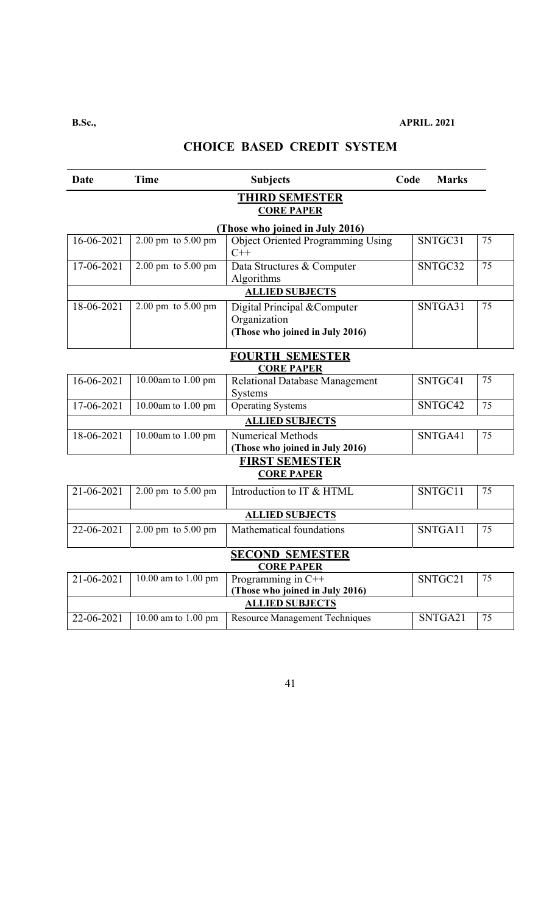**B.Sc.,** **APRIL. 2021**

## CHOICE BASED CREDIT SYSTEM

| Date | Time | Subjects | Code | Marks |
|---|---|---|---|---|
| | | **THIRD SEMESTER** | | |
| | | **CORE PAPER** | | |
| | | **(Those who joined in July 2016)** | | |
| 16-06-2021 | 2.00 pm to 5.00 pm | Object Oriented Programming Using C++ | SNTGC31 | 75 |
| 17-06-2021 | 2.00 pm to 5.00 pm | Data Structures & Computer Algorithms | SNTGC32 | 75 |
| | | **ALLIED SUBJECTS** | | |
| 18-06-2021 | 2.00 pm to 5.00 pm | Digital Principal &Computer Organization **(Those who joined in July 2016)** | SNTGA31 | 75 |
| | | **FOURTH SEMESTER** | | |
| | | **CORE PAPER** | | |
| 16-06-2021 | 10.00am to 1.00 pm | Relational Database Management Systems | SNTGC41 | 75 |
| 17-06-2021 | 10.00am to 1.00 pm | Operating Systems | SNTGC42 | 75 |
| | | **ALLIED SUBJECTS** | | |
| 18-06-2021 | 10.00am to 1.00 pm | Numerical Methods **(Those who joined in July 2016)** | SNTGA41 | 75 |
| | | **FIRST SEMESTER** | | |
| | | **CORE PAPER** | | |
| 21-06-2021 | 2.00 pm to 5.00 pm | Introduction to IT & HTML | SNTGC11 | 75 |
| | | **ALLIED SUBJECTS** | | |
| 22-06-2021 | 2.00 pm to 5.00 pm | Mathematical foundations | SNTGA11 | 75 |
| | | **SECOND SEMESTER** | | |
| | | **CORE PAPER** | | |
| 21-06-2021 | 10.00 am to 1.00 pm | Programming in C++ **(Those who joined in July 2016)** | SNTGC21 | 75 |
| | | **ALLIED SUBJECTS** | | |
| 22-06-2021 | 10.00 am to 1.00 pm | Resource Management Techniques | SNTGA21 | 75 |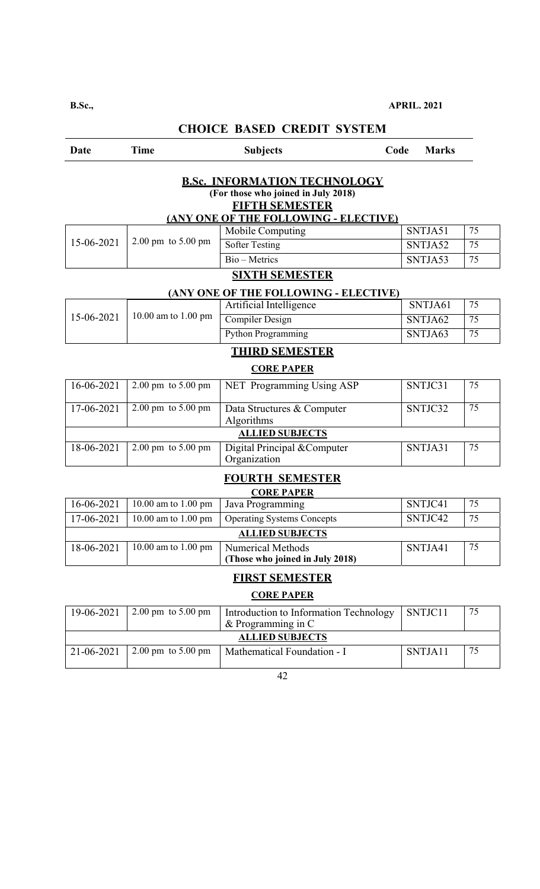**B.Sc.,** **APRIL. 2021**

## CHOICE BASED CREDIT SYSTEM

| Date | Time | Subjects | Code | Marks |
|---|---|---|---|---|

### B.Sc. INFORMATION TECHNOLOGY

**(For those who joined in July 2018)**

#### FIFTH SEMESTER

**(ANY ONE OF THE FOLLOWING - ELECTIVE)**

| Date | Time | Subjects | Code | Marks |
|---|---|---|---|---|
| 15-06-2021 | 2.00 pm to 5.00 pm | Mobile Computing | SNTJA51 | 75 |
| | | Softer Testing | SNTJA52 | 75 |
| | | Bio – Metrics | SNTJA53 | 75 |

#### SIXTH SEMESTER

**(ANY ONE OF THE FOLLOWING - ELECTIVE)**

| Date | Time | Subjects | Code | Marks |
|---|---|---|---|---|
| 15-06-2021 | 10.00 am to 1.00 pm | Artificial Intelligence | SNTJA61 | 75 |
| | | Compiler Design | SNTJA62 | 75 |
| | | Python Programming | SNTJA63 | 75 |

#### THIRD SEMESTER

**CORE PAPER**

| Date | Time | Subjects | Code | Marks |
|---|---|---|---|---|
| 16-06-2021 | 2.00 pm to 5.00 pm | NET Programming Using ASP | SNTJC31 | 75 |
| 17-06-2021 | 2.00 pm to 5.00 pm | Data Structures & Computer Algorithms | SNTJC32 | 75 |
| **ALLIED SUBJECTS** | | | | |
| 18-06-2021 | 2.00 pm to 5.00 pm | Digital Principal &Computer Organization | SNTJA31 | 75 |

#### FOURTH SEMESTER

**CORE PAPER**

| Date | Time | Subjects | Code | Marks |
|---|---|---|---|---|
| 16-06-2021 | 10.00 am to 1.00 pm | Java Programming | SNTJC41 | 75 |
| 17-06-2021 | 10.00 am to 1.00 pm | Operating Systems Concepts | SNTJC42 | 75 |
| **ALLIED SUBJECTS** | | | | |
| 18-06-2021 | 10.00 am to 1.00 pm | Numerical Methods **(Those who joined in July 2018)** | SNTJA41 | 75 |

#### FIRST SEMESTER

**CORE PAPER**

| Date | Time | Subjects | Code | Marks |
|---|---|---|---|---|
| 19-06-2021 | 2.00 pm to 5.00 pm | Introduction to Information Technology & Programming in C | SNTJC11 | 75 |
| **ALLIED SUBJECTS** | | | | |
| 21-06-2021 | 2.00 pm to 5.00 pm | Mathematical Foundation - I | SNTJA11 | 75 |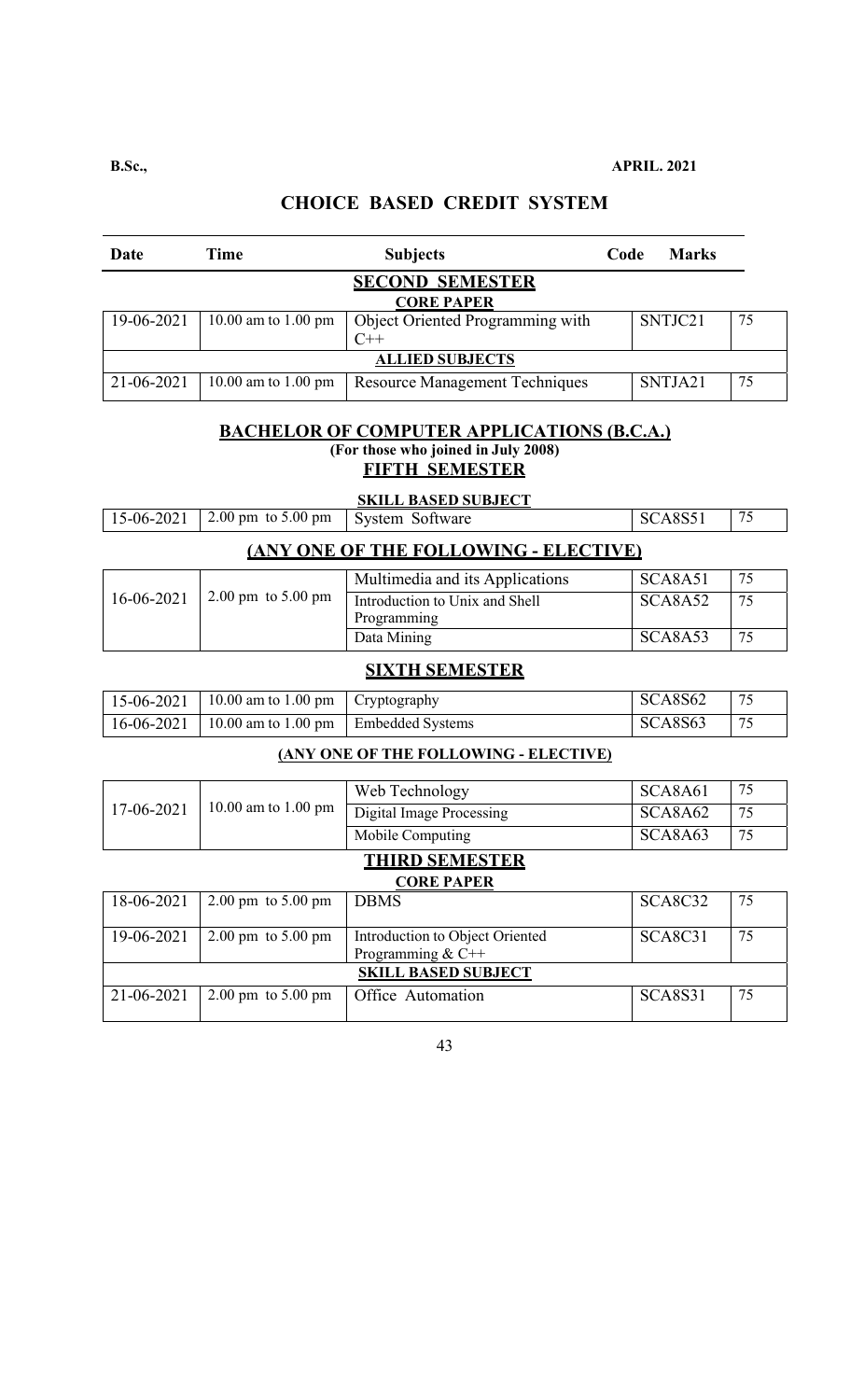**B.Sc.,** **APRIL. 2021**

## CHOICE BASED CREDIT SYSTEM

| Date | Time | Subjects | Code | Marks |
|---|---|---|---|---|
| | | **SECOND SEMESTER** | | |
| | | **CORE PAPER** | | |
| 19-06-2021 | 10.00 am to 1.00 pm | Object Oriented Programming with C++ | SNTJC21 | 75 |
| | | **ALLIED SUBJECTS** | | |
| 21-06-2021 | 10.00 am to 1.00 pm | Resource Management Techniques | SNTJA21 | 75 |

## BACHELOR OF COMPUTER APPLICATIONS (B.C.A.)

**(For those who joined in July 2008)**

### FIFTH SEMESTER

**SKILL BASED SUBJECT**

| Date | Time | Subjects | Code | Marks |
|---|---|---|---|---|
| 15-06-2021 | 2.00 pm to 5.00 pm | System Software | SCA8S51 | 75 |

### (ANY ONE OF THE FOLLOWING - ELECTIVE)

| Date | Time | Subjects | Code | Marks |
|---|---|---|---|---|
| 16-06-2021 | 2.00 pm to 5.00 pm | Multimedia and its Applications | SCA8A51 | 75 |
| | | Introduction to Unix and Shell Programming | SCA8A52 | 75 |
| | | Data Mining | SCA8A53 | 75 |

### SIXTH SEMESTER

| Date | Time | Subjects | Code | Marks |
|---|---|---|---|---|
| 15-06-2021 | 10.00 am to 1.00 pm | Cryptography | SCA8S62 | 75 |
| 16-06-2021 | 10.00 am to 1.00 pm | Embedded Systems | SCA8S63 | 75 |

**(ANY ONE OF THE FOLLOWING - ELECTIVE)**

| Date | Time | Subjects | Code | Marks |
|---|---|---|---|---|
| 17-06-2021 | 10.00 am to 1.00 pm | Web Technology | SCA8A61 | 75 |
| | | Digital Image Processing | SCA8A62 | 75 |
| | | Mobile Computing | SCA8A63 | 75 |

### THIRD SEMESTER

| Date | Time | Subjects | Code | Marks |
|---|---|---|---|---|
| | | **CORE PAPER** | | |
| 18-06-2021 | 2.00 pm to 5.00 pm | DBMS | SCA8C32 | 75 |
| 19-06-2021 | 2.00 pm to 5.00 pm | Introduction to Object Oriented Programming & C++ | SCA8C31 | 75 |
| | | **SKILL BASED SUBJECT** | | |
| 21-06-2021 | 2.00 pm to 5.00 pm | Office Automation | SCA8S31 | 75 |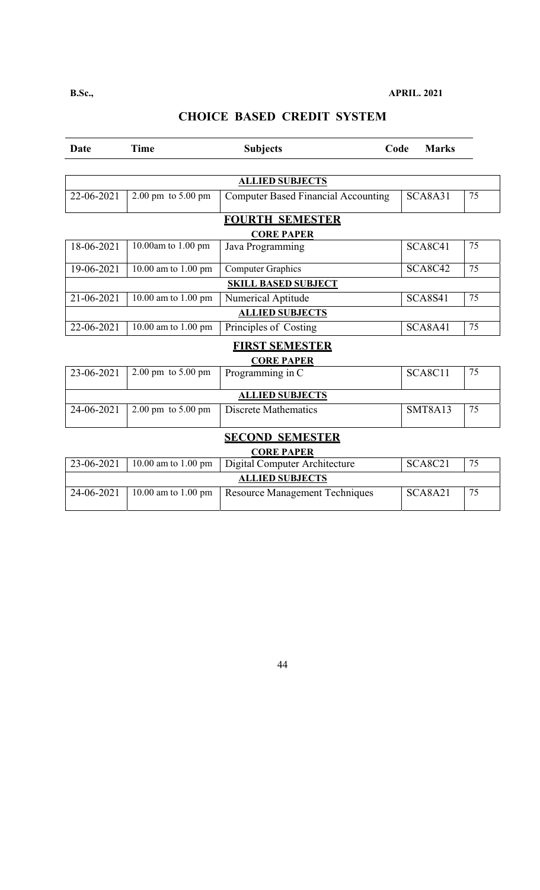**B.Sc.,** **APRIL. 2021**

## CHOICE BASED CREDIT SYSTEM

| Date | Time | Subjects | Code | Marks |
|---|---|---|---|---|
| | | **ALLIED SUBJECTS** | | |
| 22-06-2021 | 2.00 pm to 5.00 pm | Computer Based Financial Accounting | SCA8A31 | 75 |
| | | **FOURTH SEMESTER** | | |
| | | **CORE PAPER** | | |
| 18-06-2021 | 10.00am to 1.00 pm | Java Programming | SCA8C41 | 75 |
| 19-06-2021 | 10.00 am to 1.00 pm | Computer Graphics | SCA8C42 | 75 |
| | | **SKILL BASED SUBJECT** | | |
| 21-06-2021 | 10.00 am to 1.00 pm | Numerical Aptitude | SCA8S41 | 75 |
| | | **ALLIED SUBJECTS** | | |
| 22-06-2021 | 10.00 am to 1.00 pm | Principles of Costing | SCA8A41 | 75 |
| | | **FIRST SEMESTER** | | |
| | | **CORE PAPER** | | |
| 23-06-2021 | 2.00 pm to 5.00 pm | Programming in C | SCA8C11 | 75 |
| | | **ALLIED SUBJECTS** | | |
| 24-06-2021 | 2.00 pm to 5.00 pm | Discrete Mathematics | SMT8A13 | 75 |
| | | **SECOND SEMESTER** | | |
| | | **CORE PAPER** | | |
| 23-06-2021 | 10.00 am to 1.00 pm | Digital Computer Architecture | SCA8C21 | 75 |
| | | **ALLIED SUBJECTS** | | |
| 24-06-2021 | 10.00 am to 1.00 pm | Resource Management Techniques | SCA8A21 | 75 |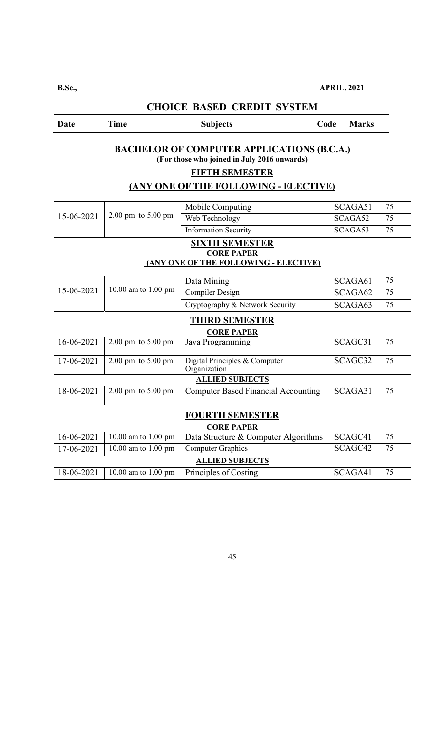**B.Sc.,** **APRIL. 2021**

## CHOICE BASED CREDIT SYSTEM

| Date | Time | Subjects | Code | Marks |
|---|---|---|---|---|

### BACHELOR OF COMPUTER APPLICATIONS (B.C.A.)

**(For those who joined in July 2016 onwards)**

#### FIFTH SEMESTER

#### (ANY ONE OF THE FOLLOWING - ELECTIVE)

| Date | Time | Subjects | Code | Marks |
|---|---|---|---|---|
| 15-06-2021 | 2.00 pm to 5.00 pm | Mobile Computing | SCAGA51 | 75 |
| | | Web Technology | SCAGA52 | 75 |
| | | Information Security | SCAGA53 | 75 |

#### SIXTH SEMESTER

**CORE PAPER**

**(ANY ONE OF THE FOLLOWING - ELECTIVE)**

| Date | Time | Subjects | Code | Marks |
|---|---|---|---|---|
| 15-06-2021 | 10.00 am to 1.00 pm | Data Mining | SCAGA61 | 75 |
| | | Compiler Design | SCAGA62 | 75 |
| | | Cryptography & Network Security | SCAGA63 | 75 |

#### THIRD SEMESTER

| Date | Time | Subjects | Code | Marks |
|---|---|---|---|---|
| **CORE PAPER** | | | | |
| 16-06-2021 | 2.00 pm to 5.00 pm | Java Programming | SCAGC31 | 75 |
| 17-06-2021 | 2.00 pm to 5.00 pm | Digital Principles & Computer Organization | SCAGC32 | 75 |
| **ALLIED SUBJECTS** | | | | |
| 18-06-2021 | 2.00 pm to 5.00 pm | Computer Based Financial Accounting | SCAGA31 | 75 |

#### FOURTH SEMESTER

| Date | Time | Subjects | Code | Marks |
|---|---|---|---|---|
| **CORE PAPER** | | | | |
| 16-06-2021 | 10.00 am to 1.00 pm | Data Structure & Computer Algorithms | SCAGC41 | 75 |
| 17-06-2021 | 10.00 am to 1.00 pm | Computer Graphics | SCAGC42 | 75 |
| **ALLIED SUBJECTS** | | | | |
| 18-06-2021 | 10.00 am to 1.00 pm | Principles of Costing | SCAGA41 | 75 |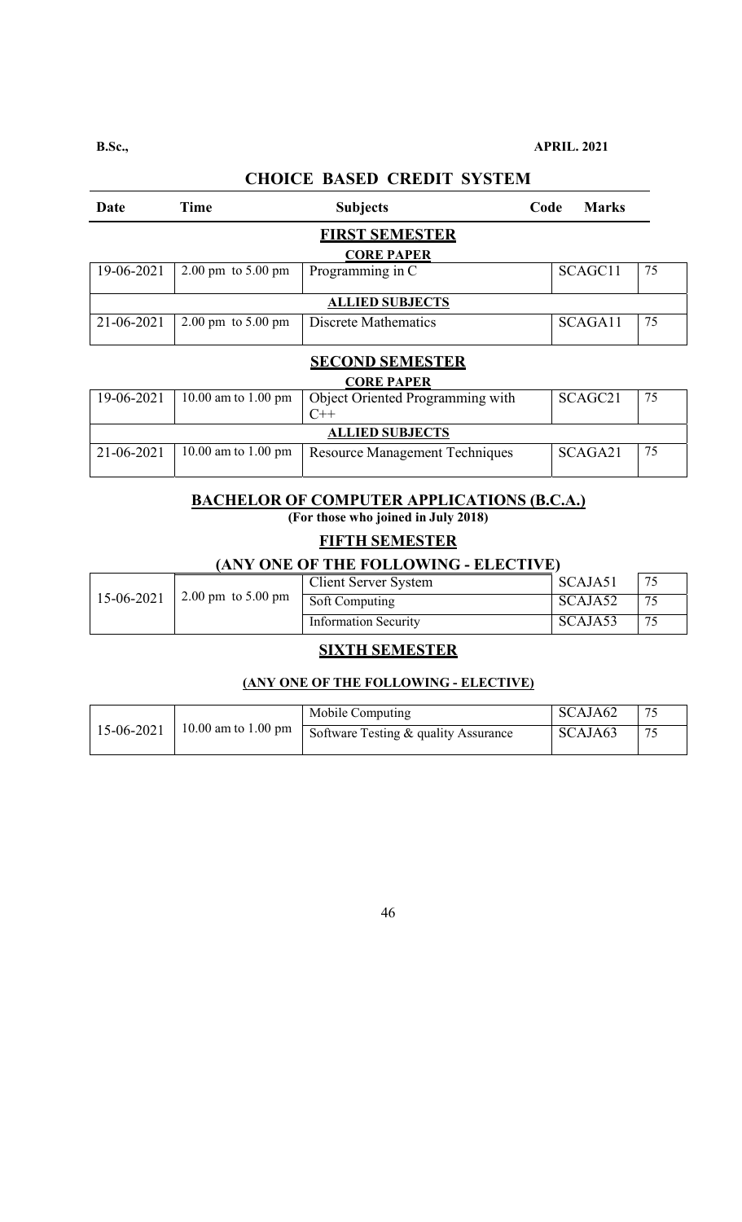**B.Sc.,** **APRIL. 2021**

## CHOICE BASED CREDIT SYSTEM

| Date | Time | Subjects | Code | Marks |
|---|---|---|---|---|
| | | **FIRST SEMESTER** | | |
| | | **CORE PAPER** | | |
| 19-06-2021 | 2.00 pm to 5.00 pm | Programming in C | SCAGC11 | 75 |
| | | **ALLIED SUBJECTS** | | |
| 21-06-2021 | 2.00 pm to 5.00 pm | Discrete Mathematics | SCAGA11 | 75 |
| | | **SECOND SEMESTER** | | |
| | | **CORE PAPER** | | |
| 19-06-2021 | 10.00 am to 1.00 pm | Object Oriented Programming with C++ | SCAGC21 | 75 |
| | | **ALLIED SUBJECTS** | | |
| 21-06-2021 | 10.00 am to 1.00 pm | Resource Management Techniques | SCAGA21 | 75 |

## BACHELOR OF COMPUTER APPLICATIONS (B.C.A.)

**(For those who joined in July 2018)**

### FIFTH SEMESTER

### (ANY ONE OF THE FOLLOWING - ELECTIVE)

| Date | Time | Subjects | Code | Marks |
|---|---|---|---|---|
| 15-06-2021 | 2.00 pm to 5.00 pm | Client Server System | SCAJA51 | 75 |
| | | Soft Computing | SCAJA52 | 75 |
| | | Information Security | SCAJA53 | 75 |

### SIXTH SEMESTER

### (ANY ONE OF THE FOLLOWING - ELECTIVE)

| Date | Time | Subjects | Code | Marks |
|---|---|---|---|---|
| 15-06-2021 | 10.00 am to 1.00 pm | Mobile Computing | SCAJA62 | 75 |
| | | Software Testing & quality Assurance | SCAJA63 | 75 |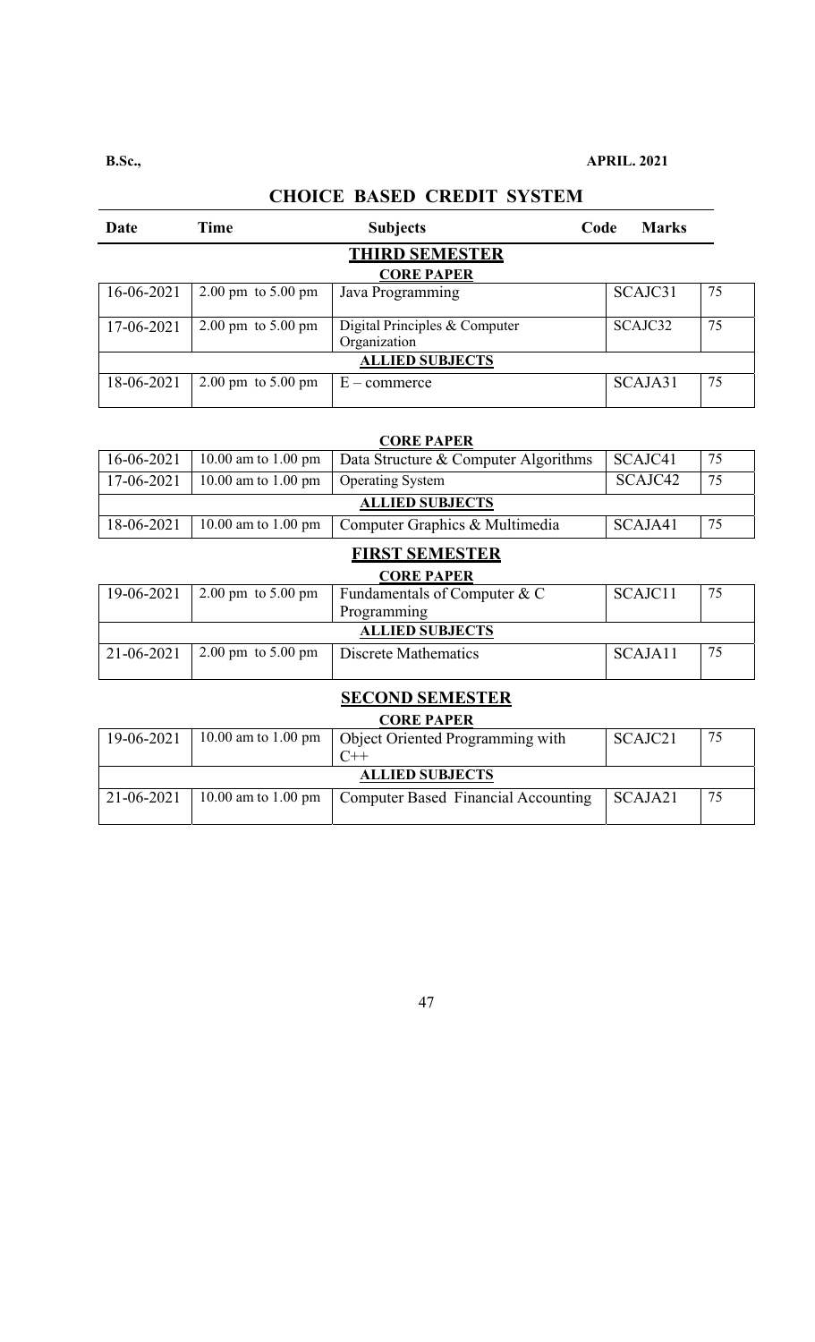**B.Sc.,** **APRIL. 2021**

## CHOICE BASED CREDIT SYSTEM

| Date | Time | Subjects | Code | Marks |
|---|---|---|---|---|
| | | **THIRD SEMESTER** | | |
| | | **CORE PAPER** | | |
| 16-06-2021 | 2.00 pm to 5.00 pm | Java Programming | SCAJC31 | 75 |
| 17-06-2021 | 2.00 pm to 5.00 pm | Digital Principles & Computer Organization | SCAJC32 | 75 |
| | | **ALLIED SUBJECTS** | | |
| 18-06-2021 | 2.00 pm to 5.00 pm | E – commerce | SCAJA31 | 75 |

| Date | Time | Subjects | Code | Marks |
|---|---|---|---|---|
| | | **CORE PAPER** | | |
| 16-06-2021 | 10.00 am to 1.00 pm | Data Structure & Computer Algorithms | SCAJC41 | 75 |
| 17-06-2021 | 10.00 am to 1.00 pm | Operating System | SCAJC42 | 75 |
| | | **ALLIED SUBJECTS** | | |
| 18-06-2021 | 10.00 am to 1.00 pm | Computer Graphics & Multimedia | SCAJA41 | 75 |

### FIRST SEMESTER

| Date | Time | Subjects | Code | Marks |
|---|---|---|---|---|
| | | **CORE PAPER** | | |
| 19-06-2021 | 2.00 pm to 5.00 pm | Fundamentals of Computer & C Programming | SCAJC11 | 75 |
| | | **ALLIED SUBJECTS** | | |
| 21-06-2021 | 2.00 pm to 5.00 pm | Discrete Mathematics | SCAJA11 | 75 |

### SECOND SEMESTER

| Date | Time | Subjects | Code | Marks |
|---|---|---|---|---|
| | | **CORE PAPER** | | |
| 19-06-2021 | 10.00 am to 1.00 pm | Object Oriented Programming with C++ | SCAJC21 | 75 |
| | | **ALLIED SUBJECTS** | | |
| 21-06-2021 | 10.00 am to 1.00 pm | Computer Based Financial Accounting | SCAJA21 | 75 |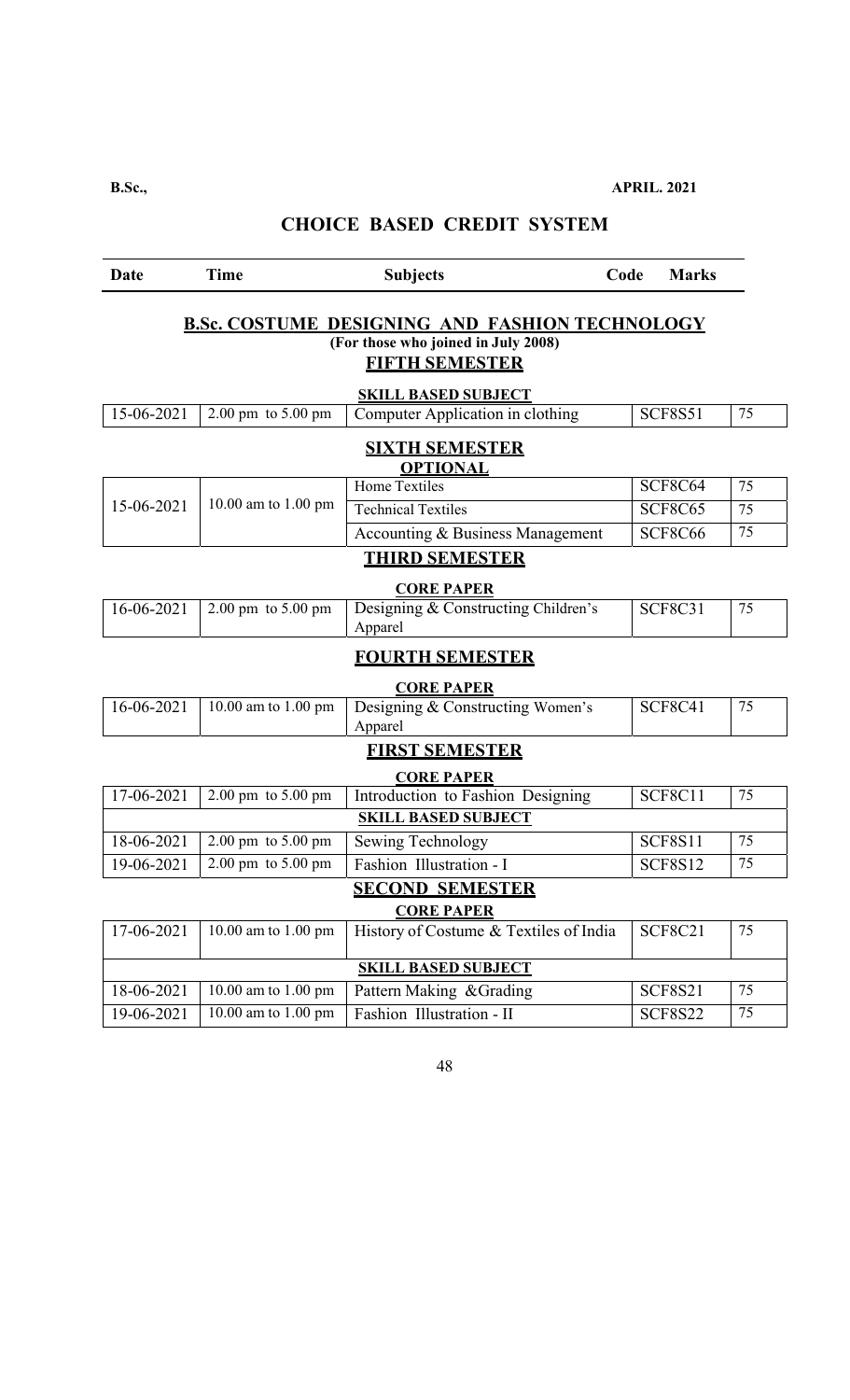**B.Sc.,** **APRIL. 2021**

## CHOICE BASED CREDIT SYSTEM

| Date | Time | Subjects | Code | Marks |
|---|---|---|---|---|

### B.Sc. COSTUME DESIGNING AND FASHION TECHNOLOGY

**(For those who joined in July 2008)**

#### FIFTH SEMESTER

**SKILL BASED SUBJECT**

| Date | Time | Subjects | Code | Marks |
|---|---|---|---|---|
| 15-06-2021 | 2.00 pm to 5.00 pm | Computer Application in clothing | SCF8S51 | 75 |

#### SIXTH SEMESTER

**OPTIONAL**

| Date | Time | Subjects | Code | Marks |
|---|---|---|---|---|
| 15-06-2021 | 10.00 am to 1.00 pm | Home Textiles | SCF8C64 | 75 |
| | | Technical Textiles | SCF8C65 | 75 |
| | | Accounting & Business Management | SCF8C66 | 75 |

#### THIRD SEMESTER

**CORE PAPER**

| Date | Time | Subjects | Code | Marks |
|---|---|---|---|---|
| 16-06-2021 | 2.00 pm to 5.00 pm | Designing & Constructing Children's Apparel | SCF8C31 | 75 |

#### FOURTH SEMESTER

**CORE PAPER**

| Date | Time | Subjects | Code | Marks |
|---|---|---|---|---|
| 16-06-2021 | 10.00 am to 1.00 pm | Designing & Constructing Women's Apparel | SCF8C41 | 75 |

#### FIRST SEMESTER

**CORE PAPER**

| Date | Time | Subjects | Code | Marks |
|---|---|---|---|---|
| 17-06-2021 | 2.00 pm to 5.00 pm | Introduction to Fashion Designing | SCF8C11 | 75 |
| **SKILL BASED SUBJECT** | | | | |
| 18-06-2021 | 2.00 pm to 5.00 pm | Sewing Technology | SCF8S11 | 75 |
| 19-06-2021 | 2.00 pm to 5.00 pm | Fashion Illustration - I | SCF8S12 | 75 |

#### SECOND SEMESTER

**CORE PAPER**

| Date | Time | Subjects | Code | Marks |
|---|---|---|---|---|
| 17-06-2021 | 10.00 am to 1.00 pm | History of Costume & Textiles of India | SCF8C21 | 75 |
| **SKILL BASED SUBJECT** | | | | |
| 18-06-2021 | 10.00 am to 1.00 pm | Pattern Making &Grading | SCF8S21 | 75 |
| 19-06-2021 | 10.00 am to 1.00 pm | Fashion Illustration - II | SCF8S22 | 75 |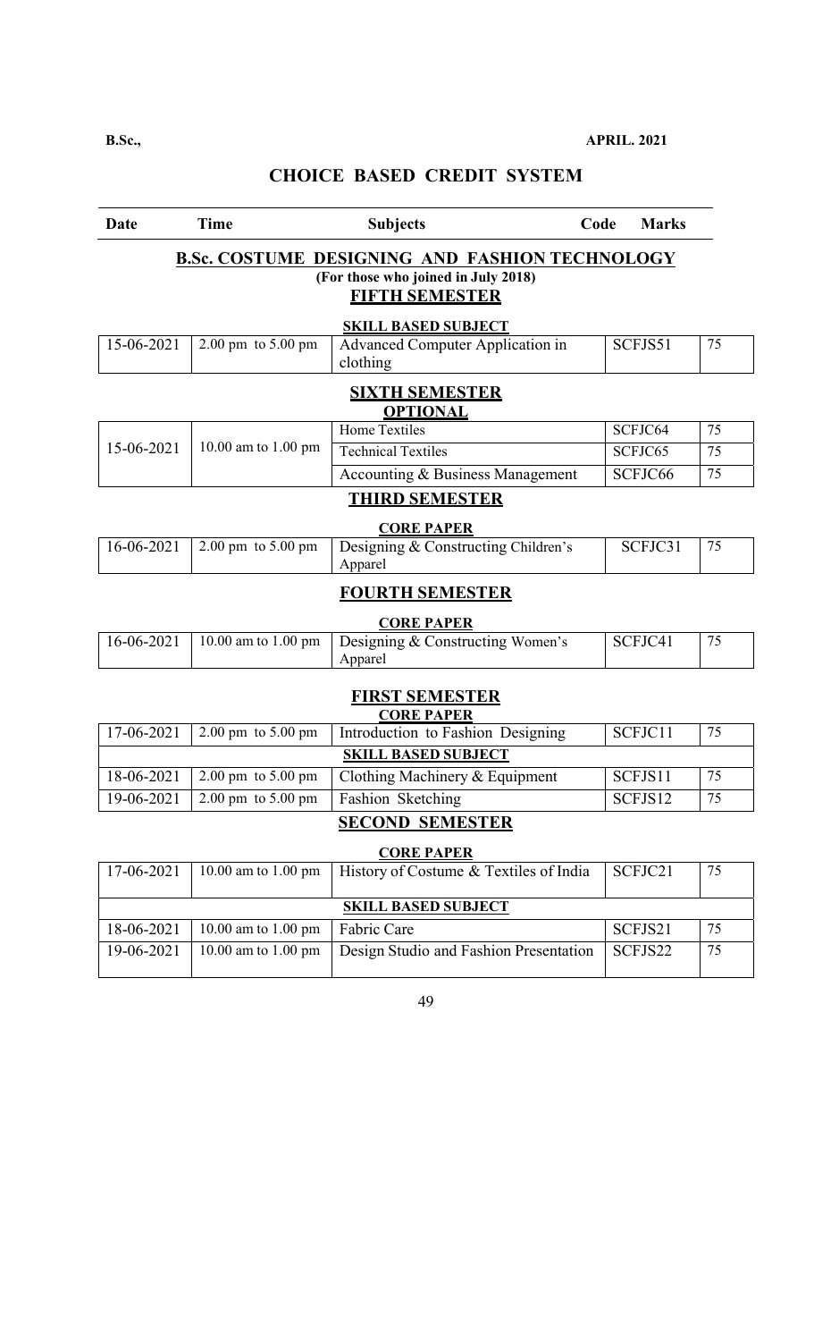**B.Sc.,** **APRIL. 2021**

## CHOICE BASED CREDIT SYSTEM

| Date | Time | Subjects | Code | Marks |
|---|---|---|---|---|

### B.Sc. COSTUME DESIGNING AND FASHION TECHNOLOGY

**(For those who joined in July 2018)**

#### FIFTH SEMESTER

**SKILL BASED SUBJECT**

| Date | Time | Subjects | Code | Marks |
|---|---|---|---|---|
| 15-06-2021 | 2.00 pm to 5.00 pm | Advanced Computer Application in clothing | SCFJS51 | 75 |

#### SIXTH SEMESTER

**OPTIONAL**

| Date | Time | Subjects | Code | Marks |
|---|---|---|---|---|
| 15-06-2021 | 10.00 am to 1.00 pm | Home Textiles | SCFJC64 | 75 |
| | | Technical Textiles | SCFJC65 | 75 |
| | | Accounting & Business Management | SCFJC66 | 75 |

#### THIRD SEMESTER

**CORE PAPER**

| Date | Time | Subjects | Code | Marks |
|---|---|---|---|---|
| 16-06-2021 | 2.00 pm to 5.00 pm | Designing & Constructing Children's Apparel | SCFJC31 | 75 |

#### FOURTH SEMESTER

**CORE PAPER**

| Date | Time | Subjects | Code | Marks |
|---|---|---|---|---|
| 16-06-2021 | 10.00 am to 1.00 pm | Designing & Constructing Women's Apparel | SCFJC41 | 75 |

#### FIRST SEMESTER

**CORE PAPER**

| Date | Time | Subjects | Code | Marks |
|---|---|---|---|---|
| 17-06-2021 | 2.00 pm to 5.00 pm | Introduction to Fashion Designing | SCFJC11 | 75 |
| **SKILL BASED SUBJECT** | | | | |
| 18-06-2021 | 2.00 pm to 5.00 pm | Clothing Machinery & Equipment | SCFJS11 | 75 |
| 19-06-2021 | 2.00 pm to 5.00 pm | Fashion Sketching | SCFJS12 | 75 |

#### SECOND SEMESTER

**CORE PAPER**

| Date | Time | Subjects | Code | Marks |
|---|---|---|---|---|
| 17-06-2021 | 10.00 am to 1.00 pm | History of Costume & Textiles of India | SCFJC21 | 75 |
| **SKILL BASED SUBJECT** | | | | |
| 18-06-2021 | 10.00 am to 1.00 pm | Fabric Care | SCFJS21 | 75 |
| 19-06-2021 | 10.00 am to 1.00 pm | Design Studio and Fashion Presentation | SCFJS22 | 75 |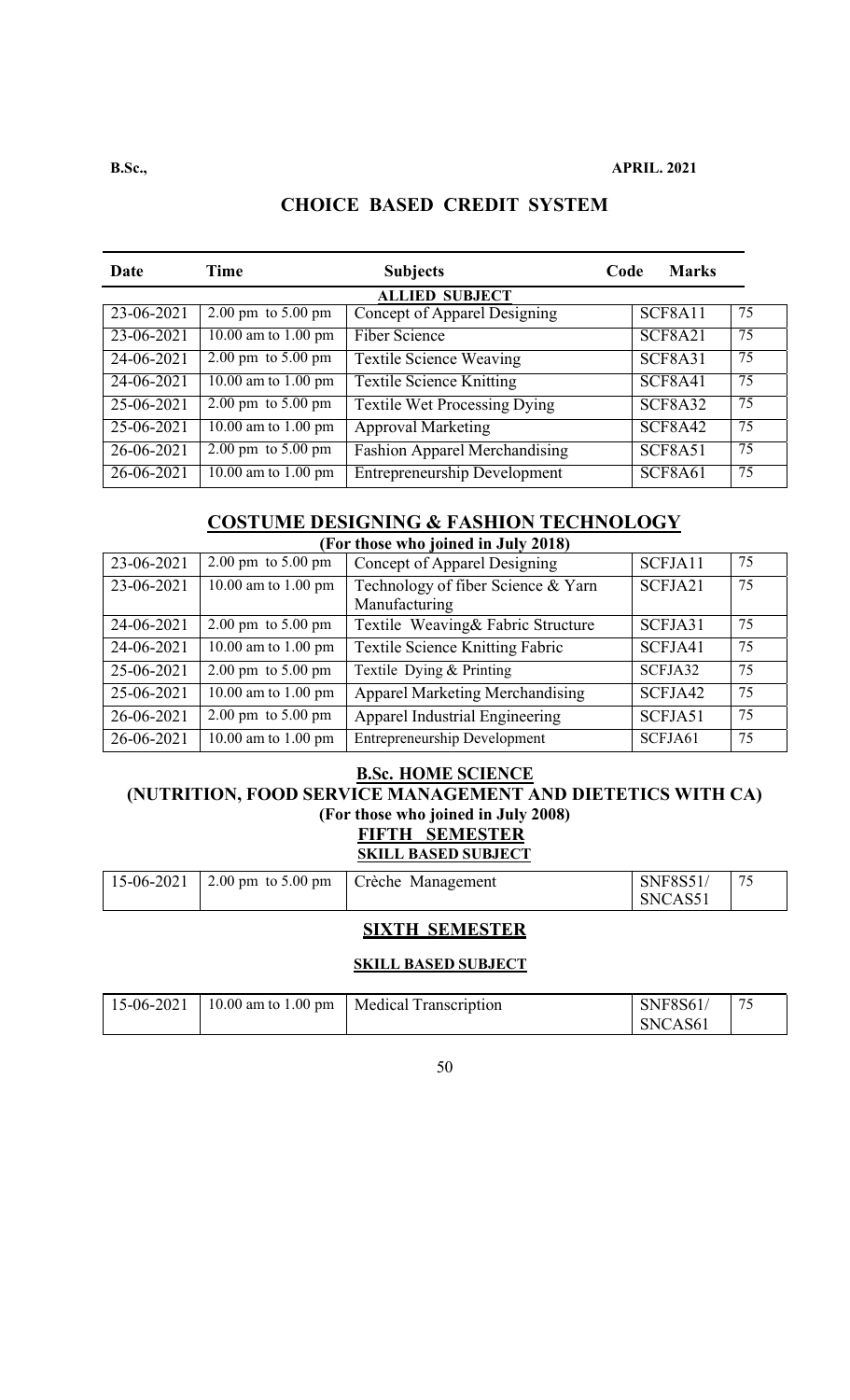**B.Sc.,** **APRIL. 2021**

## CHOICE BASED CREDIT SYSTEM

| Date | Time | Subjects | Code | Marks |
|---|---|---|---|---|
| | | **ALLIED SUBJECT** | | |
| 23-06-2021 | 2.00 pm to 5.00 pm | Concept of Apparel Designing | SCF8A11 | 75 |
| 23-06-2021 | 10.00 am to 1.00 pm | Fiber Science | SCF8A21 | 75 |
| 24-06-2021 | 2.00 pm to 5.00 pm | Textile Science Weaving | SCF8A31 | 75 |
| 24-06-2021 | 10.00 am to 1.00 pm | Textile Science Knitting | SCF8A41 | 75 |
| 25-06-2021 | 2.00 pm to 5.00 pm | Textile Wet Processing Dying | SCF8A32 | 75 |
| 25-06-2021 | 10.00 am to 1.00 pm | Approval Marketing | SCF8A42 | 75 |
| 26-06-2021 | 2.00 pm to 5.00 pm | Fashion Apparel Merchandising | SCF8A51 | 75 |
| 26-06-2021 | 10.00 am to 1.00 pm | Entrepreneurship Development | SCF8A61 | 75 |

## COSTUME DESIGNING & FASHION TECHNOLOGY

**(For those who joined in July 2018)**

| Date | Time | Subjects | Code | Marks |
|---|---|---|---|---|
| 23-06-2021 | 2.00 pm to 5.00 pm | Concept of Apparel Designing | SCFJA11 | 75 |
| 23-06-2021 | 10.00 am to 1.00 pm | Technology of fiber Science & Yarn Manufacturing | SCFJA21 | 75 |
| 24-06-2021 | 2.00 pm to 5.00 pm | Textile Weaving& Fabric Structure | SCFJA31 | 75 |
| 24-06-2021 | 10.00 am to 1.00 pm | Textile Science Knitting Fabric | SCFJA41 | 75 |
| 25-06-2021 | 2.00 pm to 5.00 pm | Textile Dying & Printing | SCFJA32 | 75 |
| 25-06-2021 | 10.00 am to 1.00 pm | Apparel Marketing Merchandising | SCFJA42 | 75 |
| 26-06-2021 | 2.00 pm to 5.00 pm | Apparel Industrial Engineering | SCFJA51 | 75 |
| 26-06-2021 | 10.00 am to 1.00 pm | Entrepreneurship Development | SCFJA61 | 75 |

## B.Sc. HOME SCIENCE

## (NUTRITION, FOOD SERVICE MANAGEMENT AND DIETETICS WITH CA)

**(For those who joined in July 2008)**

### FIFTH SEMESTER

**SKILL BASED SUBJECT**

| Date | Time | Subjects | Code | Marks |
|---|---|---|---|---|
| 15-06-2021 | 2.00 pm to 5.00 pm | Crèche Management | SNF8S51/ SNCAS51 | 75 |

### SIXTH SEMESTER

**SKILL BASED SUBJECT**

| Date | Time | Subjects | Code | Marks |
|---|---|---|---|---|
| 15-06-2021 | 10.00 am to 1.00 pm | Medical Transcription | SNF8S61/ SNCAS61 | 75 |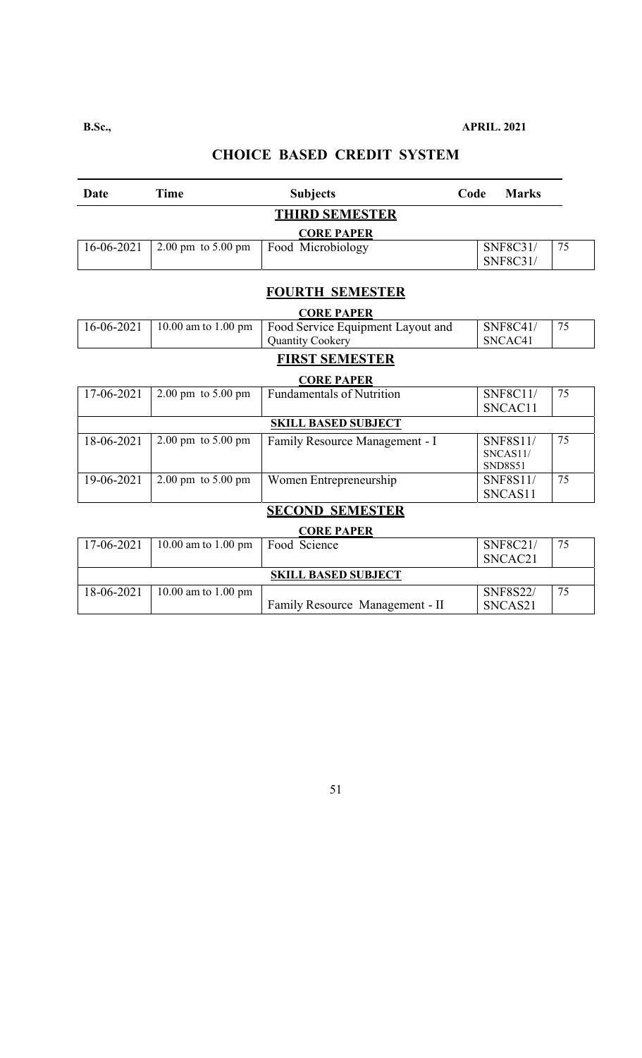**B.Sc.,** **APRIL. 2021**

## CHOICE BASED CREDIT SYSTEM

| Date | Time | Subjects | Code | Marks |
|---|---|---|---|---|
| | | **THIRD SEMESTER** | | |
| | | **CORE PAPER** | | |
| 16-06-2021 | 2.00 pm to 5.00 pm | Food Microbiology | SNF8C31/ SNF8C31/ | 75 |
| | | **FOURTH SEMESTER** | | |
| | | **CORE PAPER** | | |
| 16-06-2021 | 10.00 am to 1.00 pm | Food Service Equipment Layout and Quantity Cookery | SNF8C41/ SNCAC41 | 75 |
| | | **FIRST SEMESTER** | | |
| | | **CORE PAPER** | | |
| 17-06-2021 | 2.00 pm to 5.00 pm | Fundamentals of Nutrition | SNF8C11/ SNCAC11 | 75 |
| | | **SKILL BASED SUBJECT** | | |
| 18-06-2021 | 2.00 pm to 5.00 pm | Family Resource Management - I | SNF8S11/ SNCAS11/ SND8S51 | 75 |
| 19-06-2021 | 2.00 pm to 5.00 pm | Women Entrepreneurship | SNF8S11/ SNCAS11 | 75 |
| | | **SECOND SEMESTER** | | |
| | | **CORE PAPER** | | |
| 17-06-2021 | 10.00 am to 1.00 pm | Food Science | SNF8C21/ SNCAC21 | 75 |
| | | **SKILL BASED SUBJECT** | | |
| 18-06-2021 | 10.00 am to 1.00 pm | Family Resource Management - II | SNF8S22/ SNCAS21 | 75 |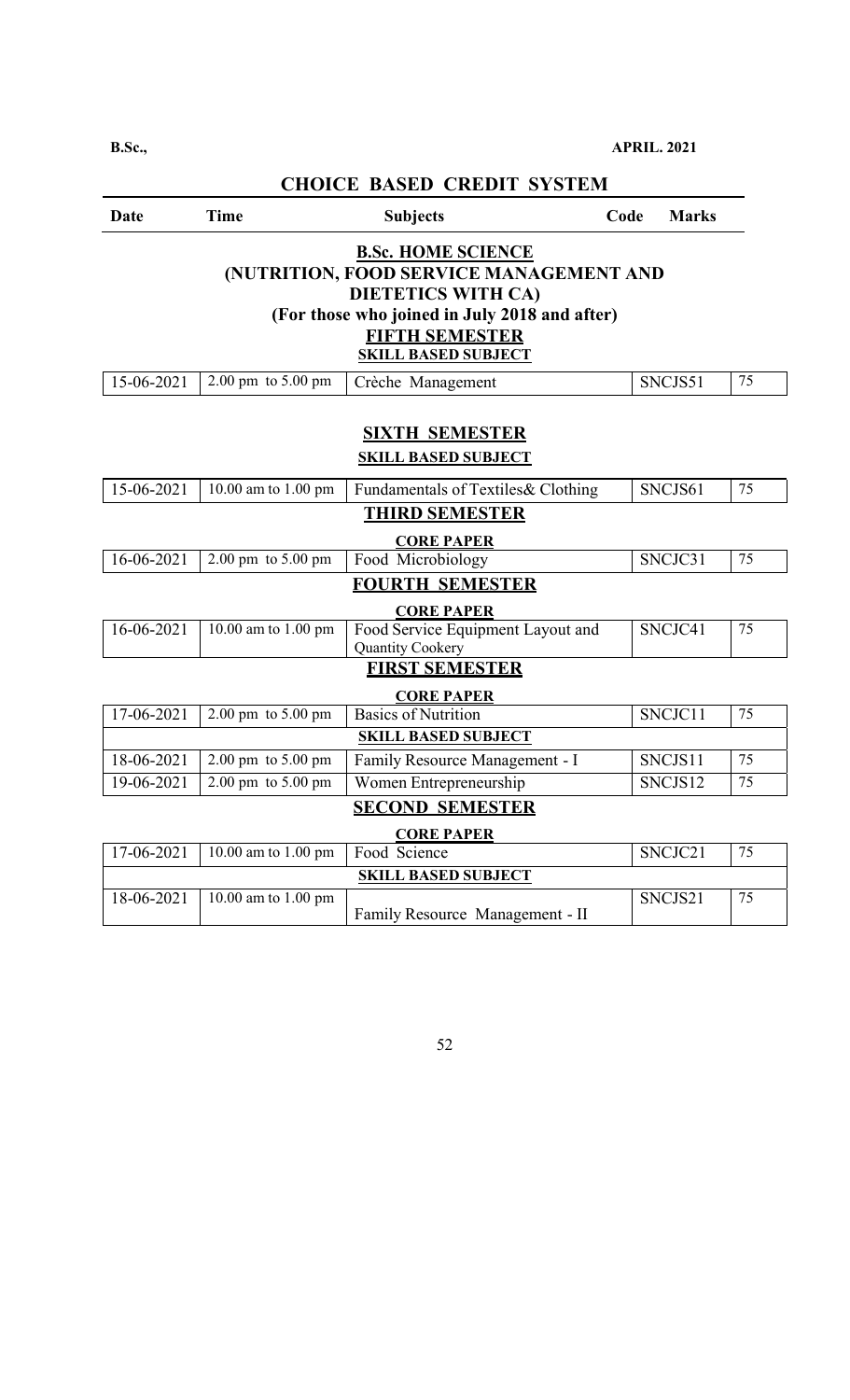**B.Sc.,** **APRIL. 2021**

## CHOICE BASED CREDIT SYSTEM

| Date | Time | Subjects | Code | Marks |
|---|---|---|---|---|

### B.Sc. HOME SCIENCE (NUTRITION, FOOD SERVICE MANAGEMENT AND DIETETICS WITH CA)

**(For those who joined in July 2018 and after)**

**FIFTH SEMESTER**

**SKILL BASED SUBJECT**

| Date | Time | Subjects | Code | Marks |
|---|---|---|---|---|
| 15-06-2021 | 2.00 pm to 5.00 pm | Crèche Management | SNCJS51 | 75 |

**SIXTH SEMESTER**

**SKILL BASED SUBJECT**

| Date | Time | Subjects | Code | Marks |
|---|---|---|---|---|
| 15-06-2021 | 10.00 am to 1.00 pm | Fundamentals of Textiles& Clothing | SNCJS61 | 75 |

**THIRD SEMESTER**

**CORE PAPER**

| Date | Time | Subjects | Code | Marks |
|---|---|---|---|---|
| 16-06-2021 | 2.00 pm to 5.00 pm | Food Microbiology | SNCJC31 | 75 |

**FOURTH SEMESTER**

**CORE PAPER**

| Date | Time | Subjects | Code | Marks |
|---|---|---|---|---|
| 16-06-2021 | 10.00 am to 1.00 pm | Food Service Equipment Layout and Quantity Cookery | SNCJC41 | 75 |

**FIRST SEMESTER**

**CORE PAPER**

| Date | Time | Subjects | Code | Marks |
|---|---|---|---|---|
| 17-06-2021 | 2.00 pm to 5.00 pm | Basics of Nutrition | SNCJC11 | 75 |
| **SKILL BASED SUBJECT** | | | | |
| 18-06-2021 | 2.00 pm to 5.00 pm | Family Resource Management - I | SNCJS11 | 75 |
| 19-06-2021 | 2.00 pm to 5.00 pm | Women Entrepreneurship | SNCJS12 | 75 |

**SECOND SEMESTER**

**CORE PAPER**

| Date | Time | Subjects | Code | Marks |
|---|---|---|---|---|
| 17-06-2021 | 10.00 am to 1.00 pm | Food Science | SNCJC21 | 75 |
| **SKILL BASED SUBJECT** | | | | |
| 18-06-2021 | 10.00 am to 1.00 pm | Family Resource Management - II | SNCJS21 | 75 |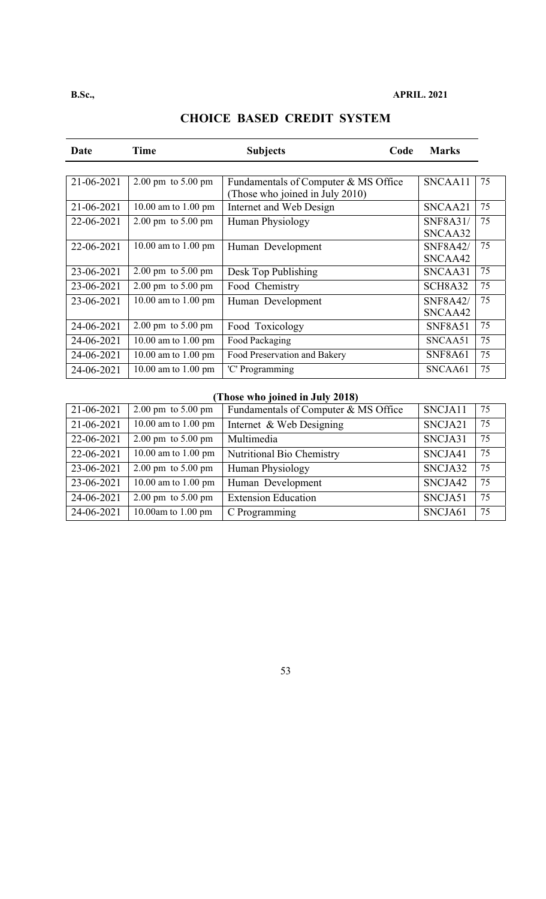**B.Sc.,** **APRIL. 2021**

## CHOICE BASED CREDIT SYSTEM

| Date | Time | Subjects | Code | Marks |
|---|---|---|---|---|
| 21-06-2021 | 2.00 pm to 5.00 pm | Fundamentals of Computer & MS Office (Those who joined in July 2010) | SNCAA11 | 75 |
| 21-06-2021 | 10.00 am to 1.00 pm | Internet and Web Design | SNCAA21 | 75 |
| 22-06-2021 | 2.00 pm to 5.00 pm | Human Physiology | SNF8A31/ SNCAA32 | 75 |
| 22-06-2021 | 10.00 am to 1.00 pm | Human Development | SNF8A42/ SNCAA42 | 75 |
| 23-06-2021 | 2.00 pm to 5.00 pm | Desk Top Publishing | SNCAA31 | 75 |
| 23-06-2021 | 2.00 pm to 5.00 pm | Food Chemistry | SCH8A32 | 75 |
| 23-06-2021 | 10.00 am to 1.00 pm | Human Development | SNF8A42/ SNCAA42 | 75 |
| 24-06-2021 | 2.00 pm to 5.00 pm | Food Toxicology | SNF8A51 | 75 |
| 24-06-2021 | 10.00 am to 1.00 pm | Food Packaging | SNCAA51 | 75 |
| 24-06-2021 | 10.00 am to 1.00 pm | Food Preservation and Bakery | SNF8A61 | 75 |
| 24-06-2021 | 10.00 am to 1.00 pm | 'C' Programming | SNCAA61 | 75 |

**(Those who joined in July 2018)**

| Date | Time | Subjects | Code | Marks |
|---|---|---|---|---|
| 21-06-2021 | 2.00 pm to 5.00 pm | Fundamentals of Computer & MS Office | SNCJA11 | 75 |
| 21-06-2021 | 10.00 am to 1.00 pm | Internet & Web Designing | SNCJA21 | 75 |
| 22-06-2021 | 2.00 pm to 5.00 pm | Multimedia | SNCJA31 | 75 |
| 22-06-2021 | 10.00 am to 1.00 pm | Nutritional Bio Chemistry | SNCJA41 | 75 |
| 23-06-2021 | 2.00 pm to 5.00 pm | Human Physiology | SNCJA32 | 75 |
| 23-06-2021 | 10.00 am to 1.00 pm | Human Development | SNCJA42 | 75 |
| 24-06-2021 | 2.00 pm to 5.00 pm | Extension Education | SNCJA51 | 75 |
| 24-06-2021 | 10.00am to 1.00 pm | C Programming | SNCJA61 | 75 |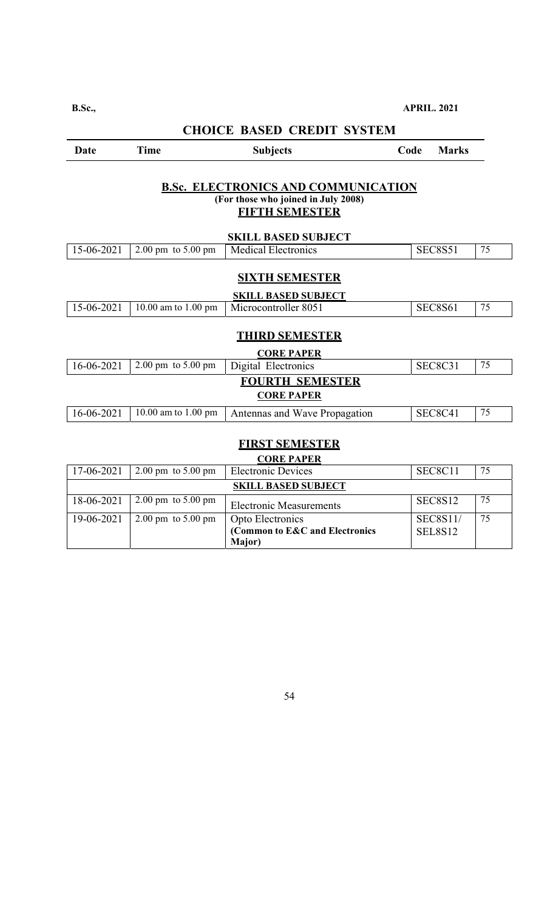**B.Sc.,** **APRIL. 2021**

## CHOICE BASED CREDIT SYSTEM

| Date | Time | Subjects | Code | Marks |
|---|---|---|---|---|

### B.Sc. ELECTRONICS AND COMMUNICATION

**(For those who joined in July 2008)**

#### FIFTH SEMESTER

**SKILL BASED SUBJECT**

| Date | Time | Subjects | Code | Marks |
|---|---|---|---|---|
| 15-06-2021 | 2.00 pm to 5.00 pm | Medical Electronics | SEC8S51 | 75 |

#### SIXTH SEMESTER

**SKILL BASED SUBJECT**

| Date | Time | Subjects | Code | Marks |
|---|---|---|---|---|
| 15-06-2021 | 10.00 am to 1.00 pm | Microcontroller 8051 | SEC8S61 | 75 |

#### THIRD SEMESTER

**CORE PAPER**

| Date | Time | Subjects | Code | Marks |
|---|---|---|---|---|
| 16-06-2021 | 2.00 pm to 5.00 pm | Digital Electronics | SEC8C31 | 75 |

#### FOURTH SEMESTER

**CORE PAPER**

| Date | Time | Subjects | Code | Marks |
|---|---|---|---|---|
| 16-06-2021 | 10.00 am to 1.00 pm | Antennas and Wave Propagation | SEC8C41 | 75 |

#### FIRST SEMESTER

**CORE PAPER**

| Date | Time | Subjects | Code | Marks |
|---|---|---|---|---|
| 17-06-2021 | 2.00 pm to 5.00 pm | Electronic Devices | SEC8C11 | 75 |
| **SKILL BASED SUBJECT** | | | | |
| 18-06-2021 | 2.00 pm to 5.00 pm | Electronic Measurements | SEC8S12 | 75 |
| 19-06-2021 | 2.00 pm to 5.00 pm | Opto Electronics **(Common to E&C and Electronics Major)** | SEC8S11/ SEL8S12 | 75 |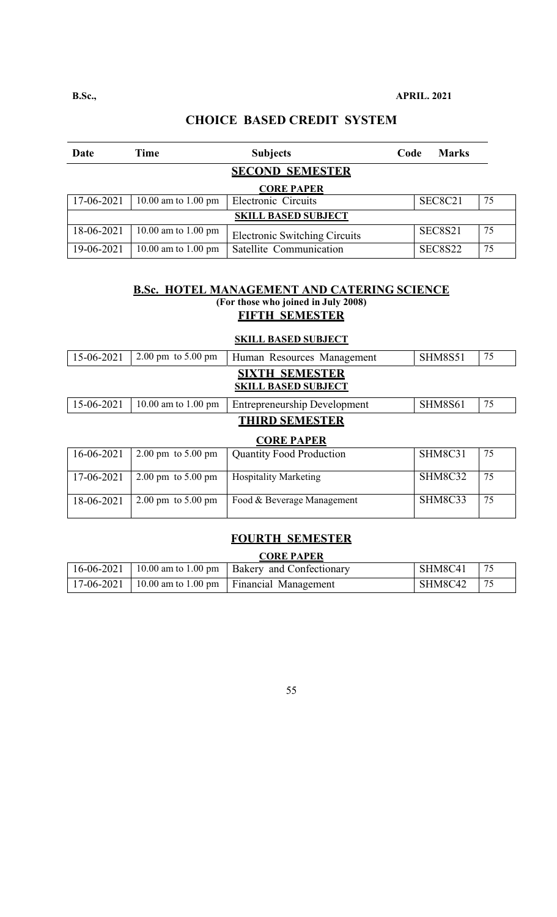**B.Sc.,** **APRIL. 2021**

## CHOICE BASED CREDIT SYSTEM

| Date | Time | Subjects | Code | Marks |
|---|---|---|---|---|
| | | **SECOND SEMESTER** | | |
| | | **CORE PAPER** | | |
| 17-06-2021 | 10.00 am to 1.00 pm | Electronic Circuits | SEC8C21 | 75 |
| | | **SKILL BASED SUBJECT** | | |
| 18-06-2021 | 10.00 am to 1.00 pm | Electronic Switching Circuits | SEC8S21 | 75 |
| 19-06-2021 | 10.00 am to 1.00 pm | Satellite Communication | SEC8S22 | 75 |

## B.Sc. HOTEL MANAGEMENT AND CATERING SCIENCE

**(For those who joined in July 2008)**

### FIFTH SEMESTER

**SKILL BASED SUBJECT**

| Date | Time | Subjects | Code | Marks |
|---|---|---|---|---|
| 15-06-2021 | 2.00 pm to 5.00 pm | Human Resources Management | SHM8S51 | 75 |

### SIXTH SEMESTER

**SKILL BASED SUBJECT**

| Date | Time | Subjects | Code | Marks |
|---|---|---|---|---|
| 15-06-2021 | 10.00 am to 1.00 pm | Entrepreneurship Development | SHM8S61 | 75 |

### THIRD SEMESTER

**CORE PAPER**

| Date | Time | Subjects | Code | Marks |
|---|---|---|---|---|
| 16-06-2021 | 2.00 pm to 5.00 pm | Quantity Food Production | SHM8C31 | 75 |
| 17-06-2021 | 2.00 pm to 5.00 pm | Hospitality Marketing | SHM8C32 | 75 |
| 18-06-2021 | 2.00 pm to 5.00 pm | Food & Beverage Management | SHM8C33 | 75 |

### FOURTH SEMESTER

**CORE PAPER**

| Date | Time | Subjects | Code | Marks |
|---|---|---|---|---|
| 16-06-2021 | 10.00 am to 1.00 pm | Bakery and Confectionary | SHM8C41 | 75 |
| 17-06-2021 | 10.00 am to 1.00 pm | Financial Management | SHM8C42 | 75 |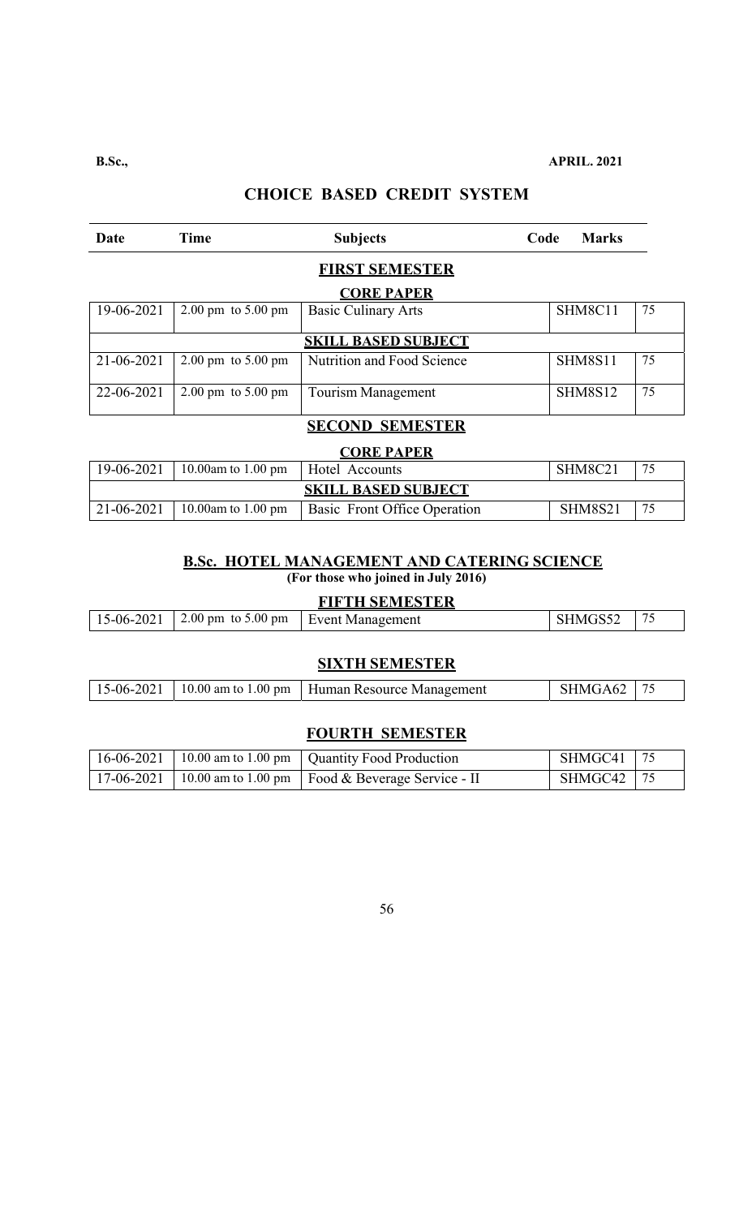**B.Sc.,** **APRIL. 2021**

## CHOICE BASED CREDIT SYSTEM

| Date | Time | Subjects | Code | Marks |
|---|---|---|---|---|
| | | **FIRST SEMESTER** | | |
| | | **CORE PAPER** | | |
| 19-06-2021 | 2.00 pm to 5.00 pm | Basic Culinary Arts | SHM8C11 | 75 |
| | | **SKILL BASED SUBJECT** | | |
| 21-06-2021 | 2.00 pm to 5.00 pm | Nutrition and Food Science | SHM8S11 | 75 |
| 22-06-2021 | 2.00 pm to 5.00 pm | Tourism Management | SHM8S12 | 75 |
| | | **SECOND SEMESTER** | | |
| | | **CORE PAPER** | | |
| 19-06-2021 | 10.00am to 1.00 pm | Hotel Accounts | SHM8C21 | 75 |
| | | **SKILL BASED SUBJECT** | | |
| 21-06-2021 | 10.00am to 1.00 pm | Basic Front Office Operation | SHM8S21 | 75 |

### B.Sc. HOTEL MANAGEMENT AND CATERING SCIENCE

**(For those who joined in July 2016)**

**FIFTH SEMESTER**

| Date | Time | Subjects | Code | Marks |
|---|---|---|---|---|
| 15-06-2021 | 2.00 pm to 5.00 pm | Event Management | SHMGS52 | 75 |

**SIXTH SEMESTER**

| Date | Time | Subjects | Code | Marks |
|---|---|---|---|---|
| 15-06-2021 | 10.00 am to 1.00 pm | Human Resource Management | SHMGA62 | 75 |

**FOURTH SEMESTER**

| Date | Time | Subjects | Code | Marks |
|---|---|---|---|---|
| 16-06-2021 | 10.00 am to 1.00 pm | Quantity Food Production | SHMGC41 | 75 |
| 17-06-2021 | 10.00 am to 1.00 pm | Food & Beverage Service - II | SHMGC42 | 75 |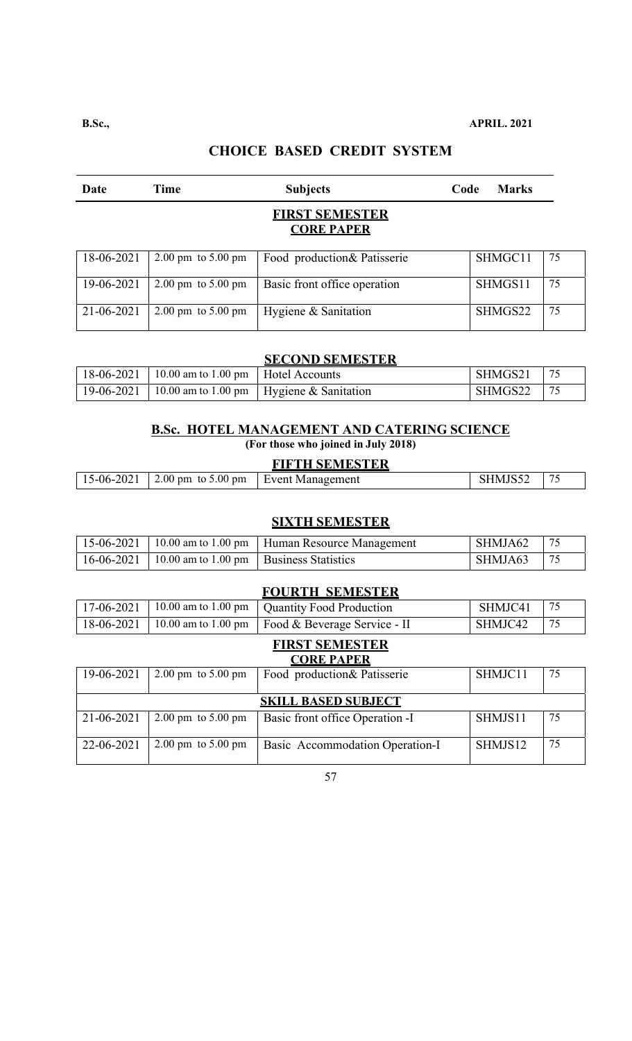**B.Sc.,** **APRIL. 2021**

## CHOICE BASED CREDIT SYSTEM

| Date | Time | Subjects | Code | Marks |
|---|---|---|---|---|

### FIRST SEMESTER
### CORE PAPER

| Date | Time | Subjects | Code | Marks |
|---|---|---|---|---|
| 18-06-2021 | 2.00 pm to 5.00 pm | Food production& Patisserie | SHMGC11 | 75 |
| 19-06-2021 | 2.00 pm to 5.00 pm | Basic front office operation | SHMGS11 | 75 |
| 21-06-2021 | 2.00 pm to 5.00 pm | Hygiene & Sanitation | SHMGS22 | 75 |

### SECOND SEMESTER

| Date | Time | Subjects | Code | Marks |
|---|---|---|---|---|
| 18-06-2021 | 10.00 am to 1.00 pm | Hotel Accounts | SHMGS21 | 75 |
| 19-06-2021 | 10.00 am to 1.00 pm | Hygiene & Sanitation | SHMGS22 | 75 |

## B.Sc. HOTEL MANAGEMENT AND CATERING SCIENCE

**(For those who joined in July 2018)**

### FIFTH SEMESTER

| Date | Time | Subjects | Code | Marks |
|---|---|---|---|---|
| 15-06-2021 | 2.00 pm to 5.00 pm | Event Management | SHMJS52 | 75 |

### SIXTH SEMESTER

| Date | Time | Subjects | Code | Marks |
|---|---|---|---|---|
| 15-06-2021 | 10.00 am to 1.00 pm | Human Resource Management | SHMJA62 | 75 |
| 16-06-2021 | 10.00 am to 1.00 pm | Business Statistics | SHMJA63 | 75 |

### FOURTH SEMESTER

| Date | Time | Subjects | Code | Marks |
|---|---|---|---|---|
| 17-06-2021 | 10.00 am to 1.00 pm | Quantity Food Production | SHMJC41 | 75 |
| 18-06-2021 | 10.00 am to 1.00 pm | Food & Beverage Service - II | SHMJC42 | 75 |

### FIRST SEMESTER
### CORE PAPER

| Date | Time | Subjects | Code | Marks |
|---|---|---|---|---|
| 19-06-2021 | 2.00 pm to 5.00 pm | Food production& Patisserie | SHMJC11 | 75 |
| | | **SKILL BASED SUBJECT** | | |
| 21-06-2021 | 2.00 pm to 5.00 pm | Basic front office Operation -I | SHMJS11 | 75 |
| 22-06-2021 | 2.00 pm to 5.00 pm | Basic Accommodation Operation-I | SHMJS12 | 75 |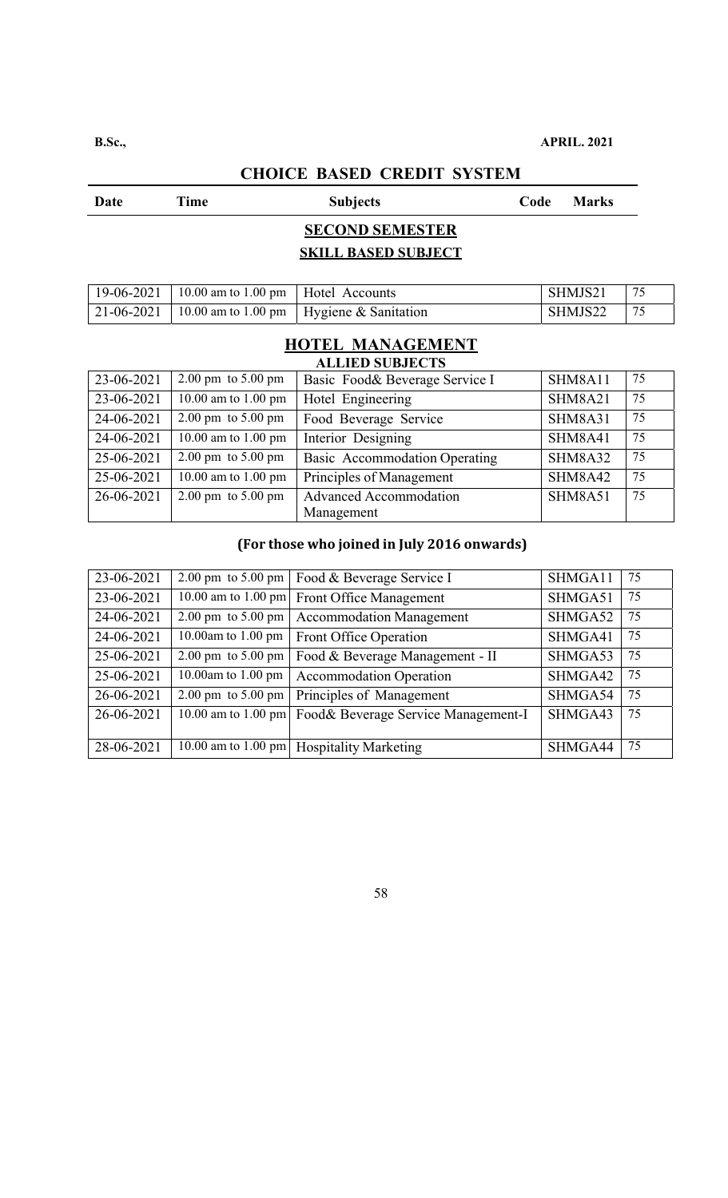**B.Sc.,** **APRIL. 2021**

## CHOICE BASED CREDIT SYSTEM

| Date | Time | Subjects | Code | Marks |
|---|---|---|---|---|

### SECOND SEMESTER

### SKILL BASED SUBJECT

| Date | Time | Subjects | Code | Marks |
|---|---|---|---|---|
| 19-06-2021 | 10.00 am to 1.00 pm | Hotel Accounts | SHMJS21 | 75 |
| 21-06-2021 | 10.00 am to 1.00 pm | Hygiene & Sanitation | SHMJS22 | 75 |

### HOTEL MANAGEMENT

**ALLIED SUBJECTS**

| Date | Time | Subjects | Code | Marks |
|---|---|---|---|---|
| 23-06-2021 | 2.00 pm to 5.00 pm | Basic Food& Beverage Service I | SHM8A11 | 75 |
| 23-06-2021 | 10.00 am to 1.00 pm | Hotel Engineering | SHM8A21 | 75 |
| 24-06-2021 | 2.00 pm to 5.00 pm | Food Beverage Service | SHM8A31 | 75 |
| 24-06-2021 | 10.00 am to 1.00 pm | Interior Designing | SHM8A41 | 75 |
| 25-06-2021 | 2.00 pm to 5.00 pm | Basic Accommodation Operating | SHM8A32 | 75 |
| 25-06-2021 | 10.00 am to 1.00 pm | Principles of Management | SHM8A42 | 75 |
| 26-06-2021 | 2.00 pm to 5.00 pm | Advanced Accommodation Management | SHM8A51 | 75 |

**(For those who joined in July 2016 onwards)**

| Date | Time | Subjects | Code | Marks |
|---|---|---|---|---|
| 23-06-2021 | 2.00 pm to 5.00 pm | Food & Beverage Service I | SHMGA11 | 75 |
| 23-06-2021 | 10.00 am to 1.00 pm | Front Office Management | SHMGA51 | 75 |
| 24-06-2021 | 2.00 pm to 5.00 pm | Accommodation Management | SHMGA52 | 75 |
| 24-06-2021 | 10.00am to 1.00 pm | Front Office Operation | SHMGA41 | 75 |
| 25-06-2021 | 2.00 pm to 5.00 pm | Food & Beverage Management - II | SHMGA53 | 75 |
| 25-06-2021 | 10.00am to 1.00 pm | Accommodation Operation | SHMGA42 | 75 |
| 26-06-2021 | 2.00 pm to 5.00 pm | Principles of Management | SHMGA54 | 75 |
| 26-06-2021 | 10.00 am to 1.00 pm | Food& Beverage Service Management-I | SHMGA43 | 75 |
| 28-06-2021 | 10.00 am to 1.00 pm | Hospitality Marketing | SHMGA44 | 75 |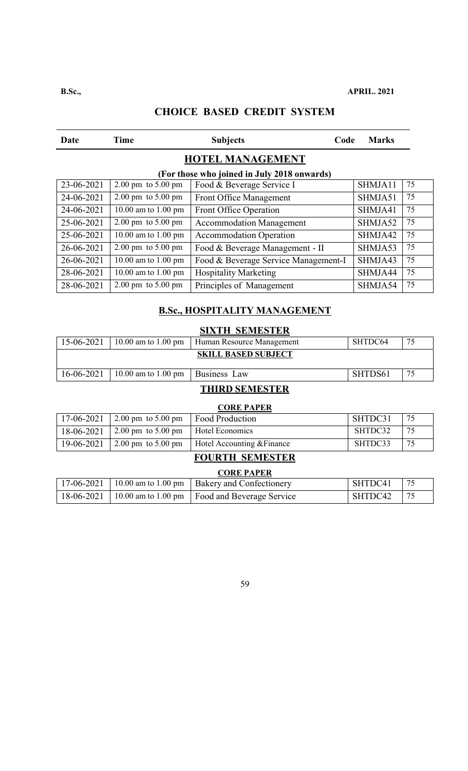**B.Sc.,** **APRIL. 2021**

## CHOICE BASED CREDIT SYSTEM

| Date | Time | Subjects | Code | Marks |
|---|---|---|---|---|

### HOTEL MANAGEMENT

**(For those who joined in July 2018 onwards)**

| Date | Time | Subjects | Code | Marks |
|---|---|---|---|---|
| 23-06-2021 | 2.00 pm to 5.00 pm | Food & Beverage Service I | SHMJA11 | 75 |
| 24-06-2021 | 2.00 pm to 5.00 pm | Front Office Management | SHMJA51 | 75 |
| 24-06-2021 | 10.00 am to 1.00 pm | Front Office Operation | SHMJA41 | 75 |
| 25-06-2021 | 2.00 pm to 5.00 pm | Accommodation Management | SHMJA52 | 75 |
| 25-06-2021 | 10.00 am to 1.00 pm | Accommodation Operation | SHMJA42 | 75 |
| 26-06-2021 | 2.00 pm to 5.00 pm | Food & Beverage Management - II | SHMJA53 | 75 |
| 26-06-2021 | 10.00 am to 1.00 pm | Food & Beverage Service Management-I | SHMJA43 | 75 |
| 28-06-2021 | 10.00 am to 1.00 pm | Hospitality Marketing | SHMJA44 | 75 |
| 28-06-2021 | 2.00 pm to 5.00 pm | Principles of Management | SHMJA54 | 75 |

### B.Sc., HOSPITALITY MANAGEMENT

#### SIXTH SEMESTER

| Date | Time | Subjects | Code | Marks |
|---|---|---|---|---|
| 15-06-2021 | 10.00 am to 1.00 pm | Human Resource Management | SHTDC64 | 75 |
| | | **SKILL BASED SUBJECT** | | |
| 16-06-2021 | 10.00 am to 1.00 pm | Business Law | SHTDS61 | 75 |

#### THIRD SEMESTER

**CORE PAPER**

| Date | Time | Subjects | Code | Marks |
|---|---|---|---|---|
| 17-06-2021 | 2.00 pm to 5.00 pm | Food Production | SHTDC31 | 75 |
| 18-06-2021 | 2.00 pm to 5.00 pm | Hotel Economics | SHTDC32 | 75 |
| 19-06-2021 | 2.00 pm to 5.00 pm | Hotel Accounting &Finance | SHTDC33 | 75 |

#### FOURTH SEMESTER

**CORE PAPER**

| Date | Time | Subjects | Code | Marks |
|---|---|---|---|---|
| 17-06-2021 | 10.00 am to 1.00 pm | Bakery and Confectionery | SHTDC41 | 75 |
| 18-06-2021 | 10.00 am to 1.00 pm | Food and Beverage Service | SHTDC42 | 75 |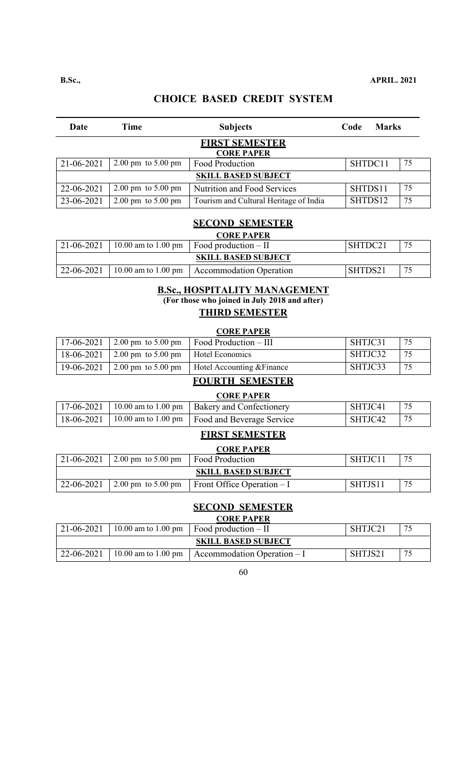**B.Sc.,** **APRIL. 2021**

## CHOICE BASED CREDIT SYSTEM

| Date | Time | Subjects | Code | Marks |
|---|---|---|---|---|
| | | **FIRST SEMESTER** | | |
| | | **CORE PAPER** | | |
| 21-06-2021 | 2.00 pm to 5.00 pm | Food Production | SHTDC11 | 75 |
| | | **SKILL BASED SUBJECT** | | |
| 22-06-2021 | 2.00 pm to 5.00 pm | Nutrition and Food Services | SHTDS11 | 75 |
| 23-06-2021 | 2.00 pm to 5.00 pm | Tourism and Cultural Heritage of India | SHTDS12 | 75 |

### SECOND SEMESTER

**CORE PAPER**

| Date | Time | Subjects | Code | Marks |
|---|---|---|---|---|
| 21-06-2021 | 10.00 am to 1.00 pm | Food production – II | SHTDC21 | 75 |
| | | **SKILL BASED SUBJECT** | | |
| 22-06-2021 | 10.00 am to 1.00 pm | Accommodation Operation | SHTDS21 | 75 |

## B.Sc., HOSPITALITY MANAGEMENT

**(For those who joined in July 2018 and after)**

### THIRD SEMESTER

**CORE PAPER**

| Date | Time | Subjects | Code | Marks |
|---|---|---|---|---|
| 17-06-2021 | 2.00 pm to 5.00 pm | Food Production – III | SHTJC31 | 75 |
| 18-06-2021 | 2.00 pm to 5.00 pm | Hotel Economics | SHTJC32 | 75 |
| 19-06-2021 | 2.00 pm to 5.00 pm | Hotel Accounting &Finance | SHTJC33 | 75 |

### FOURTH SEMESTER

**CORE PAPER**

| Date | Time | Subjects | Code | Marks |
|---|---|---|---|---|
| 17-06-2021 | 10.00 am to 1.00 pm | Bakery and Confectionery | SHTJC41 | 75 |
| 18-06-2021 | 10.00 am to 1.00 pm | Food and Beverage Service | SHTJC42 | 75 |

### FIRST SEMESTER

**CORE PAPER**

| Date | Time | Subjects | Code | Marks |
|---|---|---|---|---|
| 21-06-2021 | 2.00 pm to 5.00 pm | Food Production | SHTJC11 | 75 |
| | | **SKILL BASED SUBJECT** | | |
| 22-06-2021 | 2.00 pm to 5.00 pm | Front Office Operation – I | SHTJS11 | 75 |

### SECOND SEMESTER

**CORE PAPER**

| Date | Time | Subjects | Code | Marks |
|---|---|---|---|---|
| 21-06-2021 | 10.00 am to 1.00 pm | Food production – II | SHTJC21 | 75 |
| | | **SKILL BASED SUBJECT** | | |
| 22-06-2021 | 10.00 am to 1.00 pm | Accommodation Operation – I | SHTJS21 | 75 |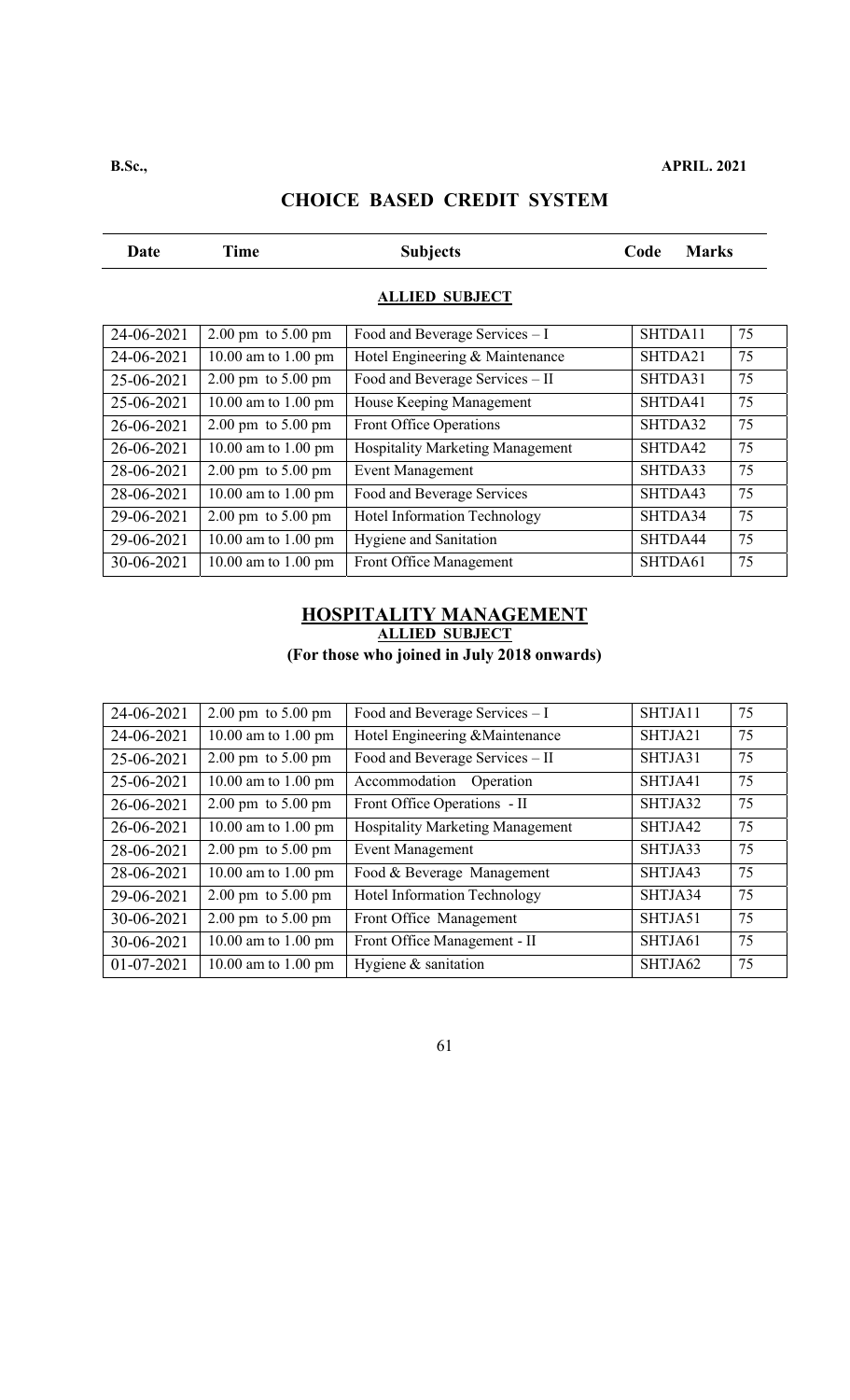**B.Sc.,** **APRIL. 2021**

## CHOICE BASED CREDIT SYSTEM

### ALLIED SUBJECT

| Date | Time | Subjects | Code | Marks |
|---|---|---|---|---|
| 24-06-2021 | 2.00 pm to 5.00 pm | Food and Beverage Services – I | SHTDA11 | 75 |
| 24-06-2021 | 10.00 am to 1.00 pm | Hotel Engineering & Maintenance | SHTDA21 | 75 |
| 25-06-2021 | 2.00 pm to 5.00 pm | Food and Beverage Services – II | SHTDA31 | 75 |
| 25-06-2021 | 10.00 am to 1.00 pm | House Keeping Management | SHTDA41 | 75 |
| 26-06-2021 | 2.00 pm to 5.00 pm | Front Office Operations | SHTDA32 | 75 |
| 26-06-2021 | 10.00 am to 1.00 pm | Hospitality Marketing Management | SHTDA42 | 75 |
| 28-06-2021 | 2.00 pm to 5.00 pm | Event Management | SHTDA33 | 75 |
| 28-06-2021 | 10.00 am to 1.00 pm | Food and Beverage Services | SHTDA43 | 75 |
| 29-06-2021 | 2.00 pm to 5.00 pm | Hotel Information Technology | SHTDA34 | 75 |
| 29-06-2021 | 10.00 am to 1.00 pm | Hygiene and Sanitation | SHTDA44 | 75 |
| 30-06-2021 | 10.00 am to 1.00 pm | Front Office Management | SHTDA61 | 75 |

## HOSPITALITY MANAGEMENT

### ALLIED SUBJECT

**(For those who joined in July 2018 onwards)**

| Date | Time | Subjects | Code | Marks |
|---|---|---|---|---|
| 24-06-2021 | 2.00 pm to 5.00 pm | Food and Beverage Services – I | SHTJA11 | 75 |
| 24-06-2021 | 10.00 am to 1.00 pm | Hotel Engineering &Maintenance | SHTJA21 | 75 |
| 25-06-2021 | 2.00 pm to 5.00 pm | Food and Beverage Services – II | SHTJA31 | 75 |
| 25-06-2021 | 10.00 am to 1.00 pm | Accommodation Operation | SHTJA41 | 75 |
| 26-06-2021 | 2.00 pm to 5.00 pm | Front Office Operations - II | SHTJA32 | 75 |
| 26-06-2021 | 10.00 am to 1.00 pm | Hospitality Marketing Management | SHTJA42 | 75 |
| 28-06-2021 | 2.00 pm to 5.00 pm | Event Management | SHTJA33 | 75 |
| 28-06-2021 | 10.00 am to 1.00 pm | Food & Beverage Management | SHTJA43 | 75 |
| 29-06-2021 | 2.00 pm to 5.00 pm | Hotel Information Technology | SHTJA34 | 75 |
| 30-06-2021 | 2.00 pm to 5.00 pm | Front Office Management | SHTJA51 | 75 |
| 30-06-2021 | 10.00 am to 1.00 pm | Front Office Management - II | SHTJA61 | 75 |
| 01-07-2021 | 10.00 am to 1.00 pm | Hygiene & sanitation | SHTJA62 | 75 |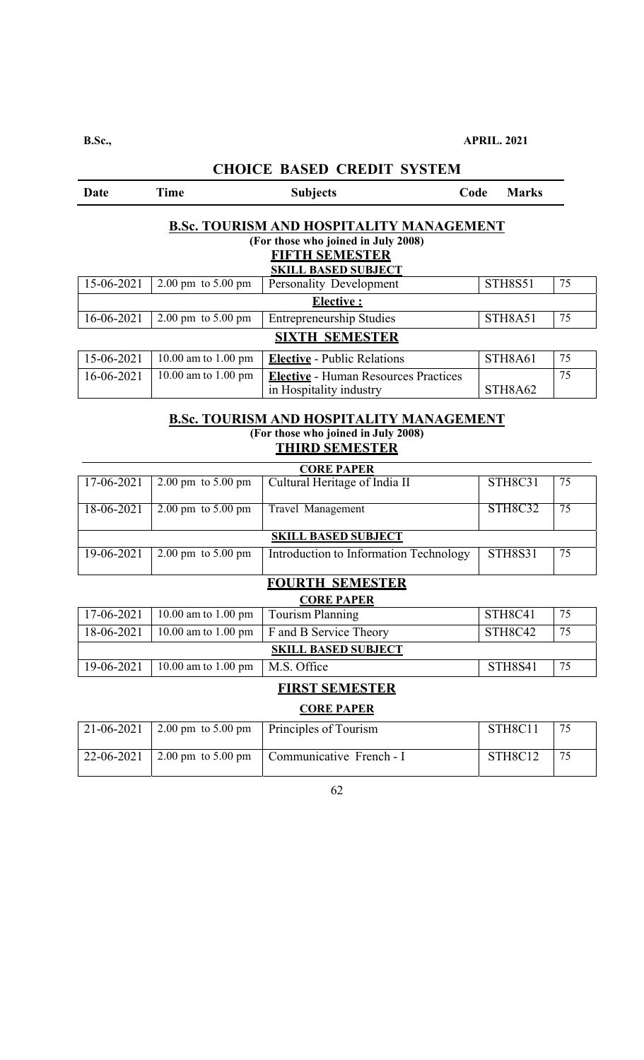**B.Sc.,** **APRIL. 2021**

## CHOICE BASED CREDIT SYSTEM

| Date | Time | Subjects | Code | Marks |
|---|---|---|---|---|

### B.Sc. TOURISM AND HOSPITALITY MANAGEMENT

**(For those who joined in July 2008)**

#### FIFTH SEMESTER

| Date | Time | Subjects | Code | Marks |
|---|---|---|---|---|
| | | **SKILL BASED SUBJECT** | | |
| 15-06-2021 | 2.00 pm to 5.00 pm | Personality Development | STH8S51 | 75 |
| | | **Elective :** | | |
| 16-06-2021 | 2.00 pm to 5.00 pm | Entrepreneurship Studies | STH8A51 | 75 |

#### SIXTH SEMESTER

| Date | Time | Subjects | Code | Marks |
|---|---|---|---|---|
| 15-06-2021 | 10.00 am to 1.00 pm | **Elective** - Public Relations | STH8A61 | 75 |
| 16-06-2021 | 10.00 am to 1.00 pm | **Elective** - Human Resources Practices in Hospitality industry | STH8A62 | 75 |

### B.Sc. TOURISM AND HOSPITALITY MANAGEMENT

**(For those who joined in July 2008)**

#### THIRD SEMESTER

| Date | Time | Subjects | Code | Marks |
|---|---|---|---|---|
| | | **CORE PAPER** | | |
| 17-06-2021 | 2.00 pm to 5.00 pm | Cultural Heritage of India II | STH8C31 | 75 |
| 18-06-2021 | 2.00 pm to 5.00 pm | Travel Management | STH8C32 | 75 |
| | | **SKILL BASED SUBJECT** | | |
| 19-06-2021 | 2.00 pm to 5.00 pm | Introduction to Information Technology | STH8S31 | 75 |

#### FOURTH SEMESTER

| Date | Time | Subjects | Code | Marks |
|---|---|---|---|---|
| | | **CORE PAPER** | | |
| 17-06-2021 | 10.00 am to 1.00 pm | Tourism Planning | STH8C41 | 75 |
| 18-06-2021 | 10.00 am to 1.00 pm | F and B Service Theory | STH8C42 | 75 |
| | | **SKILL BASED SUBJECT** | | |
| 19-06-2021 | 10.00 am to 1.00 pm | M.S. Office | STH8S41 | 75 |

#### FIRST SEMESTER

| Date | Time | Subjects | Code | Marks |
|---|---|---|---|---|
| | | **CORE PAPER** | | |
| 21-06-2021 | 2.00 pm to 5.00 pm | Principles of Tourism | STH8C11 | 75 |
| 22-06-2021 | 2.00 pm to 5.00 pm | Communicative French - I | STH8C12 | 75 |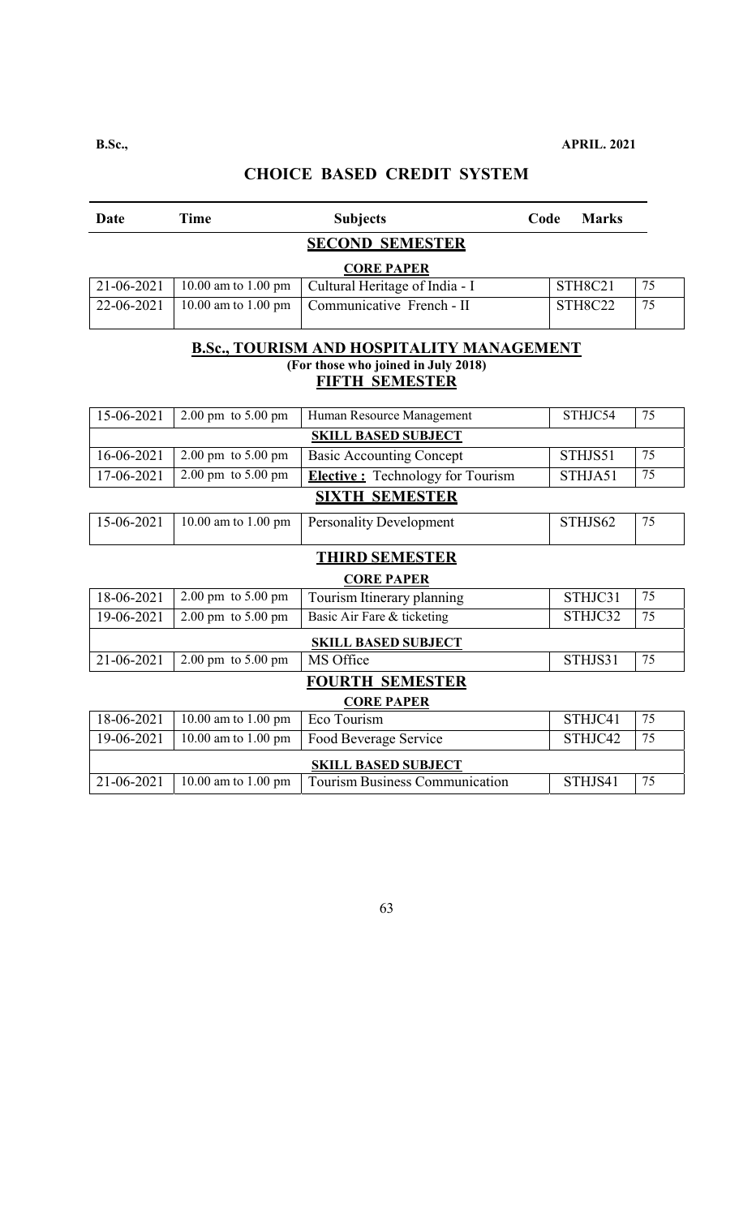**B.Sc.,** **APRIL. 2021**

## CHOICE BASED CREDIT SYSTEM

| Date | Time | Subjects | Code | Marks |
|---|---|---|---|---|
| | | **SECOND SEMESTER** | | |
| | | **CORE PAPER** | | |
| 21-06-2021 | 10.00 am to 1.00 pm | Cultural Heritage of India - I | STH8C21 | 75 |
| 22-06-2021 | 10.00 am to 1.00 pm | Communicative French - II | STH8C22 | 75 |

### B.Sc., TOURISM AND HOSPITALITY MANAGEMENT

**(For those who joined in July 2018)**

**FIFTH SEMESTER**

| Date | Time | Subjects | Code | Marks |
|---|---|---|---|---|
| 15-06-2021 | 2.00 pm to 5.00 pm | Human Resource Management | STHJC54 | 75 |
| | | **SKILL BASED SUBJECT** | | |
| 16-06-2021 | 2.00 pm to 5.00 pm | Basic Accounting Concept | STHJS51 | 75 |
| 17-06-2021 | 2.00 pm to 5.00 pm | **Elective :** Technology for Tourism | STHJA51 | 75 |
| | | **SIXTH SEMESTER** | | |
| 15-06-2021 | 10.00 am to 1.00 pm | Personality Development | STHJS62 | 75 |
| | | **THIRD SEMESTER** | | |
| | | **CORE PAPER** | | |
| 18-06-2021 | 2.00 pm to 5.00 pm | Tourism Itinerary planning | STHJC31 | 75 |
| 19-06-2021 | 2.00 pm to 5.00 pm | Basic Air Fare & ticketing | STHJC32 | 75 |
| | | **SKILL BASED SUBJECT** | | |
| 21-06-2021 | 2.00 pm to 5.00 pm | MS Office | STHJS31 | 75 |
| | | **FOURTH SEMESTER** | | |
| | | **CORE PAPER** | | |
| 18-06-2021 | 10.00 am to 1.00 pm | Eco Tourism | STHJC41 | 75 |
| 19-06-2021 | 10.00 am to 1.00 pm | Food Beverage Service | STHJC42 | 75 |
| | | **SKILL BASED SUBJECT** | | |
| 21-06-2021 | 10.00 am to 1.00 pm | Tourism Business Communication | STHJS41 | 75 |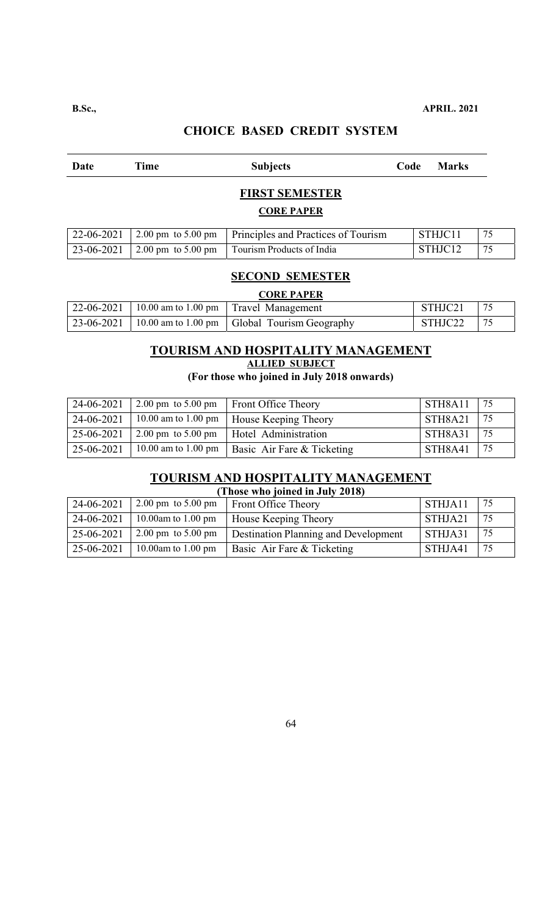**B.Sc.,** **APRIL. 2021**

## CHOICE BASED CREDIT SYSTEM

| Date | Time | Subjects | Code | Marks |
|---|---|---|---|---|

### FIRST SEMESTER

**CORE PAPER**

| Date | Time | Subjects | Code | Marks |
|---|---|---|---|---|
| 22-06-2021 | 2.00 pm to 5.00 pm | Principles and Practices of Tourism | STHJC11 | 75 |
| 23-06-2021 | 2.00 pm to 5.00 pm | Tourism Products of India | STHJC12 | 75 |

### SECOND SEMESTER

**CORE PAPER**

| Date | Time | Subjects | Code | Marks |
|---|---|---|---|---|
| 22-06-2021 | 10.00 am to 1.00 pm | Travel Management | STHJC21 | 75 |
| 23-06-2021 | 10.00 am to 1.00 pm | Global Tourism Geography | STHJC22 | 75 |

### TOURISM AND HOSPITALITY MANAGEMENT

**ALLIED SUBJECT**

**(For those who joined in July 2018 onwards)**

| Date | Time | Subjects | Code | Marks |
|---|---|---|---|---|
| 24-06-2021 | 2.00 pm to 5.00 pm | Front Office Theory | STH8A11 | 75 |
| 24-06-2021 | 10.00 am to 1.00 pm | House Keeping Theory | STH8A21 | 75 |
| 25-06-2021 | 2.00 pm to 5.00 pm | Hotel Administration | STH8A31 | 75 |
| 25-06-2021 | 10.00 am to 1.00 pm | Basic Air Fare & Ticketing | STH8A41 | 75 |

### TOURISM AND HOSPITALITY MANAGEMENT

**(Those who joined in July 2018)**

| Date | Time | Subjects | Code | Marks |
|---|---|---|---|---|
| 24-06-2021 | 2.00 pm to 5.00 pm | Front Office Theory | STHJA11 | 75 |
| 24-06-2021 | 10.00am to 1.00 pm | House Keeping Theory | STHJA21 | 75 |
| 25-06-2021 | 2.00 pm to 5.00 pm | Destination Planning and Development | STHJA31 | 75 |
| 25-06-2021 | 10.00am to 1.00 pm | Basic Air Fare & Ticketing | STHJA41 | 75 |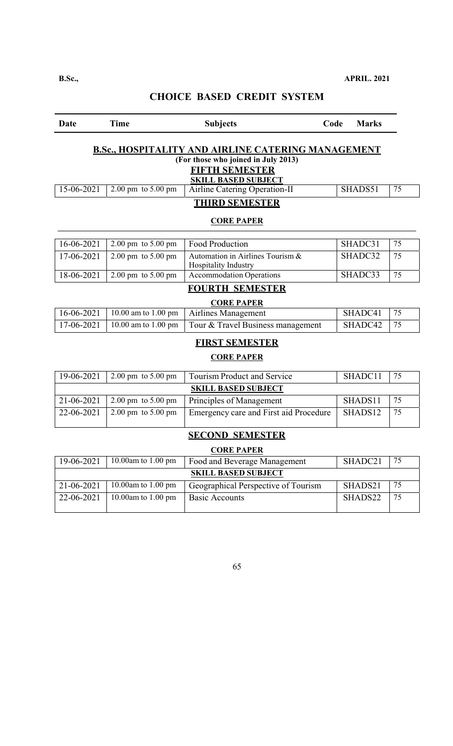**B.Sc.,** **APRIL. 2021**

## CHOICE BASED CREDIT SYSTEM

| Date | Time | Subjects | Code | Marks |
|---|---|---|---|---|

### B.Sc., HOSPITALITY AND AIRLINE CATERING MANAGEMENT

**(For those who joined in July 2013)**

#### FIFTH SEMESTER

**SKILL BASED SUBJECT**

| Date | Time | Subjects | Code | Marks |
|---|---|---|---|---|
| 15-06-2021 | 2.00 pm to 5.00 pm | Airline Catering Operation-II | SHADS51 | 75 |

#### THIRD SEMESTER

**CORE PAPER**

| Date | Time | Subjects | Code | Marks |
|---|---|---|---|---|
| 16-06-2021 | 2.00 pm to 5.00 pm | Food Production | SHADC31 | 75 |
| 17-06-2021 | 2.00 pm to 5.00 pm | Automation in Airlines Tourism & Hospitality Industry | SHADC32 | 75 |
| 18-06-2021 | 2.00 pm to 5.00 pm | Accommodation Operations | SHADC33 | 75 |

#### FOURTH SEMESTER

**CORE PAPER**

| Date | Time | Subjects | Code | Marks |
|---|---|---|---|---|
| 16-06-2021 | 10.00 am to 1.00 pm | Airlines Management | SHADC41 | 75 |
| 17-06-2021 | 10.00 am to 1.00 pm | Tour & Travel Business management | SHADC42 | 75 |

#### FIRST SEMESTER

**CORE PAPER**

| Date | Time | Subjects | Code | Marks |
|---|---|---|---|---|
| 19-06-2021 | 2.00 pm to 5.00 pm | Tourism Product and Service | SHADC11 | 75 |
| **SKILL BASED SUBJECT** | | | | |
| 21-06-2021 | 2.00 pm to 5.00 pm | Principles of Management | SHADS11 | 75 |
| 22-06-2021 | 2.00 pm to 5.00 pm | Emergency care and First aid Procedure | SHADS12 | 75 |

#### SECOND SEMESTER

**CORE PAPER**

| Date | Time | Subjects | Code | Marks |
|---|---|---|---|---|
| 19-06-2021 | 10.00am to 1.00 pm | Food and Beverage Management | SHADC21 | 75 |
| **SKILL BASED SUBJECT** | | | | |
| 21-06-2021 | 10.00am to 1.00 pm | Geographical Perspective of Tourism | SHADS21 | 75 |
| 22-06-2021 | 10.00am to 1.00 pm | Basic Accounts | SHADS22 | 75 |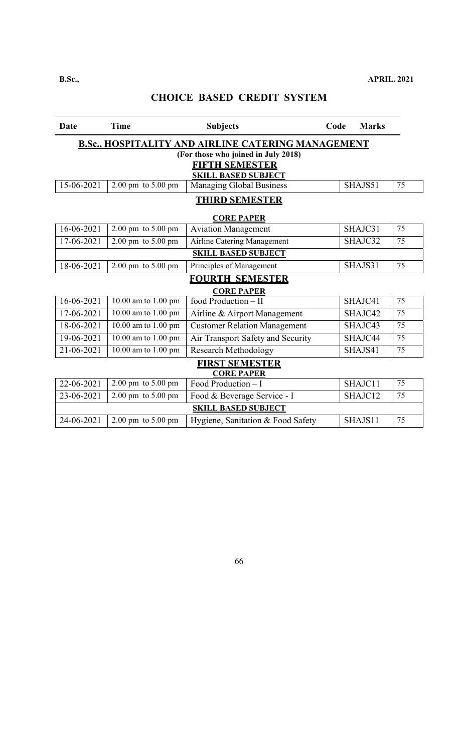**B.Sc.,** **APRIL. 2021**

## CHOICE BASED CREDIT SYSTEM

| Date | Time | Subjects | Code | Marks |
|---|---|---|---|---|
| | | **B.Sc., HOSPITALITY AND AIRLINE CATERING MANAGEMENT** | | |
| | | **(For those who joined in July 2018)** | | |
| | | **FIFTH SEMESTER** | | |
| | | **SKILL BASED SUBJECT** | | |
| 15-06-2021 | 2.00 pm to 5.00 pm | Managing Global Business | SHAJS51 | 75 |
| | | **THIRD SEMESTER** | | |
| | | **CORE PAPER** | | |
| 16-06-2021 | 2.00 pm to 5.00 pm | Aviation Management | SHAJC31 | 75 |
| 17-06-2021 | 2.00 pm to 5.00 pm | Airline Catering Management | SHAJC32 | 75 |
| | | **SKILL BASED SUBJECT** | | |
| 18-06-2021 | 2.00 pm to 5.00 pm | Principles of Management | SHAJS31 | 75 |
| | | **FOURTH SEMESTER** | | |
| | | **CORE PAPER** | | |
| 16-06-2021 | 10.00 am to 1.00 pm | food Production – II | SHAJC41 | 75 |
| 17-06-2021 | 10.00 am to 1.00 pm | Airline & Airport Management | SHAJC42 | 75 |
| 18-06-2021 | 10.00 am to 1.00 pm | Customer Relation Management | SHAJC43 | 75 |
| 19-06-2021 | 10.00 am to 1.00 pm | Air Transport Safety and Security | SHAJC44 | 75 |
| 21-06-2021 | 10.00 am to 1.00 pm | Research Methodology | SHAJS41 | 75 |
| | | **FIRST SEMESTER** | | |
| | | **CORE PAPER** | | |
| 22-06-2021 | 2.00 pm to 5.00 pm | Food Production – I | SHAJC11 | 75 |
| 23-06-2021 | 2.00 pm to 5.00 pm | Food & Beverage Service - I | SHAJC12 | 75 |
| | | **SKILL BASED SUBJECT** | | |
| 24-06-2021 | 2.00 pm to 5.00 pm | Hygiene, Sanitation & Food Safety | SHAJS11 | 75 |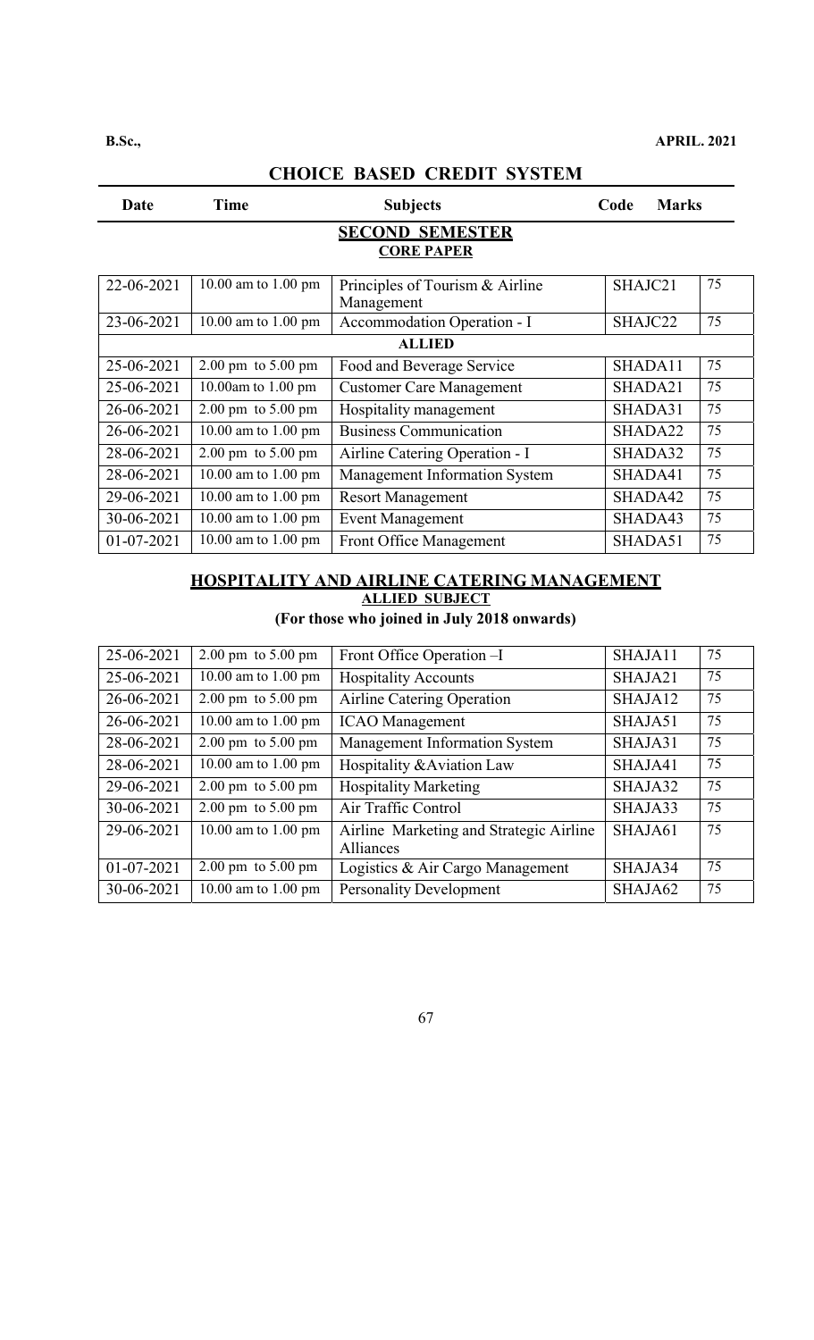**B.Sc.,** **APRIL. 2021**

## CHOICE BASED CREDIT SYSTEM

| Date | Time | Subjects | Code | Marks |
|---|---|---|---|---|
| | | **SECOND SEMESTER** | | |
| | | **CORE PAPER** | | |
| 22-06-2021 | 10.00 am to 1.00 pm | Principles of Tourism & Airline Management | SHAJC21 | 75 |
| 23-06-2021 | 10.00 am to 1.00 pm | Accommodation Operation - I | SHAJC22 | 75 |
| | | **ALLIED** | | |
| 25-06-2021 | 2.00 pm to 5.00 pm | Food and Beverage Service | SHADA11 | 75 |
| 25-06-2021 | 10.00am to 1.00 pm | Customer Care Management | SHADA21 | 75 |
| 26-06-2021 | 2.00 pm to 5.00 pm | Hospitality management | SHADA31 | 75 |
| 26-06-2021 | 10.00 am to 1.00 pm | Business Communication | SHADA22 | 75 |
| 28-06-2021 | 2.00 pm to 5.00 pm | Airline Catering Operation - I | SHADA32 | 75 |
| 28-06-2021 | 10.00 am to 1.00 pm | Management Information System | SHADA41 | 75 |
| 29-06-2021 | 10.00 am to 1.00 pm | Resort Management | SHADA42 | 75 |
| 30-06-2021 | 10.00 am to 1.00 pm | Event Management | SHADA43 | 75 |
| 01-07-2021 | 10.00 am to 1.00 pm | Front Office Management | SHADA51 | 75 |

### HOSPITALITY AND AIRLINE CATERING MANAGEMENT

**ALLIED SUBJECT**

**(For those who joined in July 2018 onwards)**

| Date | Time | Subjects | Code | Marks |
|---|---|---|---|---|
| 25-06-2021 | 2.00 pm to 5.00 pm | Front Office Operation –I | SHAJA11 | 75 |
| 25-06-2021 | 10.00 am to 1.00 pm | Hospitality Accounts | SHAJA21 | 75 |
| 26-06-2021 | 2.00 pm to 5.00 pm | Airline Catering Operation | SHAJA12 | 75 |
| 26-06-2021 | 10.00 am to 1.00 pm | ICAO Management | SHAJA51 | 75 |
| 28-06-2021 | 2.00 pm to 5.00 pm | Management Information System | SHAJA31 | 75 |
| 28-06-2021 | 10.00 am to 1.00 pm | Hospitality &Aviation Law | SHAJA41 | 75 |
| 29-06-2021 | 2.00 pm to 5.00 pm | Hospitality Marketing | SHAJA32 | 75 |
| 30-06-2021 | 2.00 pm to 5.00 pm | Air Traffic Control | SHAJA33 | 75 |
| 29-06-2021 | 10.00 am to 1.00 pm | Airline Marketing and Strategic Airline Alliances | SHAJA61 | 75 |
| 01-07-2021 | 2.00 pm to 5.00 pm | Logistics & Air Cargo Management | SHAJA34 | 75 |
| 30-06-2021 | 10.00 am to 1.00 pm | Personality Development | SHAJA62 | 75 |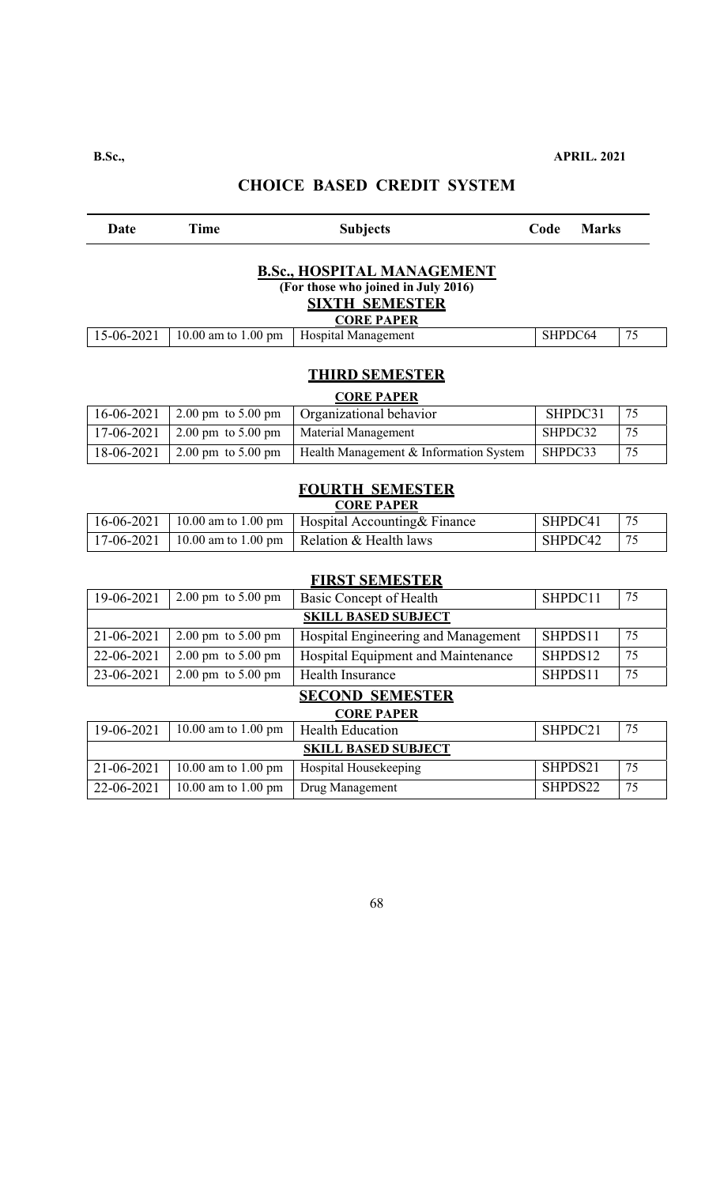**B.Sc.,** **APRIL. 2021**

## CHOICE BASED CREDIT SYSTEM

| Date | Time | Subjects | Code | Marks |
|---|---|---|---|---|

### B.Sc., HOSPITAL MANAGEMENT
**(For those who joined in July 2016)**

#### SIXTH SEMESTER
**CORE PAPER**

| Date | Time | Subjects | Code | Marks |
|---|---|---|---|---|
| 15-06-2021 | 10.00 am to 1.00 pm | Hospital Management | SHPDC64 | 75 |

#### THIRD SEMESTER
**CORE PAPER**

| Date | Time | Subjects | Code | Marks |
|---|---|---|---|---|
| 16-06-2021 | 2.00 pm to 5.00 pm | Organizational behavior | SHPDC31 | 75 |
| 17-06-2021 | 2.00 pm to 5.00 pm | Material Management | SHPDC32 | 75 |
| 18-06-2021 | 2.00 pm to 5.00 pm | Health Management & Information System | SHPDC33 | 75 |

#### FOURTH SEMESTER
**CORE PAPER**

| Date | Time | Subjects | Code | Marks |
|---|---|---|---|---|
| 16-06-2021 | 10.00 am to 1.00 pm | Hospital Accounting& Finance | SHPDC41 | 75 |
| 17-06-2021 | 10.00 am to 1.00 pm | Relation & Health laws | SHPDC42 | 75 |

#### FIRST SEMESTER

| Date | Time | Subjects | Code | Marks |
|---|---|---|---|---|
| 19-06-2021 | 2.00 pm to 5.00 pm | Basic Concept of Health | SHPDC11 | 75 |
| | | **SKILL BASED SUBJECT** | | |
| 21-06-2021 | 2.00 pm to 5.00 pm | Hospital Engineering and Management | SHPDS11 | 75 |
| 22-06-2021 | 2.00 pm to 5.00 pm | Hospital Equipment and Maintenance | SHPDS12 | 75 |
| 23-06-2021 | 2.00 pm to 5.00 pm | Health Insurance | SHPDS11 | 75 |

#### SECOND SEMESTER
**CORE PAPER**

| Date | Time | Subjects | Code | Marks |
|---|---|---|---|---|
| 19-06-2021 | 10.00 am to 1.00 pm | Health Education | SHPDC21 | 75 |
| | | **SKILL BASED SUBJECT** | | |
| 21-06-2021 | 10.00 am to 1.00 pm | Hospital Housekeeping | SHPDS21 | 75 |
| 22-06-2021 | 10.00 am to 1.00 pm | Drug Management | SHPDS22 | 75 |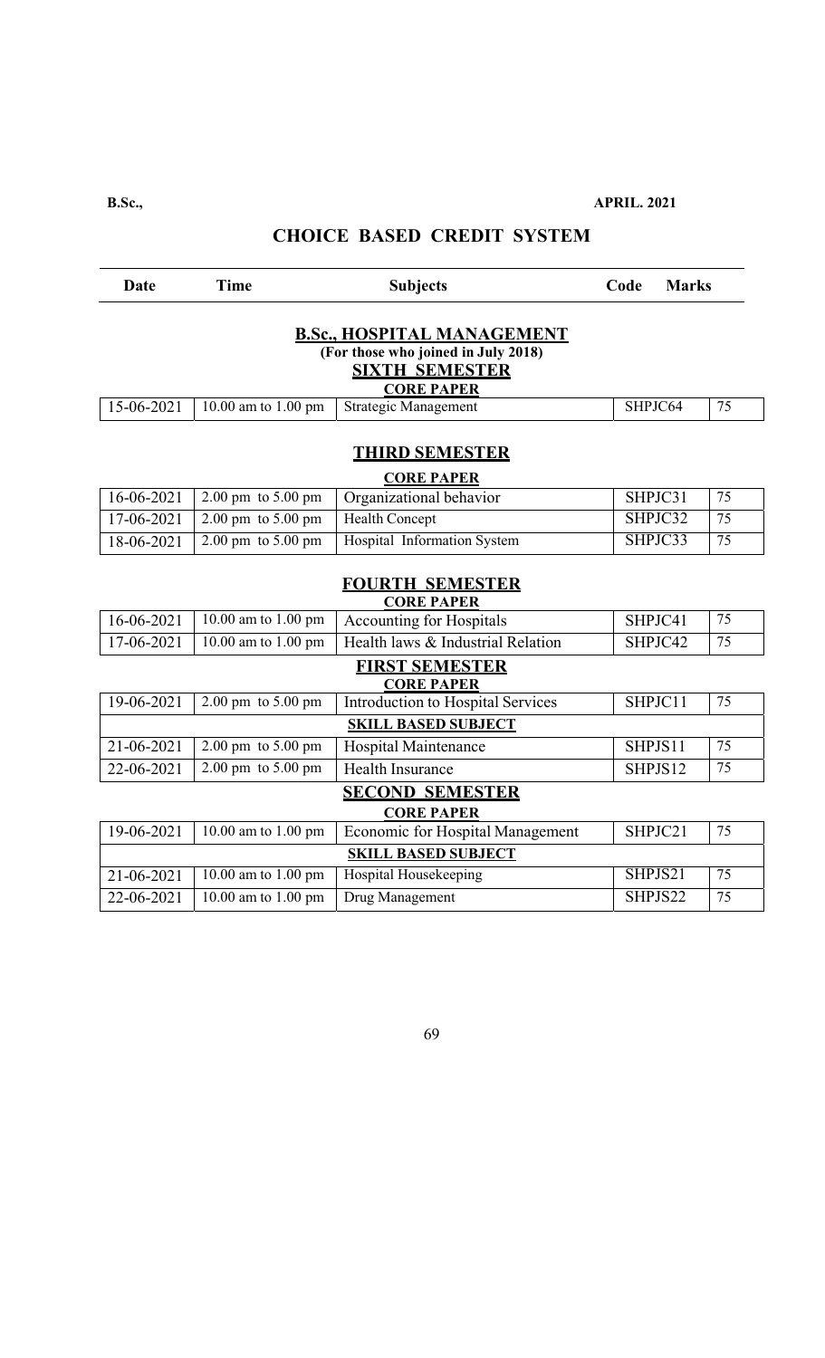**B.Sc.,** **APRIL. 2021**

## CHOICE BASED CREDIT SYSTEM

| Date | Time | Subjects | Code | Marks |
|---|---|---|---|---|

### B.Sc., HOSPITAL MANAGEMENT

**(For those who joined in July 2018)**

**SIXTH SEMESTER**

**CORE PAPER**

| Date | Time | Subjects | Code | Marks |
|---|---|---|---|---|
| 15-06-2021 | 10.00 am to 1.00 pm | Strategic Management | SHPJC64 | 75 |

**THIRD SEMESTER**

**CORE PAPER**

| Date | Time | Subjects | Code | Marks |
|---|---|---|---|---|
| 16-06-2021 | 2.00 pm to 5.00 pm | Organizational behavior | SHPJC31 | 75 |
| 17-06-2021 | 2.00 pm to 5.00 pm | Health Concept | SHPJC32 | 75 |
| 18-06-2021 | 2.00 pm to 5.00 pm | Hospital Information System | SHPJC33 | 75 |

**FOURTH SEMESTER**

**CORE PAPER**

| Date | Time | Subjects | Code | Marks |
|---|---|---|---|---|
| 16-06-2021 | 10.00 am to 1.00 pm | Accounting for Hospitals | SHPJC41 | 75 |
| 17-06-2021 | 10.00 am to 1.00 pm | Health laws & Industrial Relation | SHPJC42 | 75 |

**FIRST SEMESTER**

**CORE PAPER**

| Date | Time | Subjects | Code | Marks |
|---|---|---|---|---|
| 19-06-2021 | 2.00 pm to 5.00 pm | Introduction to Hospital Services | SHPJC11 | 75 |
| **SKILL BASED SUBJECT** | | | | |
| 21-06-2021 | 2.00 pm to 5.00 pm | Hospital Maintenance | SHPJS11 | 75 |
| 22-06-2021 | 2.00 pm to 5.00 pm | Health Insurance | SHPJS12 | 75 |

**SECOND SEMESTER**

**CORE PAPER**

| Date | Time | Subjects | Code | Marks |
|---|---|---|---|---|
| 19-06-2021 | 10.00 am to 1.00 pm | Economic for Hospital Management | SHPJC21 | 75 |
| **SKILL BASED SUBJECT** | | | | |
| 21-06-2021 | 10.00 am to 1.00 pm | Hospital Housekeeping | SHPJS21 | 75 |
| 22-06-2021 | 10.00 am to 1.00 pm | Drug Management | SHPJS22 | 75 |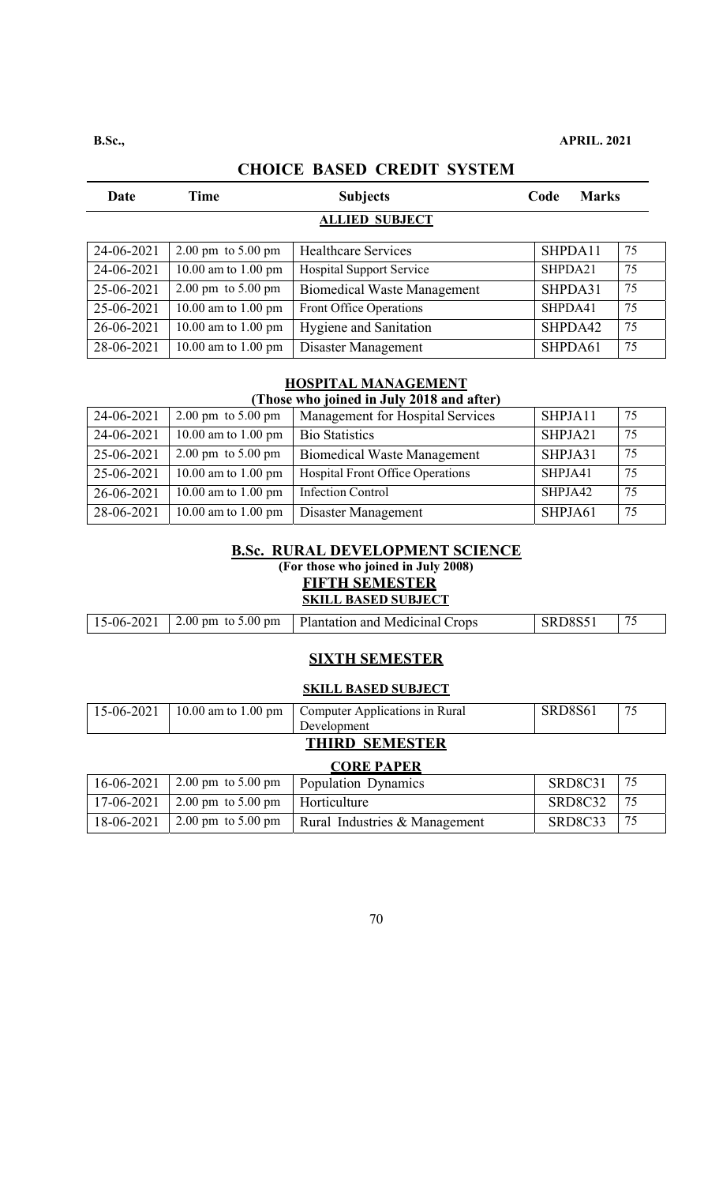**B.Sc.,** **APRIL. 2021**

## CHOICE BASED CREDIT SYSTEM

| Date | Time | Subjects | Code | Marks |
|---|---|---|---|---|
| | | **ALLIED SUBJECT** | | |
| 24-06-2021 | 2.00 pm to 5.00 pm | Healthcare Services | SHPDA11 | 75 |
| 24-06-2021 | 10.00 am to 1.00 pm | Hospital Support Service | SHPDA21 | 75 |
| 25-06-2021 | 2.00 pm to 5.00 pm | Biomedical Waste Management | SHPDA31 | 75 |
| 25-06-2021 | 10.00 am to 1.00 pm | Front Office Operations | SHPDA41 | 75 |
| 26-06-2021 | 10.00 am to 1.00 pm | Hygiene and Sanitation | SHPDA42 | 75 |
| 28-06-2021 | 10.00 am to 1.00 pm | Disaster Management | SHPDA61 | 75 |

### HOSPITAL MANAGEMENT
**(Those who joined in July 2018 and after)**

| Date | Time | Subjects | Code | Marks |
|---|---|---|---|---|
| 24-06-2021 | 2.00 pm to 5.00 pm | Management for Hospital Services | SHPJA11 | 75 |
| 24-06-2021 | 10.00 am to 1.00 pm | Bio Statistics | SHPJA21 | 75 |
| 25-06-2021 | 2.00 pm to 5.00 pm | Biomedical Waste Management | SHPJA31 | 75 |
| 25-06-2021 | 10.00 am to 1.00 pm | Hospital Front Office Operations | SHPJA41 | 75 |
| 26-06-2021 | 10.00 am to 1.00 pm | Infection Control | SHPJA42 | 75 |
| 28-06-2021 | 10.00 am to 1.00 pm | Disaster Management | SHPJA61 | 75 |

### B.Sc. RURAL DEVELOPMENT SCIENCE
**(For those who joined in July 2008)**

#### FIFTH SEMESTER
**SKILL BASED SUBJECT**

| Date | Time | Subjects | Code | Marks |
|---|---|---|---|---|
| 15-06-2021 | 2.00 pm to 5.00 pm | Plantation and Medicinal Crops | SRD8S51 | 75 |

#### SIXTH SEMESTER
**SKILL BASED SUBJECT**

| Date | Time | Subjects | Code | Marks |
|---|---|---|---|---|
| 15-06-2021 | 10.00 am to 1.00 pm | Computer Applications in Rural Development | SRD8S61 | 75 |

#### THIRD SEMESTER
**CORE PAPER**

| Date | Time | Subjects | Code | Marks |
|---|---|---|---|---|
| 16-06-2021 | 2.00 pm to 5.00 pm | Population Dynamics | SRD8C31 | 75 |
| 17-06-2021 | 2.00 pm to 5.00 pm | Horticulture | SRD8C32 | 75 |
| 18-06-2021 | 2.00 pm to 5.00 pm | Rural Industries & Management | SRD8C33 | 75 |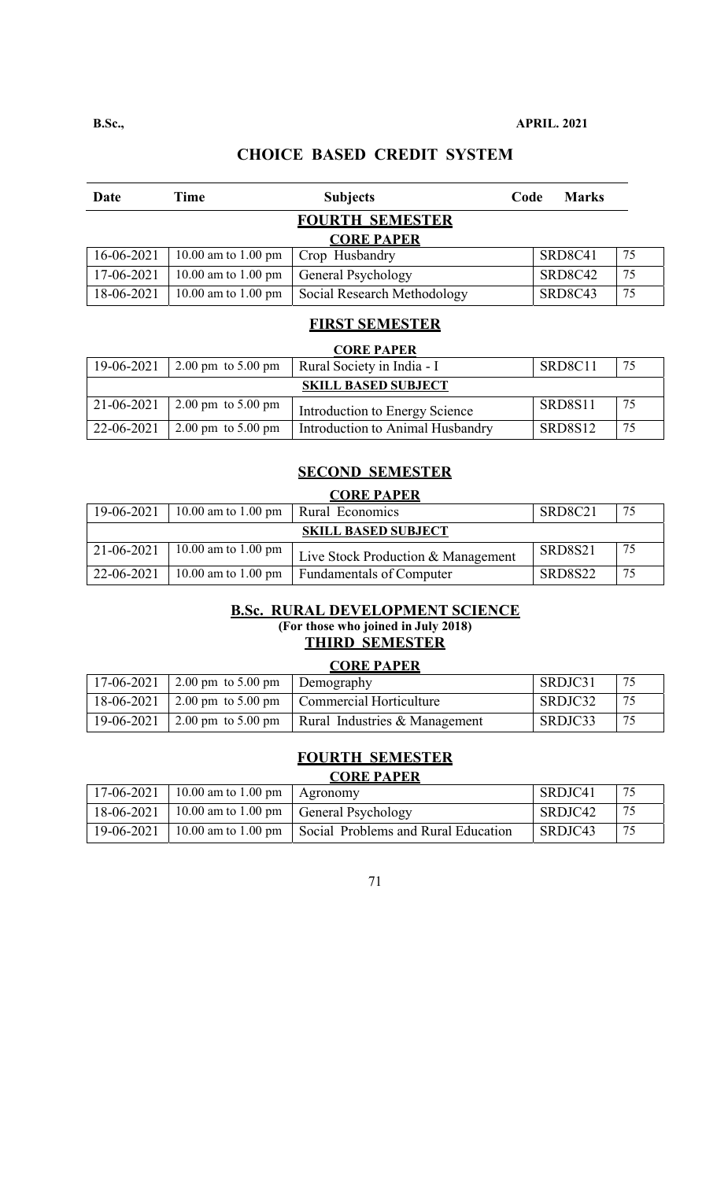**B.Sc.,** **APRIL. 2021**

## CHOICE BASED CREDIT SYSTEM

| Date | Time | Subjects | Code | Marks |
|---|---|---|---|---|
| | | **FOURTH SEMESTER** | | |
| | | **CORE PAPER** | | |
| 16-06-2021 | 10.00 am to 1.00 pm | Crop Husbandry | SRD8C41 | 75 |
| 17-06-2021 | 10.00 am to 1.00 pm | General Psychology | SRD8C42 | 75 |
| 18-06-2021 | 10.00 am to 1.00 pm | Social Research Methodology | SRD8C43 | 75 |

### FIRST SEMESTER

**CORE PAPER**

| Date | Time | Subjects | Code | Marks |
|---|---|---|---|---|
| 19-06-2021 | 2.00 pm to 5.00 pm | Rural Society in India - I | SRD8C11 | 75 |
| | | **SKILL BASED SUBJECT** | | |
| 21-06-2021 | 2.00 pm to 5.00 pm | Introduction to Energy Science | SRD8S11 | 75 |
| 22-06-2021 | 2.00 pm to 5.00 pm | Introduction to Animal Husbandry | SRD8S12 | 75 |

### SECOND SEMESTER

**CORE PAPER**

| Date | Time | Subjects | Code | Marks |
|---|---|---|---|---|
| 19-06-2021 | 10.00 am to 1.00 pm | Rural Economics | SRD8C21 | 75 |
| | | **SKILL BASED SUBJECT** | | |
| 21-06-2021 | 10.00 am to 1.00 pm | Live Stock Production & Management | SRD8S21 | 75 |
| 22-06-2021 | 10.00 am to 1.00 pm | Fundamentals of Computer | SRD8S22 | 75 |

## B.Sc. RURAL DEVELOPMENT SCIENCE

**(For those who joined in July 2018)**

### THIRD SEMESTER

**CORE PAPER**

| Date | Time | Subjects | Code | Marks |
|---|---|---|---|---|
| 17-06-2021 | 2.00 pm to 5.00 pm | Demography | SRDJC31 | 75 |
| 18-06-2021 | 2.00 pm to 5.00 pm | Commercial Horticulture | SRDJC32 | 75 |
| 19-06-2021 | 2.00 pm to 5.00 pm | Rural Industries & Management | SRDJC33 | 75 |

### FOURTH SEMESTER

**CORE PAPER**

| Date | Time | Subjects | Code | Marks |
|---|---|---|---|---|
| 17-06-2021 | 10.00 am to 1.00 pm | Agronomy | SRDJC41 | 75 |
| 18-06-2021 | 10.00 am to 1.00 pm | General Psychology | SRDJC42 | 75 |
| 19-06-2021 | 10.00 am to 1.00 pm | Social Problems and Rural Education | SRDJC43 | 75 |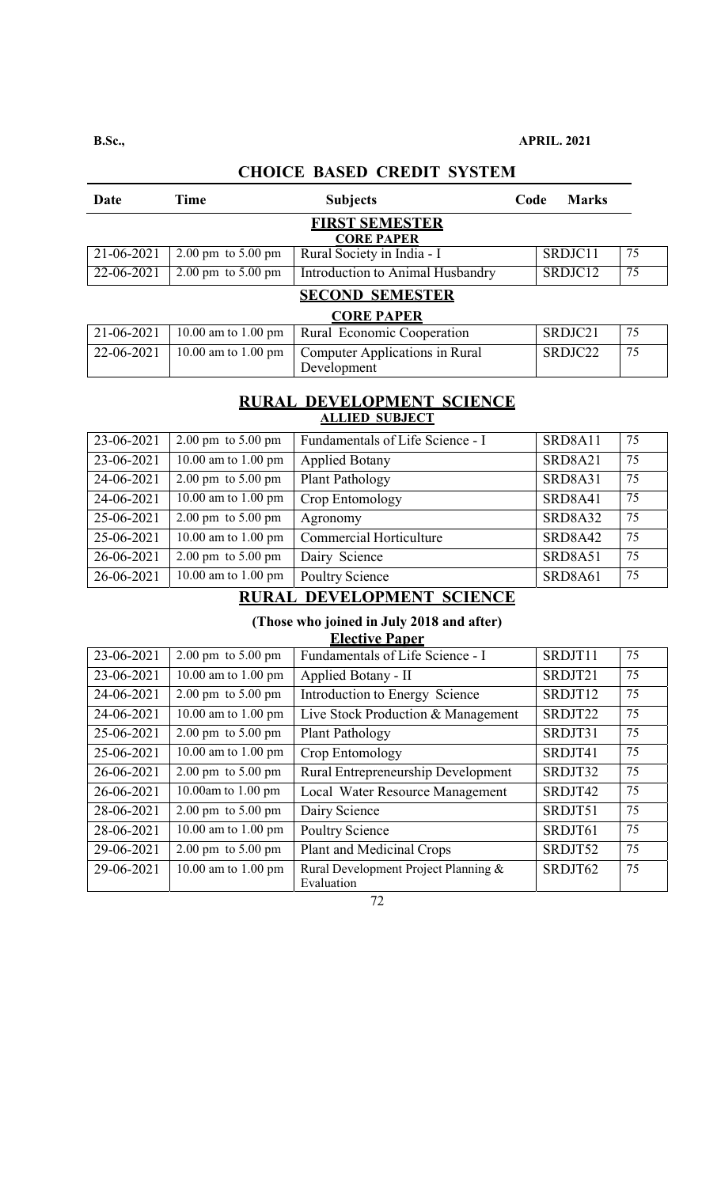**B.Sc.,** **APRIL. 2021**

## CHOICE BASED CREDIT SYSTEM

| Date | Time | Subjects | Code | Marks |
|---|---|---|---|---|
| | | **FIRST SEMESTER** | | |
| | | **CORE PAPER** | | |
| 21-06-2021 | 2.00 pm to 5.00 pm | Rural Society in India - I | SRDJC11 | 75 |
| 22-06-2021 | 2.00 pm to 5.00 pm | Introduction to Animal Husbandry | SRDJC12 | 75 |
| | | **SECOND SEMESTER** | | |
| | | **CORE PAPER** | | |
| 21-06-2021 | 10.00 am to 1.00 pm | Rural Economic Cooperation | SRDJC21 | 75 |
| 22-06-2021 | 10.00 am to 1.00 pm | Computer Applications in Rural Development | SRDJC22 | 75 |

### RURAL DEVELOPMENT SCIENCE

**ALLIED SUBJECT**

| Date | Time | Subjects | Code | Marks |
|---|---|---|---|---|
| 23-06-2021 | 2.00 pm to 5.00 pm | Fundamentals of Life Science - I | SRD8A11 | 75 |
| 23-06-2021 | 10.00 am to 1.00 pm | Applied Botany | SRD8A21 | 75 |
| 24-06-2021 | 2.00 pm to 5.00 pm | Plant Pathology | SRD8A31 | 75 |
| 24-06-2021 | 10.00 am to 1.00 pm | Crop Entomology | SRD8A41 | 75 |
| 25-06-2021 | 2.00 pm to 5.00 pm | Agronomy | SRD8A32 | 75 |
| 25-06-2021 | 10.00 am to 1.00 pm | Commercial Horticulture | SRD8A42 | 75 |
| 26-06-2021 | 2.00 pm to 5.00 pm | Dairy Science | SRD8A51 | 75 |
| 26-06-2021 | 10.00 am to 1.00 pm | Poultry Science | SRD8A61 | 75 |

### RURAL DEVELOPMENT SCIENCE

**(Those who joined in July 2018 and after)**

**Elective Paper**

| Date | Time | Subjects | Code | Marks |
|---|---|---|---|---|
| 23-06-2021 | 2.00 pm to 5.00 pm | Fundamentals of Life Science - I | SRDJT11 | 75 |
| 23-06-2021 | 10.00 am to 1.00 pm | Applied Botany - II | SRDJT21 | 75 |
| 24-06-2021 | 2.00 pm to 5.00 pm | Introduction to Energy Science | SRDJT12 | 75 |
| 24-06-2021 | 10.00 am to 1.00 pm | Live Stock Production & Management | SRDJT22 | 75 |
| 25-06-2021 | 2.00 pm to 5.00 pm | Plant Pathology | SRDJT31 | 75 |
| 25-06-2021 | 10.00 am to 1.00 pm | Crop Entomology | SRDJT41 | 75 |
| 26-06-2021 | 2.00 pm to 5.00 pm | Rural Entrepreneurship Development | SRDJT32 | 75 |
| 26-06-2021 | 10.00am to 1.00 pm | Local Water Resource Management | SRDJT42 | 75 |
| 28-06-2021 | 2.00 pm to 5.00 pm | Dairy Science | SRDJT51 | 75 |
| 28-06-2021 | 10.00 am to 1.00 pm | Poultry Science | SRDJT61 | 75 |
| 29-06-2021 | 2.00 pm to 5.00 pm | Plant and Medicinal Crops | SRDJT52 | 75 |
| 29-06-2021 | 10.00 am to 1.00 pm | Rural Development Project Planning & Evaluation | SRDJT62 | 75 |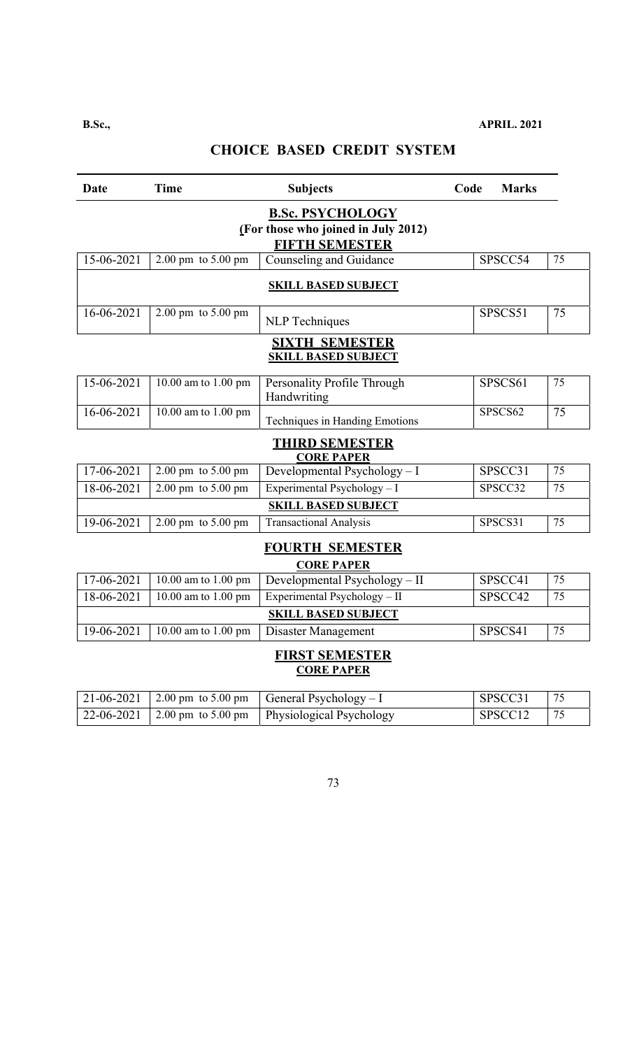**B.Sc.,** **APRIL. 2021**

## CHOICE BASED CREDIT SYSTEM

| Date | Time | Subjects | Code | Marks |
|---|---|---|---|---|
| | | **B.Sc. PSYCHOLOGY** | | |
| | | **(For those who joined in July 2012)** | | |
| | | **FIFTH SEMESTER** | | |
| 15-06-2021 | 2.00 pm to 5.00 pm | Counseling and Guidance | SPSCC54 | 75 |
| | | **SKILL BASED SUBJECT** | | |
| 16-06-2021 | 2.00 pm to 5.00 pm | NLP Techniques | SPSCS51 | 75 |
| | | **SIXTH SEMESTER** | | |
| | | **SKILL BASED SUBJECT** | | |
| 15-06-2021 | 10.00 am to 1.00 pm | Personality Profile Through Handwriting | SPSCS61 | 75 |
| 16-06-2021 | 10.00 am to 1.00 pm | Techniques in Handing Emotions | SPSCS62 | 75 |
| | | **THIRD SEMESTER** | | |
| | | **CORE PAPER** | | |
| 17-06-2021 | 2.00 pm to 5.00 pm | Developmental Psychology – I | SPSCC31 | 75 |
| 18-06-2021 | 2.00 pm to 5.00 pm | Experimental Psychology – I | SPSCC32 | 75 |
| | | **SKILL BASED SUBJECT** | | |
| 19-06-2021 | 2.00 pm to 5.00 pm | Transactional Analysis | SPSCS31 | 75 |
| | | **FOURTH SEMESTER** | | |
| | | **CORE PAPER** | | |
| 17-06-2021 | 10.00 am to 1.00 pm | Developmental Psychology – II | SPSCC41 | 75 |
| 18-06-2021 | 10.00 am to 1.00 pm | Experimental Psychology – II | SPSCC42 | 75 |
| | | **SKILL BASED SUBJECT** | | |
| 19-06-2021 | 10.00 am to 1.00 pm | Disaster Management | SPSCS41 | 75 |
| | | **FIRST SEMESTER** | | |
| | | **CORE PAPER** | | |
| 21-06-2021 | 2.00 pm to 5.00 pm | General Psychology – I | SPSCC31 | 75 |
| 22-06-2021 | 2.00 pm to 5.00 pm | Physiological Psychology | SPSCC12 | 75 |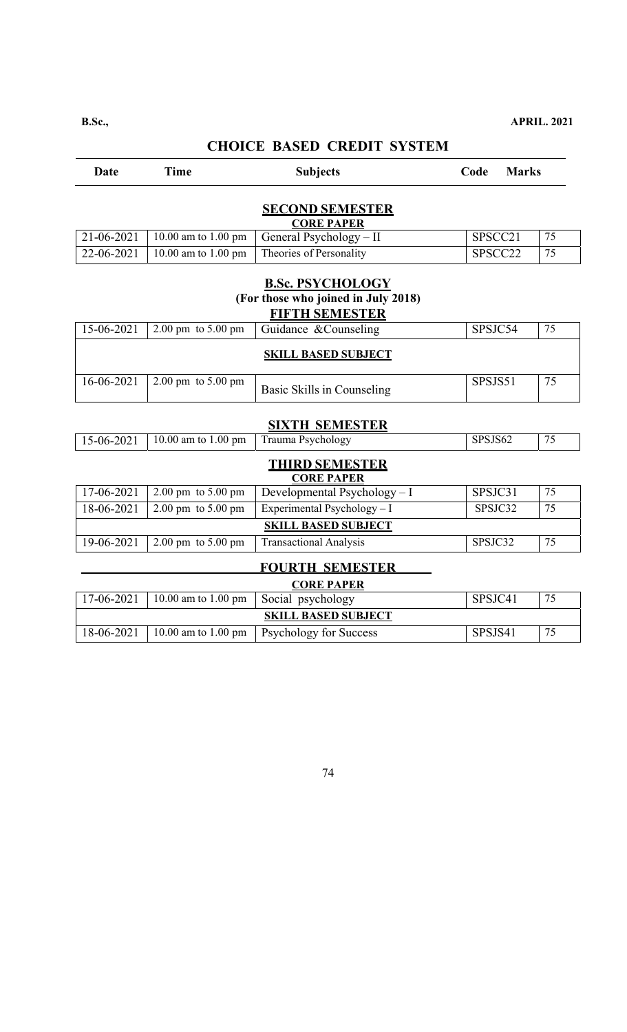**B.Sc.,** **APRIL. 2021**

## CHOICE BASED CREDIT SYSTEM

| Date | Time | Subjects | Code | Marks |
|---|---|---|---|---|

### SECOND SEMESTER

**CORE PAPER**

| Date | Time | Subjects | Code | Marks |
|---|---|---|---|---|
| 21-06-2021 | 10.00 am to 1.00 pm | General Psychology – II | SPSCC21 | 75 |
| 22-06-2021 | 10.00 am to 1.00 pm | Theories of Personality | SPSCC22 | 75 |

### B.Sc. PSYCHOLOGY

**(For those who joined in July 2018)**

### FIFTH SEMESTER

| Date | Time | Subjects | Code | Marks |
|---|---|---|---|---|
| 15-06-2021 | 2.00 pm to 5.00 pm | Guidance &Counseling | SPSJC54 | 75 |
| | | **SKILL BASED SUBJECT** | | |
| 16-06-2021 | 2.00 pm to 5.00 pm | Basic Skills in Counseling | SPSJS51 | 75 |

### SIXTH SEMESTER

| Date | Time | Subjects | Code | Marks |
|---|---|---|---|---|
| 15-06-2021 | 10.00 am to 1.00 pm | Trauma Psychology | SPSJS62 | 75 |

### THIRD SEMESTER

**CORE PAPER**

| Date | Time | Subjects | Code | Marks |
|---|---|---|---|---|
| 17-06-2021 | 2.00 pm to 5.00 pm | Developmental Psychology – I | SPSJC31 | 75 |
| 18-06-2021 | 2.00 pm to 5.00 pm | Experimental Psychology – I | SPSJC32 | 75 |
| | | **SKILL BASED SUBJECT** | | |
| 19-06-2021 | 2.00 pm to 5.00 pm | Transactional Analysis | SPSJC32 | 75 |

### FOURTH SEMESTER

**CORE PAPER**

| Date | Time | Subjects | Code | Marks |
|---|---|---|---|---|
| 17-06-2021 | 10.00 am to 1.00 pm | Social psychology | SPSJC41 | 75 |
| | | **SKILL BASED SUBJECT** | | |
| 18-06-2021 | 10.00 am to 1.00 pm | Psychology for Success | SPSJS41 | 75 |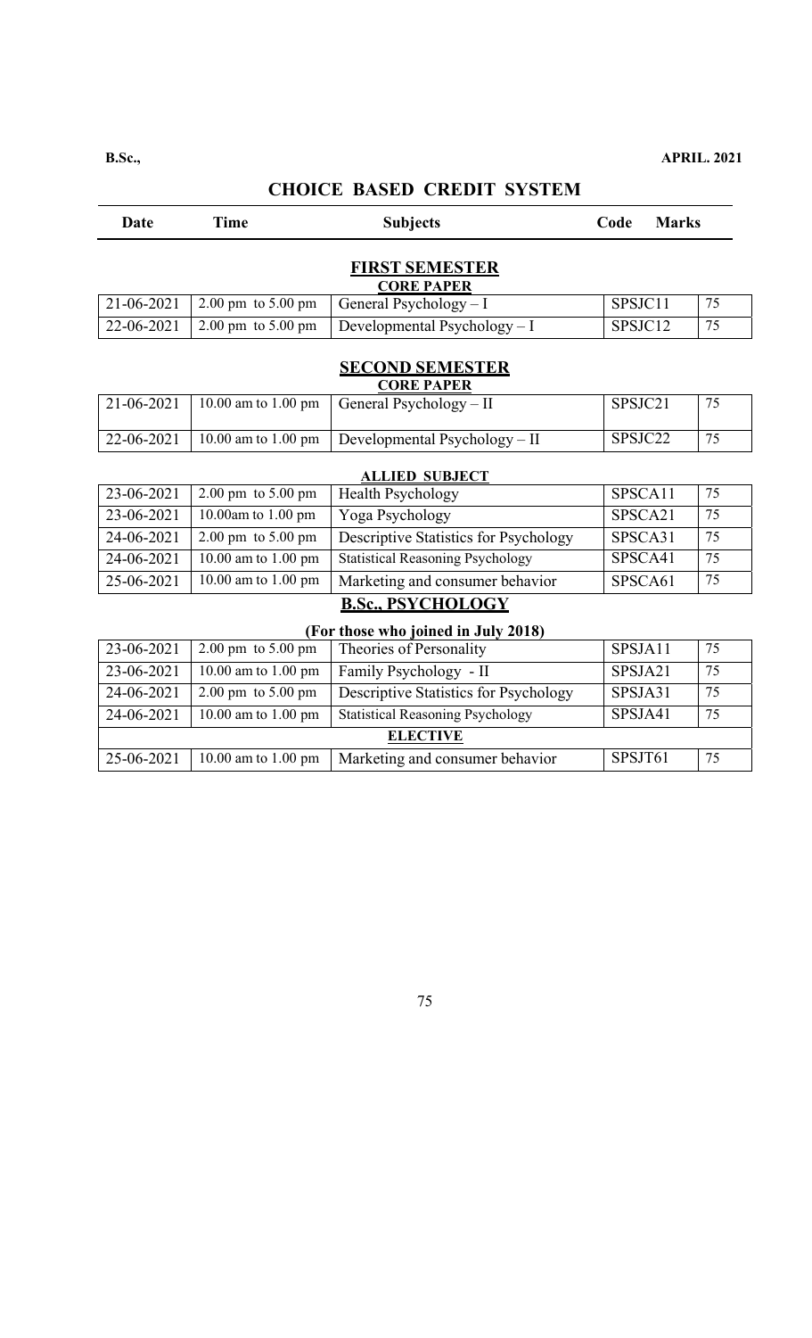**B.Sc.,** **APRIL. 2021**

## CHOICE BASED CREDIT SYSTEM

| Date | Time | Subjects | Code | Marks |
|---|---|---|---|---|

### FIRST SEMESTER

**CORE PAPER**

| Date | Time | Subjects | Code | Marks |
|---|---|---|---|---|
| 21-06-2021 | 2.00 pm to 5.00 pm | General Psychology – I | SPSJC11 | 75 |
| 22-06-2021 | 2.00 pm to 5.00 pm | Developmental Psychology – I | SPSJC12 | 75 |

### SECOND SEMESTER

**CORE PAPER**

| Date | Time | Subjects | Code | Marks |
|---|---|---|---|---|
| 21-06-2021 | 10.00 am to 1.00 pm | General Psychology – II | SPSJC21 | 75 |
| 22-06-2021 | 10.00 am to 1.00 pm | Developmental Psychology – II | SPSJC22 | 75 |

**ALLIED SUBJECT**

| Date | Time | Subjects | Code | Marks |
|---|---|---|---|---|
| 23-06-2021 | 2.00 pm to 5.00 pm | Health Psychology | SPSCA11 | 75 |
| 23-06-2021 | 10.00am to 1.00 pm | Yoga Psychology | SPSCA21 | 75 |
| 24-06-2021 | 2.00 pm to 5.00 pm | Descriptive Statistics for Psychology | SPSCA31 | 75 |
| 24-06-2021 | 10.00 am to 1.00 pm | Statistical Reasoning Psychology | SPSCA41 | 75 |
| 25-06-2021 | 10.00 am to 1.00 pm | Marketing and consumer behavior | SPSCA61 | 75 |

### B.Sc., PSYCHOLOGY

**(For those who joined in July 2018)**

| Date | Time | Subjects | Code | Marks |
|---|---|---|---|---|
| 23-06-2021 | 2.00 pm to 5.00 pm | Theories of Personality | SPSJA11 | 75 |
| 23-06-2021 | 10.00 am to 1.00 pm | Family Psychology - II | SPSJA21 | 75 |
| 24-06-2021 | 2.00 pm to 5.00 pm | Descriptive Statistics for Psychology | SPSJA31 | 75 |
| 24-06-2021 | 10.00 am to 1.00 pm | Statistical Reasoning Psychology | SPSJA41 | 75 |
| **ELECTIVE** | | | | |
| 25-06-2021 | 10.00 am to 1.00 pm | Marketing and consumer behavior | SPSJT61 | 75 |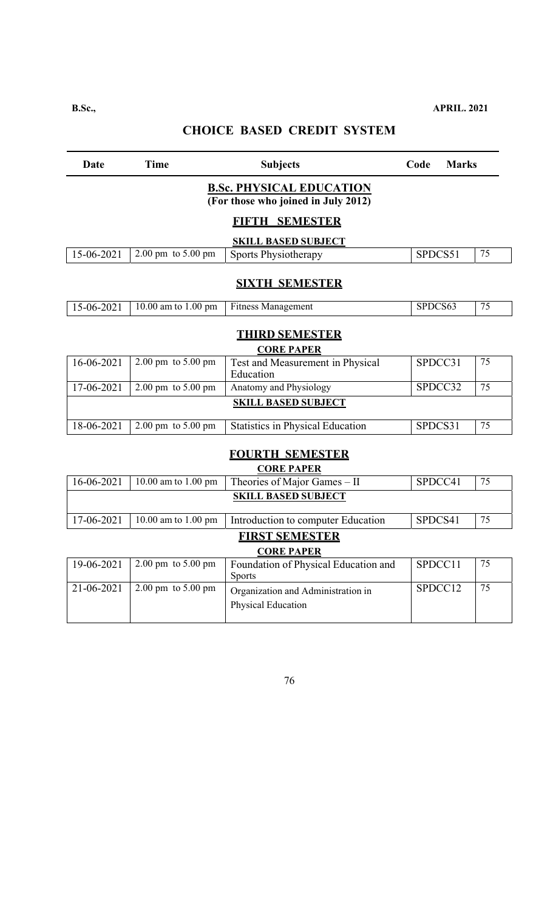**B.Sc.,** **APRIL. 2021**

## CHOICE BASED CREDIT SYSTEM

| Date | Time | Subjects | Code | Marks |
|---|---|---|---|---|

### B.Sc. PHYSICAL EDUCATION
**(For those who joined in July 2012)**

### FIFTH SEMESTER

**SKILL BASED SUBJECT**

| Date | Time | Subjects | Code | Marks |
|---|---|---|---|---|
| 15-06-2021 | 2.00 pm to 5.00 pm | Sports Physiotherapy | SPDCS51 | 75 |

### SIXTH SEMESTER

| Date | Time | Subjects | Code | Marks |
|---|---|---|---|---|
| 15-06-2021 | 10.00 am to 1.00 pm | Fitness Management | SPDCS63 | 75 |

### THIRD SEMESTER

**CORE PAPER**

| Date | Time | Subjects | Code | Marks |
|---|---|---|---|---|
| 16-06-2021 | 2.00 pm to 5.00 pm | Test and Measurement in Physical Education | SPDCC31 | 75 |
| 17-06-2021 | 2.00 pm to 5.00 pm | Anatomy and Physiology | SPDCC32 | 75 |
| **SKILL BASED SUBJECT** | | | | |
| 18-06-2021 | 2.00 pm to 5.00 pm | Statistics in Physical Education | SPDCS31 | 75 |

### FOURTH SEMESTER

**CORE PAPER**

| Date | Time | Subjects | Code | Marks |
|---|---|---|---|---|
| 16-06-2021 | 10.00 am to 1.00 pm | Theories of Major Games – II | SPDCC41 | 75 |
| **SKILL BASED SUBJECT** | | | | |
| 17-06-2021 | 10.00 am to 1.00 pm | Introduction to computer Education | SPDCS41 | 75 |

### FIRST SEMESTER

**CORE PAPER**

| Date | Time | Subjects | Code | Marks |
|---|---|---|---|---|
| 19-06-2021 | 2.00 pm to 5.00 pm | Foundation of Physical Education and Sports | SPDCC11 | 75 |
| 21-06-2021 | 2.00 pm to 5.00 pm | Organization and Administration in Physical Education | SPDCC12 | 75 |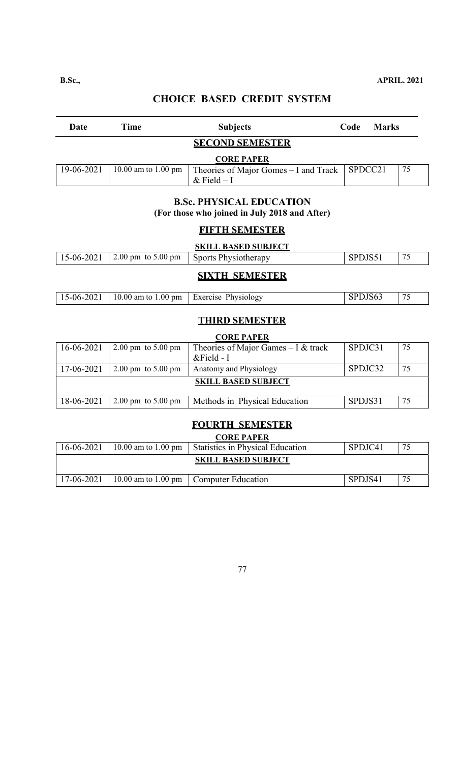**B.Sc.,** **APRIL. 2021**

## CHOICE BASED CREDIT SYSTEM

| Date | Time | Subjects | Code | Marks |
|---|---|---|---|---|

### SECOND SEMESTER

**CORE PAPER**

| Date | Time | Subjects | Code | Marks |
|---|---|---|---|---|
| 19-06-2021 | 10.00 am to 1.00 pm | Theories of Major Gomes – I and Track & Field – I | SPDCC21 | 75 |

### B.Sc. PHYSICAL EDUCATION
**(For those who joined in July 2018 and After)**

### FIFTH SEMESTER

**SKILL BASED SUBJECT**

| Date | Time | Subjects | Code | Marks |
|---|---|---|---|---|
| 15-06-2021 | 2.00 pm to 5.00 pm | Sports Physiotherapy | SPDJS51 | 75 |

### SIXTH SEMESTER

| Date | Time | Subjects | Code | Marks |
|---|---|---|---|---|
| 15-06-2021 | 10.00 am to 1.00 pm | Exercise Physiology | SPDJS63 | 75 |

### THIRD SEMESTER

**CORE PAPER**

| Date | Time | Subjects | Code | Marks |
|---|---|---|---|---|
| 16-06-2021 | 2.00 pm to 5.00 pm | Theories of Major Games – I & track &Field - I | SPDJC31 | 75 |
| 17-06-2021 | 2.00 pm to 5.00 pm | Anatomy and Physiology | SPDJC32 | 75 |
| **SKILL BASED SUBJECT** | | | | |
| 18-06-2021 | 2.00 pm to 5.00 pm | Methods in Physical Education | SPDJS31 | 75 |

### FOURTH SEMESTER

**CORE PAPER**

| Date | Time | Subjects | Code | Marks |
|---|---|---|---|---|
| 16-06-2021 | 10.00 am to 1.00 pm | Statistics in Physical Education | SPDJC41 | 75 |
| **SKILL BASED SUBJECT** | | | | |
| 17-06-2021 | 10.00 am to 1.00 pm | Computer Education | SPDJS41 | 75 |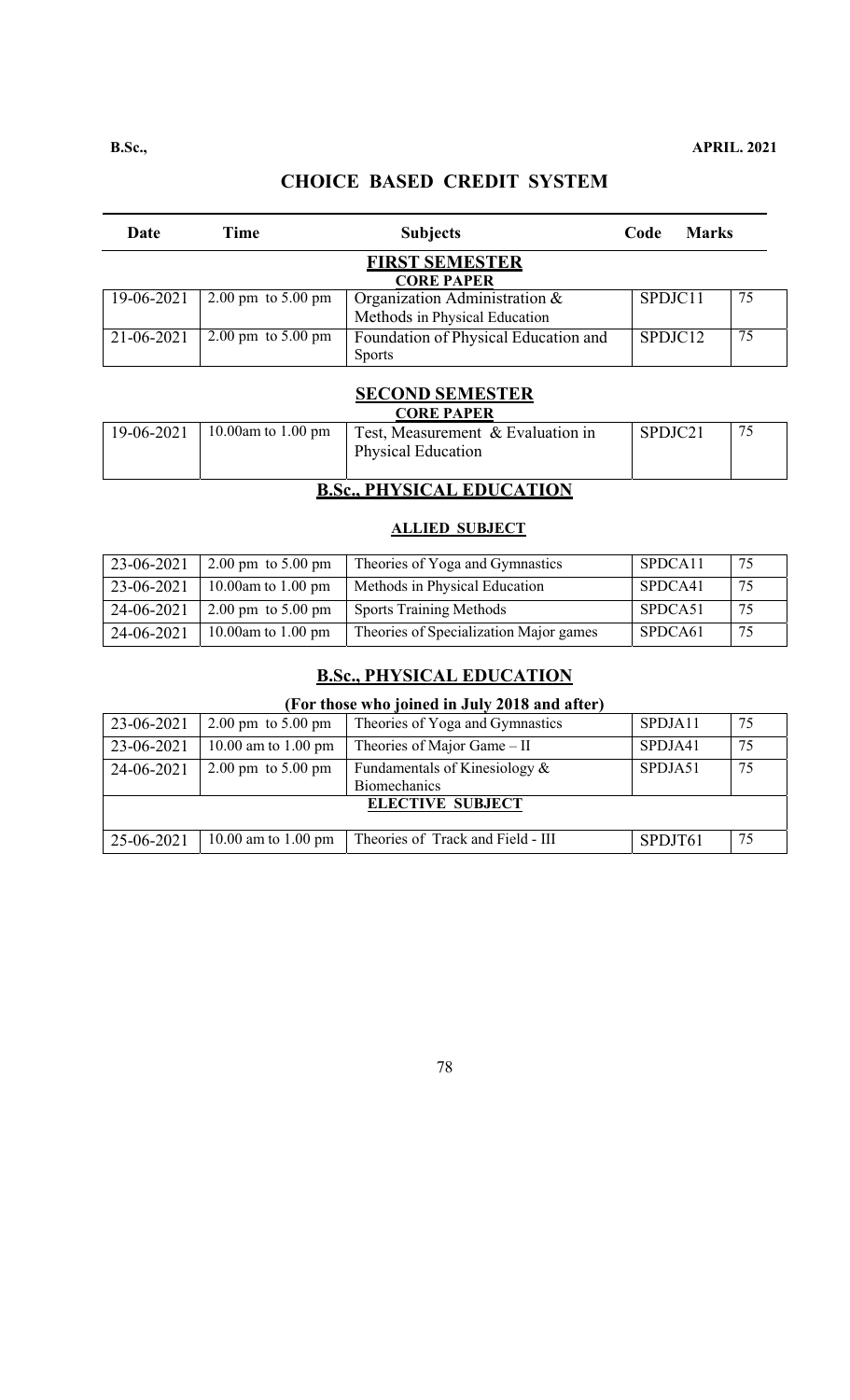**B.Sc.,** **APRIL. 2021**

## CHOICE BASED CREDIT SYSTEM

| Date | Time | Subjects | Code | Marks |
|---|---|---|---|---|
| | | **FIRST SEMESTER** | | |
| | | **CORE PAPER** | | |
| 19-06-2021 | 2.00 pm to 5.00 pm | Organization Administration & Methods in Physical Education | SPDJC11 | 75 |
| 21-06-2021 | 2.00 pm to 5.00 pm | Foundation of Physical Education and Sports | SPDJC12 | 75 |
| | | **SECOND SEMESTER** | | |
| | | **CORE PAPER** | | |
| 19-06-2021 | 10.00am to 1.00 pm | Test, Measurement & Evaluation in Physical Education | SPDJC21 | 75 |

### B.Sc., PHYSICAL EDUCATION

#### ALLIED SUBJECT

| Date | Time | Subjects | Code | Marks |
|---|---|---|---|---|
| 23-06-2021 | 2.00 pm to 5.00 pm | Theories of Yoga and Gymnastics | SPDCA11 | 75 |
| 23-06-2021 | 10.00am to 1.00 pm | Methods in Physical Education | SPDCA41 | 75 |
| 24-06-2021 | 2.00 pm to 5.00 pm | Sports Training Methods | SPDCA51 | 75 |
| 24-06-2021 | 10.00am to 1.00 pm | Theories of Specialization Major games | SPDCA61 | 75 |

### B.Sc., PHYSICAL EDUCATION

#### (For those who joined in July 2018 and after)

| Date | Time | Subjects | Code | Marks |
|---|---|---|---|---|
| 23-06-2021 | 2.00 pm to 5.00 pm | Theories of Yoga and Gymnastics | SPDJA11 | 75 |
| 23-06-2021 | 10.00 am to 1.00 pm | Theories of Major Game – II | SPDJA41 | 75 |
| 24-06-2021 | 2.00 pm to 5.00 pm | Fundamentals of Kinesiology & Biomechanics | SPDJA51 | 75 |
| | | **ELECTIVE SUBJECT** | | |
| 25-06-2021 | 10.00 am to 1.00 pm | Theories of Track and Field - III | SPDJT61 | 75 |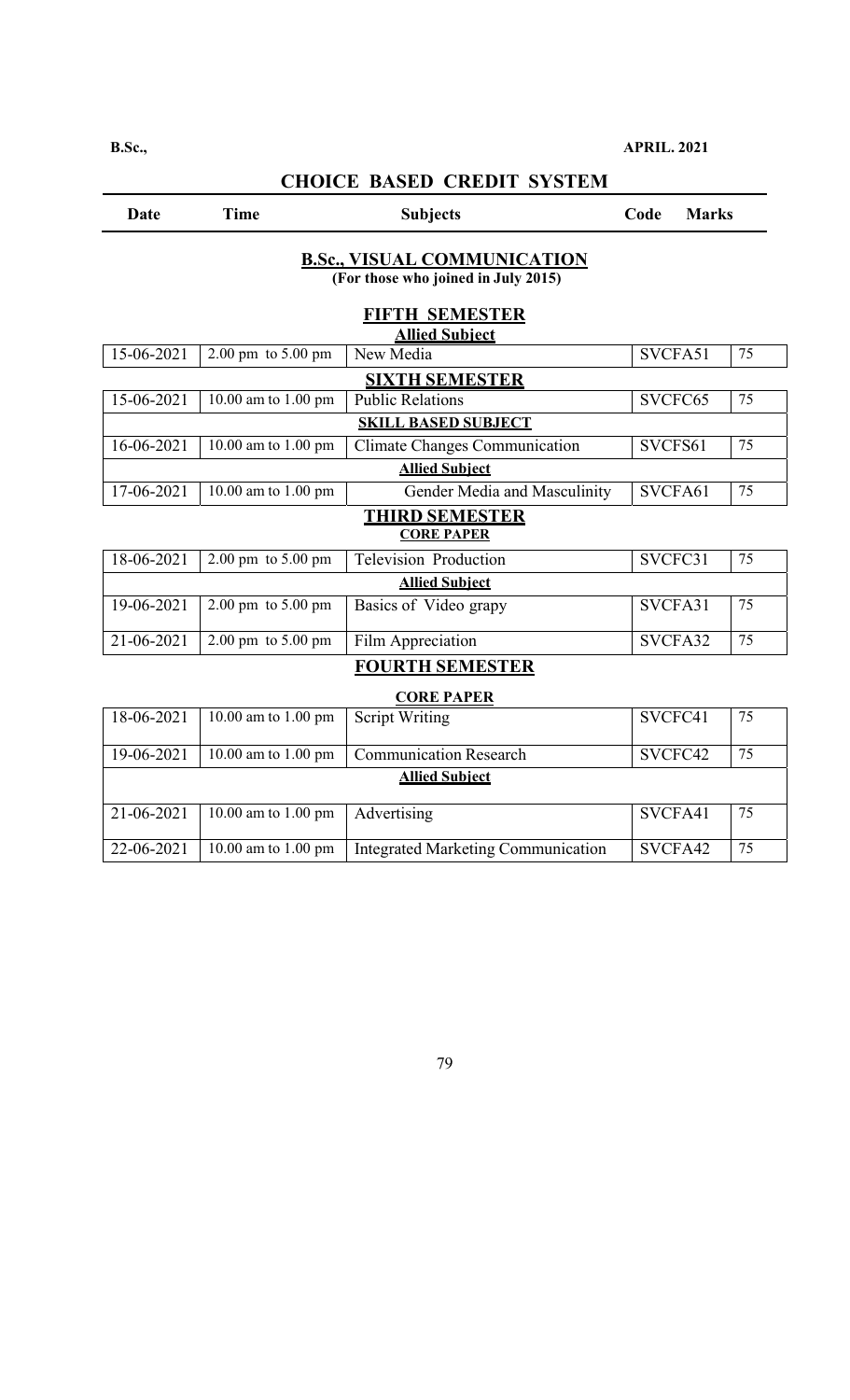**B.Sc.,** **APRIL. 2021**

## CHOICE BASED CREDIT SYSTEM

### B.Sc., VISUAL COMMUNICATION
**(For those who joined in July 2015)**

| Date | Time | Subjects | Code | Marks |
|---|---|---|---|---|
| | | **FIFTH SEMESTER** | | |
| | | **Allied Subject** | | |
| 15-06-2021 | 2.00 pm to 5.00 pm | New Media | SVCFA51 | 75 |
| | | **SIXTH SEMESTER** | | |
| 15-06-2021 | 10.00 am to 1.00 pm | Public Relations | SVCFC65 | 75 |
| | | **SKILL BASED SUBJECT** | | |
| 16-06-2021 | 10.00 am to 1.00 pm | Climate Changes Communication | SVCFS61 | 75 |
| | | **Allied Subject** | | |
| 17-06-2021 | 10.00 am to 1.00 pm | Gender Media and Masculinity | SVCFA61 | 75 |
| | | **THIRD SEMESTER** | | |
| | | **CORE PAPER** | | |
| 18-06-2021 | 2.00 pm to 5.00 pm | Television Production | SVCFC31 | 75 |
| | | **Allied Subject** | | |
| 19-06-2021 | 2.00 pm to 5.00 pm | Basics of Video grapy | SVCFA31 | 75 |
| 21-06-2021 | 2.00 pm to 5.00 pm | Film Appreciation | SVCFA32 | 75 |
| | | **FOURTH SEMESTER** | | |
| | | **CORE PAPER** | | |
| 18-06-2021 | 10.00 am to 1.00 pm | Script Writing | SVCFC41 | 75 |
| 19-06-2021 | 10.00 am to 1.00 pm | Communication Research | SVCFC42 | 75 |
| | | **Allied Subject** | | |
| 21-06-2021 | 10.00 am to 1.00 pm | Advertising | SVCFA41 | 75 |
| 22-06-2021 | 10.00 am to 1.00 pm | Integrated Marketing Communication | SVCFA42 | 75 |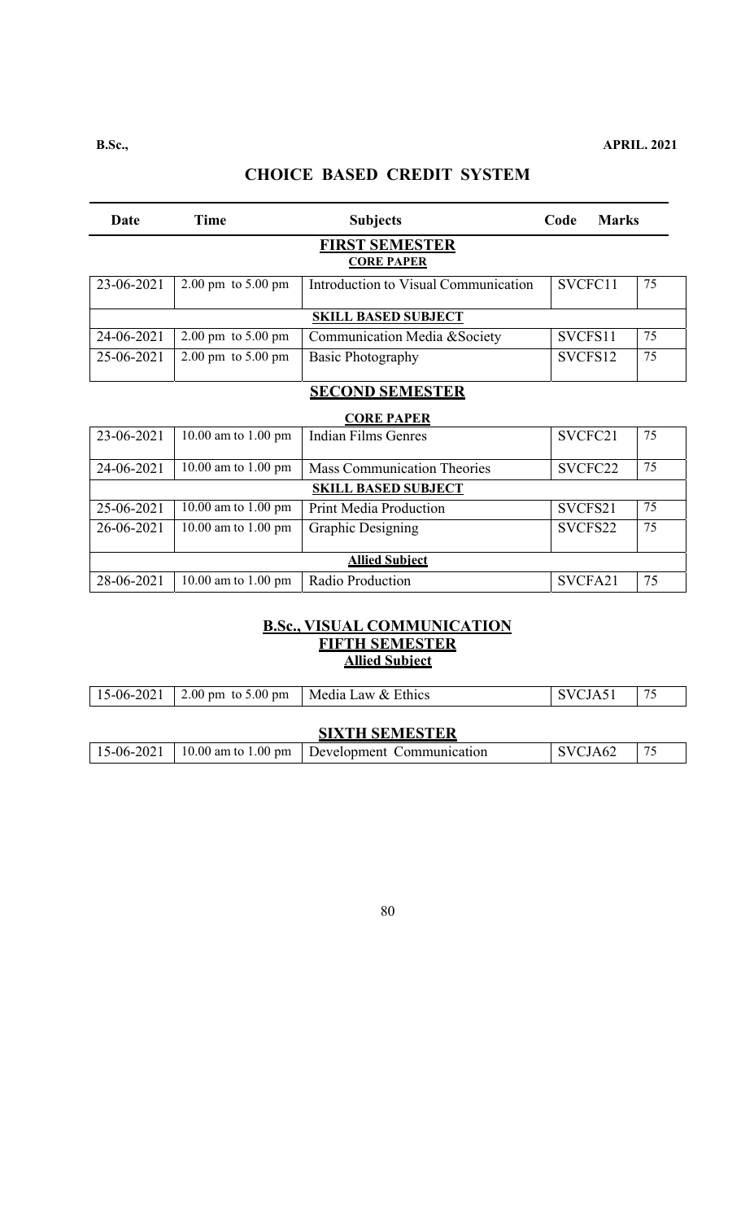**B.Sc.,** **APRIL. 2021**

## CHOICE BASED CREDIT SYSTEM

| Date | Time | Subjects | Code | Marks |
|---|---|---|---|---|
| | | **FIRST SEMESTER** | | |
| | | **CORE PAPER** | | |
| 23-06-2021 | 2.00 pm to 5.00 pm | Introduction to Visual Communication | SVCFC11 | 75 |
| | | **SKILL BASED SUBJECT** | | |
| 24-06-2021 | 2.00 pm to 5.00 pm | Communication Media &Society | SVCFS11 | 75 |
| 25-06-2021 | 2.00 pm to 5.00 pm | Basic Photography | SVCFS12 | 75 |
| | | **SECOND SEMESTER** | | |
| | | **CORE PAPER** | | |
| 23-06-2021 | 10.00 am to 1.00 pm | Indian Films Genres | SVCFC21 | 75 |
| 24-06-2021 | 10.00 am to 1.00 pm | Mass Communication Theories | SVCFC22 | 75 |
| | | **SKILL BASED SUBJECT** | | |
| 25-06-2021 | 10.00 am to 1.00 pm | Print Media Production | SVCFS21 | 75 |
| 26-06-2021 | 10.00 am to 1.00 pm | Graphic Designing | SVCFS22 | 75 |
| | | **Allied Subject** | | |
| 28-06-2021 | 10.00 am to 1.00 pm | Radio Production | SVCFA21 | 75 |

### B.Sc., VISUAL COMMUNICATION

**FIFTH SEMESTER**

**Allied Subject**

| Date | Time | Subjects | Code | Marks |
|---|---|---|---|---|
| 15-06-2021 | 2.00 pm to 5.00 pm | Media Law & Ethics | SVCJA51 | 75 |

**SIXTH SEMESTER**

| Date | Time | Subjects | Code | Marks |
|---|---|---|---|---|
| 15-06-2021 | 10.00 am to 1.00 pm | Development Communication | SVCJA62 | 75 |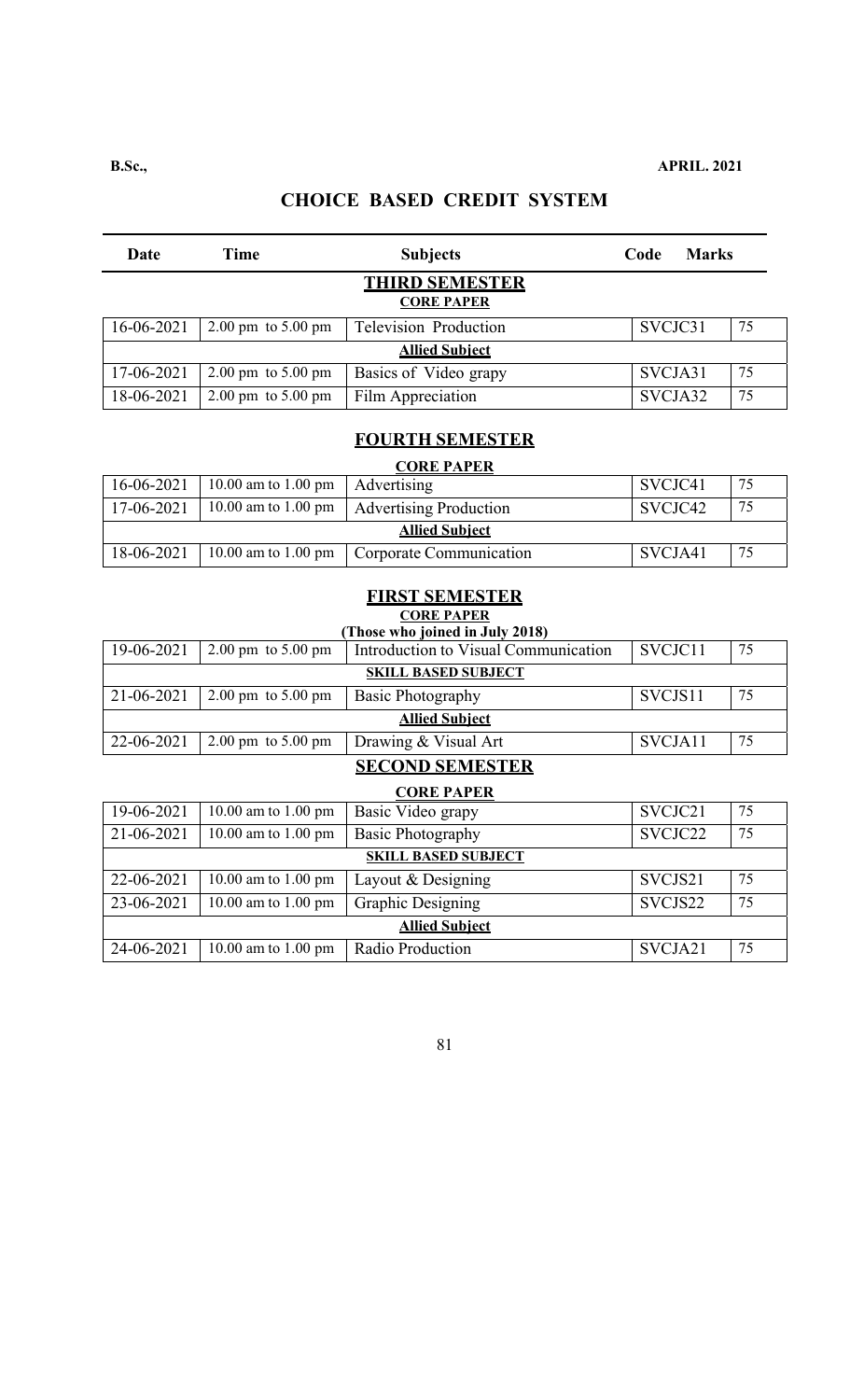**B.Sc.,** **APRIL. 2021**

## CHOICE BASED CREDIT SYSTEM

| Date | Time | Subjects | Code | Marks |
|---|---|---|---|---|
| | | **THIRD SEMESTER** | | |
| | | **CORE PAPER** | | |
| 16-06-2021 | 2.00 pm to 5.00 pm | Television Production | SVCJC31 | 75 |
| | | **Allied Subject** | | |
| 17-06-2021 | 2.00 pm to 5.00 pm | Basics of Video grapy | SVCJA31 | 75 |
| 18-06-2021 | 2.00 pm to 5.00 pm | Film Appreciation | SVCJA32 | 75 |
| | | **FOURTH SEMESTER** | | |
| | | **CORE PAPER** | | |
| 16-06-2021 | 10.00 am to 1.00 pm | Advertising | SVCJC41 | 75 |
| 17-06-2021 | 10.00 am to 1.00 pm | Advertising Production | SVCJC42 | 75 |
| | | **Allied Subject** | | |
| 18-06-2021 | 10.00 am to 1.00 pm | Corporate Communication | SVCJA41 | 75 |
| | | **FIRST SEMESTER** | | |
| | | **CORE PAPER** | | |
| | | **(Those who joined in July 2018)** | | |
| 19-06-2021 | 2.00 pm to 5.00 pm | Introduction to Visual Communication | SVCJC11 | 75 |
| | | **SKILL BASED SUBJECT** | | |
| 21-06-2021 | 2.00 pm to 5.00 pm | Basic Photography | SVCJS11 | 75 |
| | | **Allied Subject** | | |
| 22-06-2021 | 2.00 pm to 5.00 pm | Drawing & Visual Art | SVCJA11 | 75 |
| | | **SECOND SEMESTER** | | |
| | | **CORE PAPER** | | |
| 19-06-2021 | 10.00 am to 1.00 pm | Basic Video grapy | SVCJC21 | 75 |
| 21-06-2021 | 10.00 am to 1.00 pm | Basic Photography | SVCJC22 | 75 |
| | | **SKILL BASED SUBJECT** | | |
| 22-06-2021 | 10.00 am to 1.00 pm | Layout & Designing | SVCJS21 | 75 |
| 23-06-2021 | 10.00 am to 1.00 pm | Graphic Designing | SVCJS22 | 75 |
| | | **Allied Subject** | | |
| 24-06-2021 | 10.00 am to 1.00 pm | Radio Production | SVCJA21 | 75 |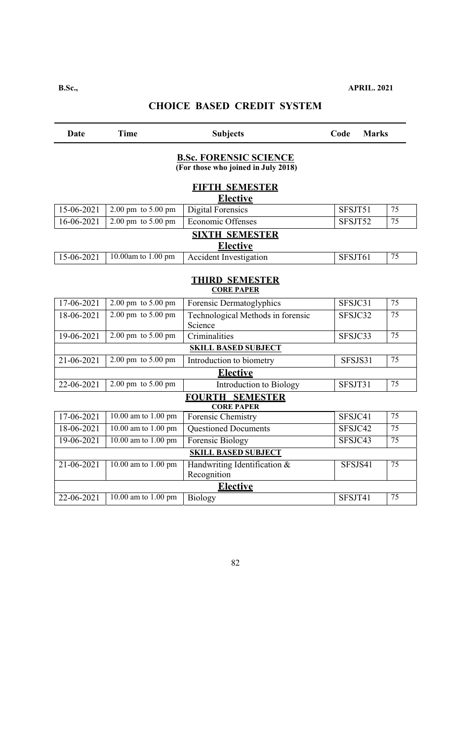**B.Sc.,** **APRIL. 2021**

## CHOICE BASED CREDIT SYSTEM

| Date | Time | Subjects | Code | Marks |
|---|---|---|---|---|
| | | **B.Sc. FORENSIC SCIENCE** (For those who joined in July 2018) | | |
| | | **FIFTH SEMESTER** | | |
| | | **Elective** | | |
| 15-06-2021 | 2.00 pm to 5.00 pm | Digital Forensics | SFSJT51 | 75 |
| 16-06-2021 | 2.00 pm to 5.00 pm | Economic Offenses | SFSJT52 | 75 |
| | | **SIXTH SEMESTER** | | |
| | | **Elective** | | |
| 15-06-2021 | 10.00am to 1.00 pm | Accident Investigation | SFSJT61 | 75 |
| | | **THIRD SEMESTER** | | |
| | | **CORE PAPER** | | |
| 17-06-2021 | 2.00 pm to 5.00 pm | Forensic Dermatoglyphics | SFSJC31 | 75 |
| 18-06-2021 | 2.00 pm to 5.00 pm | Technological Methods in forensic Science | SFSJC32 | 75 |
| 19-06-2021 | 2.00 pm to 5.00 pm | Criminalities | SFSJC33 | 75 |
| | | **SKILL BASED SUBJECT** | | |
| 21-06-2021 | 2.00 pm to 5.00 pm | Introduction to biometry | SFSJS31 | 75 |
| | | **Elective** | | |
| 22-06-2021 | 2.00 pm to 5.00 pm | Introduction to Biology | SFSJT31 | 75 |
| | | **FOURTH SEMESTER** | | |
| | | **CORE PAPER** | | |
| 17-06-2021 | 10.00 am to 1.00 pm | Forensic Chemistry | SFSJC41 | 75 |
| 18-06-2021 | 10.00 am to 1.00 pm | Questioned Documents | SFSJC42 | 75 |
| 19-06-2021 | 10.00 am to 1.00 pm | Forensic Biology | SFSJC43 | 75 |
| | | **SKILL BASED SUBJECT** | | |
| 21-06-2021 | 10.00 am to 1.00 pm | Handwriting Identification & Recognition | SFSJS41 | 75 |
| | | **Elective** | | |
| 22-06-2021 | 10.00 am to 1.00 pm | Biology | SFSJT41 | 75 |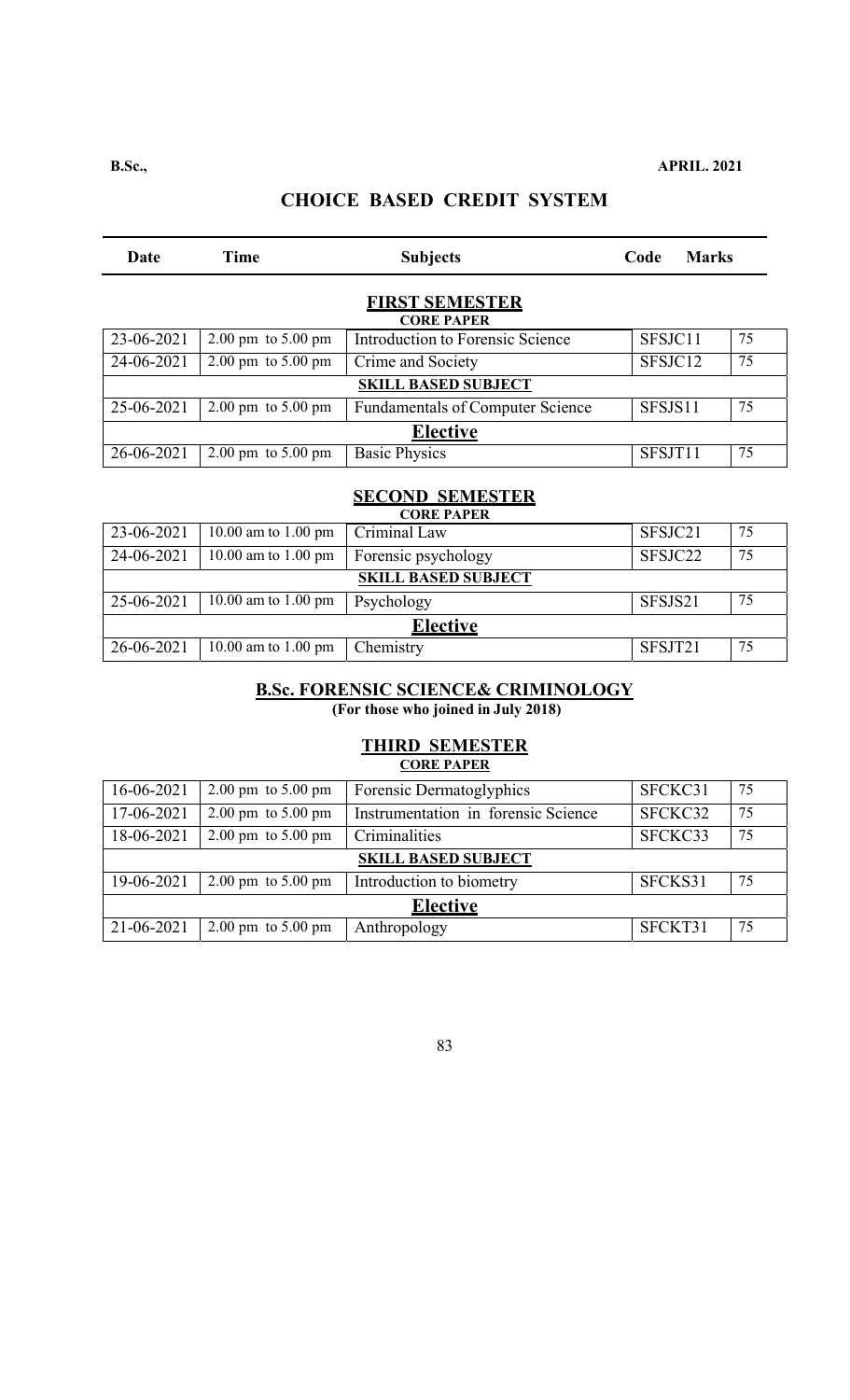**B.Sc.,** **APRIL. 2021**

## CHOICE BASED CREDIT SYSTEM

| Date | Time | Subjects | Code | Marks |
|---|---|---|---|---|

### FIRST SEMESTER

**CORE PAPER**

| Date | Time | Subjects | Code | Marks |
|---|---|---|---|---|
| 23-06-2021 | 2.00 pm to 5.00 pm | Introduction to Forensic Science | SFSJC11 | 75 |
| 24-06-2021 | 2.00 pm to 5.00 pm | Crime and Society | SFSJC12 | 75 |
| **SKILL BASED SUBJECT** | | | | |
| 25-06-2021 | 2.00 pm to 5.00 pm | Fundamentals of Computer Science | SFSJS11 | 75 |
| **Elective** | | | | |
| 26-06-2021 | 2.00 pm to 5.00 pm | Basic Physics | SFSJT11 | 75 |

### SECOND SEMESTER

**CORE PAPER**

| Date | Time | Subjects | Code | Marks |
|---|---|---|---|---|
| 23-06-2021 | 10.00 am to 1.00 pm | Criminal Law | SFSJC21 | 75 |
| 24-06-2021 | 10.00 am to 1.00 pm | Forensic psychology | SFSJC22 | 75 |
| **SKILL BASED SUBJECT** | | | | |
| 25-06-2021 | 10.00 am to 1.00 pm | Psychology | SFSJS21 | 75 |
| **Elective** | | | | |
| 26-06-2021 | 10.00 am to 1.00 pm | Chemistry | SFSJT21 | 75 |

## B.Sc. FORENSIC SCIENCE& CRIMINOLOGY

**(For those who joined in July 2018)**

### THIRD SEMESTER

**CORE PAPER**

| Date | Time | Subjects | Code | Marks |
|---|---|---|---|---|
| 16-06-2021 | 2.00 pm to 5.00 pm | Forensic Dermatoglyphics | SFCKC31 | 75 |
| 17-06-2021 | 2.00 pm to 5.00 pm | Instrumentation in forensic Science | SFCKC32 | 75 |
| 18-06-2021 | 2.00 pm to 5.00 pm | Criminalities | SFCKC33 | 75 |
| **SKILL BASED SUBJECT** | | | | |
| 19-06-2021 | 2.00 pm to 5.00 pm | Introduction to biometry | SFCKS31 | 75 |
| **Elective** | | | | |
| 21-06-2021 | 2.00 pm to 5.00 pm | Anthropology | SFCKT31 | 75 |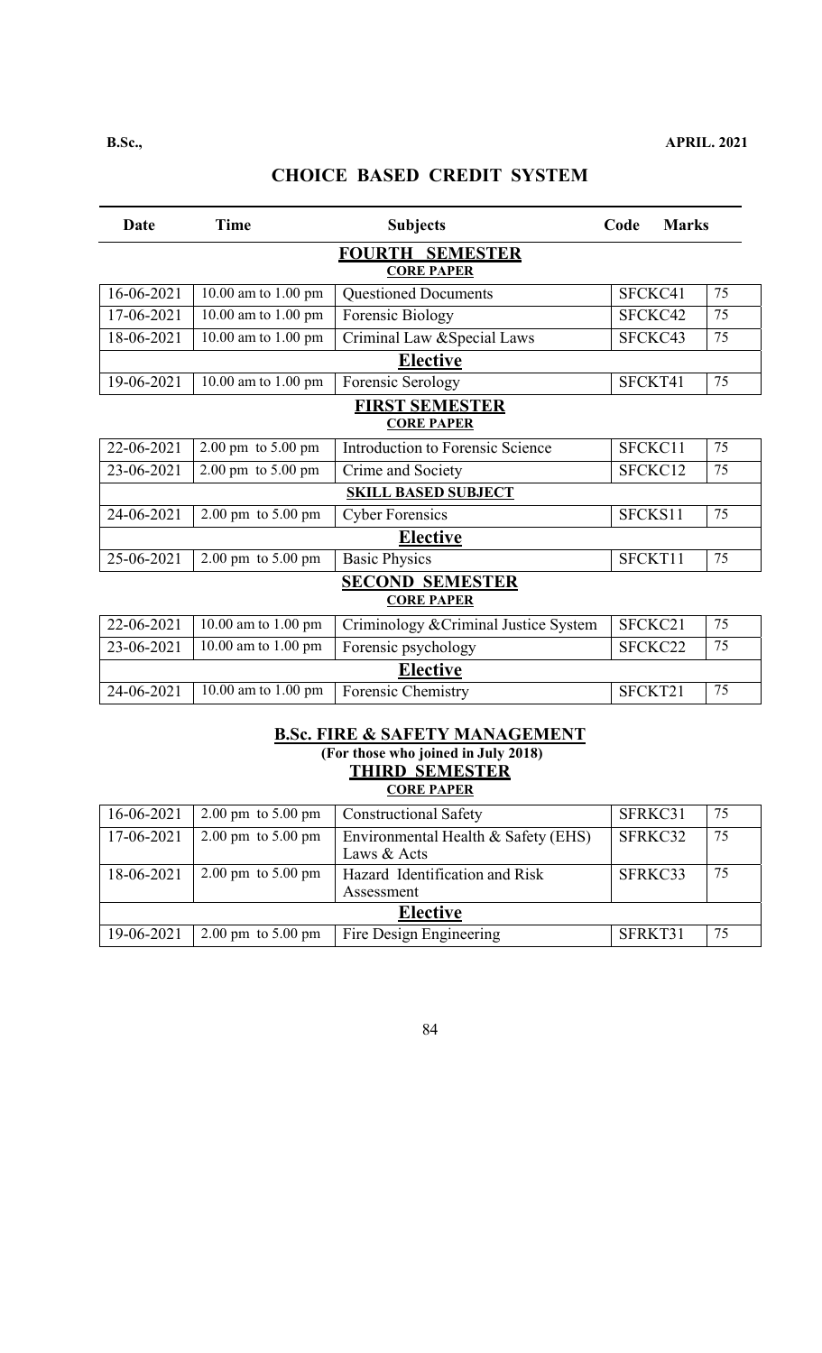B.Sc., APRIL. 2021

## CHOICE BASED CREDIT SYSTEM

| Date | Time | Subjects | Code | Marks |
|---|---|---|---|---|
| | | **FOURTH SEMESTER** | | |
| | | **CORE PAPER** | | |
| 16-06-2021 | 10.00 am to 1.00 pm | Questioned Documents | SFCKC41 | 75 |
| 17-06-2021 | 10.00 am to 1.00 pm | Forensic Biology | SFCKC42 | 75 |
| 18-06-2021 | 10.00 am to 1.00 pm | Criminal Law &Special Laws | SFCKC43 | 75 |
| | | **Elective** | | |
| 19-06-2021 | 10.00 am to 1.00 pm | Forensic Serology | SFCKT41 | 75 |
| | | **FIRST SEMESTER** | | |
| | | **CORE PAPER** | | |
| 22-06-2021 | 2.00 pm to 5.00 pm | Introduction to Forensic Science | SFCKC11 | 75 |
| 23-06-2021 | 2.00 pm to 5.00 pm | Crime and Society | SFCKC12 | 75 |
| | | **SKILL BASED SUBJECT** | | |
| 24-06-2021 | 2.00 pm to 5.00 pm | Cyber Forensics | SFCKS11 | 75 |
| | | **Elective** | | |
| 25-06-2021 | 2.00 pm to 5.00 pm | Basic Physics | SFCKT11 | 75 |
| | | **SECOND SEMESTER** | | |
| | | **CORE PAPER** | | |
| 22-06-2021 | 10.00 am to 1.00 pm | Criminology &Criminal Justice System | SFCKC21 | 75 |
| 23-06-2021 | 10.00 am to 1.00 pm | Forensic psychology | SFCKC22 | 75 |
| | | **Elective** | | |
| 24-06-2021 | 10.00 am to 1.00 pm | Forensic Chemistry | SFCKT21 | 75 |

### B.Sc. FIRE & SAFETY MANAGEMENT

**(For those who joined in July 2018)**

**THIRD SEMESTER**

**CORE PAPER**

| Date | Time | Subjects | Code | Marks |
|---|---|---|---|---|
| 16-06-2021 | 2.00 pm to 5.00 pm | Constructional Safety | SFRKC31 | 75 |
| 17-06-2021 | 2.00 pm to 5.00 pm | Environmental Health & Safety (EHS) Laws & Acts | SFRKC32 | 75 |
| 18-06-2021 | 2.00 pm to 5.00 pm | Hazard Identification and Risk Assessment | SFRKC33 | 75 |
| | | **Elective** | | |
| 19-06-2021 | 2.00 pm to 5.00 pm | Fire Design Engineering | SFRKT31 | 75 |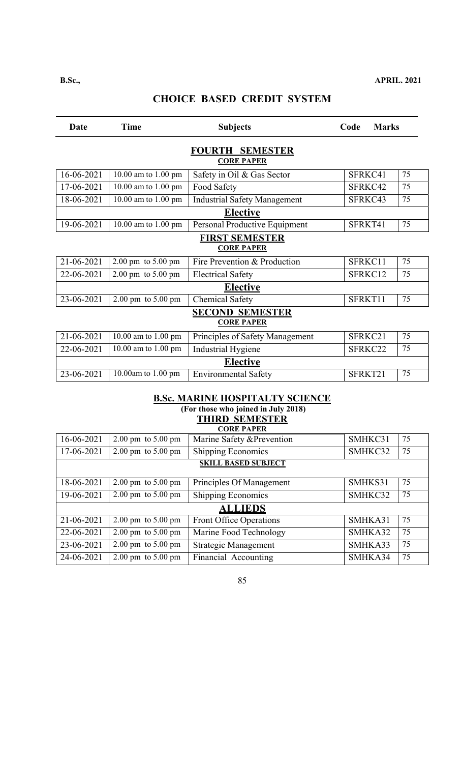**B.Sc.,** **APRIL. 2021**

# CHOICE BASED CREDIT SYSTEM

| Date | Time | Subjects | Code | Marks |
|---|---|---|---|---|
| | | **FOURTH SEMESTER** | | |
| | | **CORE PAPER** | | |
| 16-06-2021 | 10.00 am to 1.00 pm | Safety in Oil & Gas Sector | SFRKC41 | 75 |
| 17-06-2021 | 10.00 am to 1.00 pm | Food Safety | SFRKC42 | 75 |
| 18-06-2021 | 10.00 am to 1.00 pm | Industrial Safety Management | SFRKC43 | 75 |
| | | **Elective** | | |
| 19-06-2021 | 10.00 am to 1.00 pm | Personal Productive Equipment | SFRKT41 | 75 |
| | | **FIRST SEMESTER** | | |
| | | **CORE PAPER** | | |
| 21-06-2021 | 2.00 pm to 5.00 pm | Fire Prevention & Production | SFRKC11 | 75 |
| 22-06-2021 | 2.00 pm to 5.00 pm | Electrical Safety | SFRKC12 | 75 |
| | | **Elective** | | |
| 23-06-2021 | 2.00 pm to 5.00 pm | Chemical Safety | SFRKT11 | 75 |
| | | **SECOND SEMESTER** | | |
| | | **CORE PAPER** | | |
| 21-06-2021 | 10.00 am to 1.00 pm | Principles of Safety Management | SFRKC21 | 75 |
| 22-06-2021 | 10.00 am to 1.00 pm | Industrial Hygiene | SFRKC22 | 75 |
| | | **Elective** | | |
| 23-06-2021 | 10.00am to 1.00 pm | Environmental Safety | SFRKT21 | 75 |

## B.Sc. MARINE HOSPITALTY SCIENCE

**(For those who joined in July 2018)**

### THIRD SEMESTER

**CORE PAPER**

| Date | Time | Subjects | Code | Marks |
|---|---|---|---|---|
| 16-06-2021 | 2.00 pm to 5.00 pm | Marine Safety &Prevention | SMHKC31 | 75 |
| 17-06-2021 | 2.00 pm to 5.00 pm | Shipping Economics | SMHKC32 | 75 |
| | | **SKILL BASED SUBJECT** | | |
| 18-06-2021 | 2.00 pm to 5.00 pm | Principles Of Management | SMHKS31 | 75 |
| 19-06-2021 | 2.00 pm to 5.00 pm | Shipping Economics | SMHKC32 | 75 |
| | | **ALLIEDS** | | |
| 21-06-2021 | 2.00 pm to 5.00 pm | Front Office Operations | SMHKA31 | 75 |
| 22-06-2021 | 2.00 pm to 5.00 pm | Marine Food Technology | SMHKA32 | 75 |
| 23-06-2021 | 2.00 pm to 5.00 pm | Strategic Management | SMHKA33 | 75 |
| 24-06-2021 | 2.00 pm to 5.00 pm | Financial Accounting | SMHKA34 | 75 |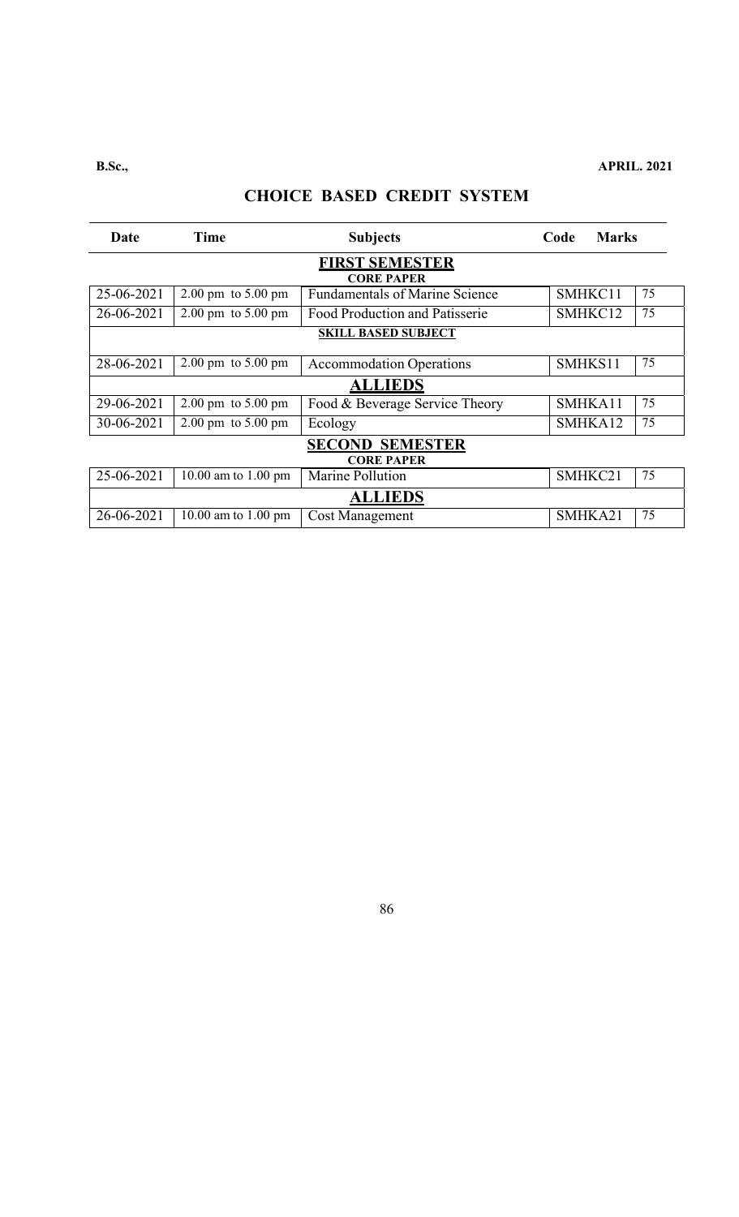**B.Sc.,** **APRIL. 2021**

# CHOICE BASED CREDIT SYSTEM

| Date | Time | Subjects | Code | Marks |
|---|---|---|---|---|
| | | **FIRST SEMESTER** | | |
| | | **CORE PAPER** | | |
| 25-06-2021 | 2.00 pm to 5.00 pm | Fundamentals of Marine Science | SMHKC11 | 75 |
| 26-06-2021 | 2.00 pm to 5.00 pm | Food Production and Patisserie | SMHKC12 | 75 |
| | | **SKILL BASED SUBJECT** | | |
| 28-06-2021 | 2.00 pm to 5.00 pm | Accommodation Operations | SMHKS11 | 75 |
| | | **ALLIEDS** | | |
| 29-06-2021 | 2.00 pm to 5.00 pm | Food & Beverage Service Theory | SMHKA11 | 75 |
| 30-06-2021 | 2.00 pm to 5.00 pm | Ecology | SMHKA12 | 75 |
| | | **SECOND SEMESTER** | | |
| | | **CORE PAPER** | | |
| 25-06-2021 | 10.00 am to 1.00 pm | Marine Pollution | SMHKC21 | 75 |
| | | **ALLIEDS** | | |
| 26-06-2021 | 10.00 am to 1.00 pm | Cost Management | SMHKA21 | 75 |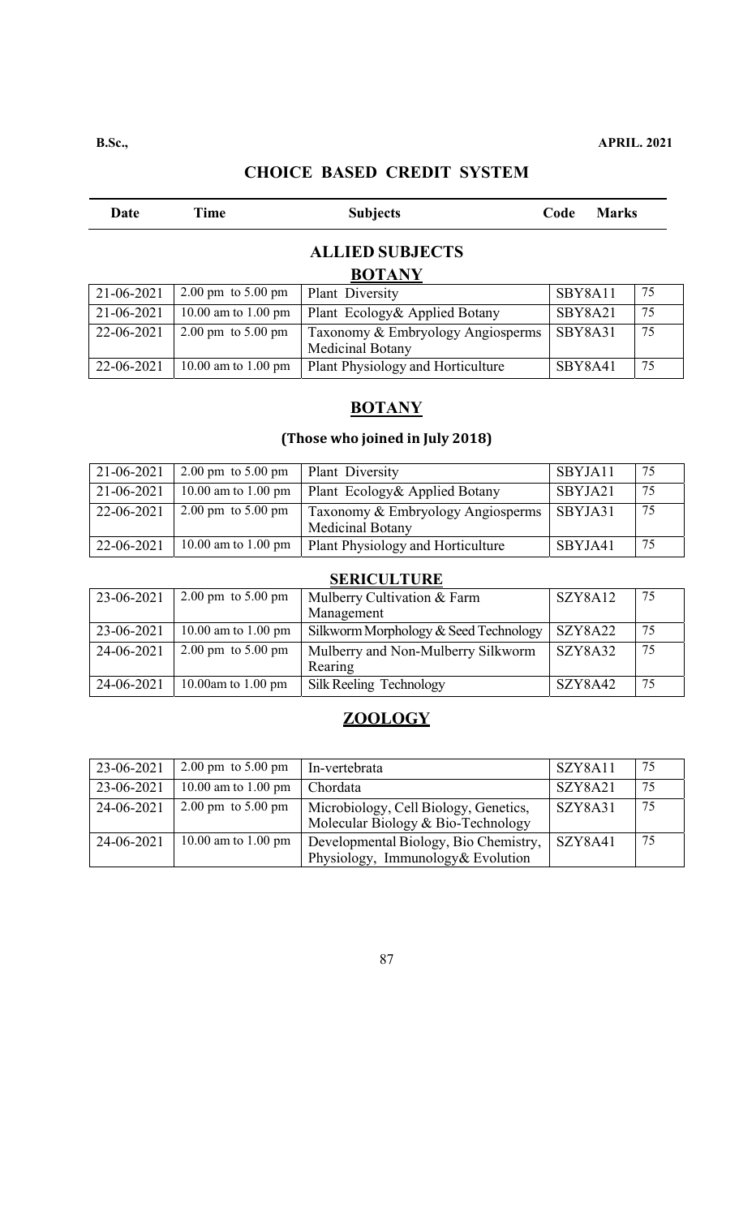**B.Sc.,** **APRIL. 2021**

## CHOICE BASED CREDIT SYSTEM

| Date | Time | Subjects | Code | Marks |
|---|---|---|---|---|

### ALLIED SUBJECTS

#### BOTANY

| Date | Time | Subjects | Code | Marks |
|---|---|---|---|---|
| 21-06-2021 | 2.00 pm to 5.00 pm | Plant Diversity | SBY8A11 | 75 |
| 21-06-2021 | 10.00 am to 1.00 pm | Plant Ecology& Applied Botany | SBY8A21 | 75 |
| 22-06-2021 | 2.00 pm to 5.00 pm | Taxonomy & Embryology Angiosperms Medicinal Botany | SBY8A31 | 75 |
| 22-06-2021 | 10.00 am to 1.00 pm | Plant Physiology and Horticulture | SBY8A41 | 75 |

#### BOTANY

**(Those who joined in July 2018)**

| Date | Time | Subjects | Code | Marks |
|---|---|---|---|---|
| 21-06-2021 | 2.00 pm to 5.00 pm | Plant Diversity | SBYJA11 | 75 |
| 21-06-2021 | 10.00 am to 1.00 pm | Plant Ecology& Applied Botany | SBYJA21 | 75 |
| 22-06-2021 | 2.00 pm to 5.00 pm | Taxonomy & Embryology Angiosperms Medicinal Botany | SBYJA31 | 75 |
| 22-06-2021 | 10.00 am to 1.00 pm | Plant Physiology and Horticulture | SBYJA41 | 75 |

#### SERICULTURE

| Date | Time | Subjects | Code | Marks |
|---|---|---|---|---|
| 23-06-2021 | 2.00 pm to 5.00 pm | Mulberry Cultivation & Farm Management | SZY8A12 | 75 |
| 23-06-2021 | 10.00 am to 1.00 pm | Silkworm Morphology & Seed Technology | SZY8A22 | 75 |
| 24-06-2021 | 2.00 pm to 5.00 pm | Mulberry and Non-Mulberry Silkworm Rearing | SZY8A32 | 75 |
| 24-06-2021 | 10.00am to 1.00 pm | Silk Reeling Technology | SZY8A42 | 75 |

#### ZOOLOGY

| Date | Time | Subjects | Code | Marks |
|---|---|---|---|---|
| 23-06-2021 | 2.00 pm to 5.00 pm | In-vertebrata | SZY8A11 | 75 |
| 23-06-2021 | 10.00 am to 1.00 pm | Chordata | SZY8A21 | 75 |
| 24-06-2021 | 2.00 pm to 5.00 pm | Microbiology, Cell Biology, Genetics, Molecular Biology & Bio-Technology | SZY8A31 | 75 |
| 24-06-2021 | 10.00 am to 1.00 pm | Developmental Biology, Bio Chemistry, Physiology, Immunology& Evolution | SZY8A41 | 75 |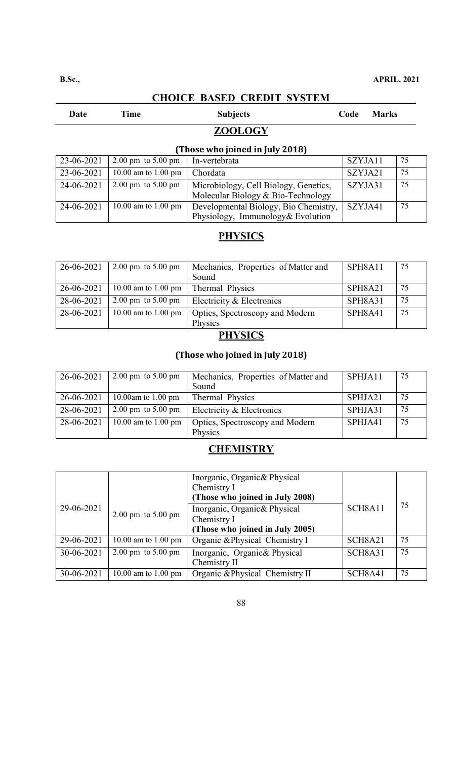**B.Sc.,** **APRIL. 2021**

## CHOICE BASED CREDIT SYSTEM

| Date | Time | Subjects | Code | Marks |
|---|---|---|---|---|

## ZOOLOGY

### (Those who joined in July 2018)

| Date | Time | Subjects | Code | Marks |
|---|---|---|---|---|
| 23-06-2021 | 2.00 pm to 5.00 pm | In-vertebrata | SZYJA11 | 75 |
| 23-06-2021 | 10.00 am to 1.00 pm | Chordata | SZYJA21 | 75 |
| 24-06-2021 | 2.00 pm to 5.00 pm | Microbiology, Cell Biology, Genetics, Molecular Biology & Bio-Technology | SZYJA31 | 75 |
| 24-06-2021 | 10.00 am to 1.00 pm | Developmental Biology, Bio Chemistry, Physiology, Immunology& Evolution | SZYJA41 | 75 |

## PHYSICS

| Date | Time | Subjects | Code | Marks |
|---|---|---|---|---|
| 26-06-2021 | 2.00 pm to 5.00 pm | Mechanics, Properties of Matter and Sound | SPH8A11 | 75 |
| 26-06-2021 | 10.00 am to 1.00 pm | Thermal Physics | SPH8A21 | 75 |
| 28-06-2021 | 2.00 pm to 5.00 pm | Electricity & Electronics | SPH8A31 | 75 |
| 28-06-2021 | 10.00 am to 1.00 pm | Optics, Spectroscopy and Modern Physics | SPH8A41 | 75 |

## PHYSICS

### (Those who joined in July 2018)

| Date | Time | Subjects | Code | Marks |
|---|---|---|---|---|
| 26-06-2021 | 2.00 pm to 5.00 pm | Mechanics, Properties of Matter and Sound | SPHJA11 | 75 |
| 26-06-2021 | 10.00am to 1.00 pm | Thermal Physics | SPHJA21 | 75 |
| 28-06-2021 | 2.00 pm to 5.00 pm | Electricity & Electronics | SPHJA31 | 75 |
| 28-06-2021 | 10.00 am to 1.00 pm | Optics, Spectroscopy and Modern Physics | SPHJA41 | 75 |

## CHEMISTRY

| Date | Time | Subjects | Code | Marks |
|---|---|---|---|---|
| 29-06-2021 | 2.00 pm to 5.00 pm | Inorganic, Organic& Physical Chemistry I **(Those who joined in July 2008)**<br>Inorganic, Organic& Physical Chemistry I **(Those who joined in July 2005)** | SCH8A11 | 75 |
| 29-06-2021 | 10.00 am to 1.00 pm | Organic &Physical Chemistry I | SCH8A21 | 75 |
| 30-06-2021 | 2.00 pm to 5.00 pm | Inorganic, Organic& Physical Chemistry II | SCH8A31 | 75 |
| 30-06-2021 | 10.00 am to 1.00 pm | Organic &Physical Chemistry II | SCH8A41 | 75 |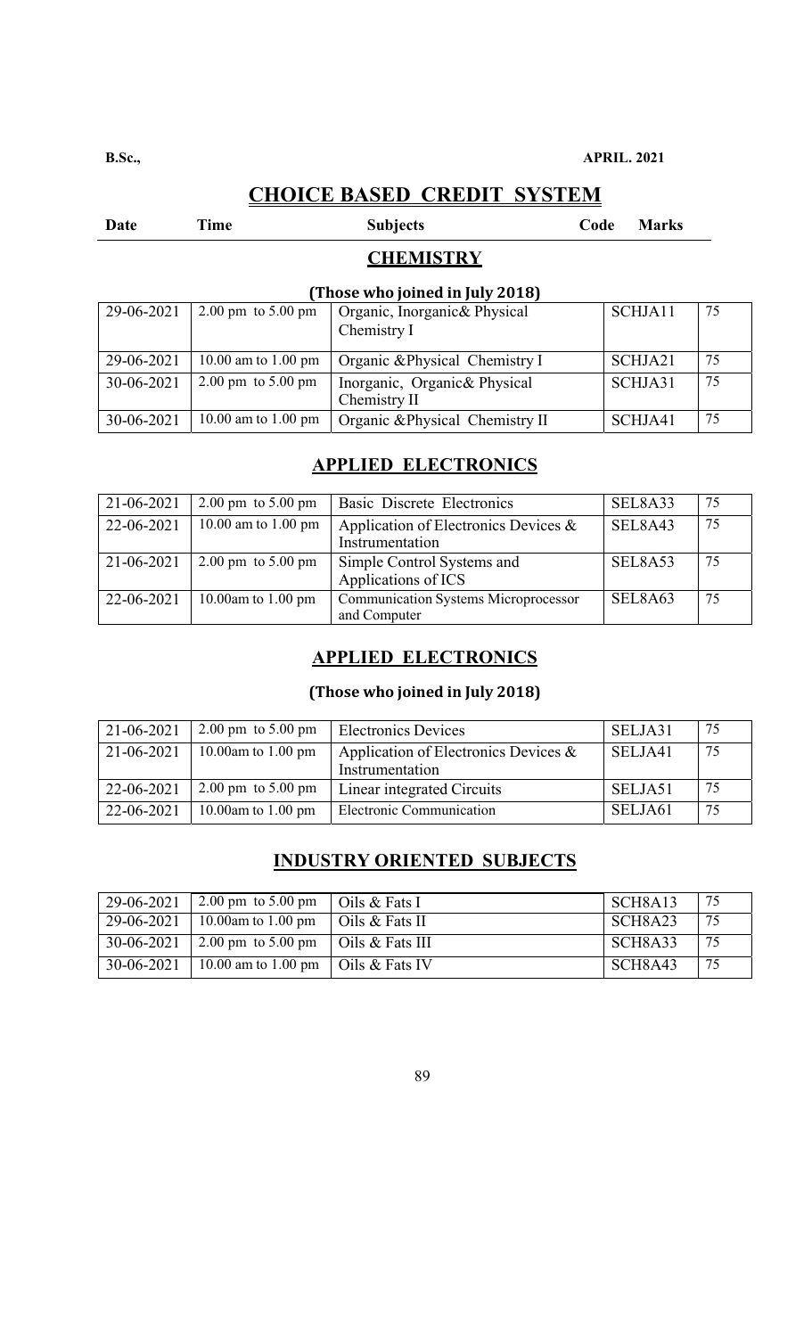**B.Sc.,** **APRIL. 2021**

# CHOICE BASED CREDIT SYSTEM

**Date** **Time** **Subjects** **Code** **Marks**

## CHEMISTRY

### (Those who joined in July 2018)

| Date | Time | Subjects | Code | Marks |
|---|---|---|---|---|
| 29-06-2021 | 2.00 pm to 5.00 pm | Organic, Inorganic& Physical Chemistry I | SCHJA11 | 75 |
| 29-06-2021 | 10.00 am to 1.00 pm | Organic &Physical Chemistry I | SCHJA21 | 75 |
| 30-06-2021 | 2.00 pm to 5.00 pm | Inorganic, Organic& Physical Chemistry II | SCHJA31 | 75 |
| 30-06-2021 | 10.00 am to 1.00 pm | Organic &Physical Chemistry II | SCHJA41 | 75 |

## APPLIED ELECTRONICS

| Date | Time | Subjects | Code | Marks |
|---|---|---|---|---|
| 21-06-2021 | 2.00 pm to 5.00 pm | Basic Discrete Electronics | SEL8A33 | 75 |
| 22-06-2021 | 10.00 am to 1.00 pm | Application of Electronics Devices & Instrumentation | SEL8A43 | 75 |
| 21-06-2021 | 2.00 pm to 5.00 pm | Simple Control Systems and Applications of ICS | SEL8A53 | 75 |
| 22-06-2021 | 10.00am to 1.00 pm | Communication Systems Microprocessor and Computer | SEL8A63 | 75 |

## APPLIED ELECTRONICS

### (Those who joined in July 2018)

| Date | Time | Subjects | Code | Marks |
|---|---|---|---|---|
| 21-06-2021 | 2.00 pm to 5.00 pm | Electronics Devices | SELJA31 | 75 |
| 21-06-2021 | 10.00am to 1.00 pm | Application of Electronics Devices & Instrumentation | SELJA41 | 75 |
| 22-06-2021 | 2.00 pm to 5.00 pm | Linear integrated Circuits | SELJA51 | 75 |
| 22-06-2021 | 10.00am to 1.00 pm | Electronic Communication | SELJA61 | 75 |

## INDUSTRY ORIENTED SUBJECTS

| Date | Time | Subjects | Code | Marks |
|---|---|---|---|---|
| 29-06-2021 | 2.00 pm to 5.00 pm | Oils & Fats I | SCH8A13 | 75 |
| 29-06-2021 | 10.00am to 1.00 pm | Oils & Fats II | SCH8A23 | 75 |
| 30-06-2021 | 2.00 pm to 5.00 pm | Oils & Fats III | SCH8A33 | 75 |
| 30-06-2021 | 10.00 am to 1.00 pm | Oils & Fats IV | SCH8A43 | 75 |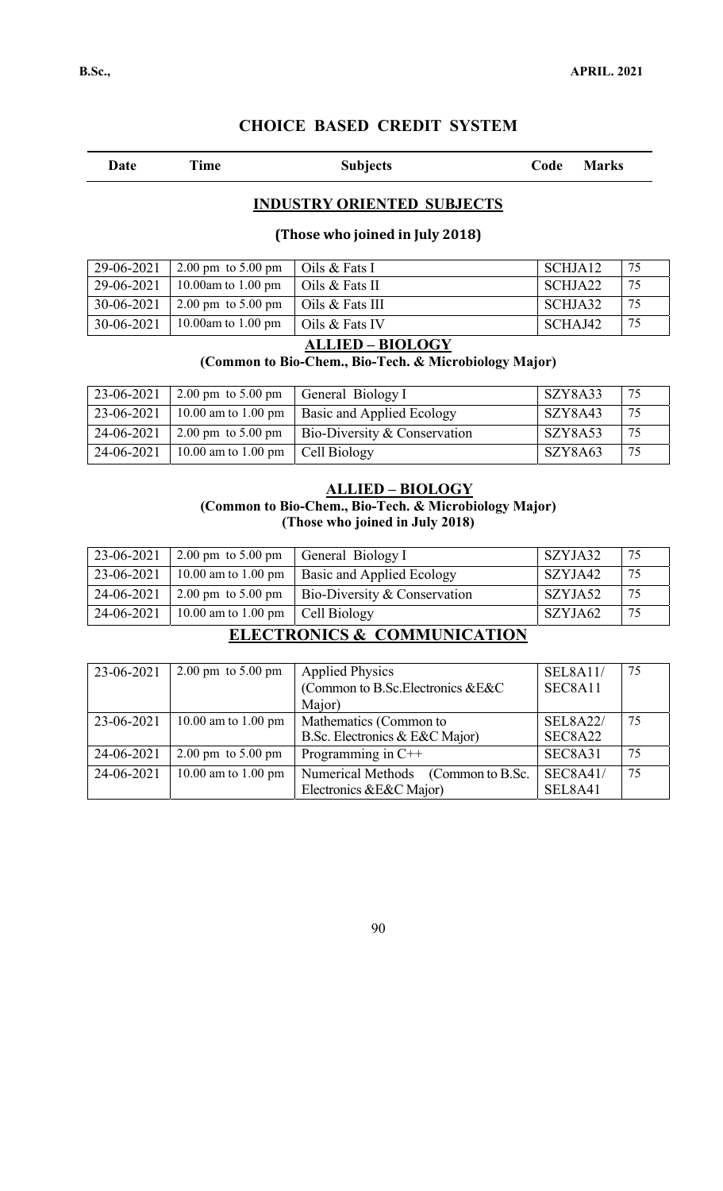## CHOICE BASED CREDIT SYSTEM

| Date | Time | Subjects | Code | Marks |
|---|---|---|---|---|

### INDUSTRY ORIENTED SUBJECTS

**(Those who joined in July 2018)**

| Date | Time | Subjects | Code | Marks |
|---|---|---|---|---|
| 29-06-2021 | 2.00 pm to 5.00 pm | Oils & Fats I | SCHJA12 | 75 |
| 29-06-2021 | 10.00am to 1.00 pm | Oils & Fats II | SCHJA22 | 75 |
| 30-06-2021 | 2.00 pm to 5.00 pm | Oils & Fats III | SCHJA32 | 75 |
| 30-06-2021 | 10.00am to 1.00 pm | Oils & Fats IV | SCHAJ42 | 75 |

### ALLIED – BIOLOGY

**(Common to Bio-Chem., Bio-Tech. & Microbiology Major)**

| Date | Time | Subjects | Code | Marks |
|---|---|---|---|---|
| 23-06-2021 | 2.00 pm to 5.00 pm | General Biology I | SZY8A33 | 75 |
| 23-06-2021 | 10.00 am to 1.00 pm | Basic and Applied Ecology | SZY8A43 | 75 |
| 24-06-2021 | 2.00 pm to 5.00 pm | Bio-Diversity & Conservation | SZY8A53 | 75 |
| 24-06-2021 | 10.00 am to 1.00 pm | Cell Biology | SZY8A63 | 75 |

### ALLIED – BIOLOGY

**(Common to Bio-Chem., Bio-Tech. & Microbiology Major)**
**(Those who joined in July 2018)**

| Date | Time | Subjects | Code | Marks |
|---|---|---|---|---|
| 23-06-2021 | 2.00 pm to 5.00 pm | General Biology I | SZYJA32 | 75 |
| 23-06-2021 | 10.00 am to 1.00 pm | Basic and Applied Ecology | SZYJA42 | 75 |
| 24-06-2021 | 2.00 pm to 5.00 pm | Bio-Diversity & Conservation | SZYJA52 | 75 |
| 24-06-2021 | 10.00 am to 1.00 pm | Cell Biology | SZYJA62 | 75 |

### ELECTRONICS & COMMUNICATION

| Date | Time | Subjects | Code | Marks |
|---|---|---|---|---|
| 23-06-2021 | 2.00 pm to 5.00 pm | Applied Physics (Common to B.Sc.Electronics &E&C Major) | SEL8A11/ SEC8A11 | 75 |
| 23-06-2021 | 10.00 am to 1.00 pm | Mathematics (Common to B.Sc. Electronics & E&C Major) | SEL8A22/ SEC8A22 | 75 |
| 24-06-2021 | 2.00 pm to 5.00 pm | Programming in C++ | SEC8A31 | 75 |
| 24-06-2021 | 10.00 am to 1.00 pm | Numerical Methods (Common to B.Sc. Electronics &E&C Major) | SEC8A41/ SEL8A41 | 75 |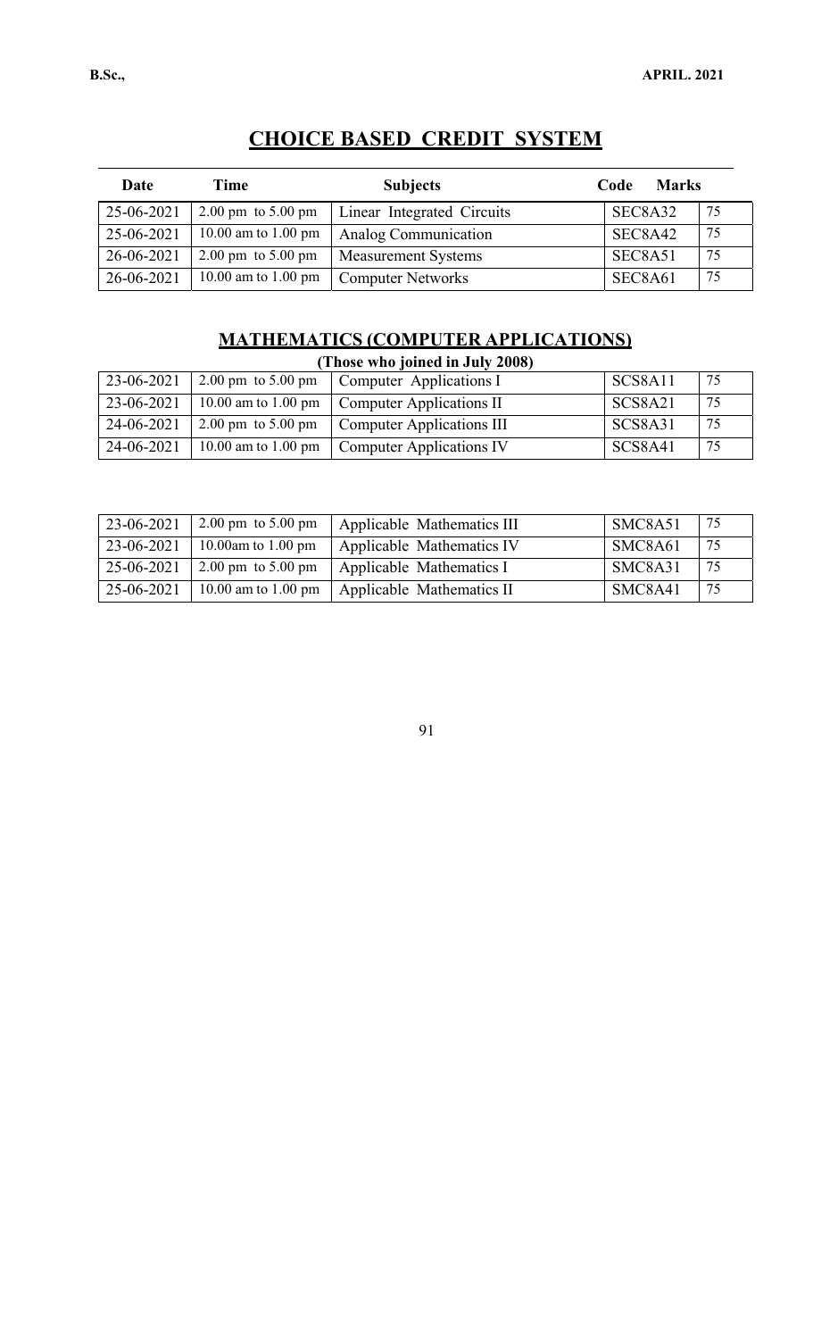## CHOICE BASED CREDIT SYSTEM

| Date | Time | Subjects | Code | Marks |
|---|---|---|---|---|
| 25-06-2021 | 2.00 pm to 5.00 pm | Linear Integrated Circuits | SEC8A32 | 75 |
| 25-06-2021 | 10.00 am to 1.00 pm | Analog Communication | SEC8A42 | 75 |
| 26-06-2021 | 2.00 pm to 5.00 pm | Measurement Systems | SEC8A51 | 75 |
| 26-06-2021 | 10.00 am to 1.00 pm | Computer Networks | SEC8A61 | 75 |

## MATHEMATICS (COMPUTER APPLICATIONS)

**(Those who joined in July 2008)**

| Date | Time | Subjects | Code | Marks |
|---|---|---|---|---|
| 23-06-2021 | 2.00 pm to 5.00 pm | Computer Applications I | SCS8A11 | 75 |
| 23-06-2021 | 10.00 am to 1.00 pm | Computer Applications II | SCS8A21 | 75 |
| 24-06-2021 | 2.00 pm to 5.00 pm | Computer Applications III | SCS8A31 | 75 |
| 24-06-2021 | 10.00 am to 1.00 pm | Computer Applications IV | SCS8A41 | 75 |

| Date | Time | Subjects | Code | Marks |
|---|---|---|---|---|
| 23-06-2021 | 2.00 pm to 5.00 pm | Applicable Mathematics III | SMC8A51 | 75 |
| 23-06-2021 | 10.00am to 1.00 pm | Applicable Mathematics IV | SMC8A61 | 75 |
| 25-06-2021 | 2.00 pm to 5.00 pm | Applicable Mathematics I | SMC8A31 | 75 |
| 25-06-2021 | 10.00 am to 1.00 pm | Applicable Mathematics II | SMC8A41 | 75 |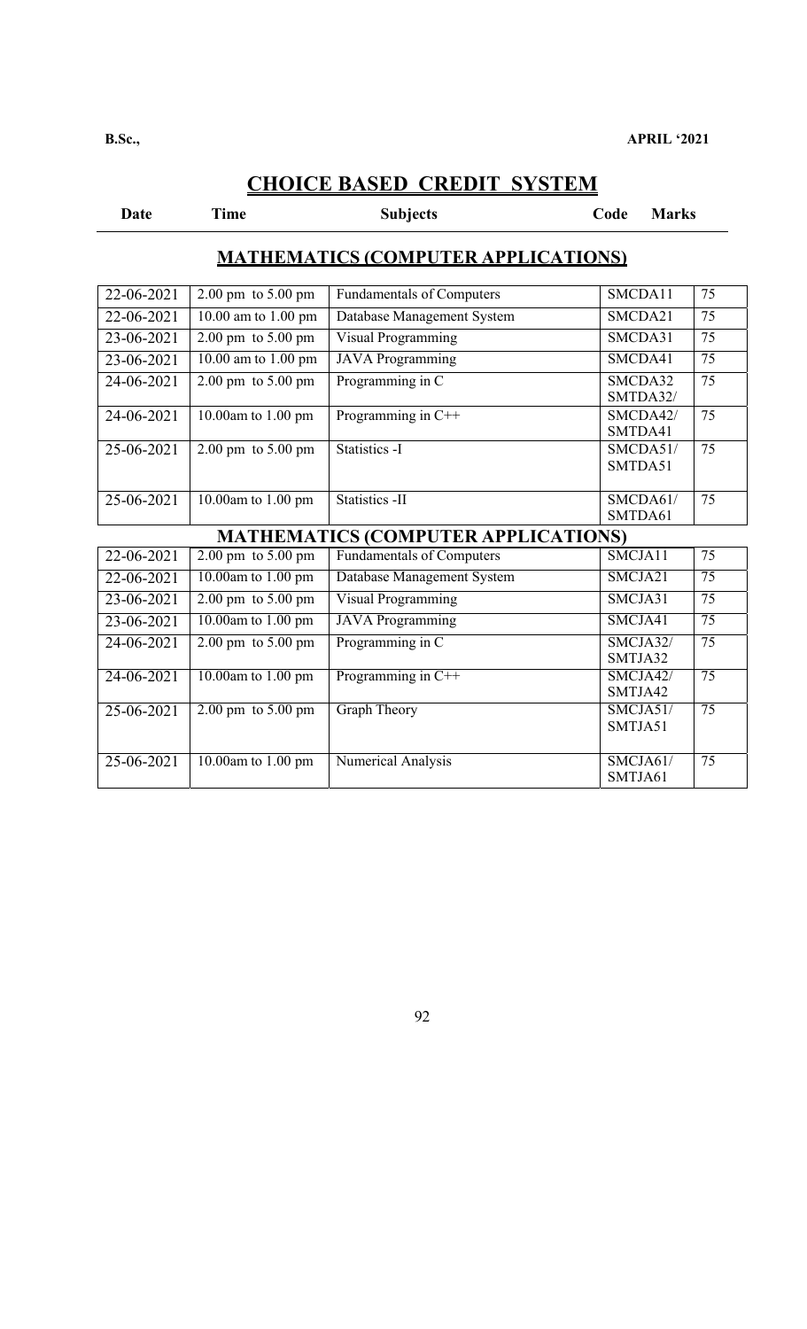**B.Sc.,** **APRIL '2021**

## CHOICE BASED CREDIT SYSTEM

| Date | Time | Subjects | Code | Marks |
|---|---|---|---|---|

### MATHEMATICS (COMPUTER APPLICATIONS)

| Date | Time | Subjects | Code | Marks |
|---|---|---|---|---|
| 22-06-2021 | 2.00 pm to 5.00 pm | Fundamentals of Computers | SMCDA11 | 75 |
| 22-06-2021 | 10.00 am to 1.00 pm | Database Management System | SMCDA21 | 75 |
| 23-06-2021 | 2.00 pm to 5.00 pm | Visual Programming | SMCDA31 | 75 |
| 23-06-2021 | 10.00 am to 1.00 pm | JAVA Programming | SMCDA41 | 75 |
| 24-06-2021 | 2.00 pm to 5.00 pm | Programming in C | SMCDA32 SMTDA32/ | 75 |
| 24-06-2021 | 10.00am to 1.00 pm | Programming in C++ | SMCDA42/ SMTDA41 | 75 |
| 25-06-2021 | 2.00 pm to 5.00 pm | Statistics -I | SMCDA51/ SMTDA51 | 75 |
| 25-06-2021 | 10.00am to 1.00 pm | Statistics -II | SMCDA61/ SMTDA61 | 75 |

### MATHEMATICS (COMPUTER APPLICATIONS)

| Date | Time | Subjects | Code | Marks |
|---|---|---|---|---|
| 22-06-2021 | 2.00 pm to 5.00 pm | Fundamentals of Computers | SMCJA11 | 75 |
| 22-06-2021 | 10.00am to 1.00 pm | Database Management System | SMCJA21 | 75 |
| 23-06-2021 | 2.00 pm to 5.00 pm | Visual Programming | SMCJA31 | 75 |
| 23-06-2021 | 10.00am to 1.00 pm | JAVA Programming | SMCJA41 | 75 |
| 24-06-2021 | 2.00 pm to 5.00 pm | Programming in C | SMCJA32/ SMTJA32 | 75 |
| 24-06-2021 | 10.00am to 1.00 pm | Programming in C++ | SMCJA42/ SMTJA42 | 75 |
| 25-06-2021 | 2.00 pm to 5.00 pm | Graph Theory | SMCJA51/ SMTJA51 | 75 |
| 25-06-2021 | 10.00am to 1.00 pm | Numerical Analysis | SMCJA61/ SMTJA61 | 75 |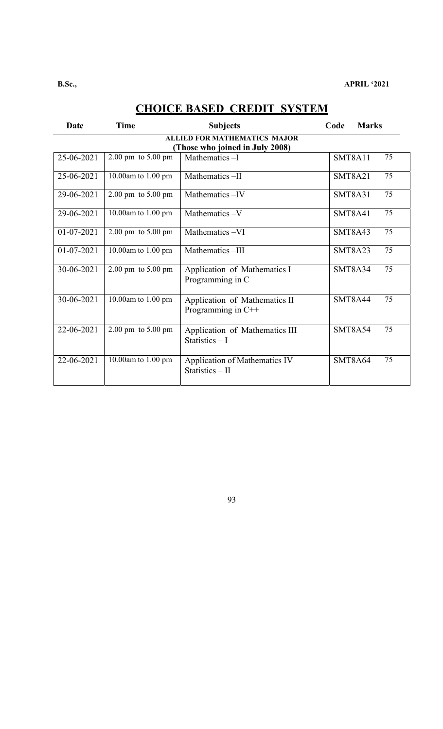B.Sc., APRIL '2021

# CHOICE BASED CREDIT SYSTEM

| Date | Time | Subjects | Code | Marks |
|---|---|---|---|---|
| | | **ALLIED FOR MATHEMATICS MAJOR (Those who joined in July 2008)** | | |
| 25-06-2021 | 2.00 pm to 5.00 pm | Mathematics –I | SMT8A11 | 75 |
| 25-06-2021 | 10.00am to 1.00 pm | Mathematics –II | SMT8A21 | 75 |
| 29-06-2021 | 2.00 pm to 5.00 pm | Mathematics –IV | SMT8A31 | 75 |
| 29-06-2021 | 10.00am to 1.00 pm | Mathematics –V | SMT8A41 | 75 |
| 01-07-2021 | 2.00 pm to 5.00 pm | Mathematics –VI | SMT8A43 | 75 |
| 01-07-2021 | 10.00am to 1.00 pm | Mathematics –III | SMT8A23 | 75 |
| 30-06-2021 | 2.00 pm to 5.00 pm | Application of Mathematics I Programming in C | SMT8A34 | 75 |
| 30-06-2021 | 10.00am to 1.00 pm | Application of Mathematics II Programming in C++ | SMT8A44 | 75 |
| 22-06-2021 | 2.00 pm to 5.00 pm | Application of Mathematics III Statistics – I | SMT8A54 | 75 |
| 22-06-2021 | 10.00am to 1.00 pm | Application of Mathematics IV Statistics – II | SMT8A64 | 75 |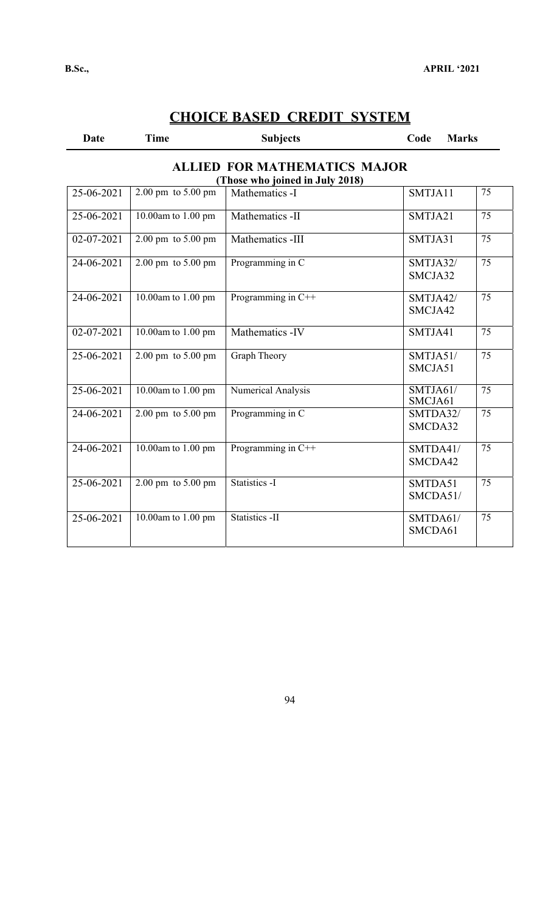# CHOICE BASED CREDIT SYSTEM

| Date | Time | Subjects | Code | Marks |
|---|---|---|---|---|

## ALLIED FOR MATHEMATICS MAJOR

**(Those who joined in July 2018)**

| | | | | |
|---|---|---|---|---|
| 25-06-2021 | 2.00 pm to 5.00 pm | Mathematics -I | SMTJA11 | 75 |
| 25-06-2021 | 10.00am to 1.00 pm | Mathematics -II | SMTJA21 | 75 |
| 02-07-2021 | 2.00 pm to 5.00 pm | Mathematics -III | SMTJA31 | 75 |
| 24-06-2021 | 2.00 pm to 5.00 pm | Programming in C | SMTJA32/ SMCJA32 | 75 |
| 24-06-2021 | 10.00am to 1.00 pm | Programming in C++ | SMTJA42/ SMCJA42 | 75 |
| 02-07-2021 | 10.00am to 1.00 pm | Mathematics -IV | SMTJA41 | 75 |
| 25-06-2021 | 2.00 pm to 5.00 pm | Graph Theory | SMTJA51/ SMCJA51 | 75 |
| 25-06-2021 | 10.00am to 1.00 pm | Numerical Analysis | SMTJA61/ SMCJA61 | 75 |
| 24-06-2021 | 2.00 pm to 5.00 pm | Programming in C | SMTDA32/ SMCDA32 | 75 |
| 24-06-2021 | 10.00am to 1.00 pm | Programming in C++ | SMTDA41/ SMCDA42 | 75 |
| 25-06-2021 | 2.00 pm to 5.00 pm | Statistics -I | SMTDA51 SMCDA51/ | 75 |
| 25-06-2021 | 10.00am to 1.00 pm | Statistics -II | SMTDA61/ SMCDA61 | 75 |